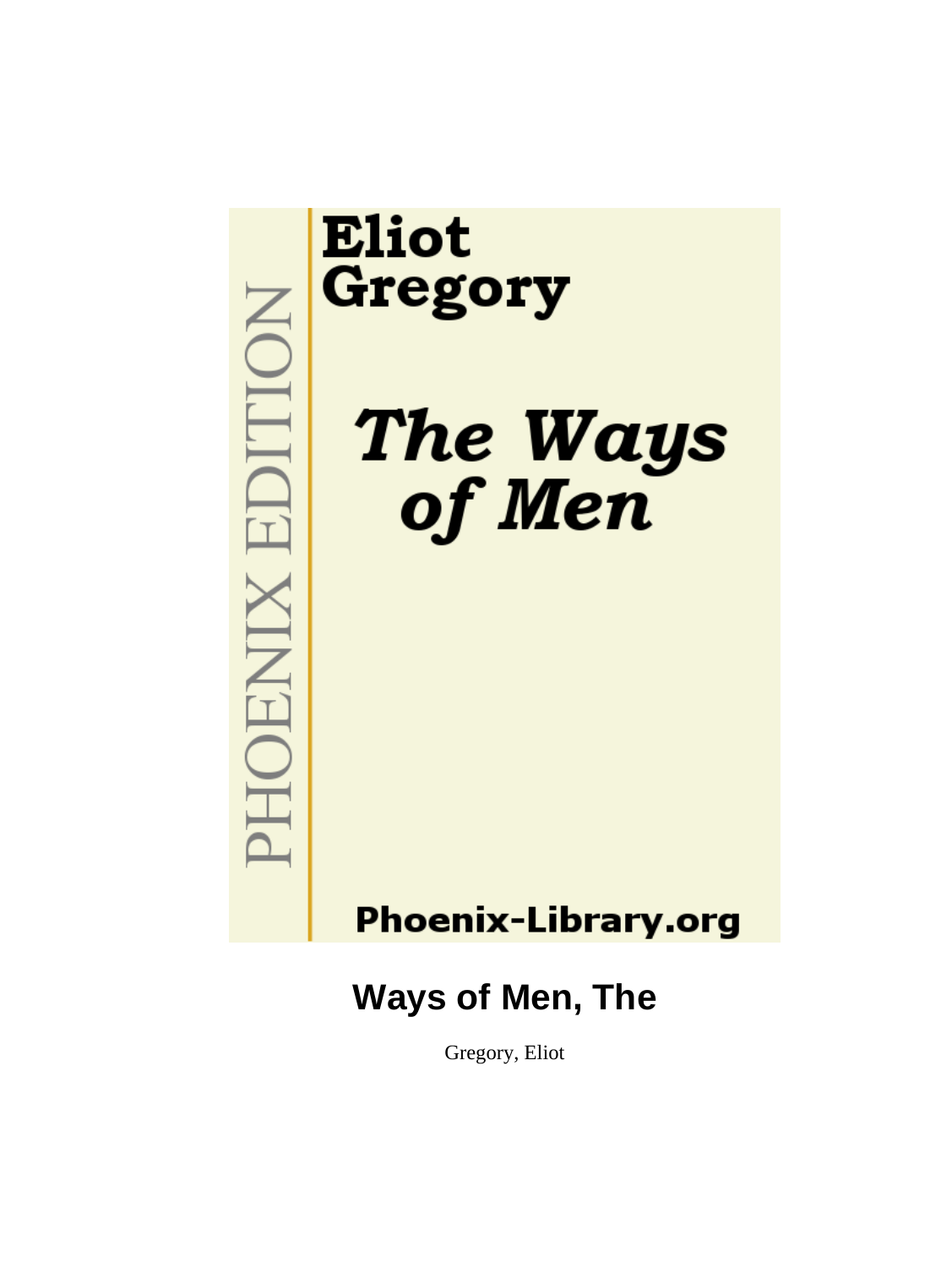Eliot Gregory

*The Ways of Men*

PHOENIX EDITION

Phoenix-Library.org

# Ways of Men, The

Gregory, Eliot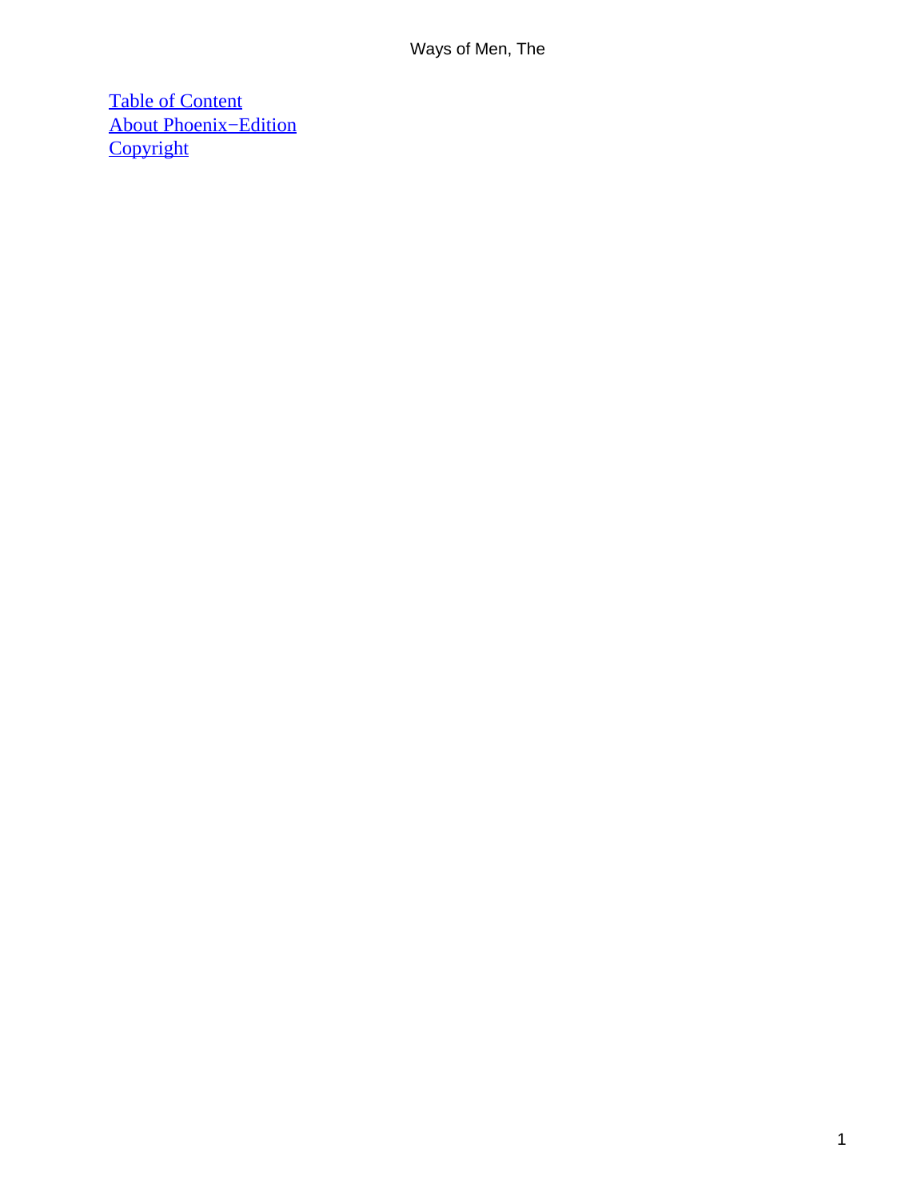[Table of Content](#)
[About Phoenix−Edition](#)
[Copyright](#)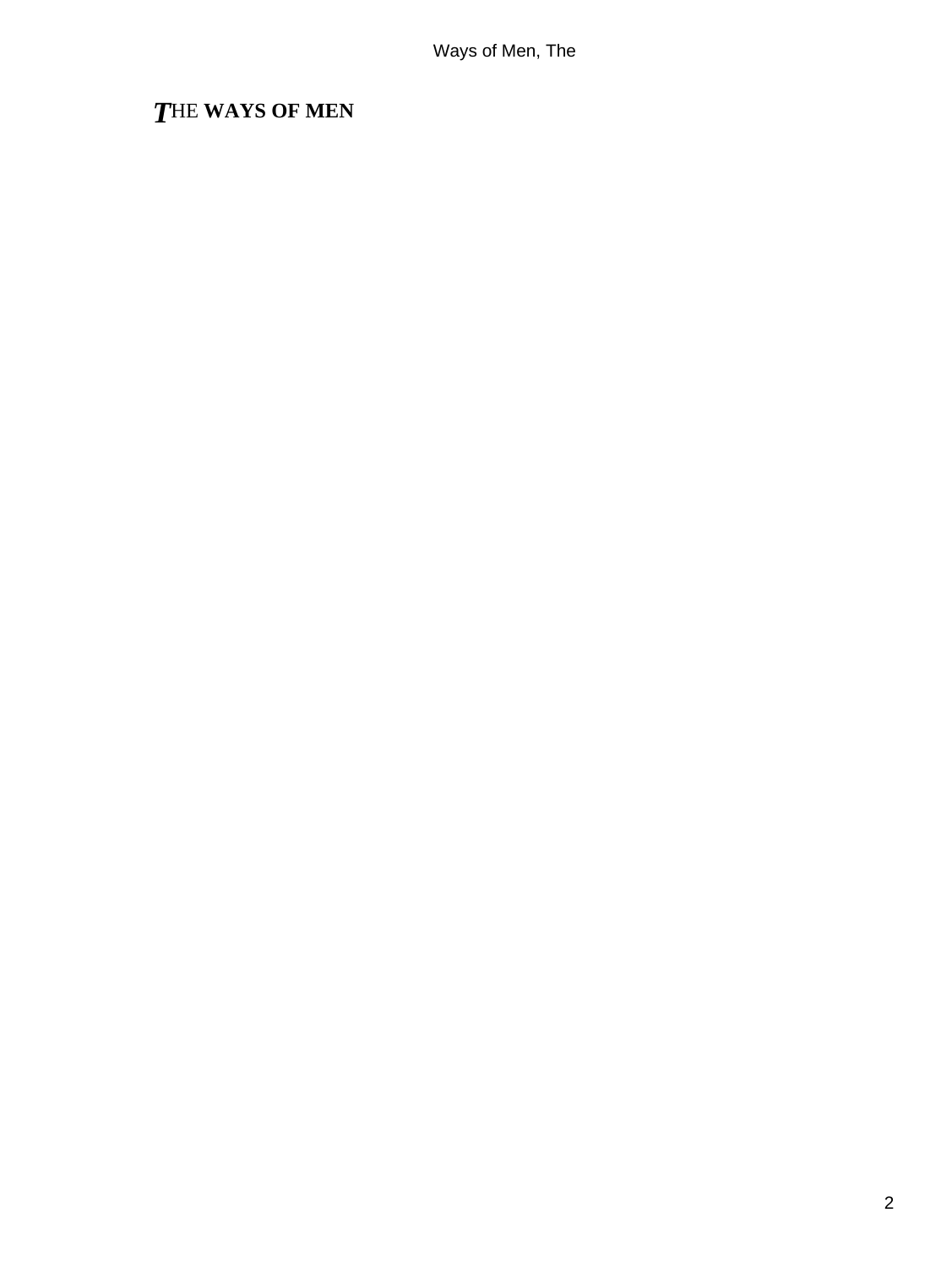# THE WAYS OF MEN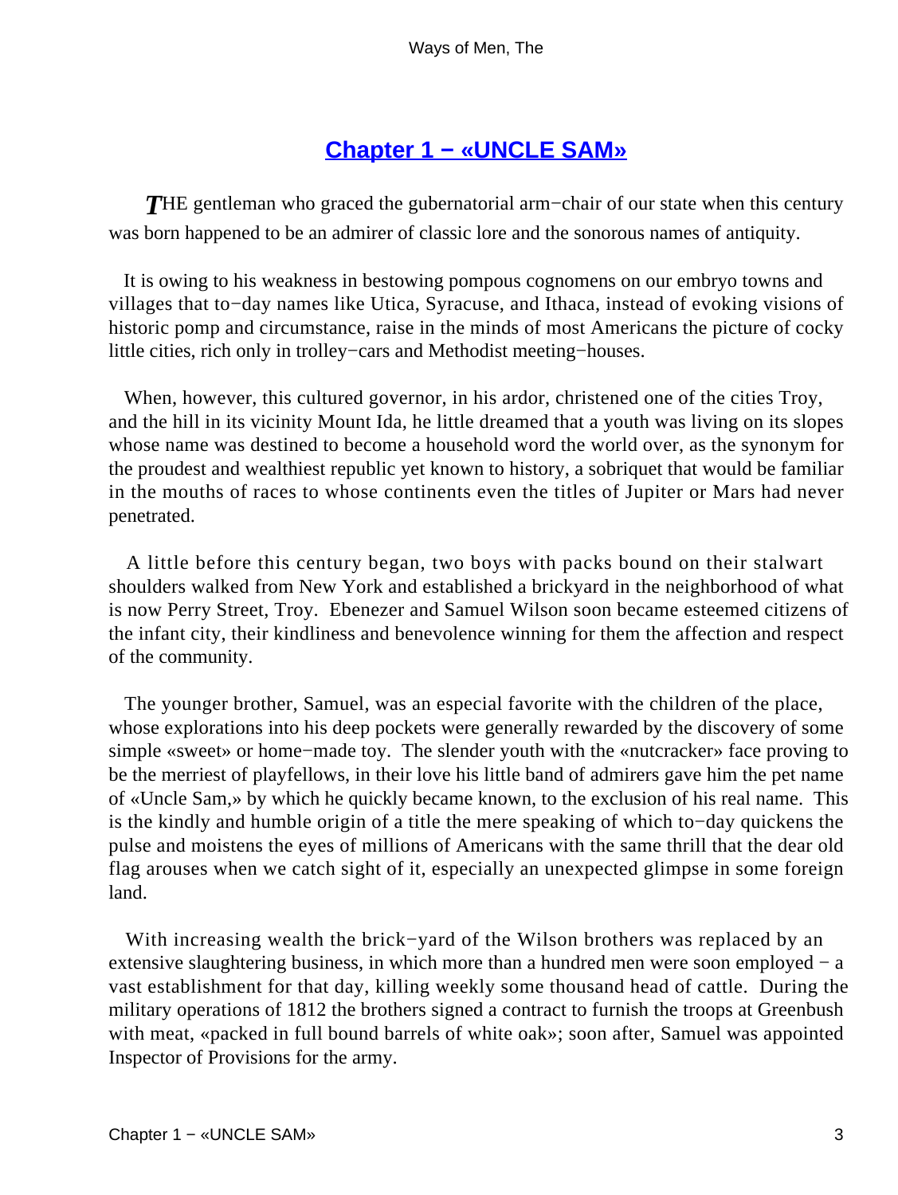## Chapter 1 − «UNCLE SAM»

*T*HE gentleman who graced the gubernatorial arm−chair of our state when this century was born happened to be an admirer of classic lore and the sonorous names of antiquity.

It is owing to his weakness in bestowing pompous cognomens on our embryo towns and villages that to−day names like Utica, Syracuse, and Ithaca, instead of evoking visions of historic pomp and circumstance, raise in the minds of most Americans the picture of cocky little cities, rich only in trolley−cars and Methodist meeting−houses.

When, however, this cultured governor, in his ardor, christened one of the cities Troy, and the hill in its vicinity Mount Ida, he little dreamed that a youth was living on its slopes whose name was destined to become a household word the world over, as the synonym for the proudest and wealthiest republic yet known to history, a sobriquet that would be familiar in the mouths of races to whose continents even the titles of Jupiter or Mars had never penetrated.

A little before this century began, two boys with packs bound on their stalwart shoulders walked from New York and established a brickyard in the neighborhood of what is now Perry Street, Troy. Ebenezer and Samuel Wilson soon became esteemed citizens of the infant city, their kindliness and benevolence winning for them the affection and respect of the community.

The younger brother, Samuel, was an especial favorite with the children of the place, whose explorations into his deep pockets were generally rewarded by the discovery of some simple «sweet» or home−made toy. The slender youth with the «nutcracker» face proving to be the merriest of playfellows, in their love his little band of admirers gave him the pet name of «Uncle Sam,» by which he quickly became known, to the exclusion of his real name. This is the kindly and humble origin of a title the mere speaking of which to−day quickens the pulse and moistens the eyes of millions of Americans with the same thrill that the dear old flag arouses when we catch sight of it, especially an unexpected glimpse in some foreign land.

With increasing wealth the brick−yard of the Wilson brothers was replaced by an extensive slaughtering business, in which more than a hundred men were soon employed − a vast establishment for that day, killing weekly some thousand head of cattle. During the military operations of 1812 the brothers signed a contract to furnish the troops at Greenbush with meat, «packed in full bound barrels of white oak»; soon after, Samuel was appointed Inspector of Provisions for the army.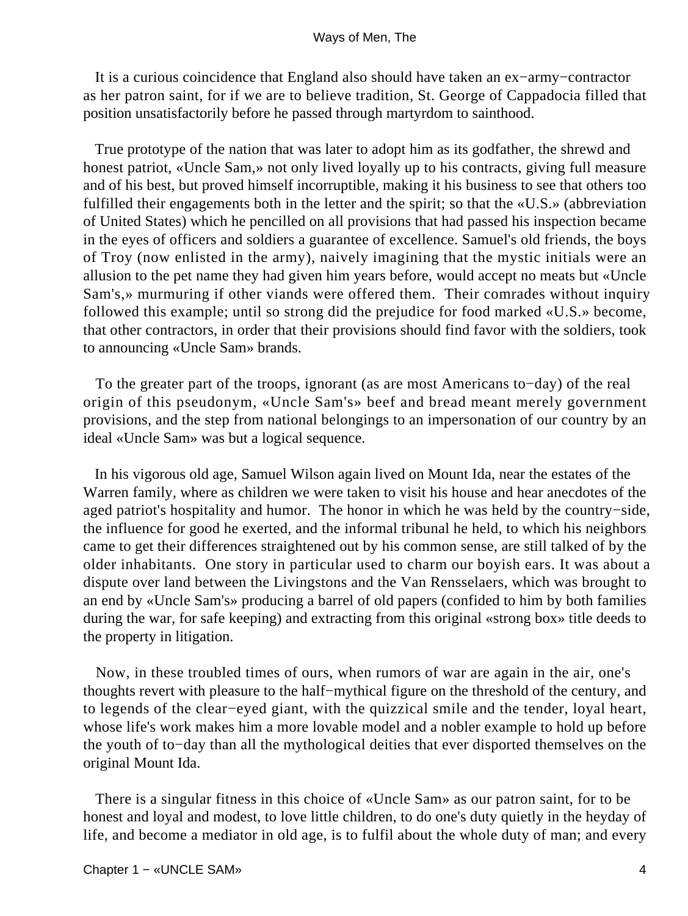It is a curious coincidence that England also should have taken an ex−army−contractor as her patron saint, for if we are to believe tradition, St. George of Cappadocia filled that position unsatisfactorily before he passed through martyrdom to sainthood.

True prototype of the nation that was later to adopt him as its godfather, the shrewd and honest patriot, «Uncle Sam,» not only lived loyally up to his contracts, giving full measure and of his best, but proved himself incorruptible, making it his business to see that others too fulfilled their engagements both in the letter and the spirit; so that the «U.S.» (abbreviation of United States) which he pencilled on all provisions that had passed his inspection became in the eyes of officers and soldiers a guarantee of excellence. Samuel's old friends, the boys of Troy (now enlisted in the army), naively imagining that the mystic initials were an allusion to the pet name they had given him years before, would accept no meats but «Uncle Sam's,» murmuring if other viands were offered them. Their comrades without inquiry followed this example; until so strong did the prejudice for food marked «U.S.» become, that other contractors, in order that their provisions should find favor with the soldiers, took to announcing «Uncle Sam» brands.

To the greater part of the troops, ignorant (as are most Americans to−day) of the real origin of this pseudonym, «Uncle Sam's» beef and bread meant merely government provisions, and the step from national belongings to an impersonation of our country by an ideal «Uncle Sam» was but a logical sequence.

In his vigorous old age, Samuel Wilson again lived on Mount Ida, near the estates of the Warren family, where as children we were taken to visit his house and hear anecdotes of the aged patriot's hospitality and humor. The honor in which he was held by the country−side, the influence for good he exerted, and the informal tribunal he held, to which his neighbors came to get their differences straightened out by his common sense, are still talked of by the older inhabitants. One story in particular used to charm our boyish ears. It was about a dispute over land between the Livingstons and the Van Rensselaers, which was brought to an end by «Uncle Sam's» producing a barrel of old papers (confided to him by both families during the war, for safe keeping) and extracting from this original «strong box» title deeds to the property in litigation.

Now, in these troubled times of ours, when rumors of war are again in the air, one's thoughts revert with pleasure to the half−mythical figure on the threshold of the century, and to legends of the clear−eyed giant, with the quizzical smile and the tender, loyal heart, whose life's work makes him a more lovable model and a nobler example to hold up before the youth of to−day than all the mythological deities that ever disported themselves on the original Mount Ida.

There is a singular fitness in this choice of «Uncle Sam» as our patron saint, for to be honest and loyal and modest, to love little children, to do one's duty quietly in the heyday of life, and become a mediator in old age, is to fulfil about the whole duty of man; and every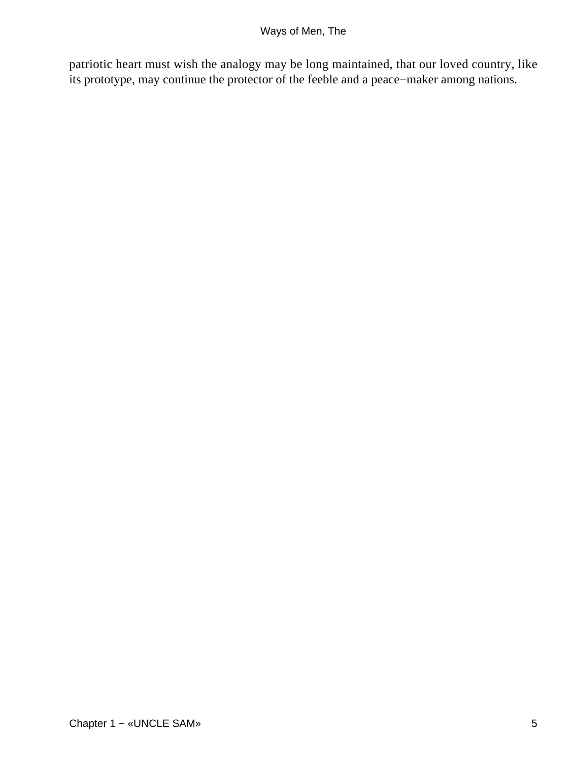patriotic heart must wish the analogy may be long maintained, that our loved country, like its prototype, may continue the protector of the feeble and a peace−maker among nations.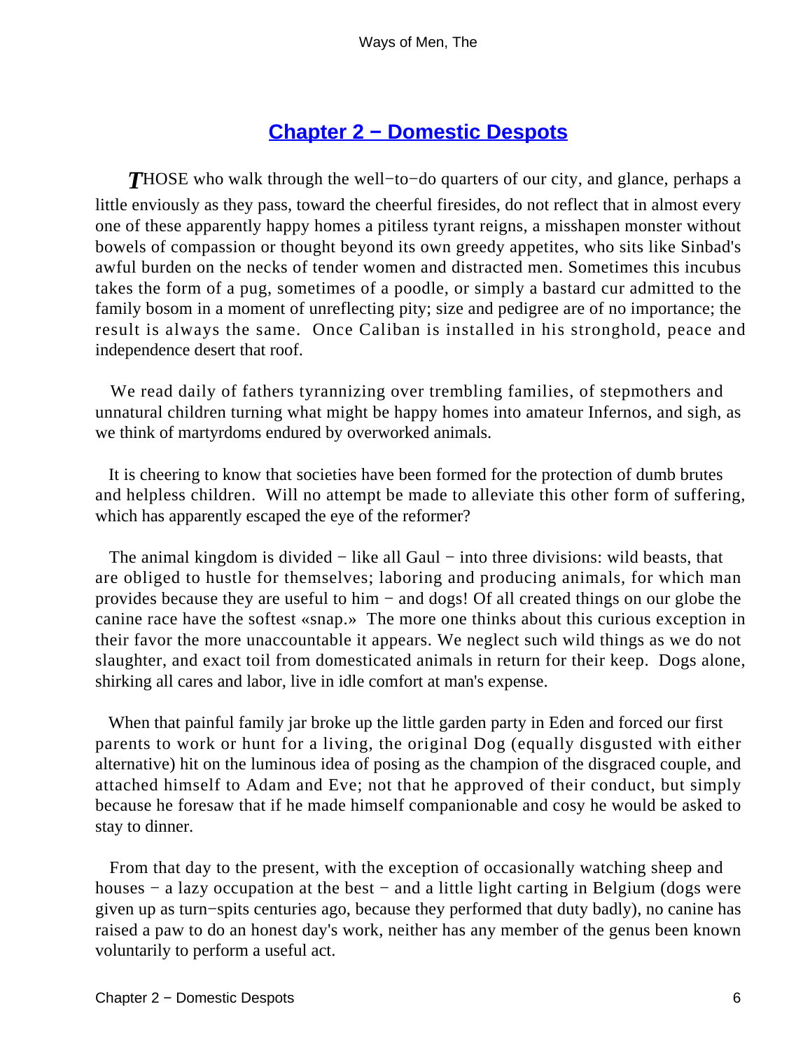## Chapter 2 − Domestic Despots

*T*HOSE who walk through the well−to−do quarters of our city, and glance, perhaps a little enviously as they pass, toward the cheerful firesides, do not reflect that in almost every one of these apparently happy homes a pitiless tyrant reigns, a misshapen monster without bowels of compassion or thought beyond its own greedy appetites, who sits like Sinbad's awful burden on the necks of tender women and distracted men. Sometimes this incubus takes the form of a pug, sometimes of a poodle, or simply a bastard cur admitted to the family bosom in a moment of unreflecting pity; size and pedigree are of no importance; the result is always the same. Once Caliban is installed in his stronghold, peace and independence desert that roof.

We read daily of fathers tyrannizing over trembling families, of stepmothers and unnatural children turning what might be happy homes into amateur Infernos, and sigh, as we think of martyrdoms endured by overworked animals.

It is cheering to know that societies have been formed for the protection of dumb brutes and helpless children. Will no attempt be made to alleviate this other form of suffering, which has apparently escaped the eye of the reformer?

The animal kingdom is divided − like all Gaul − into three divisions: wild beasts, that are obliged to hustle for themselves; laboring and producing animals, for which man provides because they are useful to him − and dogs! Of all created things on our globe the canine race have the softest «snap.» The more one thinks about this curious exception in their favor the more unaccountable it appears. We neglect such wild things as we do not slaughter, and exact toil from domesticated animals in return for their keep. Dogs alone, shirking all cares and labor, live in idle comfort at man's expense.

When that painful family jar broke up the little garden party in Eden and forced our first parents to work or hunt for a living, the original Dog (equally disgusted with either alternative) hit on the luminous idea of posing as the champion of the disgraced couple, and attached himself to Adam and Eve; not that he approved of their conduct, but simply because he foresaw that if he made himself companionable and cosy he would be asked to stay to dinner.

From that day to the present, with the exception of occasionally watching sheep and houses − a lazy occupation at the best − and a little light carting in Belgium (dogs were given up as turn−spits centuries ago, because they performed that duty badly), no canine has raised a paw to do an honest day's work, neither has any member of the genus been known voluntarily to perform a useful act.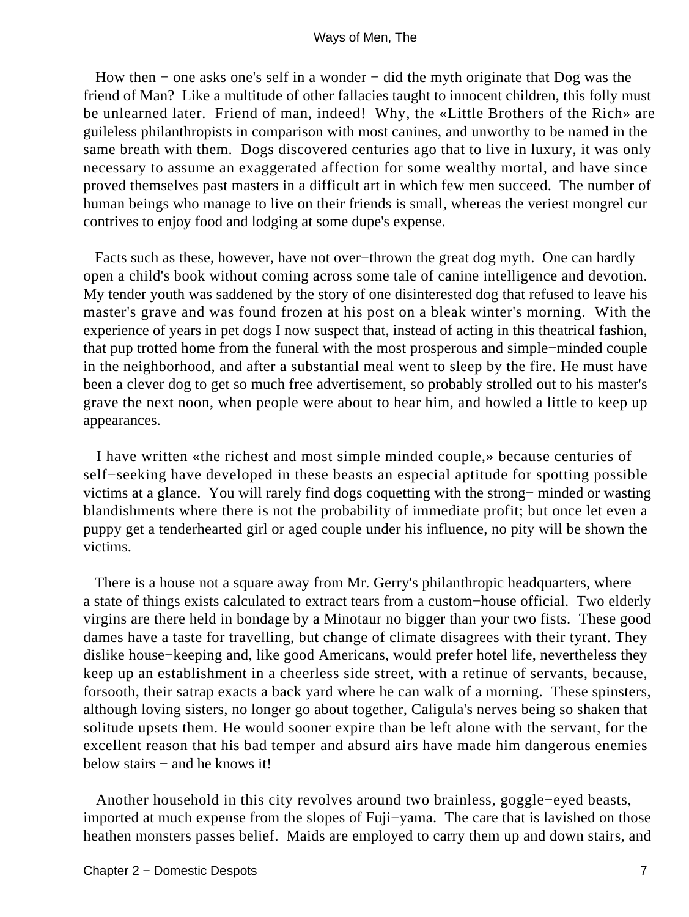How then − one asks one's self in a wonder − did the myth originate that Dog was the friend of Man? Like a multitude of other fallacies taught to innocent children, this folly must be unlearned later. Friend of man, indeed! Why, the «Little Brothers of the Rich» are guileless philanthropists in comparison with most canines, and unworthy to be named in the same breath with them. Dogs discovered centuries ago that to live in luxury, it was only necessary to assume an exaggerated affection for some wealthy mortal, and have since proved themselves past masters in a difficult art in which few men succeed. The number of human beings who manage to live on their friends is small, whereas the veriest mongrel cur contrives to enjoy food and lodging at some dupe's expense.

Facts such as these, however, have not over−thrown the great dog myth. One can hardly open a child's book without coming across some tale of canine intelligence and devotion. My tender youth was saddened by the story of one disinterested dog that refused to leave his master's grave and was found frozen at his post on a bleak winter's morning. With the experience of years in pet dogs I now suspect that, instead of acting in this theatrical fashion, that pup trotted home from the funeral with the most prosperous and simple−minded couple in the neighborhood, and after a substantial meal went to sleep by the fire. He must have been a clever dog to get so much free advertisement, so probably strolled out to his master's grave the next noon, when people were about to hear him, and howled a little to keep up appearances.

I have written «the richest and most simple minded couple,» because centuries of self−seeking have developed in these beasts an especial aptitude for spotting possible victims at a glance. You will rarely find dogs coquetting with the strong− minded or wasting blandishments where there is not the probability of immediate profit; but once let even a puppy get a tenderhearted girl or aged couple under his influence, no pity will be shown the victims.

There is a house not a square away from Mr. Gerry's philanthropic headquarters, where a state of things exists calculated to extract tears from a custom−house official. Two elderly virgins are there held in bondage by a Minotaur no bigger than your two fists. These good dames have a taste for travelling, but change of climate disagrees with their tyrant. They dislike house−keeping and, like good Americans, would prefer hotel life, nevertheless they keep up an establishment in a cheerless side street, with a retinue of servants, because, forsooth, their satrap exacts a back yard where he can walk of a morning. These spinsters, although loving sisters, no longer go about together, Caligula's nerves being so shaken that solitude upsets them. He would sooner expire than be left alone with the servant, for the excellent reason that his bad temper and absurd airs have made him dangerous enemies below stairs − and he knows it!

Another household in this city revolves around two brainless, goggle−eyed beasts, imported at much expense from the slopes of Fuji−yama. The care that is lavished on those heathen monsters passes belief. Maids are employed to carry them up and down stairs, and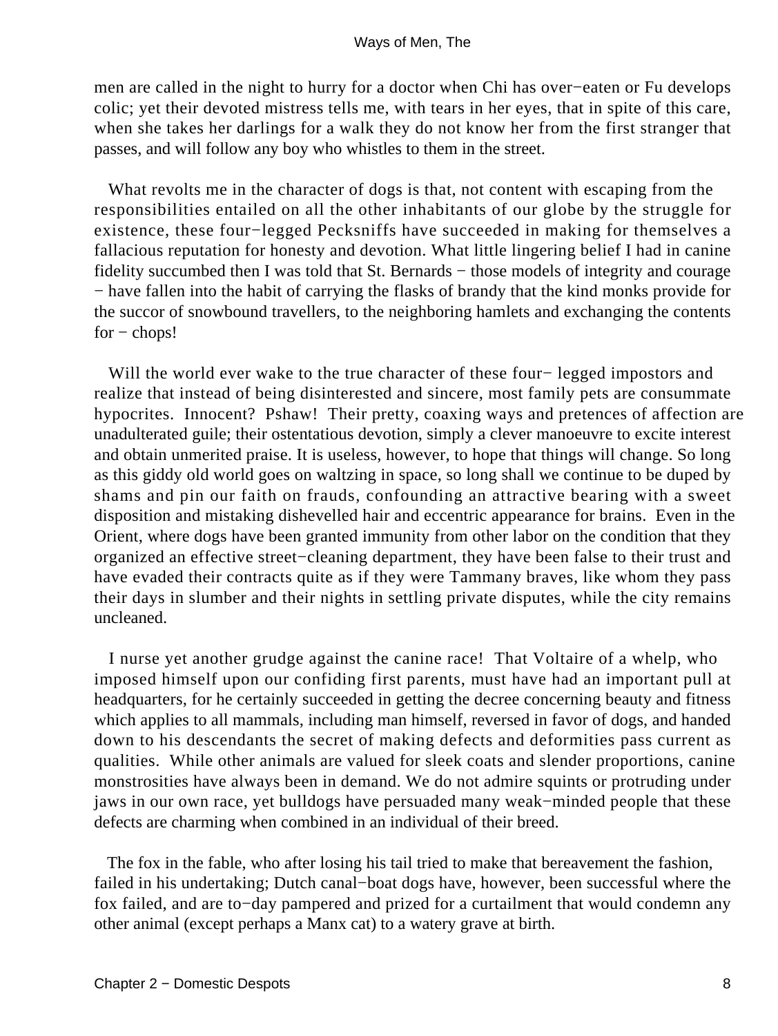men are called in the night to hurry for a doctor when Chi has over−eaten or Fu develops colic; yet their devoted mistress tells me, with tears in her eyes, that in spite of this care, when she takes her darlings for a walk they do not know her from the first stranger that passes, and will follow any boy who whistles to them in the street.

What revolts me in the character of dogs is that, not content with escaping from the responsibilities entailed on all the other inhabitants of our globe by the struggle for existence, these four−legged Pecksniffs have succeeded in making for themselves a fallacious reputation for honesty and devotion. What little lingering belief I had in canine fidelity succumbed then I was told that St. Bernards − those models of integrity and courage − have fallen into the habit of carrying the flasks of brandy that the kind monks provide for the succor of snowbound travellers, to the neighboring hamlets and exchanging the contents for − chops!

Will the world ever wake to the true character of these four− legged impostors and realize that instead of being disinterested and sincere, most family pets are consummate hypocrites. Innocent? Pshaw! Their pretty, coaxing ways and pretences of affection are unadulterated guile; their ostentatious devotion, simply a clever manoeuvre to excite interest and obtain unmerited praise. It is useless, however, to hope that things will change. So long as this giddy old world goes on waltzing in space, so long shall we continue to be duped by shams and pin our faith on frauds, confounding an attractive bearing with a sweet disposition and mistaking dishevelled hair and eccentric appearance for brains. Even in the Orient, where dogs have been granted immunity from other labor on the condition that they organized an effective street−cleaning department, they have been false to their trust and have evaded their contracts quite as if they were Tammany braves, like whom they pass their days in slumber and their nights in settling private disputes, while the city remains uncleaned.

I nurse yet another grudge against the canine race! That Voltaire of a whelp, who imposed himself upon our confiding first parents, must have had an important pull at headquarters, for he certainly succeeded in getting the decree concerning beauty and fitness which applies to all mammals, including man himself, reversed in favor of dogs, and handed down to his descendants the secret of making defects and deformities pass current as qualities. While other animals are valued for sleek coats and slender proportions, canine monstrosities have always been in demand. We do not admire squints or protruding under jaws in our own race, yet bulldogs have persuaded many weak−minded people that these defects are charming when combined in an individual of their breed.

The fox in the fable, who after losing his tail tried to make that bereavement the fashion, failed in his undertaking; Dutch canal−boat dogs have, however, been successful where the fox failed, and are to−day pampered and prized for a curtailment that would condemn any other animal (except perhaps a Manx cat) to a watery grave at birth.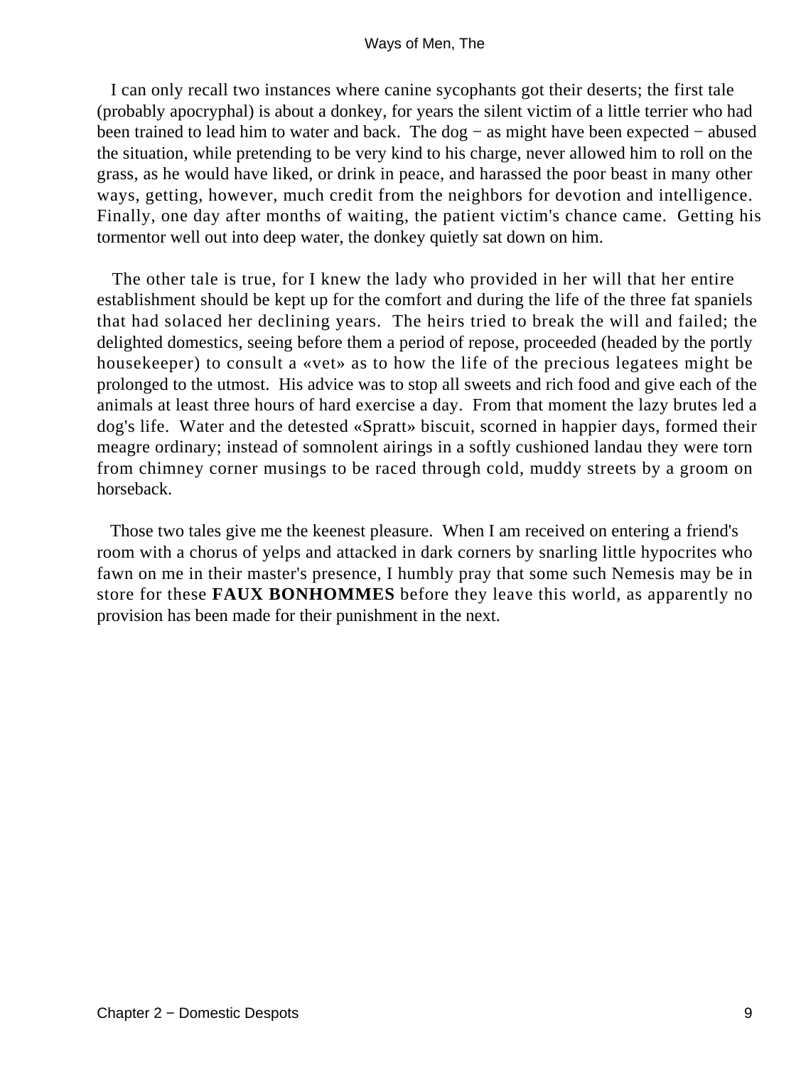I can only recall two instances where canine sycophants got their deserts; the first tale (probably apocryphal) is about a donkey, for years the silent victim of a little terrier who had been trained to lead him to water and back. The dog − as might have been expected − abused the situation, while pretending to be very kind to his charge, never allowed him to roll on the grass, as he would have liked, or drink in peace, and harassed the poor beast in many other ways, getting, however, much credit from the neighbors for devotion and intelligence. Finally, one day after months of waiting, the patient victim's chance came. Getting his tormentor well out into deep water, the donkey quietly sat down on him.

The other tale is true, for I knew the lady who provided in her will that her entire establishment should be kept up for the comfort and during the life of the three fat spaniels that had solaced her declining years. The heirs tried to break the will and failed; the delighted domestics, seeing before them a period of repose, proceeded (headed by the portly housekeeper) to consult a «vet» as to how the life of the precious legatees might be prolonged to the utmost. His advice was to stop all sweets and rich food and give each of the animals at least three hours of hard exercise a day. From that moment the lazy brutes led a dog's life. Water and the detested «Spratt» biscuit, scorned in happier days, formed their meagre ordinary; instead of somnolent airings in a softly cushioned landau they were torn from chimney corner musings to be raced through cold, muddy streets by a groom on horseback.

Those two tales give me the keenest pleasure. When I am received on entering a friend's room with a chorus of yelps and attacked in dark corners by snarling little hypocrites who fawn on me in their master's presence, I humbly pray that some such Nemesis may be in store for these **FAUX BONHOMMES** before they leave this world, as apparently no provision has been made for their punishment in the next.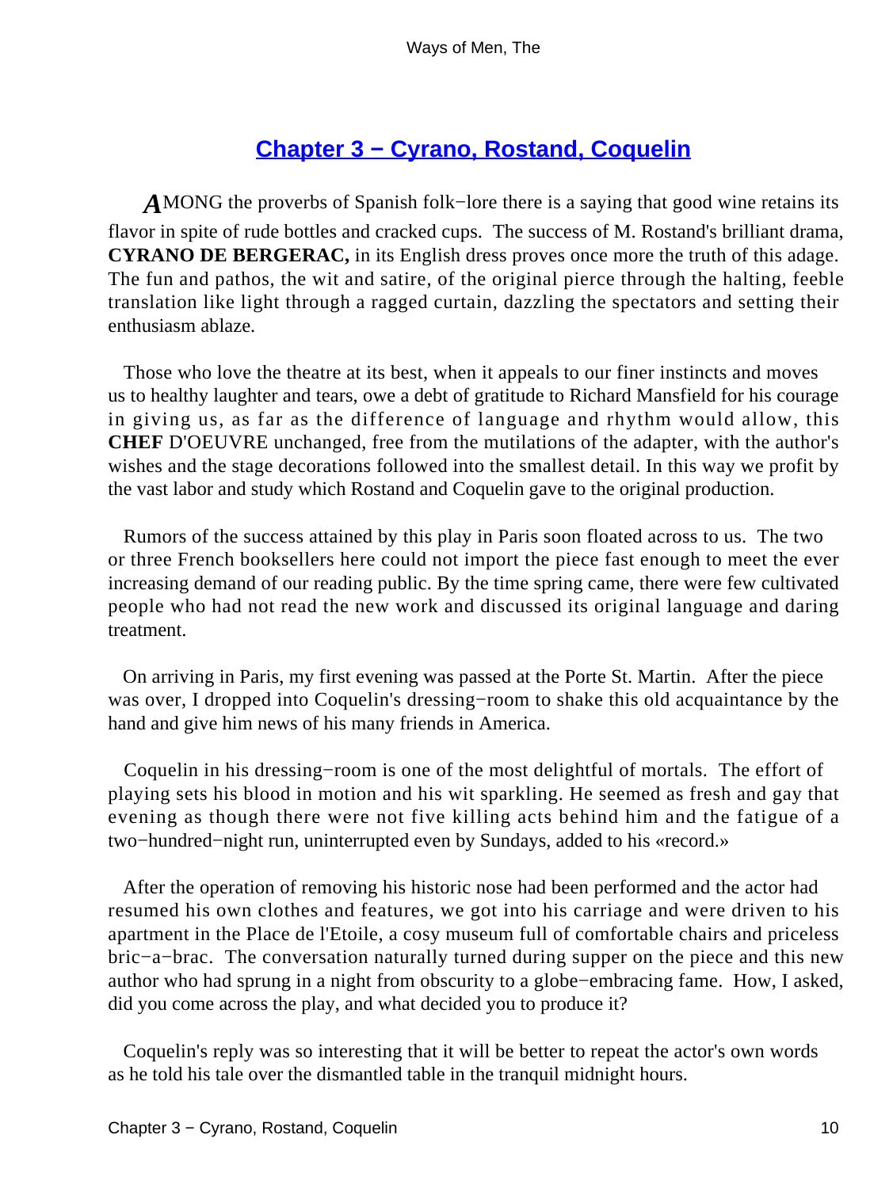## Chapter 3 − Cyrano, Rostand, Coquelin

AMONG the proverbs of Spanish folk−lore there is a saying that good wine retains its flavor in spite of rude bottles and cracked cups. The success of M. Rostand's brilliant drama, **CYRANO DE BERGERAC,** in its English dress proves once more the truth of this adage. The fun and pathos, the wit and satire, of the original pierce through the halting, feeble translation like light through a ragged curtain, dazzling the spectators and setting their enthusiasm ablaze.

Those who love the theatre at its best, when it appeals to our finer instincts and moves us to healthy laughter and tears, owe a debt of gratitude to Richard Mansfield for his courage in giving us, as far as the difference of language and rhythm would allow, this **CHEF** D'OEUVRE unchanged, free from the mutilations of the adapter, with the author's wishes and the stage decorations followed into the smallest detail. In this way we profit by the vast labor and study which Rostand and Coquelin gave to the original production.

Rumors of the success attained by this play in Paris soon floated across to us. The two or three French booksellers here could not import the piece fast enough to meet the ever increasing demand of our reading public. By the time spring came, there were few cultivated people who had not read the new work and discussed its original language and daring treatment.

On arriving in Paris, my first evening was passed at the Porte St. Martin. After the piece was over, I dropped into Coquelin's dressing−room to shake this old acquaintance by the hand and give him news of his many friends in America.

Coquelin in his dressing−room is one of the most delightful of mortals. The effort of playing sets his blood in motion and his wit sparkling. He seemed as fresh and gay that evening as though there were not five killing acts behind him and the fatigue of a two−hundred−night run, uninterrupted even by Sundays, added to his «record.»

After the operation of removing his historic nose had been performed and the actor had resumed his own clothes and features, we got into his carriage and were driven to his apartment in the Place de l'Etoile, a cosy museum full of comfortable chairs and priceless bric−a−brac. The conversation naturally turned during supper on the piece and this new author who had sprung in a night from obscurity to a globe−embracing fame. How, I asked, did you come across the play, and what decided you to produce it?

Coquelin's reply was so interesting that it will be better to repeat the actor's own words as he told his tale over the dismantled table in the tranquil midnight hours.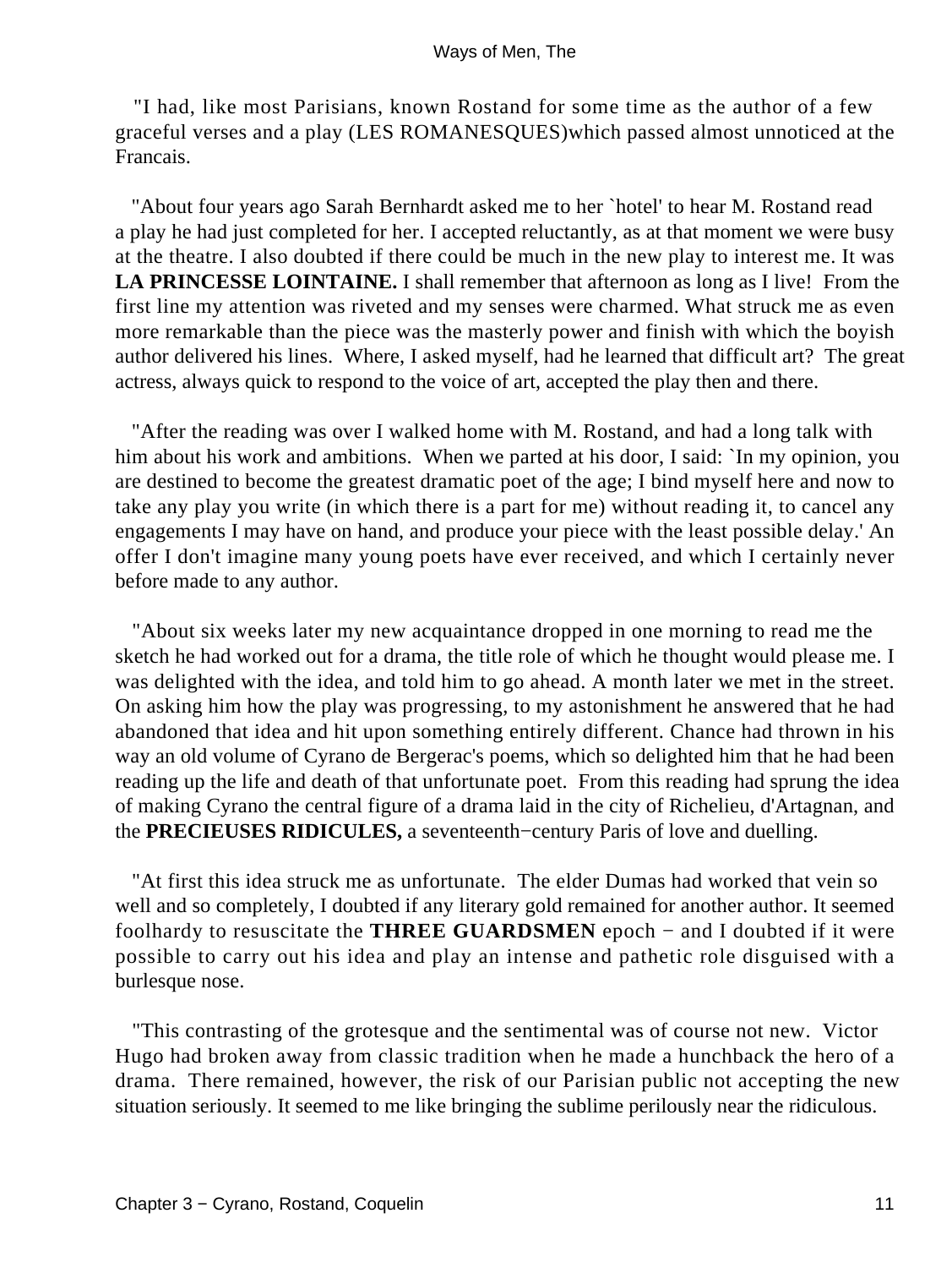"I had, like most Parisians, known Rostand for some time as the author of a few graceful verses and a play (LES ROMANESQUES)which passed almost unnoticed at the Francais.

"About four years ago Sarah Bernhardt asked me to her `hotel' to hear M. Rostand read a play he had just completed for her. I accepted reluctantly, as at that moment we were busy at the theatre. I also doubted if there could be much in the new play to interest me. It was **LA PRINCESSE LOINTAINE.** I shall remember that afternoon as long as I live! From the first line my attention was riveted and my senses were charmed. What struck me as even more remarkable than the piece was the masterly power and finish with which the boyish author delivered his lines. Where, I asked myself, had he learned that difficult art? The great actress, always quick to respond to the voice of art, accepted the play then and there.

"After the reading was over I walked home with M. Rostand, and had a long talk with him about his work and ambitions. When we parted at his door, I said: `In my opinion, you are destined to become the greatest dramatic poet of the age; I bind myself here and now to take any play you write (in which there is a part for me) without reading it, to cancel any engagements I may have on hand, and produce your piece with the least possible delay.' An offer I don't imagine many young poets have ever received, and which I certainly never before made to any author.

"About six weeks later my new acquaintance dropped in one morning to read me the sketch he had worked out for a drama, the title role of which he thought would please me. I was delighted with the idea, and told him to go ahead. A month later we met in the street. On asking him how the play was progressing, to my astonishment he answered that he had abandoned that idea and hit upon something entirely different. Chance had thrown in his way an old volume of Cyrano de Bergerac's poems, which so delighted him that he had been reading up the life and death of that unfortunate poet. From this reading had sprung the idea of making Cyrano the central figure of a drama laid in the city of Richelieu, d'Artagnan, and the **PRECIEUSES RIDICULES,** a seventeenth−century Paris of love and duelling.

"At first this idea struck me as unfortunate. The elder Dumas had worked that vein so well and so completely, I doubted if any literary gold remained for another author. It seemed foolhardy to resuscitate the **THREE GUARDSMEN** epoch − and I doubted if it were possible to carry out his idea and play an intense and pathetic role disguised with a burlesque nose.

"This contrasting of the grotesque and the sentimental was of course not new. Victor Hugo had broken away from classic tradition when he made a hunchback the hero of a drama. There remained, however, the risk of our Parisian public not accepting the new situation seriously. It seemed to me like bringing the sublime perilously near the ridiculous.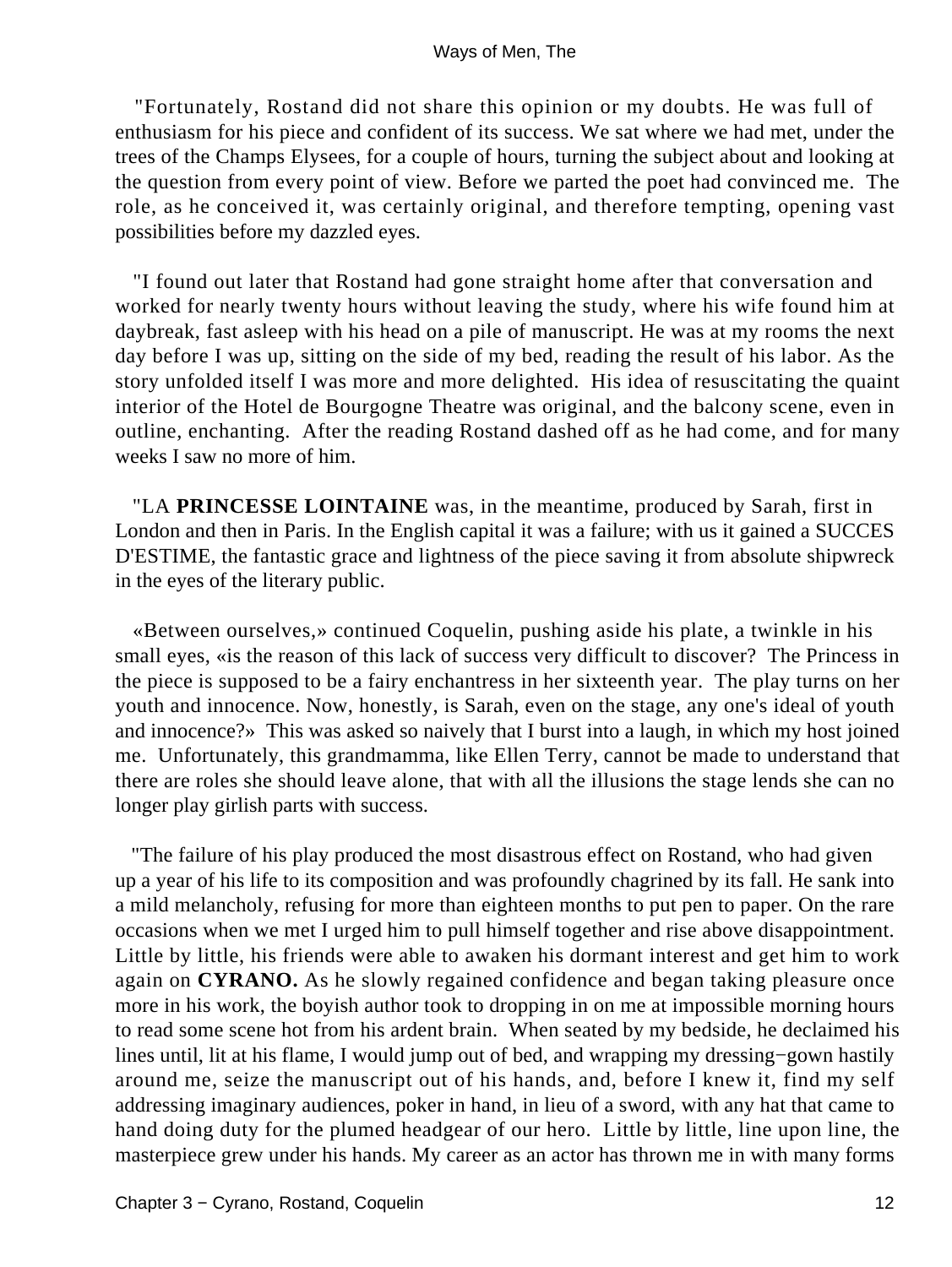"Fortunately, Rostand did not share this opinion or my doubts. He was full of enthusiasm for his piece and confident of its success. We sat where we had met, under the trees of the Champs Elysees, for a couple of hours, turning the subject about and looking at the question from every point of view. Before we parted the poet had convinced me. The role, as he conceived it, was certainly original, and therefore tempting, opening vast possibilities before my dazzled eyes.

"I found out later that Rostand had gone straight home after that conversation and worked for nearly twenty hours without leaving the study, where his wife found him at daybreak, fast asleep with his head on a pile of manuscript. He was at my rooms the next day before I was up, sitting on the side of my bed, reading the result of his labor. As the story unfolded itself I was more and more delighted. His idea of resuscitating the quaint interior of the Hotel de Bourgogne Theatre was original, and the balcony scene, even in outline, enchanting. After the reading Rostand dashed off as he had come, and for many weeks I saw no more of him.

"LA **PRINCESSE LOINTAINE** was, in the meantime, produced by Sarah, first in London and then in Paris. In the English capital it was a failure; with us it gained a SUCCES D'ESTIME, the fantastic grace and lightness of the piece saving it from absolute shipwreck in the eyes of the literary public.

«Between ourselves,» continued Coquelin, pushing aside his plate, a twinkle in his small eyes, «is the reason of this lack of success very difficult to discover? The Princess in the piece is supposed to be a fairy enchantress in her sixteenth year. The play turns on her youth and innocence. Now, honestly, is Sarah, even on the stage, any one's ideal of youth and innocence?» This was asked so naively that I burst into a laugh, in which my host joined me. Unfortunately, this grandmamma, like Ellen Terry, cannot be made to understand that there are roles she should leave alone, that with all the illusions the stage lends she can no longer play girlish parts with success.

"The failure of his play produced the most disastrous effect on Rostand, who had given up a year of his life to its composition and was profoundly chagrined by its fall. He sank into a mild melancholy, refusing for more than eighteen months to put pen to paper. On the rare occasions when we met I urged him to pull himself together and rise above disappointment. Little by little, his friends were able to awaken his dormant interest and get him to work again on **CYRANO.** As he slowly regained confidence and began taking pleasure once more in his work, the boyish author took to dropping in on me at impossible morning hours to read some scene hot from his ardent brain. When seated by my bedside, he declaimed his lines until, lit at his flame, I would jump out of bed, and wrapping my dressing−gown hastily around me, seize the manuscript out of his hands, and, before I knew it, find my self addressing imaginary audiences, poker in hand, in lieu of a sword, with any hat that came to hand doing duty for the plumed headgear of our hero. Little by little, line upon line, the masterpiece grew under his hands. My career as an actor has thrown me in with many forms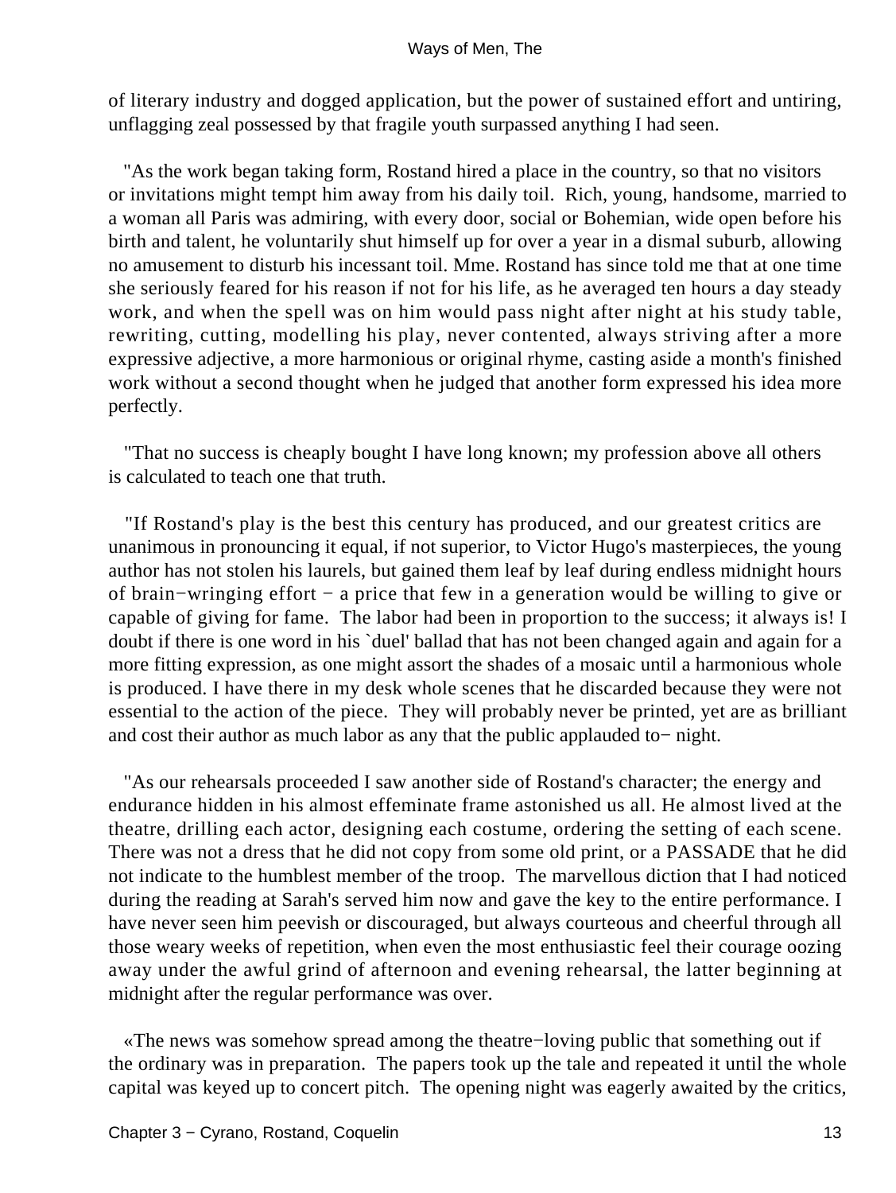of literary industry and dogged application, but the power of sustained effort and untiring, unflagging zeal possessed by that fragile youth surpassed anything I had seen.

"As the work began taking form, Rostand hired a place in the country, so that no visitors or invitations might tempt him away from his daily toil. Rich, young, handsome, married to a woman all Paris was admiring, with every door, social or Bohemian, wide open before his birth and talent, he voluntarily shut himself up for over a year in a dismal suburb, allowing no amusement to disturb his incessant toil. Mme. Rostand has since told me that at one time she seriously feared for his reason if not for his life, as he averaged ten hours a day steady work, and when the spell was on him would pass night after night at his study table, rewriting, cutting, modelling his play, never contented, always striving after a more expressive adjective, a more harmonious or original rhyme, casting aside a month's finished work without a second thought when he judged that another form expressed his idea more perfectly.

"That no success is cheaply bought I have long known; my profession above all others is calculated to teach one that truth.

"If Rostand's play is the best this century has produced, and our greatest critics are unanimous in pronouncing it equal, if not superior, to Victor Hugo's masterpieces, the young author has not stolen his laurels, but gained them leaf by leaf during endless midnight hours of brain−wringing effort − a price that few in a generation would be willing to give or capable of giving for fame. The labor had been in proportion to the success; it always is! I doubt if there is one word in his `duel' ballad that has not been changed again and again for a more fitting expression, as one might assort the shades of a mosaic until a harmonious whole is produced. I have there in my desk whole scenes that he discarded because they were not essential to the action of the piece. They will probably never be printed, yet are as brilliant and cost their author as much labor as any that the public applauded to− night.

"As our rehearsals proceeded I saw another side of Rostand's character; the energy and endurance hidden in his almost effeminate frame astonished us all. He almost lived at the theatre, drilling each actor, designing each costume, ordering the setting of each scene. There was not a dress that he did not copy from some old print, or a PASSADE that he did not indicate to the humblest member of the troop. The marvellous diction that I had noticed during the reading at Sarah's served him now and gave the key to the entire performance. I have never seen him peevish or discouraged, but always courteous and cheerful through all those weary weeks of repetition, when even the most enthusiastic feel their courage oozing away under the awful grind of afternoon and evening rehearsal, the latter beginning at midnight after the regular performance was over.

«The news was somehow spread among the theatre−loving public that something out if the ordinary was in preparation. The papers took up the tale and repeated it until the whole capital was keyed up to concert pitch. The opening night was eagerly awaited by the critics,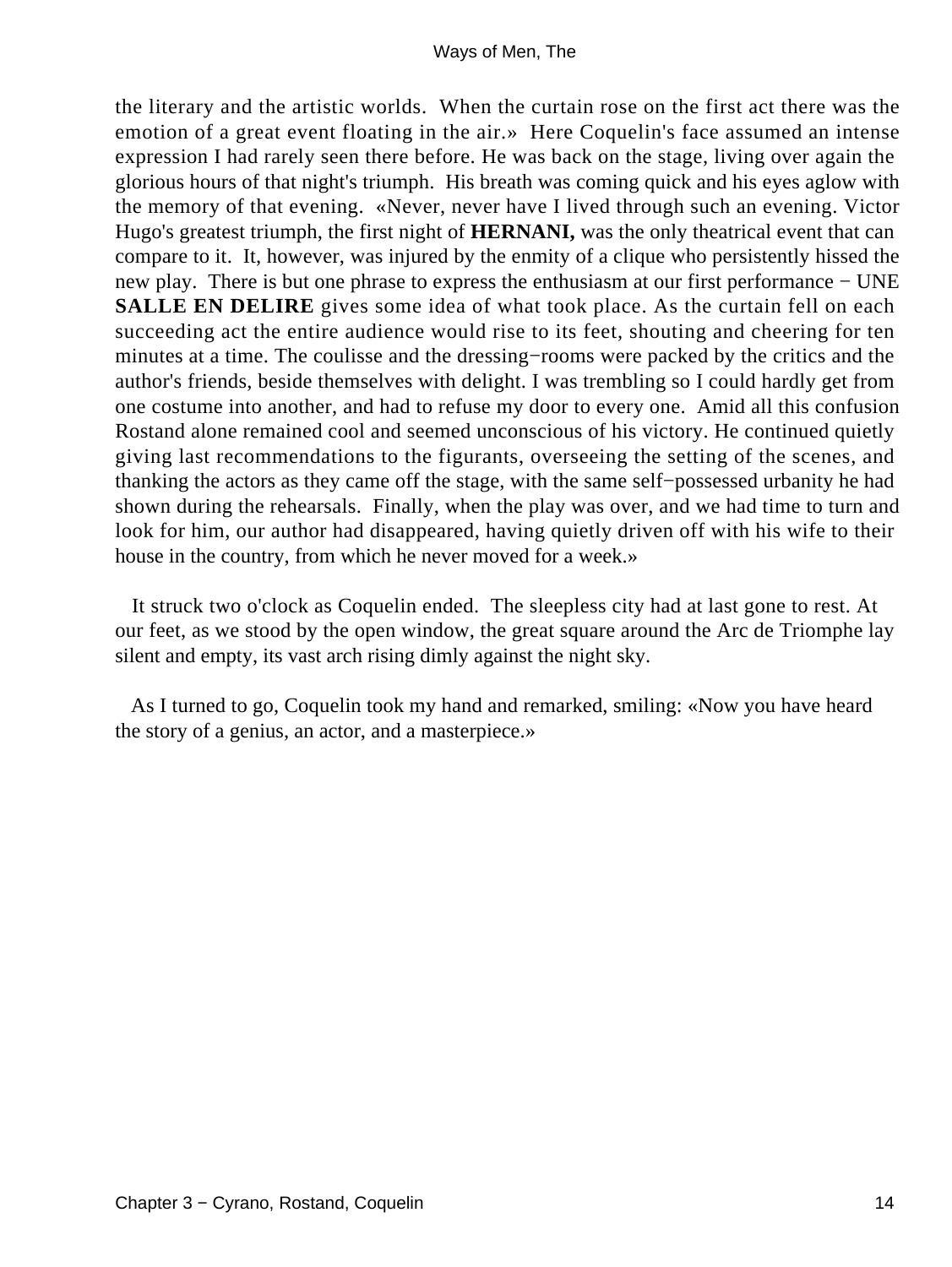the literary and the artistic worlds. When the curtain rose on the first act there was the emotion of a great event floating in the air.» Here Coquelin's face assumed an intense expression I had rarely seen there before. He was back on the stage, living over again the glorious hours of that night's triumph. His breath was coming quick and his eyes aglow with the memory of that evening. «Never, never have I lived through such an evening. Victor Hugo's greatest triumph, the first night of **HERNANI,** was the only theatrical event that can compare to it. It, however, was injured by the enmity of a clique who persistently hissed the new play. There is but one phrase to express the enthusiasm at our first performance − UNE **SALLE EN DELIRE** gives some idea of what took place. As the curtain fell on each succeeding act the entire audience would rise to its feet, shouting and cheering for ten minutes at a time. The coulisse and the dressing−rooms were packed by the critics and the author's friends, beside themselves with delight. I was trembling so I could hardly get from one costume into another, and had to refuse my door to every one. Amid all this confusion Rostand alone remained cool and seemed unconscious of his victory. He continued quietly giving last recommendations to the figurants, overseeing the setting of the scenes, and thanking the actors as they came off the stage, with the same self−possessed urbanity he had shown during the rehearsals. Finally, when the play was over, and we had time to turn and look for him, our author had disappeared, having quietly driven off with his wife to their house in the country, from which he never moved for a week.»

It struck two o'clock as Coquelin ended. The sleepless city had at last gone to rest. At our feet, as we stood by the open window, the great square around the Arc de Triomphe lay silent and empty, its vast arch rising dimly against the night sky.

As I turned to go, Coquelin took my hand and remarked, smiling: «Now you have heard the story of a genius, an actor, and a masterpiece.»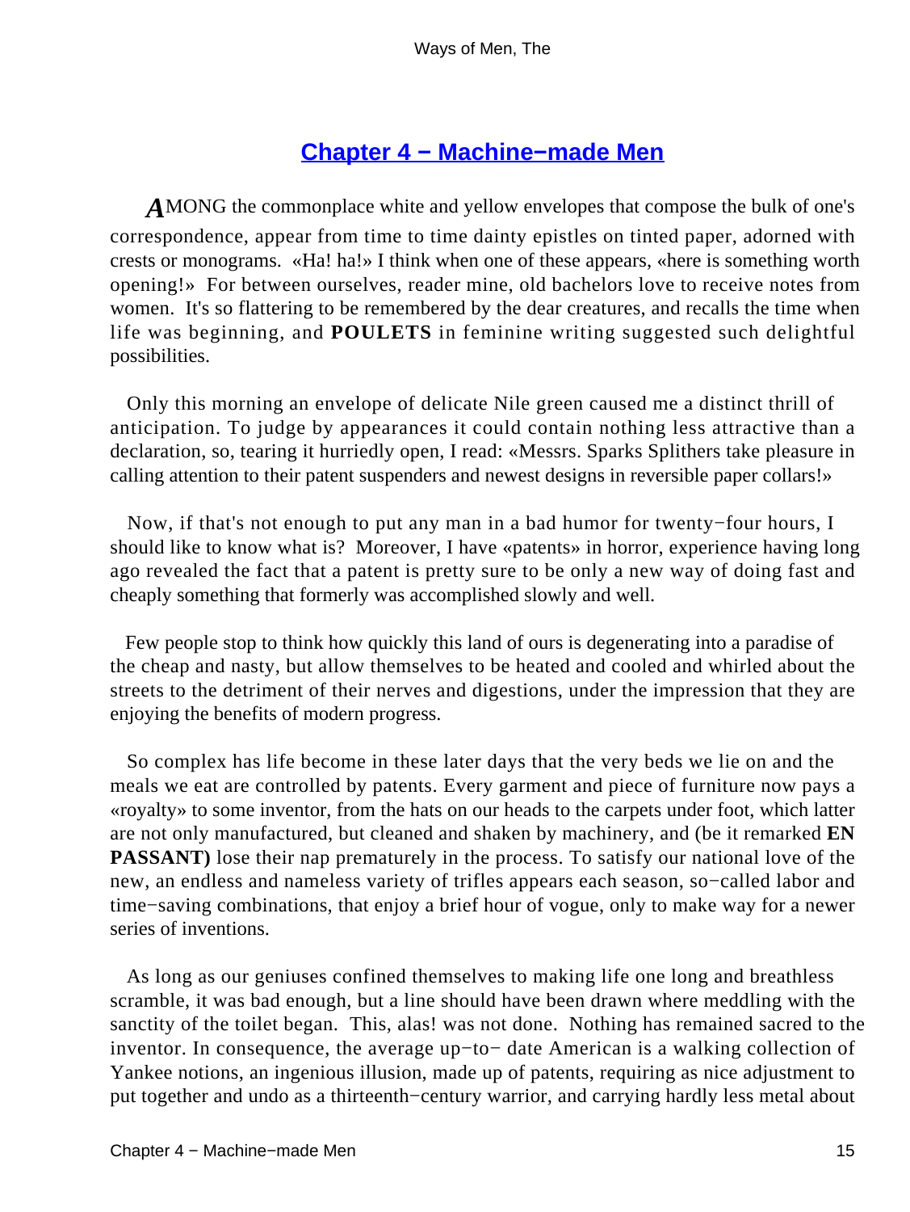## Chapter 4 − Machine−made Men

AMONG the commonplace white and yellow envelopes that compose the bulk of one's correspondence, appear from time to time dainty epistles on tinted paper, adorned with crests or monograms. «Ha! ha!» I think when one of these appears, «here is something worth opening!» For between ourselves, reader mine, old bachelors love to receive notes from women. It's so flattering to be remembered by the dear creatures, and recalls the time when life was beginning, and **POULETS** in feminine writing suggested such delightful possibilities.

Only this morning an envelope of delicate Nile green caused me a distinct thrill of anticipation. To judge by appearances it could contain nothing less attractive than a declaration, so, tearing it hurriedly open, I read: «Messrs. Sparks Splithers take pleasure in calling attention to their patent suspenders and newest designs in reversible paper collars!»

Now, if that's not enough to put any man in a bad humor for twenty−four hours, I should like to know what is? Moreover, I have «patents» in horror, experience having long ago revealed the fact that a patent is pretty sure to be only a new way of doing fast and cheaply something that formerly was accomplished slowly and well.

Few people stop to think how quickly this land of ours is degenerating into a paradise of the cheap and nasty, but allow themselves to be heated and cooled and whirled about the streets to the detriment of their nerves and digestions, under the impression that they are enjoying the benefits of modern progress.

So complex has life become in these later days that the very beds we lie on and the meals we eat are controlled by patents. Every garment and piece of furniture now pays a «royalty» to some inventor, from the hats on our heads to the carpets under foot, which latter are not only manufactured, but cleaned and shaken by machinery, and (be it remarked **EN PASSANT)** lose their nap prematurely in the process. To satisfy our national love of the new, an endless and nameless variety of trifles appears each season, so−called labor and time−saving combinations, that enjoy a brief hour of vogue, only to make way for a newer series of inventions.

As long as our geniuses confined themselves to making life one long and breathless scramble, it was bad enough, but a line should have been drawn where meddling with the sanctity of the toilet began. This, alas! was not done. Nothing has remained sacred to the inventor. In consequence, the average up−to− date American is a walking collection of Yankee notions, an ingenious illusion, made up of patents, requiring as nice adjustment to put together and undo as a thirteenth−century warrior, and carrying hardly less metal about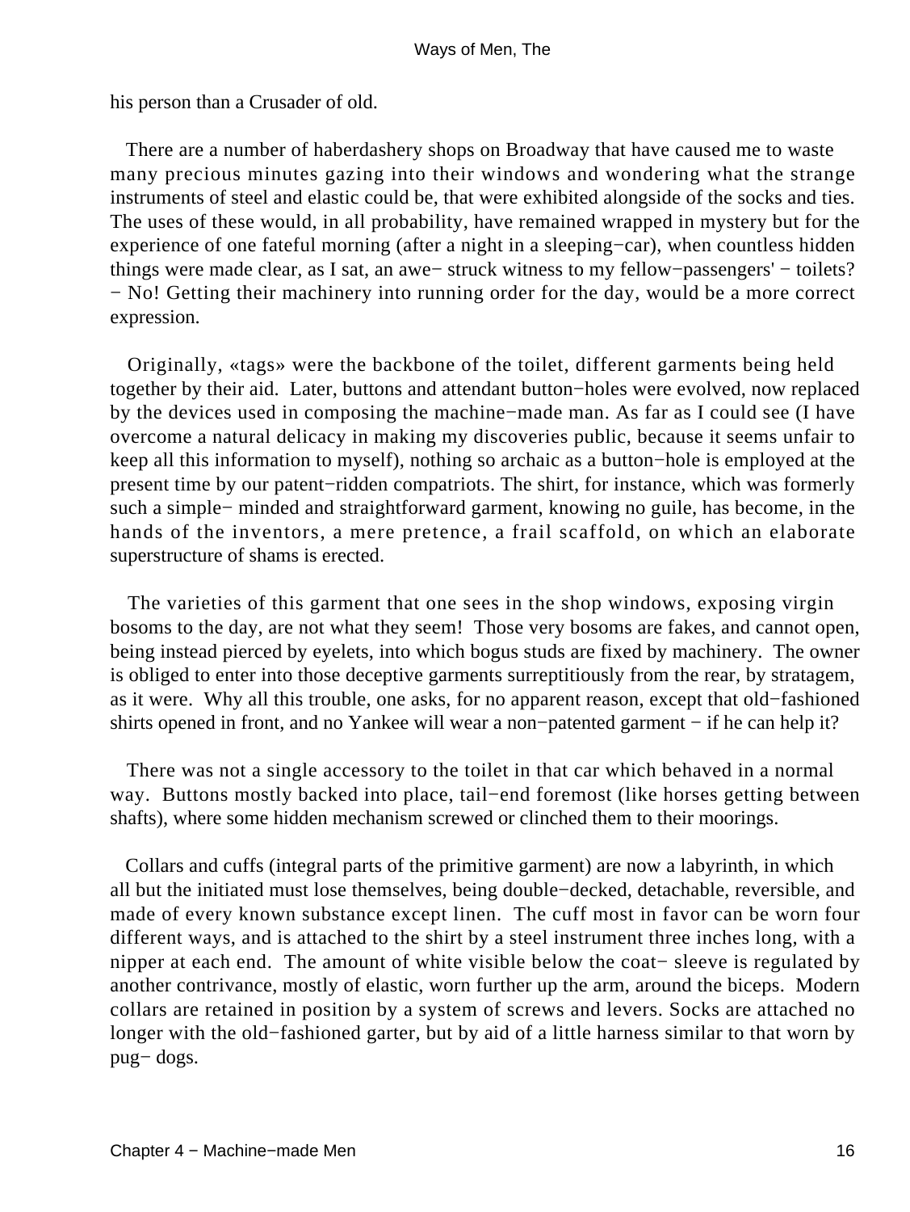his person than a Crusader of old.

There are a number of haberdashery shops on Broadway that have caused me to waste many precious minutes gazing into their windows and wondering what the strange instruments of steel and elastic could be, that were exhibited alongside of the socks and ties. The uses of these would, in all probability, have remained wrapped in mystery but for the experience of one fateful morning (after a night in a sleeping−car), when countless hidden things were made clear, as I sat, an awe− struck witness to my fellow−passengers' − toilets? − No! Getting their machinery into running order for the day, would be a more correct expression.

Originally, «tags» were the backbone of the toilet, different garments being held together by their aid. Later, buttons and attendant button−holes were evolved, now replaced by the devices used in composing the machine−made man. As far as I could see (I have overcome a natural delicacy in making my discoveries public, because it seems unfair to keep all this information to myself), nothing so archaic as a button−hole is employed at the present time by our patent−ridden compatriots. The shirt, for instance, which was formerly such a simple− minded and straightforward garment, knowing no guile, has become, in the hands of the inventors, a mere pretence, a frail scaffold, on which an elaborate superstructure of shams is erected.

The varieties of this garment that one sees in the shop windows, exposing virgin bosoms to the day, are not what they seem! Those very bosoms are fakes, and cannot open, being instead pierced by eyelets, into which bogus studs are fixed by machinery. The owner is obliged to enter into those deceptive garments surreptitiously from the rear, by stratagem, as it were. Why all this trouble, one asks, for no apparent reason, except that old−fashioned shirts opened in front, and no Yankee will wear a non−patented garment − if he can help it?

There was not a single accessory to the toilet in that car which behaved in a normal way. Buttons mostly backed into place, tail−end foremost (like horses getting between shafts), where some hidden mechanism screwed or clinched them to their moorings.

Collars and cuffs (integral parts of the primitive garment) are now a labyrinth, in which all but the initiated must lose themselves, being double−decked, detachable, reversible, and made of every known substance except linen. The cuff most in favor can be worn four different ways, and is attached to the shirt by a steel instrument three inches long, with a nipper at each end. The amount of white visible below the coat− sleeve is regulated by another contrivance, mostly of elastic, worn further up the arm, around the biceps. Modern collars are retained in position by a system of screws and levers. Socks are attached no longer with the old−fashioned garter, but by aid of a little harness similar to that worn by pug− dogs.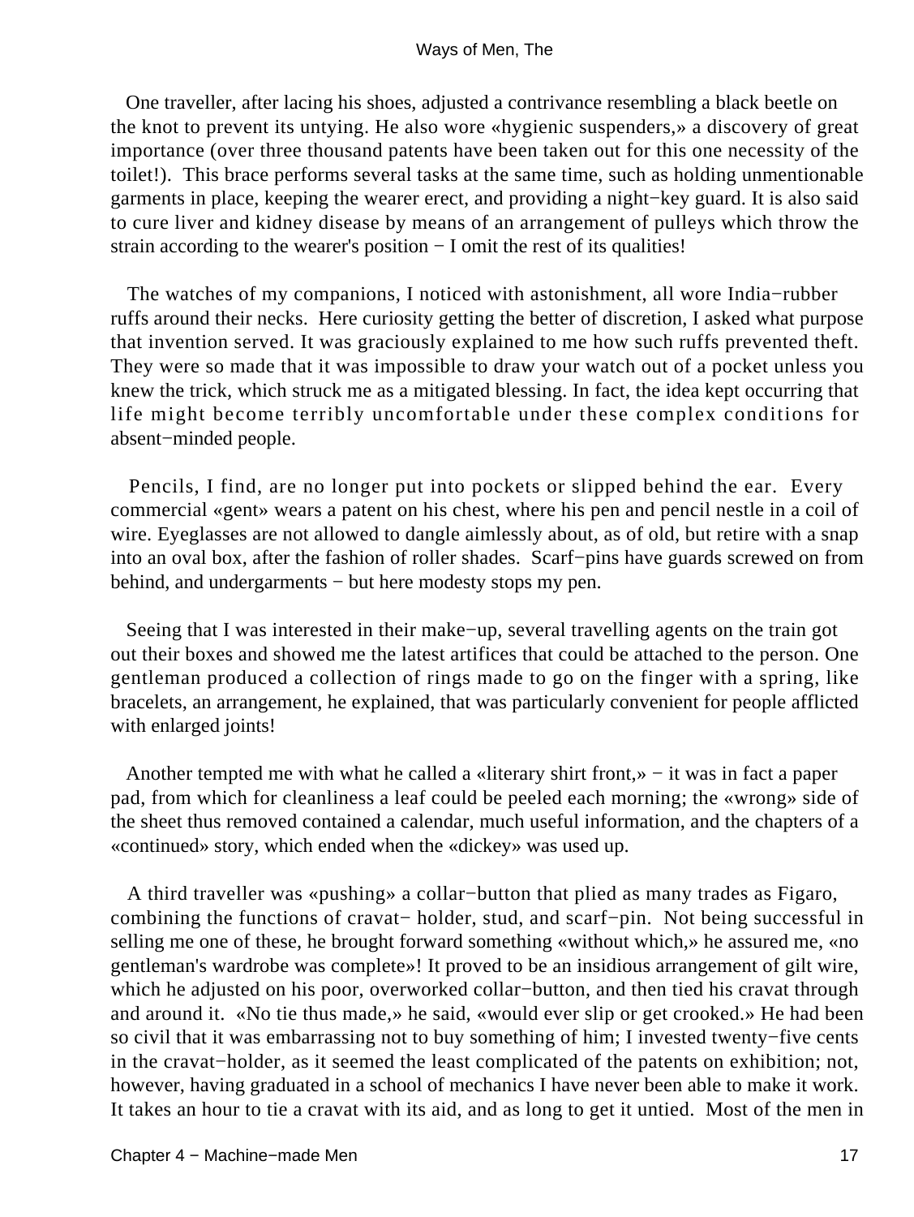One traveller, after lacing his shoes, adjusted a contrivance resembling a black beetle on the knot to prevent its untying. He also wore «hygienic suspenders,» a discovery of great importance (over three thousand patents have been taken out for this one necessity of the toilet!). This brace performs several tasks at the same time, such as holding unmentionable garments in place, keeping the wearer erect, and providing a night−key guard. It is also said to cure liver and kidney disease by means of an arrangement of pulleys which throw the strain according to the wearer's position − I omit the rest of its qualities!

The watches of my companions, I noticed with astonishment, all wore India−rubber ruffs around their necks. Here curiosity getting the better of discretion, I asked what purpose that invention served. It was graciously explained to me how such ruffs prevented theft. They were so made that it was impossible to draw your watch out of a pocket unless you knew the trick, which struck me as a mitigated blessing. In fact, the idea kept occurring that life might become terribly uncomfortable under these complex conditions for absent−minded people.

Pencils, I find, are no longer put into pockets or slipped behind the ear. Every commercial «gent» wears a patent on his chest, where his pen and pencil nestle in a coil of wire. Eyeglasses are not allowed to dangle aimlessly about, as of old, but retire with a snap into an oval box, after the fashion of roller shades. Scarf−pins have guards screwed on from behind, and undergarments − but here modesty stops my pen.

Seeing that I was interested in their make−up, several travelling agents on the train got out their boxes and showed me the latest artifices that could be attached to the person. One gentleman produced a collection of rings made to go on the finger with a spring, like bracelets, an arrangement, he explained, that was particularly convenient for people afflicted with enlarged joints!

Another tempted me with what he called a «literary shirt front,» − it was in fact a paper pad, from which for cleanliness a leaf could be peeled each morning; the «wrong» side of the sheet thus removed contained a calendar, much useful information, and the chapters of a «continued» story, which ended when the «dickey» was used up.

A third traveller was «pushing» a collar−button that plied as many trades as Figaro, combining the functions of cravat− holder, stud, and scarf−pin. Not being successful in selling me one of these, he brought forward something «without which,» he assured me, «no gentleman's wardrobe was complete»! It proved to be an insidious arrangement of gilt wire, which he adjusted on his poor, overworked collar−button, and then tied his cravat through and around it. «No tie thus made,» he said, «would ever slip or get crooked.» He had been so civil that it was embarrassing not to buy something of him; I invested twenty−five cents in the cravat−holder, as it seemed the least complicated of the patents on exhibition; not, however, having graduated in a school of mechanics I have never been able to make it work. It takes an hour to tie a cravat with its aid, and as long to get it untied. Most of the men in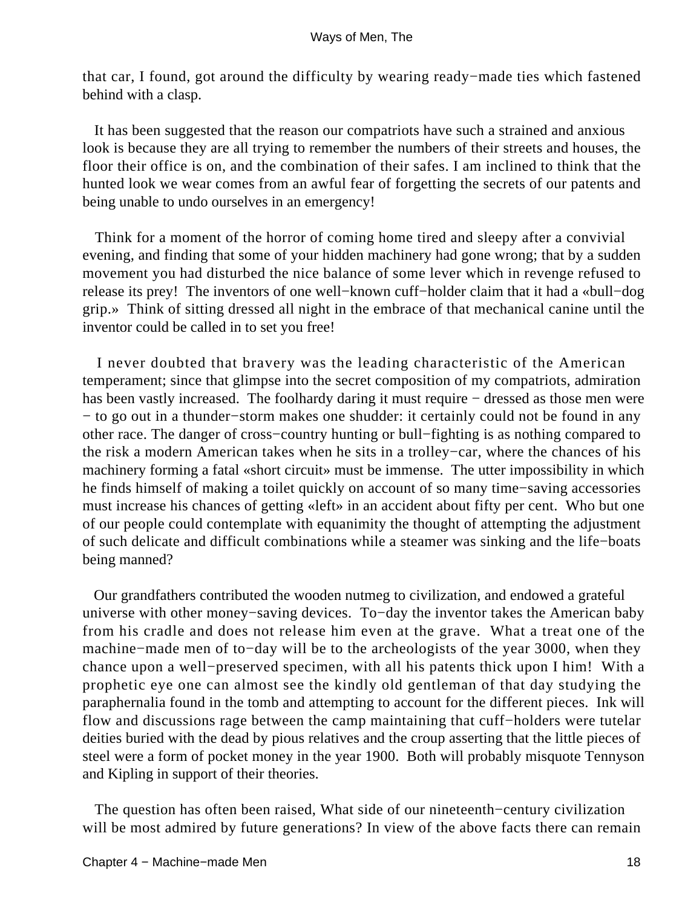that car, I found, got around the difficulty by wearing ready−made ties which fastened behind with a clasp.

It has been suggested that the reason our compatriots have such a strained and anxious look is because they are all trying to remember the numbers of their streets and houses, the floor their office is on, and the combination of their safes. I am inclined to think that the hunted look we wear comes from an awful fear of forgetting the secrets of our patents and being unable to undo ourselves in an emergency!

Think for a moment of the horror of coming home tired and sleepy after a convivial evening, and finding that some of your hidden machinery had gone wrong; that by a sudden movement you had disturbed the nice balance of some lever which in revenge refused to release its prey! The inventors of one well−known cuff−holder claim that it had a «bull−dog grip.» Think of sitting dressed all night in the embrace of that mechanical canine until the inventor could be called in to set you free!

I never doubted that bravery was the leading characteristic of the American temperament; since that glimpse into the secret composition of my compatriots, admiration has been vastly increased. The foolhardy daring it must require − dressed as those men were − to go out in a thunder−storm makes one shudder: it certainly could not be found in any other race. The danger of cross−country hunting or bull−fighting is as nothing compared to the risk a modern American takes when he sits in a trolley−car, where the chances of his machinery forming a fatal «short circuit» must be immense. The utter impossibility in which he finds himself of making a toilet quickly on account of so many time−saving accessories must increase his chances of getting «left» in an accident about fifty per cent. Who but one of our people could contemplate with equanimity the thought of attempting the adjustment of such delicate and difficult combinations while a steamer was sinking and the life−boats being manned?

Our grandfathers contributed the wooden nutmeg to civilization, and endowed a grateful universe with other money−saving devices. To−day the inventor takes the American baby from his cradle and does not release him even at the grave. What a treat one of the machine−made men of to−day will be to the archeologists of the year 3000, when they chance upon a well−preserved specimen, with all his patents thick upon I him! With a prophetic eye one can almost see the kindly old gentleman of that day studying the paraphernalia found in the tomb and attempting to account for the different pieces. Ink will flow and discussions rage between the camp maintaining that cuff−holders were tutelar deities buried with the dead by pious relatives and the croup asserting that the little pieces of steel were a form of pocket money in the year 1900. Both will probably misquote Tennyson and Kipling in support of their theories.

The question has often been raised, What side of our nineteenth−century civilization will be most admired by future generations? In view of the above facts there can remain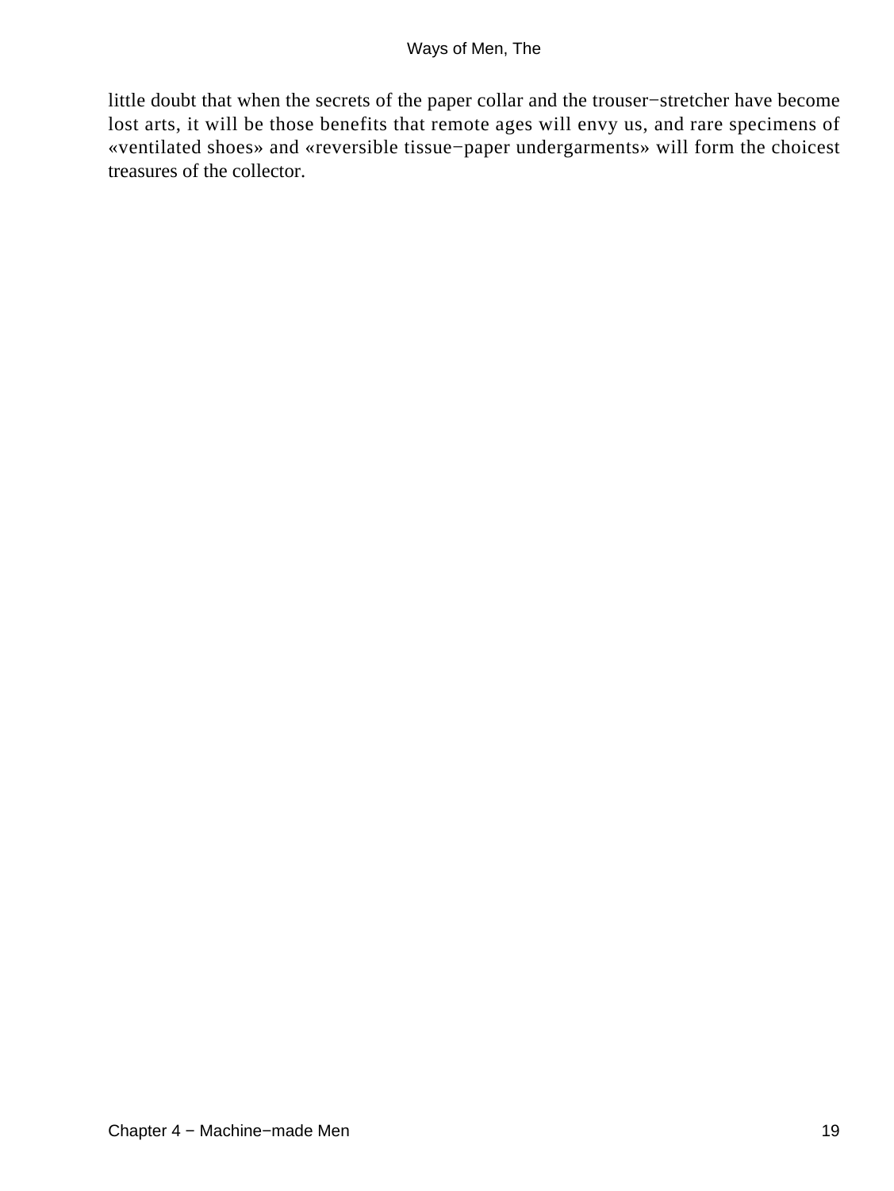little doubt that when the secrets of the paper collar and the trouser−stretcher have become lost arts, it will be those benefits that remote ages will envy us, and rare specimens of «ventilated shoes» and «reversible tissue−paper undergarments» will form the choicest treasures of the collector.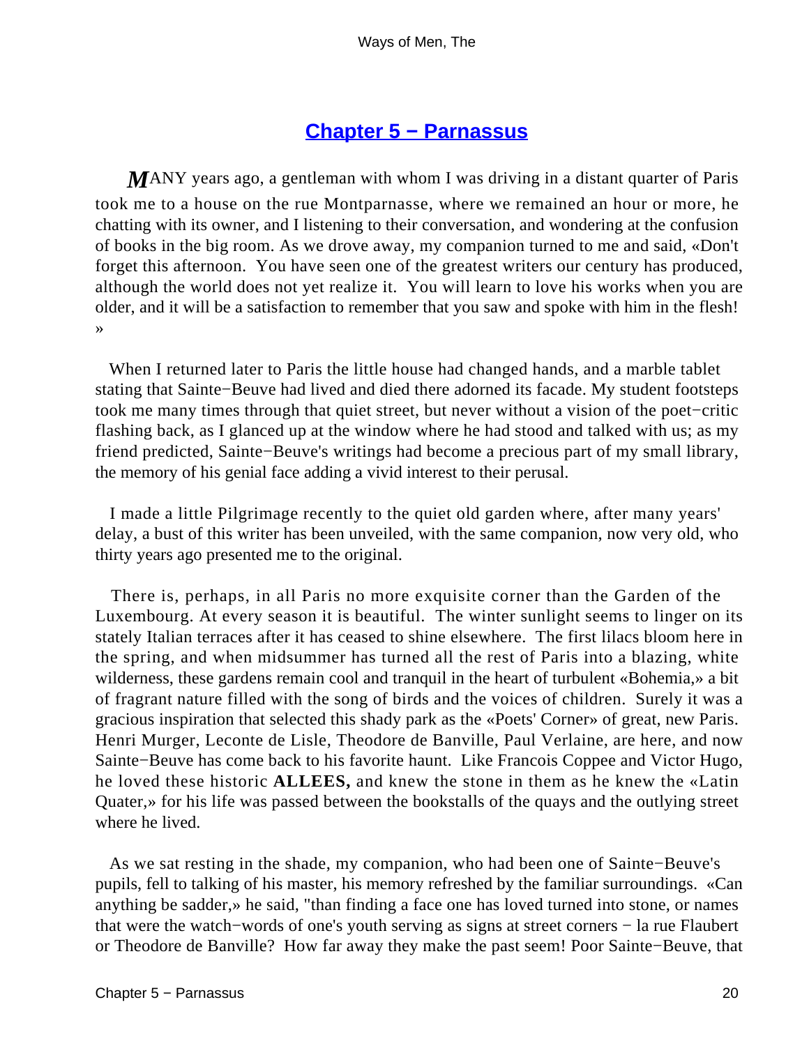## Chapter 5 − Parnassus

MANY years ago, a gentleman with whom I was driving in a distant quarter of Paris took me to a house on the rue Montparnasse, where we remained an hour or more, he chatting with its owner, and I listening to their conversation, and wondering at the confusion of books in the big room. As we drove away, my companion turned to me and said, «Don't forget this afternoon. You have seen one of the greatest writers our century has produced, although the world does not yet realize it. You will learn to love his works when you are older, and it will be a satisfaction to remember that you saw and spoke with him in the flesh! »

When I returned later to Paris the little house had changed hands, and a marble tablet stating that Sainte−Beuve had lived and died there adorned its facade. My student footsteps took me many times through that quiet street, but never without a vision of the poet−critic flashing back, as I glanced up at the window where he had stood and talked with us; as my friend predicted, Sainte−Beuve's writings had become a precious part of my small library, the memory of his genial face adding a vivid interest to their perusal.

I made a little Pilgrimage recently to the quiet old garden where, after many years' delay, a bust of this writer has been unveiled, with the same companion, now very old, who thirty years ago presented me to the original.

There is, perhaps, in all Paris no more exquisite corner than the Garden of the Luxembourg. At every season it is beautiful. The winter sunlight seems to linger on its stately Italian terraces after it has ceased to shine elsewhere. The first lilacs bloom here in the spring, and when midsummer has turned all the rest of Paris into a blazing, white wilderness, these gardens remain cool and tranquil in the heart of turbulent «Bohemia,» a bit of fragrant nature filled with the song of birds and the voices of children. Surely it was a gracious inspiration that selected this shady park as the «Poets' Corner» of great, new Paris. Henri Murger, Leconte de Lisle, Theodore de Banville, Paul Verlaine, are here, and now Sainte−Beuve has come back to his favorite haunt. Like Francois Coppee and Victor Hugo, he loved these historic **ALLEES,** and knew the stone in them as he knew the «Latin Quater,» for his life was passed between the bookstalls of the quays and the outlying street where he lived.

As we sat resting in the shade, my companion, who had been one of Sainte−Beuve's pupils, fell to talking of his master, his memory refreshed by the familiar surroundings. «Can anything be sadder,» he said, "than finding a face one has loved turned into stone, or names that were the watch−words of one's youth serving as signs at street corners − la rue Flaubert or Theodore de Banville? How far away they make the past seem! Poor Sainte−Beuve, that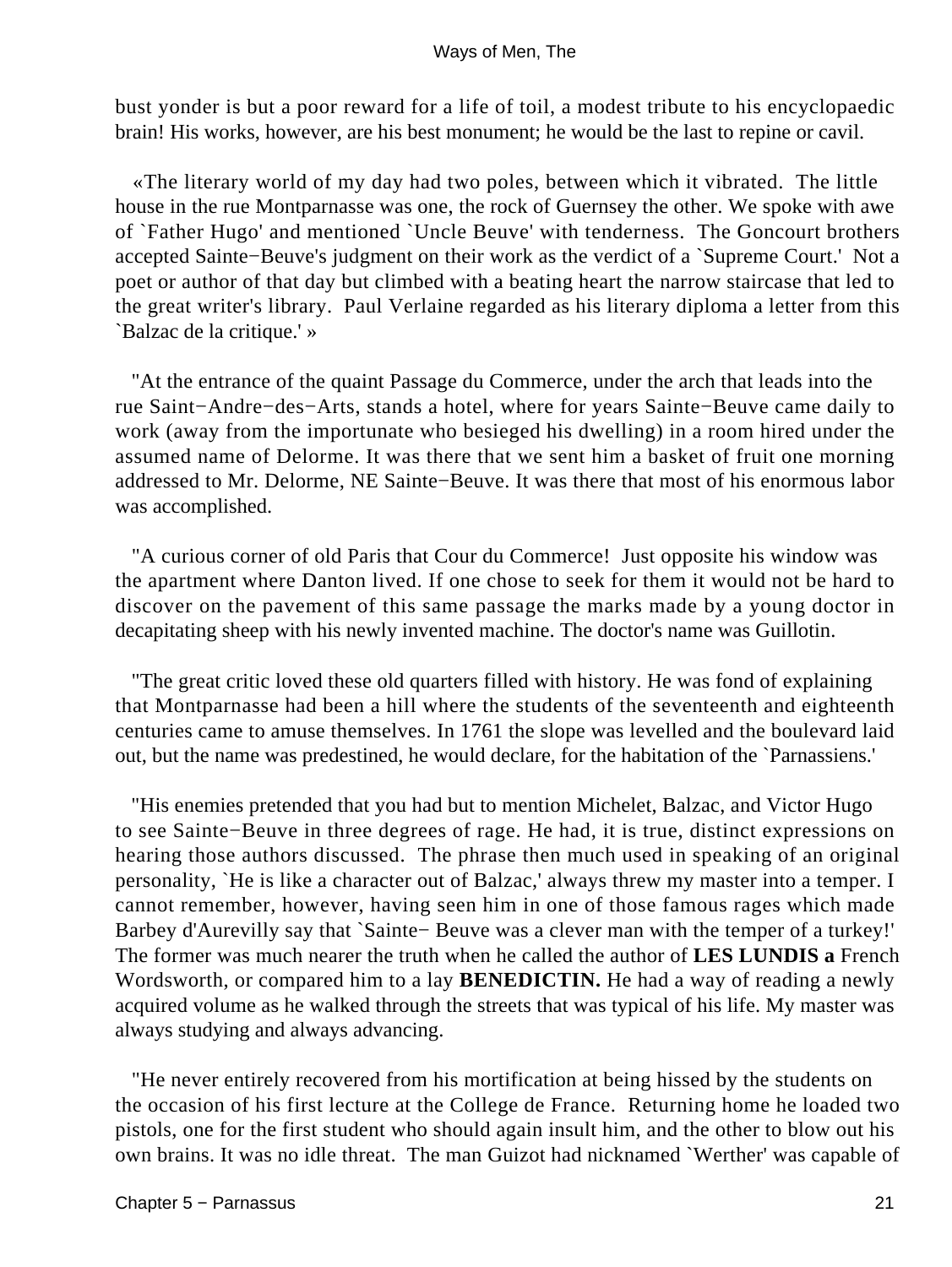bust yonder is but a poor reward for a life of toil, a modest tribute to his encyclopaedic brain! His works, however, are his best monument; he would be the last to repine or cavil.

«The literary world of my day had two poles, between which it vibrated. The little house in the rue Montparnasse was one, the rock of Guernsey the other. We spoke with awe of `Father Hugo' and mentioned `Uncle Beuve' with tenderness. The Goncourt brothers accepted Sainte−Beuve's judgment on their work as the verdict of a `Supreme Court.' Not a poet or author of that day but climbed with a beating heart the narrow staircase that led to the great writer's library. Paul Verlaine regarded as his literary diploma a letter from this `Balzac de la critique.' »

"At the entrance of the quaint Passage du Commerce, under the arch that leads into the rue Saint−Andre−des−Arts, stands a hotel, where for years Sainte−Beuve came daily to work (away from the importunate who besieged his dwelling) in a room hired under the assumed name of Delorme. It was there that we sent him a basket of fruit one morning addressed to Mr. Delorme, NE Sainte−Beuve. It was there that most of his enormous labor was accomplished.

"A curious corner of old Paris that Cour du Commerce! Just opposite his window was the apartment where Danton lived. If one chose to seek for them it would not be hard to discover on the pavement of this same passage the marks made by a young doctor in decapitating sheep with his newly invented machine. The doctor's name was Guillotin.

"The great critic loved these old quarters filled with history. He was fond of explaining that Montparnasse had been a hill where the students of the seventeenth and eighteenth centuries came to amuse themselves. In 1761 the slope was levelled and the boulevard laid out, but the name was predestined, he would declare, for the habitation of the `Parnassiens.'

"His enemies pretended that you had but to mention Michelet, Balzac, and Victor Hugo to see Sainte−Beuve in three degrees of rage. He had, it is true, distinct expressions on hearing those authors discussed. The phrase then much used in speaking of an original personality, `He is like a character out of Balzac,' always threw my master into a temper. I cannot remember, however, having seen him in one of those famous rages which made Barbey d'Aurevilly say that `Sainte− Beuve was a clever man with the temper of a turkey!' The former was much nearer the truth when he called the author of **LES LUNDIS a** French Wordsworth, or compared him to a lay **BENEDICTIN.** He had a way of reading a newly acquired volume as he walked through the streets that was typical of his life. My master was always studying and always advancing.

"He never entirely recovered from his mortification at being hissed by the students on the occasion of his first lecture at the College de France. Returning home he loaded two pistols, one for the first student who should again insult him, and the other to blow out his own brains. It was no idle threat. The man Guizot had nicknamed `Werther' was capable of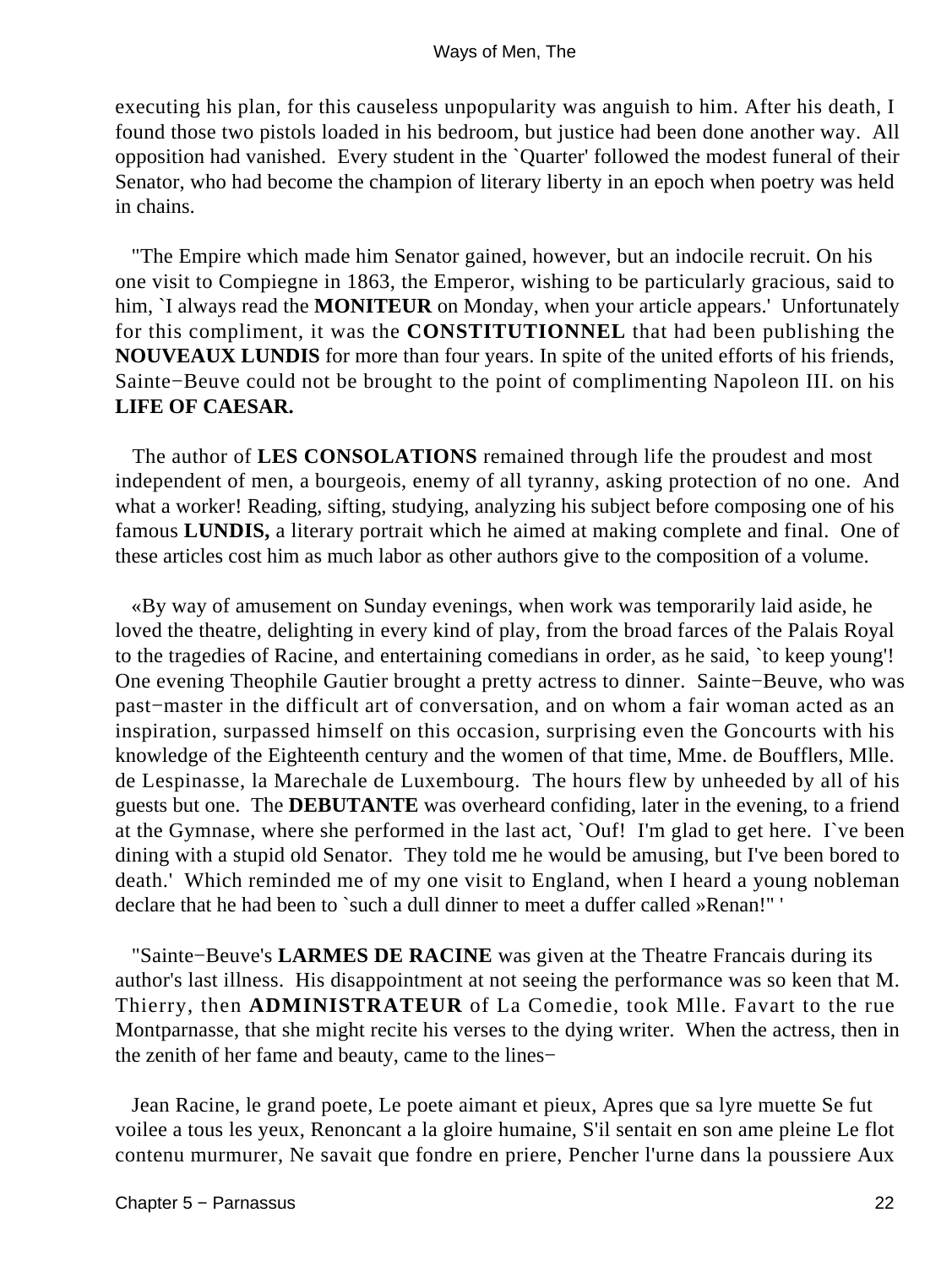executing his plan, for this causeless unpopularity was anguish to him. After his death, I found those two pistols loaded in his bedroom, but justice had been done another way. All opposition had vanished. Every student in the `Quarter' followed the modest funeral of their Senator, who had become the champion of literary liberty in an epoch when poetry was held in chains.

"The Empire which made him Senator gained, however, but an indocile recruit. On his one visit to Compiegne in 1863, the Emperor, wishing to be particularly gracious, said to him, `I always read the **MONITEUR** on Monday, when your article appears.' Unfortunately for this compliment, it was the **CONSTITUTIONNEL** that had been publishing the **NOUVEAUX LUNDIS** for more than four years. In spite of the united efforts of his friends, Sainte−Beuve could not be brought to the point of complimenting Napoleon III. on his **LIFE OF CAESAR.**

The author of **LES CONSOLATIONS** remained through life the proudest and most independent of men, a bourgeois, enemy of all tyranny, asking protection of no one. And what a worker! Reading, sifting, studying, analyzing his subject before composing one of his famous **LUNDIS,** a literary portrait which he aimed at making complete and final. One of these articles cost him as much labor as other authors give to the composition of a volume.

«By way of amusement on Sunday evenings, when work was temporarily laid aside, he loved the theatre, delighting in every kind of play, from the broad farces of the Palais Royal to the tragedies of Racine, and entertaining comedians in order, as he said, `to keep young'! One evening Theophile Gautier brought a pretty actress to dinner. Sainte−Beuve, who was past−master in the difficult art of conversation, and on whom a fair woman acted as an inspiration, surpassed himself on this occasion, surprising even the Goncourts with his knowledge of the Eighteenth century and the women of that time, Mme. de Boufflers, Mlle. de Lespinasse, la Marechale de Luxembourg. The hours flew by unheeded by all of his guests but one. The **DEBUTANTE** was overheard confiding, later in the evening, to a friend at the Gymnase, where she performed in the last act, `Ouf! I'm glad to get here. I`ve been dining with a stupid old Senator. They told me he would be amusing, but I've been bored to death.' Which reminded me of my one visit to England, when I heard a young nobleman declare that he had been to `such a dull dinner to meet a duffer called »Renan!" '

"Sainte−Beuve's **LARMES DE RACINE** was given at the Theatre Francais during its author's last illness. His disappointment at not seeing the performance was so keen that M. Thierry, then **ADMINISTRATEUR** of La Comedie, took Mlle. Favart to the rue Montparnasse, that she might recite his verses to the dying writer. When the actress, then in the zenith of her fame and beauty, came to the lines−

Jean Racine, le grand poete, Le poete aimant et pieux, Apres que sa lyre muette Se fut voilee a tous les yeux, Renoncant a la gloire humaine, S'il sentait en son ame pleine Le flot contenu murmurer, Ne savait que fondre en priere, Pencher l'urne dans la poussiere Aux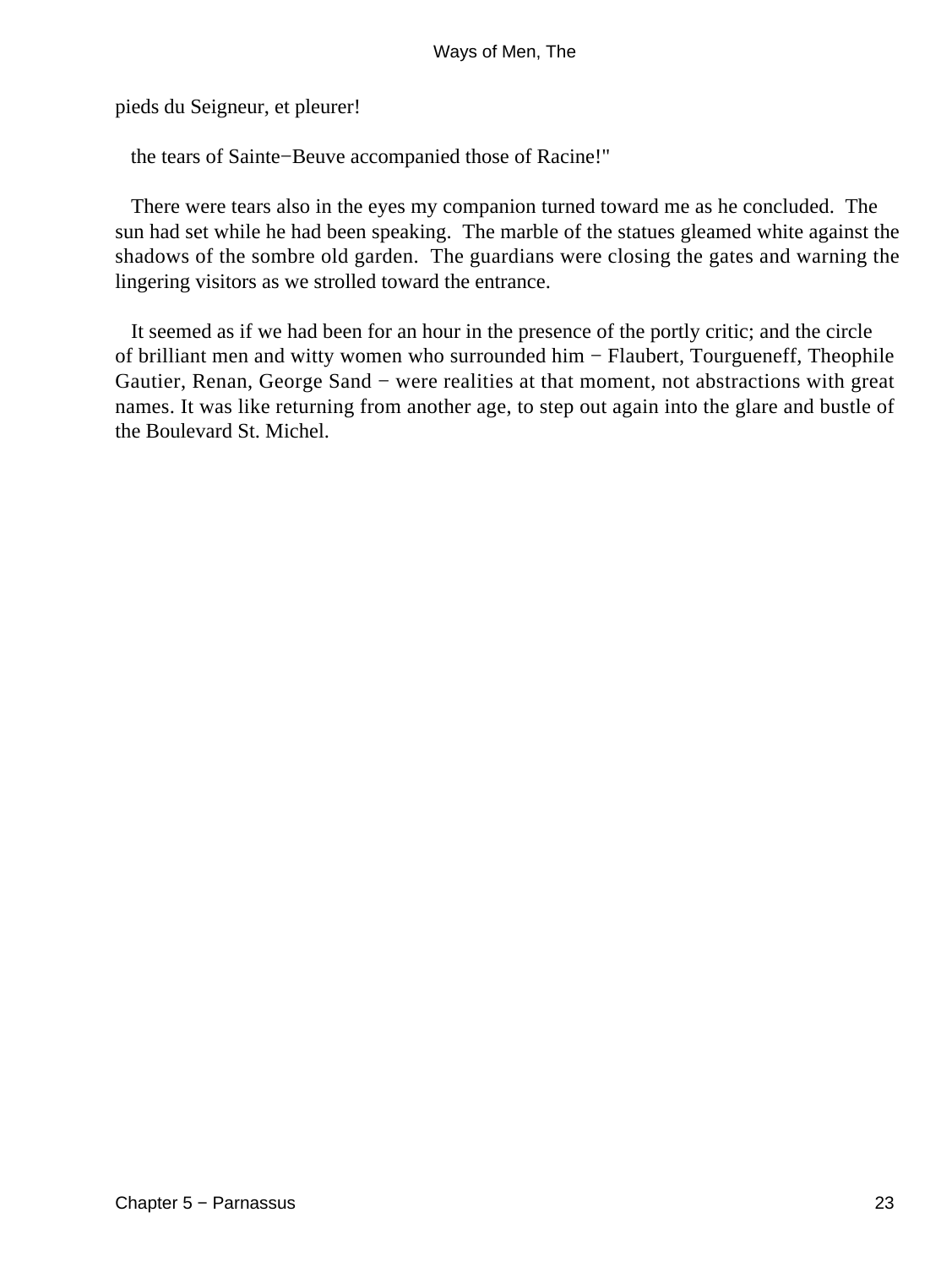pieds du Seigneur, et pleurer!

the tears of Sainte−Beuve accompanied those of Racine!"

There were tears also in the eyes my companion turned toward me as he concluded. The sun had set while he had been speaking. The marble of the statues gleamed white against the shadows of the sombre old garden. The guardians were closing the gates and warning the lingering visitors as we strolled toward the entrance.

It seemed as if we had been for an hour in the presence of the portly critic; and the circle of brilliant men and witty women who surrounded him − Flaubert, Tourgueneff, Theophile Gautier, Renan, George Sand − were realities at that moment, not abstractions with great names. It was like returning from another age, to step out again into the glare and bustle of the Boulevard St. Michel.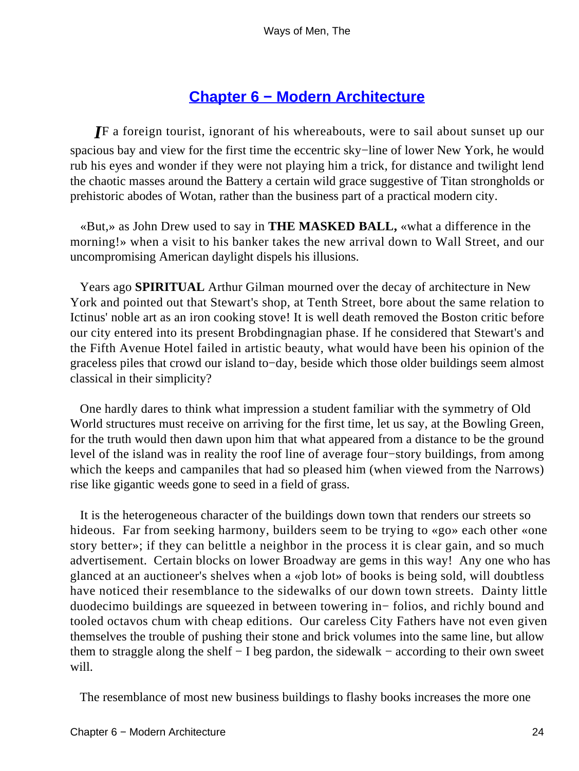## Chapter 6 − Modern Architecture

*I*F a foreign tourist, ignorant of his whereabouts, were to sail about sunset up our spacious bay and view for the first time the eccentric sky−line of lower New York, he would rub his eyes and wonder if they were not playing him a trick, for distance and twilight lend the chaotic masses around the Battery a certain wild grace suggestive of Titan strongholds or prehistoric abodes of Wotan, rather than the business part of a practical modern city.

«But,» as John Drew used to say in **THE MASKED BALL,** «what a difference in the morning!» when a visit to his banker takes the new arrival down to Wall Street, and our uncompromising American daylight dispels his illusions.

Years ago **SPIRITUAL** Arthur Gilman mourned over the decay of architecture in New York and pointed out that Stewart's shop, at Tenth Street, bore about the same relation to Ictinus' noble art as an iron cooking stove! It is well death removed the Boston critic before our city entered into its present Brobdingnagian phase. If he considered that Stewart's and the Fifth Avenue Hotel failed in artistic beauty, what would have been his opinion of the graceless piles that crowd our island to−day, beside which those older buildings seem almost classical in their simplicity?

One hardly dares to think what impression a student familiar with the symmetry of Old World structures must receive on arriving for the first time, let us say, at the Bowling Green, for the truth would then dawn upon him that what appeared from a distance to be the ground level of the island was in reality the roof line of average four−story buildings, from among which the keeps and campaniles that had so pleased him (when viewed from the Narrows) rise like gigantic weeds gone to seed in a field of grass.

It is the heterogeneous character of the buildings down town that renders our streets so hideous. Far from seeking harmony, builders seem to be trying to «go» each other «one story better»; if they can belittle a neighbor in the process it is clear gain, and so much advertisement. Certain blocks on lower Broadway are gems in this way! Any one who has glanced at an auctioneer's shelves when a «job lot» of books is being sold, will doubtless have noticed their resemblance to the sidewalks of our down town streets. Dainty little duodecimo buildings are squeezed in between towering in− folios, and richly bound and tooled octavos chum with cheap editions. Our careless City Fathers have not even given themselves the trouble of pushing their stone and brick volumes into the same line, but allow them to straggle along the shelf − I beg pardon, the sidewalk − according to their own sweet will.

The resemblance of most new business buildings to flashy books increases the more one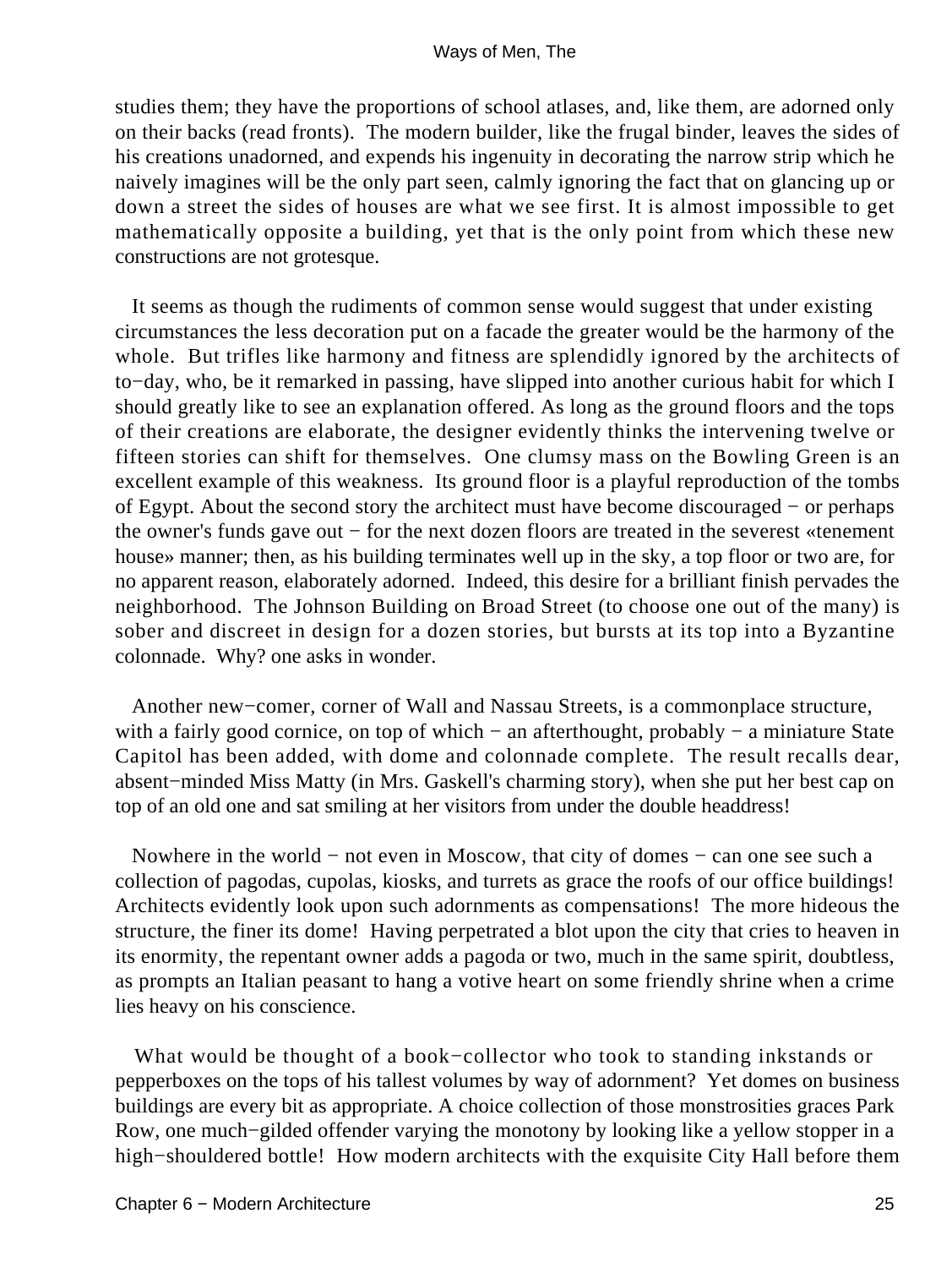studies them; they have the proportions of school atlases, and, like them, are adorned only on their backs (read fronts). The modern builder, like the frugal binder, leaves the sides of his creations unadorned, and expends his ingenuity in decorating the narrow strip which he naively imagines will be the only part seen, calmly ignoring the fact that on glancing up or down a street the sides of houses are what we see first. It is almost impossible to get mathematically opposite a building, yet that is the only point from which these new constructions are not grotesque.

It seems as though the rudiments of common sense would suggest that under existing circumstances the less decoration put on a facade the greater would be the harmony of the whole. But trifles like harmony and fitness are splendidly ignored by the architects of to−day, who, be it remarked in passing, have slipped into another curious habit for which I should greatly like to see an explanation offered. As long as the ground floors and the tops of their creations are elaborate, the designer evidently thinks the intervening twelve or fifteen stories can shift for themselves. One clumsy mass on the Bowling Green is an excellent example of this weakness. Its ground floor is a playful reproduction of the tombs of Egypt. About the second story the architect must have become discouraged − or perhaps the owner's funds gave out − for the next dozen floors are treated in the severest «tenement house» manner; then, as his building terminates well up in the sky, a top floor or two are, for no apparent reason, elaborately adorned. Indeed, this desire for a brilliant finish pervades the neighborhood. The Johnson Building on Broad Street (to choose one out of the many) is sober and discreet in design for a dozen stories, but bursts at its top into a Byzantine colonnade. Why? one asks in wonder.

Another new−comer, corner of Wall and Nassau Streets, is a commonplace structure, with a fairly good cornice, on top of which − an afterthought, probably − a miniature State Capitol has been added, with dome and colonnade complete. The result recalls dear, absent−minded Miss Matty (in Mrs. Gaskell's charming story), when she put her best cap on top of an old one and sat smiling at her visitors from under the double headdress!

Nowhere in the world − not even in Moscow, that city of domes − can one see such a collection of pagodas, cupolas, kiosks, and turrets as grace the roofs of our office buildings! Architects evidently look upon such adornments as compensations! The more hideous the structure, the finer its dome! Having perpetrated a blot upon the city that cries to heaven in its enormity, the repentant owner adds a pagoda or two, much in the same spirit, doubtless, as prompts an Italian peasant to hang a votive heart on some friendly shrine when a crime lies heavy on his conscience.

What would be thought of a book−collector who took to standing inkstands or pepperboxes on the tops of his tallest volumes by way of adornment? Yet domes on business buildings are every bit as appropriate. A choice collection of those monstrosities graces Park Row, one much−gilded offender varying the monotony by looking like a yellow stopper in a high−shouldered bottle! How modern architects with the exquisite City Hall before them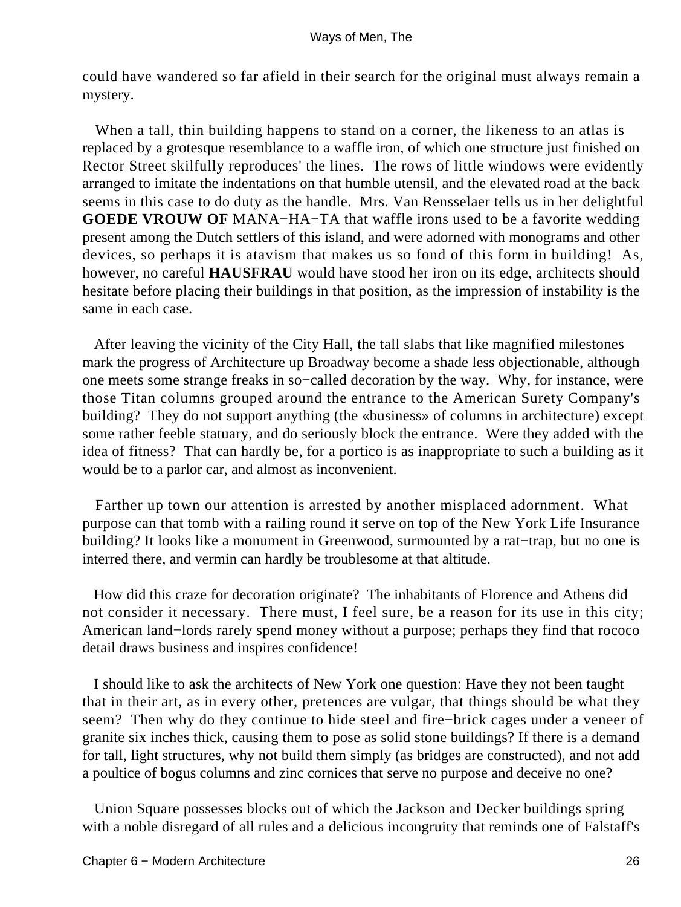could have wandered so far afield in their search for the original must always remain a mystery.

When a tall, thin building happens to stand on a corner, the likeness to an atlas is replaced by a grotesque resemblance to a waffle iron, of which one structure just finished on Rector Street skilfully reproduces' the lines. The rows of little windows were evidently arranged to imitate the indentations on that humble utensil, and the elevated road at the back seems in this case to do duty as the handle. Mrs. Van Rensselaer tells us in her delightful **GOEDE VROUW OF** MANA−HA−TA that waffle irons used to be a favorite wedding present among the Dutch settlers of this island, and were adorned with monograms and other devices, so perhaps it is atavism that makes us so fond of this form in building! As, however, no careful **HAUSFRAU** would have stood her iron on its edge, architects should hesitate before placing their buildings in that position, as the impression of instability is the same in each case.

After leaving the vicinity of the City Hall, the tall slabs that like magnified milestones mark the progress of Architecture up Broadway become a shade less objectionable, although one meets some strange freaks in so−called decoration by the way. Why, for instance, were those Titan columns grouped around the entrance to the American Surety Company's building? They do not support anything (the «business» of columns in architecture) except some rather feeble statuary, and do seriously block the entrance. Were they added with the idea of fitness? That can hardly be, for a portico is as inappropriate to such a building as it would be to a parlor car, and almost as inconvenient.

Farther up town our attention is arrested by another misplaced adornment. What purpose can that tomb with a railing round it serve on top of the New York Life Insurance building? It looks like a monument in Greenwood, surmounted by a rat−trap, but no one is interred there, and vermin can hardly be troublesome at that altitude.

How did this craze for decoration originate? The inhabitants of Florence and Athens did not consider it necessary. There must, I feel sure, be a reason for its use in this city; American land−lords rarely spend money without a purpose; perhaps they find that rococo detail draws business and inspires confidence!

I should like to ask the architects of New York one question: Have they not been taught that in their art, as in every other, pretences are vulgar, that things should be what they seem? Then why do they continue to hide steel and fire−brick cages under a veneer of granite six inches thick, causing them to pose as solid stone buildings? If there is a demand for tall, light structures, why not build them simply (as bridges are constructed), and not add a poultice of bogus columns and zinc cornices that serve no purpose and deceive no one?

Union Square possesses blocks out of which the Jackson and Decker buildings spring with a noble disregard of all rules and a delicious incongruity that reminds one of Falstaff's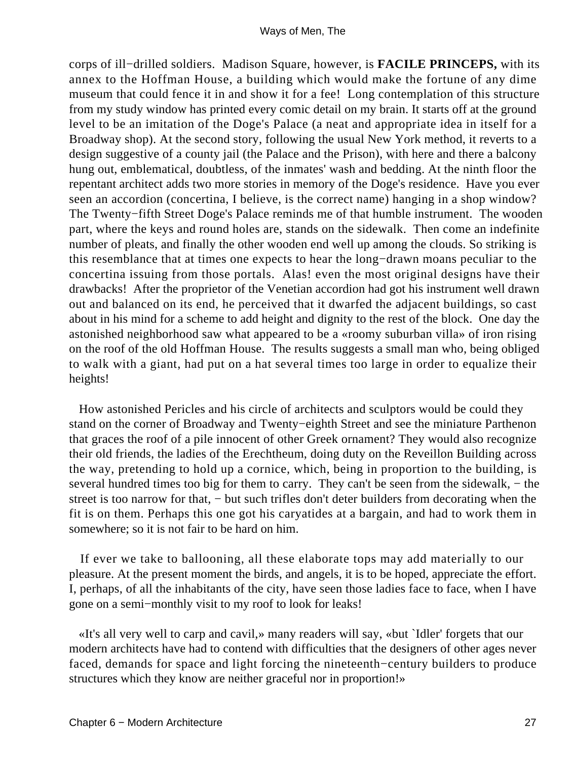corps of ill−drilled soldiers. Madison Square, however, is **FACILE PRINCEPS,** with its annex to the Hoffman House, a building which would make the fortune of any dime museum that could fence it in and show it for a fee! Long contemplation of this structure from my study window has printed every comic detail on my brain. It starts off at the ground level to be an imitation of the Doge's Palace (a neat and appropriate idea in itself for a Broadway shop). At the second story, following the usual New York method, it reverts to a design suggestive of a county jail (the Palace and the Prison), with here and there a balcony hung out, emblematical, doubtless, of the inmates' wash and bedding. At the ninth floor the repentant architect adds two more stories in memory of the Doge's residence. Have you ever seen an accordion (concertina, I believe, is the correct name) hanging in a shop window? The Twenty−fifth Street Doge's Palace reminds me of that humble instrument. The wooden part, where the keys and round holes are, stands on the sidewalk. Then come an indefinite number of pleats, and finally the other wooden end well up among the clouds. So striking is this resemblance that at times one expects to hear the long−drawn moans peculiar to the concertina issuing from those portals. Alas! even the most original designs have their drawbacks! After the proprietor of the Venetian accordion had got his instrument well drawn out and balanced on its end, he perceived that it dwarfed the adjacent buildings, so cast about in his mind for a scheme to add height and dignity to the rest of the block. One day the astonished neighborhood saw what appeared to be a «roomy suburban villa» of iron rising on the roof of the old Hoffman House. The results suggests a small man who, being obliged to walk with a giant, had put on a hat several times too large in order to equalize their heights!

How astonished Pericles and his circle of architects and sculptors would be could they stand on the corner of Broadway and Twenty−eighth Street and see the miniature Parthenon that graces the roof of a pile innocent of other Greek ornament? They would also recognize their old friends, the ladies of the Erechtheum, doing duty on the Reveillon Building across the way, pretending to hold up a cornice, which, being in proportion to the building, is several hundred times too big for them to carry. They can't be seen from the sidewalk, − the street is too narrow for that, − but such trifles don't deter builders from decorating when the fit is on them. Perhaps this one got his caryatides at a bargain, and had to work them in somewhere; so it is not fair to be hard on him.

If ever we take to ballooning, all these elaborate tops may add materially to our pleasure. At the present moment the birds, and angels, it is to be hoped, appreciate the effort. I, perhaps, of all the inhabitants of the city, have seen those ladies face to face, when I have gone on a semi−monthly visit to my roof to look for leaks!

«It's all very well to carp and cavil,» many readers will say, «but `Idler' forgets that our modern architects have had to contend with difficulties that the designers of other ages never faced, demands for space and light forcing the nineteenth−century builders to produce structures which they know are neither graceful nor in proportion!»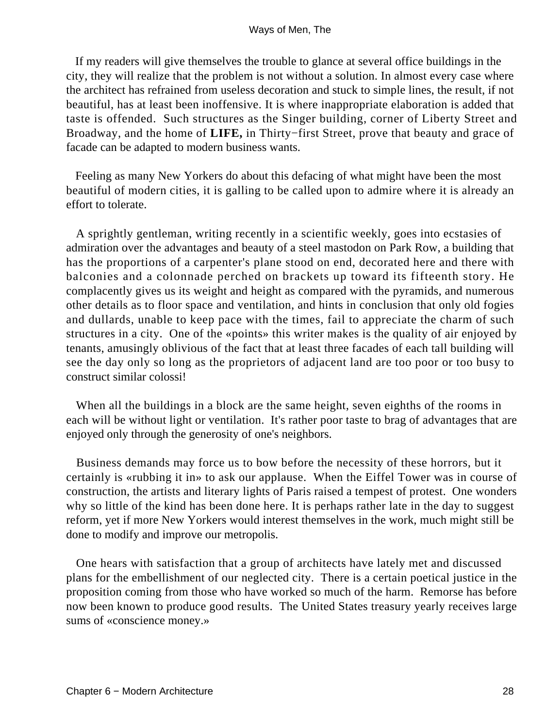If my readers will give themselves the trouble to glance at several office buildings in the city, they will realize that the problem is not without a solution. In almost every case where the architect has refrained from useless decoration and stuck to simple lines, the result, if not beautiful, has at least been inoffensive. It is where inappropriate elaboration is added that taste is offended. Such structures as the Singer building, corner of Liberty Street and Broadway, and the home of **LIFE,** in Thirty−first Street, prove that beauty and grace of facade can be adapted to modern business wants.

Feeling as many New Yorkers do about this defacing of what might have been the most beautiful of modern cities, it is galling to be called upon to admire where it is already an effort to tolerate.

A sprightly gentleman, writing recently in a scientific weekly, goes into ecstasies of admiration over the advantages and beauty of a steel mastodon on Park Row, a building that has the proportions of a carpenter's plane stood on end, decorated here and there with balconies and a colonnade perched on brackets up toward its fifteenth story. He complacently gives us its weight and height as compared with the pyramids, and numerous other details as to floor space and ventilation, and hints in conclusion that only old fogies and dullards, unable to keep pace with the times, fail to appreciate the charm of such structures in a city. One of the «points» this writer makes is the quality of air enjoyed by tenants, amusingly oblivious of the fact that at least three facades of each tall building will see the day only so long as the proprietors of adjacent land are too poor or too busy to construct similar colossi!

When all the buildings in a block are the same height, seven eighths of the rooms in each will be without light or ventilation. It's rather poor taste to brag of advantages that are enjoyed only through the generosity of one's neighbors.

Business demands may force us to bow before the necessity of these horrors, but it certainly is «rubbing it in» to ask our applause. When the Eiffel Tower was in course of construction, the artists and literary lights of Paris raised a tempest of protest. One wonders why so little of the kind has been done here. It is perhaps rather late in the day to suggest reform, yet if more New Yorkers would interest themselves in the work, much might still be done to modify and improve our metropolis.

One hears with satisfaction that a group of architects have lately met and discussed plans for the embellishment of our neglected city. There is a certain poetical justice in the proposition coming from those who have worked so much of the harm. Remorse has before now been known to produce good results. The United States treasury yearly receives large sums of «conscience money.»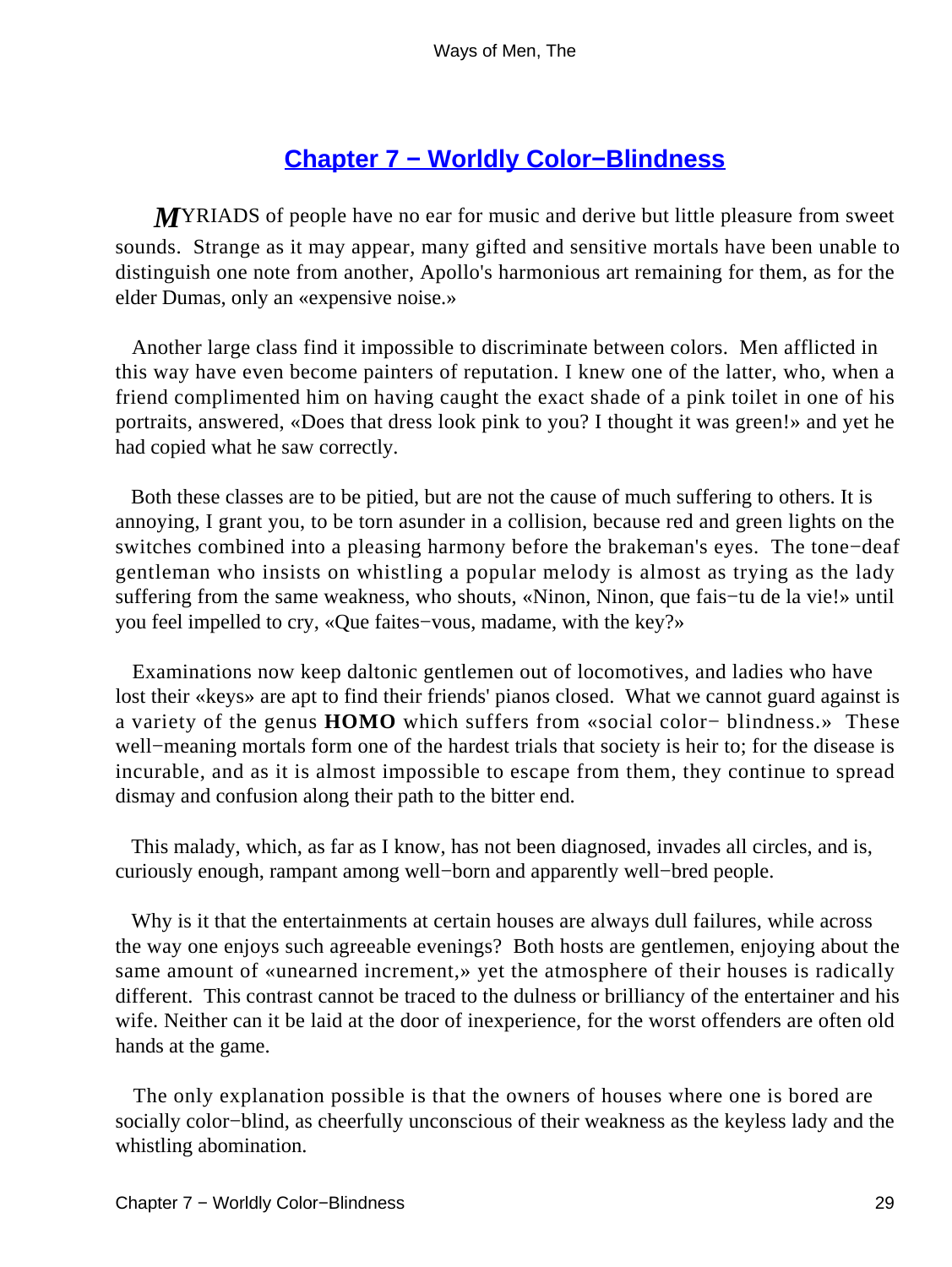## Chapter 7 − Worldly Color−Blindness

MYRIADS of people have no ear for music and derive but little pleasure from sweet sounds. Strange as it may appear, many gifted and sensitive mortals have been unable to distinguish one note from another, Apollo's harmonious art remaining for them, as for the elder Dumas, only an «expensive noise.»

Another large class find it impossible to discriminate between colors. Men afflicted in this way have even become painters of reputation. I knew one of the latter, who, when a friend complimented him on having caught the exact shade of a pink toilet in one of his portraits, answered, «Does that dress look pink to you? I thought it was green!» and yet he had copied what he saw correctly.

Both these classes are to be pitied, but are not the cause of much suffering to others. It is annoying, I grant you, to be torn asunder in a collision, because red and green lights on the switches combined into a pleasing harmony before the brakeman's eyes. The tone−deaf gentleman who insists on whistling a popular melody is almost as trying as the lady suffering from the same weakness, who shouts, «Ninon, Ninon, que fais−tu de la vie!» until you feel impelled to cry, «Que faites−vous, madame, with the key?»

Examinations now keep daltonic gentlemen out of locomotives, and ladies who have lost their «keys» are apt to find their friends' pianos closed. What we cannot guard against is a variety of the genus **HOMO** which suffers from «social color− blindness.» These well−meaning mortals form one of the hardest trials that society is heir to; for the disease is incurable, and as it is almost impossible to escape from them, they continue to spread dismay and confusion along their path to the bitter end.

This malady, which, as far as I know, has not been diagnosed, invades all circles, and is, curiously enough, rampant among well−born and apparently well−bred people.

Why is it that the entertainments at certain houses are always dull failures, while across the way one enjoys such agreeable evenings? Both hosts are gentlemen, enjoying about the same amount of «unearned increment,» yet the atmosphere of their houses is radically different. This contrast cannot be traced to the dulness or brilliancy of the entertainer and his wife. Neither can it be laid at the door of inexperience, for the worst offenders are often old hands at the game.

The only explanation possible is that the owners of houses where one is bored are socially color−blind, as cheerfully unconscious of their weakness as the keyless lady and the whistling abomination.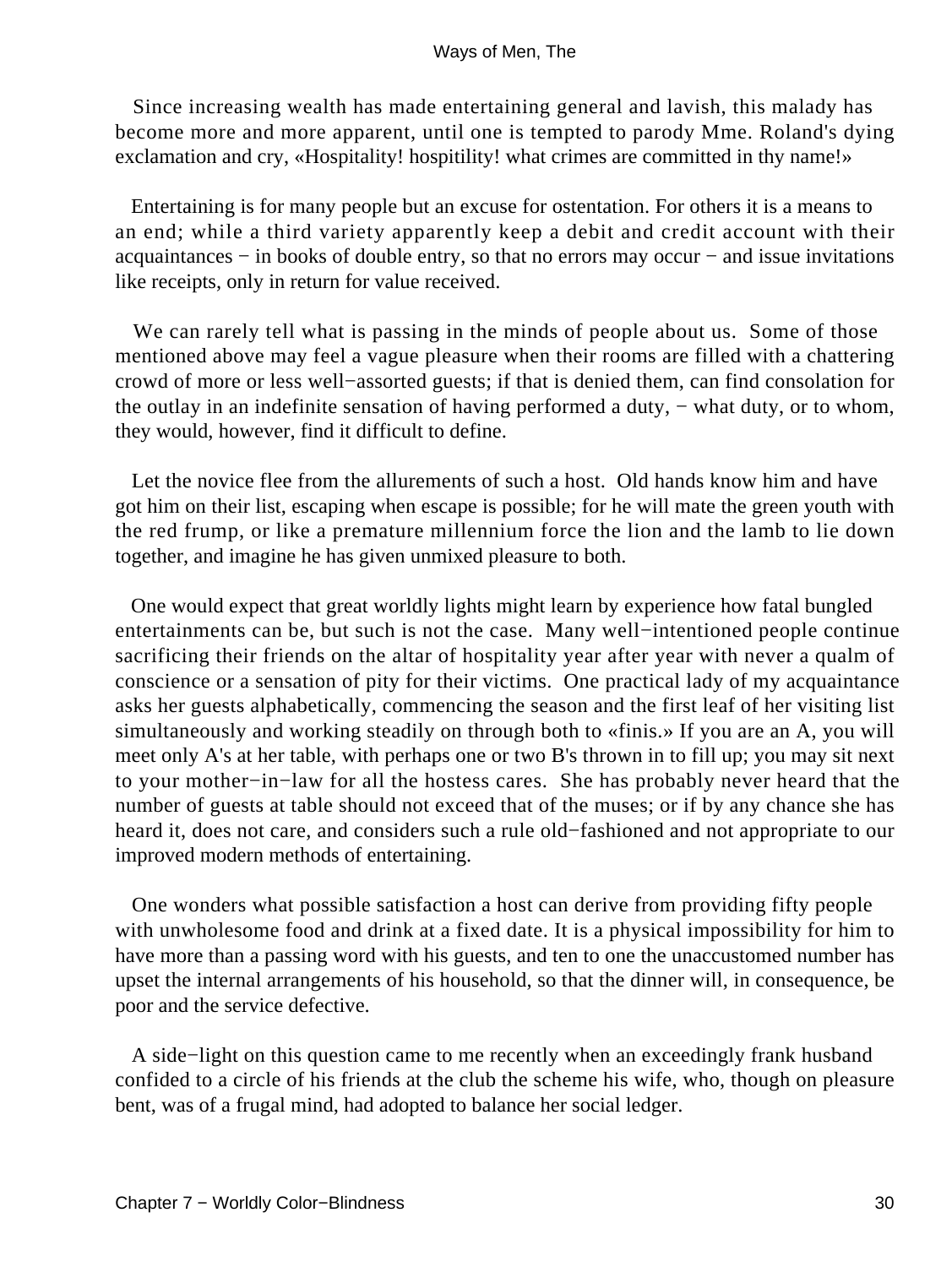Since increasing wealth has made entertaining general and lavish, this malady has become more and more apparent, until one is tempted to parody Mme. Roland's dying exclamation and cry, «Hospitality! hospitility! what crimes are committed in thy name!»

Entertaining is for many people but an excuse for ostentation. For others it is a means to an end; while a third variety apparently keep a debit and credit account with their acquaintances − in books of double entry, so that no errors may occur − and issue invitations like receipts, only in return for value received.

We can rarely tell what is passing in the minds of people about us. Some of those mentioned above may feel a vague pleasure when their rooms are filled with a chattering crowd of more or less well−assorted guests; if that is denied them, can find consolation for the outlay in an indefinite sensation of having performed a duty, − what duty, or to whom, they would, however, find it difficult to define.

Let the novice flee from the allurements of such a host. Old hands know him and have got him on their list, escaping when escape is possible; for he will mate the green youth with the red frump, or like a premature millennium force the lion and the lamb to lie down together, and imagine he has given unmixed pleasure to both.

One would expect that great worldly lights might learn by experience how fatal bungled entertainments can be, but such is not the case. Many well−intentioned people continue sacrificing their friends on the altar of hospitality year after year with never a qualm of conscience or a sensation of pity for their victims. One practical lady of my acquaintance asks her guests alphabetically, commencing the season and the first leaf of her visiting list simultaneously and working steadily on through both to «finis.» If you are an A, you will meet only A's at her table, with perhaps one or two B's thrown in to fill up; you may sit next to your mother−in−law for all the hostess cares. She has probably never heard that the number of guests at table should not exceed that of the muses; or if by any chance she has heard it, does not care, and considers such a rule old−fashioned and not appropriate to our improved modern methods of entertaining.

One wonders what possible satisfaction a host can derive from providing fifty people with unwholesome food and drink at a fixed date. It is a physical impossibility for him to have more than a passing word with his guests, and ten to one the unaccustomed number has upset the internal arrangements of his household, so that the dinner will, in consequence, be poor and the service defective.

A side−light on this question came to me recently when an exceedingly frank husband confided to a circle of his friends at the club the scheme his wife, who, though on pleasure bent, was of a frugal mind, had adopted to balance her social ledger.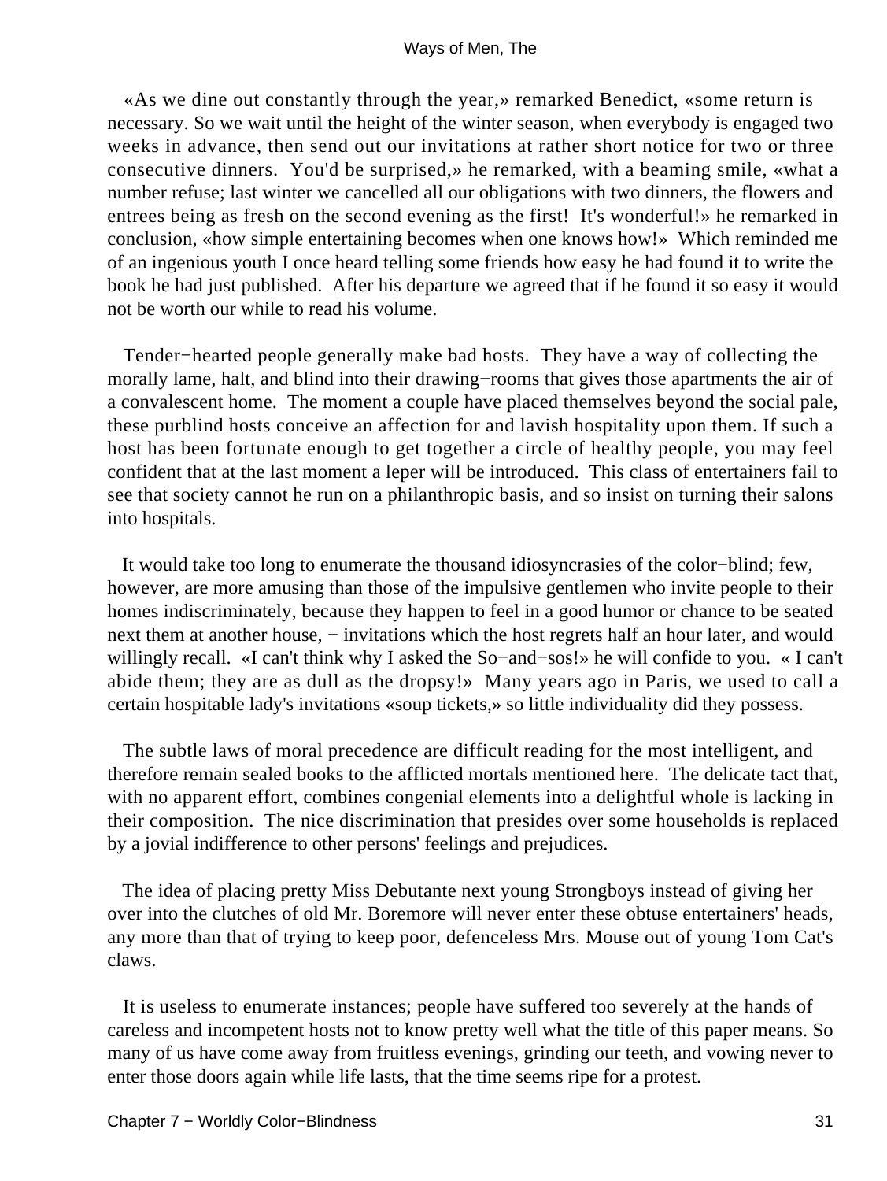«As we dine out constantly through the year,» remarked Benedict, «some return is necessary. So we wait until the height of the winter season, when everybody is engaged two weeks in advance, then send out our invitations at rather short notice for two or three consecutive dinners. You'd be surprised,» he remarked, with a beaming smile, «what a number refuse; last winter we cancelled all our obligations with two dinners, the flowers and entrees being as fresh on the second evening as the first! It's wonderful!» he remarked in conclusion, «how simple entertaining becomes when one knows how!» Which reminded me of an ingenious youth I once heard telling some friends how easy he had found it to write the book he had just published. After his departure we agreed that if he found it so easy it would not be worth our while to read his volume.

Tender−hearted people generally make bad hosts. They have a way of collecting the morally lame, halt, and blind into their drawing−rooms that gives those apartments the air of a convalescent home. The moment a couple have placed themselves beyond the social pale, these purblind hosts conceive an affection for and lavish hospitality upon them. If such a host has been fortunate enough to get together a circle of healthy people, you may feel confident that at the last moment a leper will be introduced. This class of entertainers fail to see that society cannot he run on a philanthropic basis, and so insist on turning their salons into hospitals.

It would take too long to enumerate the thousand idiosyncrasies of the color−blind; few, however, are more amusing than those of the impulsive gentlemen who invite people to their homes indiscriminately, because they happen to feel in a good humor or chance to be seated next them at another house, − invitations which the host regrets half an hour later, and would willingly recall. «I can't think why I asked the So−and−sos!» he will confide to you. « I can't abide them; they are as dull as the dropsy!» Many years ago in Paris, we used to call a certain hospitable lady's invitations «soup tickets,» so little individuality did they possess.

The subtle laws of moral precedence are difficult reading for the most intelligent, and therefore remain sealed books to the afflicted mortals mentioned here. The delicate tact that, with no apparent effort, combines congenial elements into a delightful whole is lacking in their composition. The nice discrimination that presides over some households is replaced by a jovial indifference to other persons' feelings and prejudices.

The idea of placing pretty Miss Debutante next young Strongboys instead of giving her over into the clutches of old Mr. Boremore will never enter these obtuse entertainers' heads, any more than that of trying to keep poor, defenceless Mrs. Mouse out of young Tom Cat's claws.

It is useless to enumerate instances; people have suffered too severely at the hands of careless and incompetent hosts not to know pretty well what the title of this paper means. So many of us have come away from fruitless evenings, grinding our teeth, and vowing never to enter those doors again while life lasts, that the time seems ripe for a protest.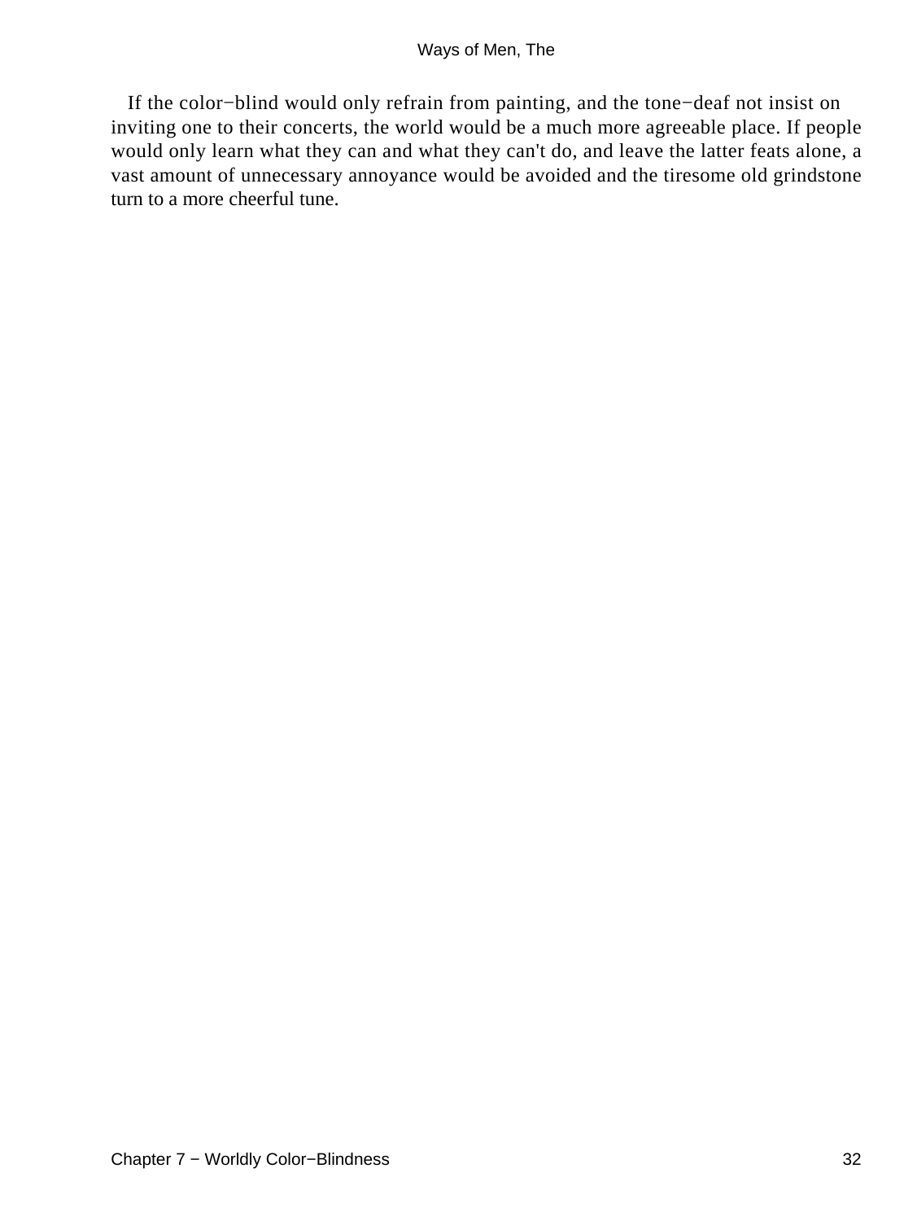If the color−blind would only refrain from painting, and the tone−deaf not insist on inviting one to their concerts, the world would be a much more agreeable place. If people would only learn what they can and what they can't do, and leave the latter feats alone, a vast amount of unnecessary annoyance would be avoided and the tiresome old grindstone turn to a more cheerful tune.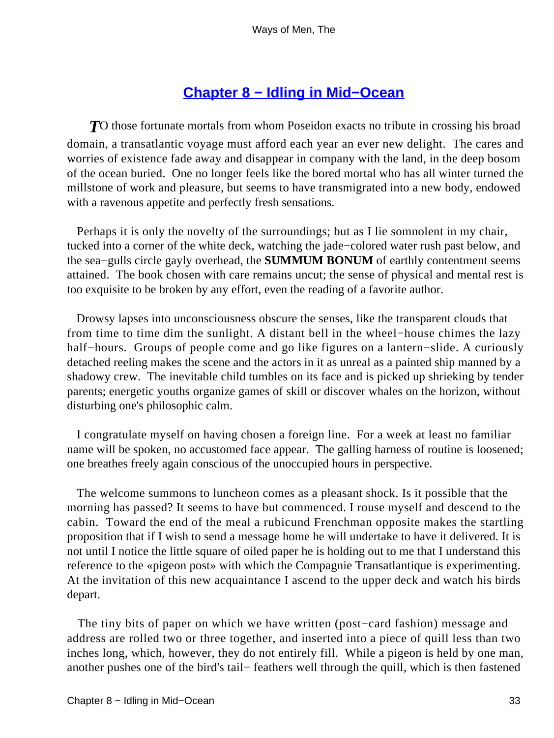## Chapter 8 − Idling in Mid−Ocean

TO those fortunate mortals from whom Poseidon exacts no tribute in crossing his broad domain, a transatlantic voyage must afford each year an ever new delight. The cares and worries of existence fade away and disappear in company with the land, in the deep bosom of the ocean buried. One no longer feels like the bored mortal who has all winter turned the millstone of work and pleasure, but seems to have transmigrated into a new body, endowed with a ravenous appetite and perfectly fresh sensations.

Perhaps it is only the novelty of the surroundings; but as I lie somnolent in my chair, tucked into a corner of the white deck, watching the jade−colored water rush past below, and the sea−gulls circle gayly overhead, the **SUMMUM BONUM** of earthly contentment seems attained. The book chosen with care remains uncut; the sense of physical and mental rest is too exquisite to be broken by any effort, even the reading of a favorite author.

Drowsy lapses into unconsciousness obscure the senses, like the transparent clouds that from time to time dim the sunlight. A distant bell in the wheel−house chimes the lazy half−hours. Groups of people come and go like figures on a lantern−slide. A curiously detached reeling makes the scene and the actors in it as unreal as a painted ship manned by a shadowy crew. The inevitable child tumbles on its face and is picked up shrieking by tender parents; energetic youths organize games of skill or discover whales on the horizon, without disturbing one's philosophic calm.

I congratulate myself on having chosen a foreign line. For a week at least no familiar name will be spoken, no accustomed face appear. The galling harness of routine is loosened; one breathes freely again conscious of the unoccupied hours in perspective.

The welcome summons to luncheon comes as a pleasant shock. Is it possible that the morning has passed? It seems to have but commenced. I rouse myself and descend to the cabin. Toward the end of the meal a rubicund Frenchman opposite makes the startling proposition that if I wish to send a message home he will undertake to have it delivered. It is not until I notice the little square of oiled paper he is holding out to me that I understand this reference to the «pigeon post» with which the Compagnie Transatlantique is experimenting. At the invitation of this new acquaintance I ascend to the upper deck and watch his birds depart.

The tiny bits of paper on which we have written (post−card fashion) message and address are rolled two or three together, and inserted into a piece of quill less than two inches long, which, however, they do not entirely fill. While a pigeon is held by one man, another pushes one of the bird's tail− feathers well through the quill, which is then fastened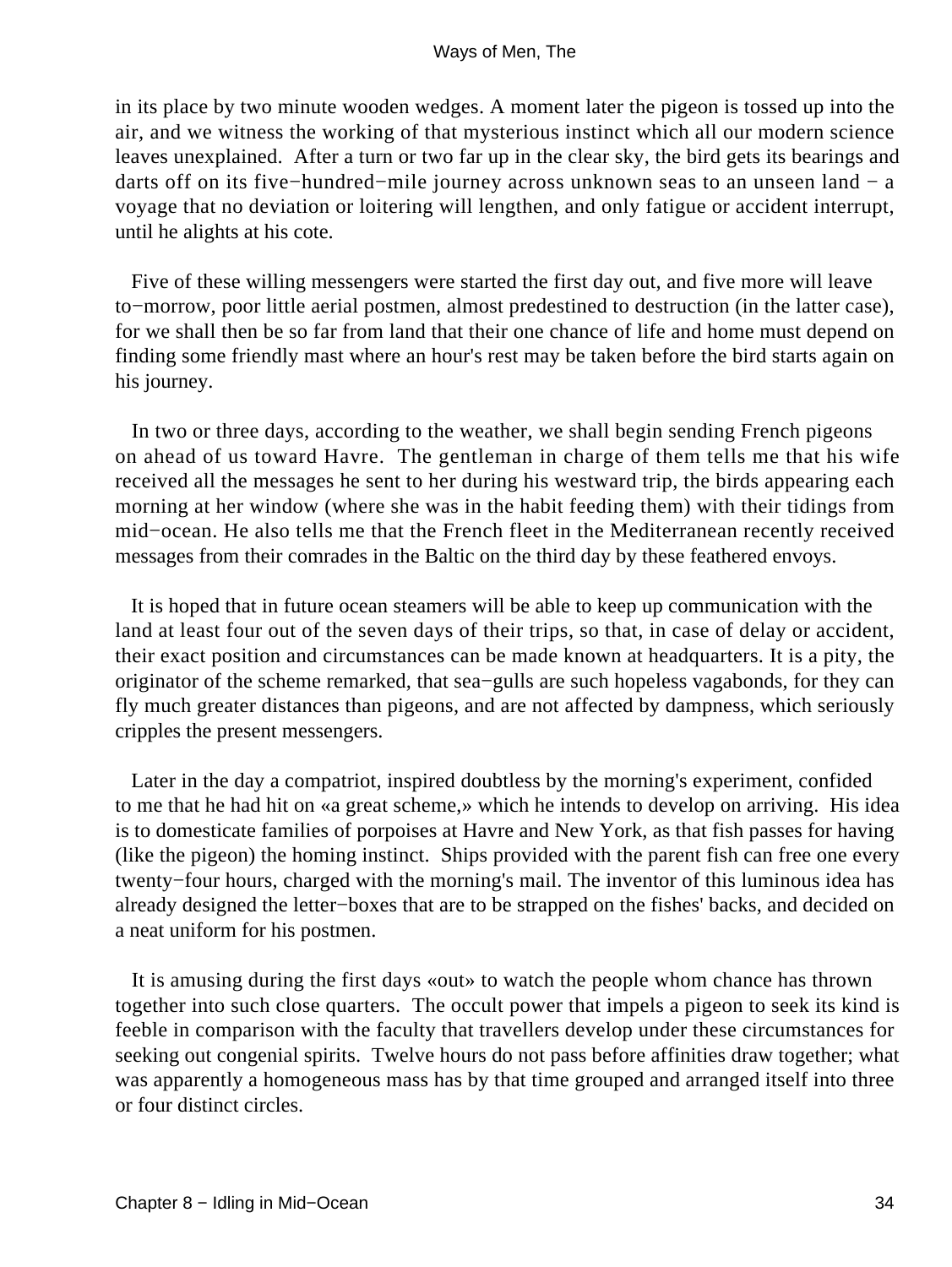in its place by two minute wooden wedges. A moment later the pigeon is tossed up into the air, and we witness the working of that mysterious instinct which all our modern science leaves unexplained. After a turn or two far up in the clear sky, the bird gets its bearings and darts off on its five−hundred−mile journey across unknown seas to an unseen land − a voyage that no deviation or loitering will lengthen, and only fatigue or accident interrupt, until he alights at his cote.

Five of these willing messengers were started the first day out, and five more will leave to−morrow, poor little aerial postmen, almost predestined to destruction (in the latter case), for we shall then be so far from land that their one chance of life and home must depend on finding some friendly mast where an hour's rest may be taken before the bird starts again on his journey.

In two or three days, according to the weather, we shall begin sending French pigeons on ahead of us toward Havre. The gentleman in charge of them tells me that his wife received all the messages he sent to her during his westward trip, the birds appearing each morning at her window (where she was in the habit feeding them) with their tidings from mid−ocean. He also tells me that the French fleet in the Mediterranean recently received messages from their comrades in the Baltic on the third day by these feathered envoys.

It is hoped that in future ocean steamers will be able to keep up communication with the land at least four out of the seven days of their trips, so that, in case of delay or accident, their exact position and circumstances can be made known at headquarters. It is a pity, the originator of the scheme remarked, that sea−gulls are such hopeless vagabonds, for they can fly much greater distances than pigeons, and are not affected by dampness, which seriously cripples the present messengers.

Later in the day a compatriot, inspired doubtless by the morning's experiment, confided to me that he had hit on «a great scheme,» which he intends to develop on arriving. His idea is to domesticate families of porpoises at Havre and New York, as that fish passes for having (like the pigeon) the homing instinct. Ships provided with the parent fish can free one every twenty−four hours, charged with the morning's mail. The inventor of this luminous idea has already designed the letter−boxes that are to be strapped on the fishes' backs, and decided on a neat uniform for his postmen.

It is amusing during the first days «out» to watch the people whom chance has thrown together into such close quarters. The occult power that impels a pigeon to seek its kind is feeble in comparison with the faculty that travellers develop under these circumstances for seeking out congenial spirits. Twelve hours do not pass before affinities draw together; what was apparently a homogeneous mass has by that time grouped and arranged itself into three or four distinct circles.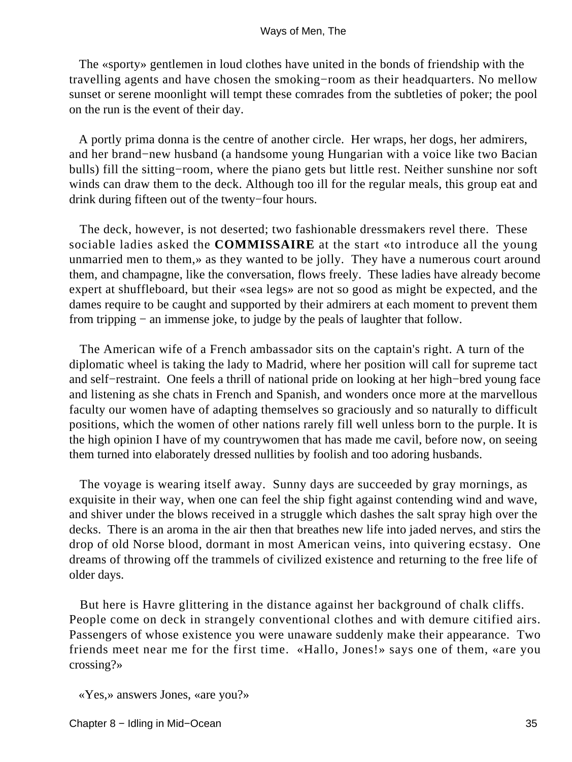The «sporty» gentlemen in loud clothes have united in the bonds of friendship with the travelling agents and have chosen the smoking−room as their headquarters. No mellow sunset or serene moonlight will tempt these comrades from the subtleties of poker; the pool on the run is the event of their day.

A portly prima donna is the centre of another circle. Her wraps, her dogs, her admirers, and her brand−new husband (a handsome young Hungarian with a voice like two Bacian bulls) fill the sitting−room, where the piano gets but little rest. Neither sunshine nor soft winds can draw them to the deck. Although too ill for the regular meals, this group eat and drink during fifteen out of the twenty−four hours.

The deck, however, is not deserted; two fashionable dressmakers revel there. These sociable ladies asked the **COMMISSAIRE** at the start «to introduce all the young unmarried men to them,» as they wanted to be jolly. They have a numerous court around them, and champagne, like the conversation, flows freely. These ladies have already become expert at shuffleboard, but their «sea legs» are not so good as might be expected, and the dames require to be caught and supported by their admirers at each moment to prevent them from tripping − an immense joke, to judge by the peals of laughter that follow.

The American wife of a French ambassador sits on the captain's right. A turn of the diplomatic wheel is taking the lady to Madrid, where her position will call for supreme tact and self−restraint. One feels a thrill of national pride on looking at her high−bred young face and listening as she chats in French and Spanish, and wonders once more at the marvellous faculty our women have of adapting themselves so graciously and so naturally to difficult positions, which the women of other nations rarely fill well unless born to the purple. It is the high opinion I have of my countrywomen that has made me cavil, before now, on seeing them turned into elaborately dressed nullities by foolish and too adoring husbands.

The voyage is wearing itself away. Sunny days are succeeded by gray mornings, as exquisite in their way, when one can feel the ship fight against contending wind and wave, and shiver under the blows received in a struggle which dashes the salt spray high over the decks. There is an aroma in the air then that breathes new life into jaded nerves, and stirs the drop of old Norse blood, dormant in most American veins, into quivering ecstasy. One dreams of throwing off the trammels of civilized existence and returning to the free life of older days.

But here is Havre glittering in the distance against her background of chalk cliffs. People come on deck in strangely conventional clothes and with demure citified airs. Passengers of whose existence you were unaware suddenly make their appearance. Two friends meet near me for the first time. «Hallo, Jones!» says one of them, «are you crossing?»

«Yes,» answers Jones, «are you?»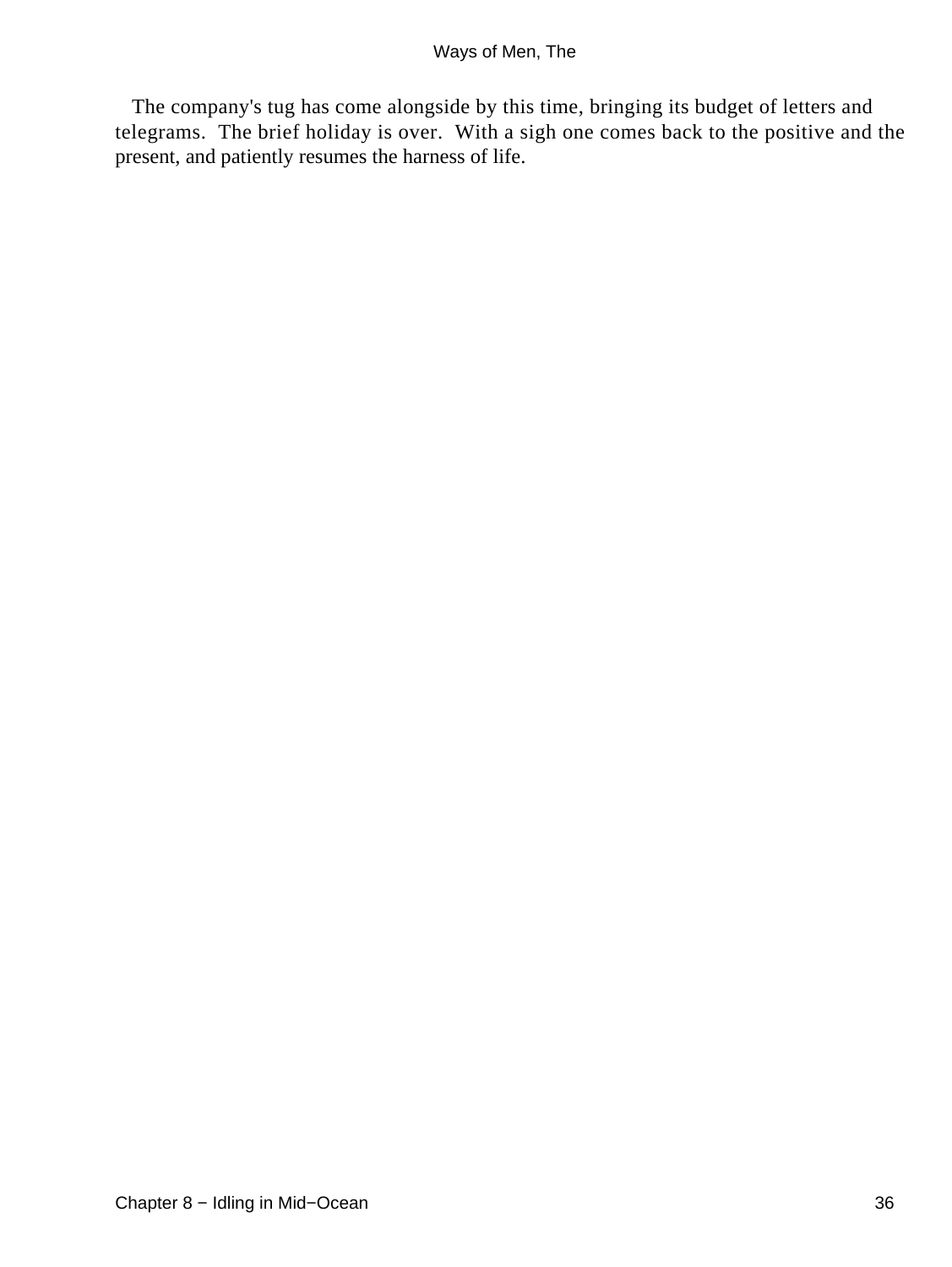The company's tug has come alongside by this time, bringing its budget of letters and telegrams. The brief holiday is over. With a sigh one comes back to the positive and the present, and patiently resumes the harness of life.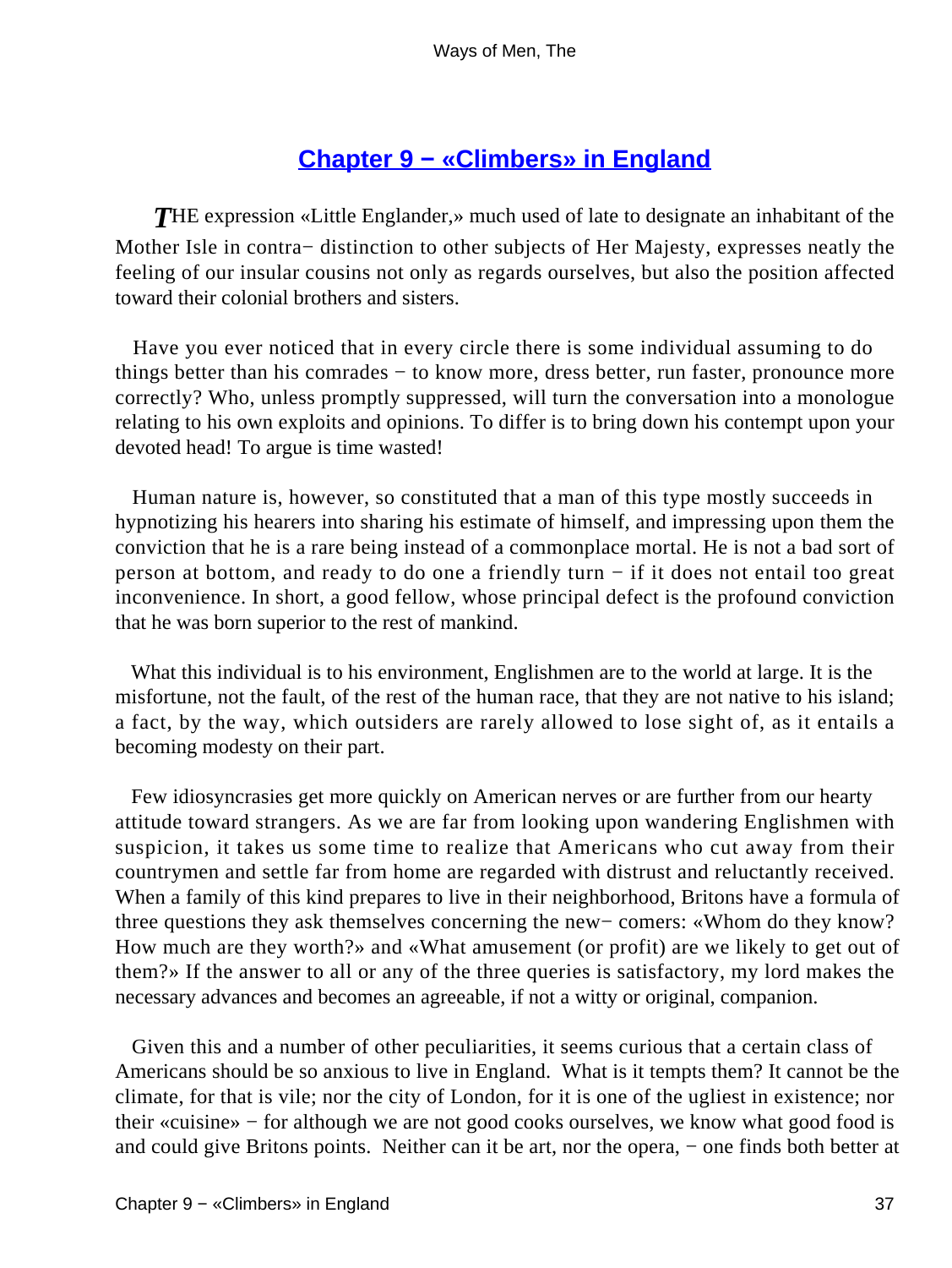## Chapter 9 − «Climbers» in England

*T*HE expression «Little Englander,» much used of late to designate an inhabitant of the Mother Isle in contra− distinction to other subjects of Her Majesty, expresses neatly the feeling of our insular cousins not only as regards ourselves, but also the position affected toward their colonial brothers and sisters.

Have you ever noticed that in every circle there is some individual assuming to do things better than his comrades − to know more, dress better, run faster, pronounce more correctly? Who, unless promptly suppressed, will turn the conversation into a monologue relating to his own exploits and opinions. To differ is to bring down his contempt upon your devoted head! To argue is time wasted!

Human nature is, however, so constituted that a man of this type mostly succeeds in hypnotizing his hearers into sharing his estimate of himself, and impressing upon them the conviction that he is a rare being instead of a commonplace mortal. He is not a bad sort of person at bottom, and ready to do one a friendly turn − if it does not entail too great inconvenience. In short, a good fellow, whose principal defect is the profound conviction that he was born superior to the rest of mankind.

What this individual is to his environment, Englishmen are to the world at large. It is the misfortune, not the fault, of the rest of the human race, that they are not native to his island; a fact, by the way, which outsiders are rarely allowed to lose sight of, as it entails a becoming modesty on their part.

Few idiosyncrasies get more quickly on American nerves or are further from our hearty attitude toward strangers. As we are far from looking upon wandering Englishmen with suspicion, it takes us some time to realize that Americans who cut away from their countrymen and settle far from home are regarded with distrust and reluctantly received. When a family of this kind prepares to live in their neighborhood, Britons have a formula of three questions they ask themselves concerning the new− comers: «Whom do they know? How much are they worth?» and «What amusement (or profit) are we likely to get out of them?» If the answer to all or any of the three queries is satisfactory, my lord makes the necessary advances and becomes an agreeable, if not a witty or original, companion.

Given this and a number of other peculiarities, it seems curious that a certain class of Americans should be so anxious to live in England. What is it tempts them? It cannot be the climate, for that is vile; nor the city of London, for it is one of the ugliest in existence; nor their «cuisine» − for although we are not good cooks ourselves, we know what good food is and could give Britons points. Neither can it be art, nor the opera, − one finds both better at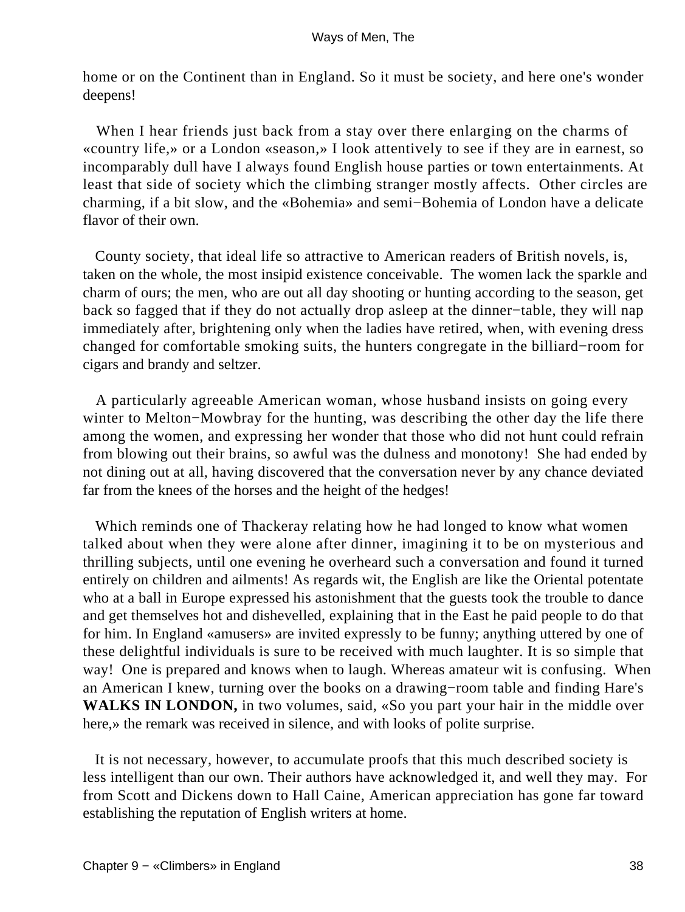home or on the Continent than in England. So it must be society, and here one's wonder deepens!

When I hear friends just back from a stay over there enlarging on the charms of «country life,» or a London «season,» I look attentively to see if they are in earnest, so incomparably dull have I always found English house parties or town entertainments. At least that side of society which the climbing stranger mostly affects. Other circles are charming, if a bit slow, and the «Bohemia» and semi−Bohemia of London have a delicate flavor of their own.

County society, that ideal life so attractive to American readers of British novels, is, taken on the whole, the most insipid existence conceivable. The women lack the sparkle and charm of ours; the men, who are out all day shooting or hunting according to the season, get back so fagged that if they do not actually drop asleep at the dinner−table, they will nap immediately after, brightening only when the ladies have retired, when, with evening dress changed for comfortable smoking suits, the hunters congregate in the billiard−room for cigars and brandy and seltzer.

A particularly agreeable American woman, whose husband insists on going every winter to Melton−Mowbray for the hunting, was describing the other day the life there among the women, and expressing her wonder that those who did not hunt could refrain from blowing out their brains, so awful was the dulness and monotony! She had ended by not dining out at all, having discovered that the conversation never by any chance deviated far from the knees of the horses and the height of the hedges!

Which reminds one of Thackeray relating how he had longed to know what women talked about when they were alone after dinner, imagining it to be on mysterious and thrilling subjects, until one evening he overheard such a conversation and found it turned entirely on children and ailments! As regards wit, the English are like the Oriental potentate who at a ball in Europe expressed his astonishment that the guests took the trouble to dance and get themselves hot and dishevelled, explaining that in the East he paid people to do that for him. In England «amusers» are invited expressly to be funny; anything uttered by one of these delightful individuals is sure to be received with much laughter. It is so simple that way! One is prepared and knows when to laugh. Whereas amateur wit is confusing. When an American I knew, turning over the books on a drawing−room table and finding Hare's **WALKS IN LONDON,** in two volumes, said, «So you part your hair in the middle over here,» the remark was received in silence, and with looks of polite surprise.

It is not necessary, however, to accumulate proofs that this much described society is less intelligent than our own. Their authors have acknowledged it, and well they may. For from Scott and Dickens down to Hall Caine, American appreciation has gone far toward establishing the reputation of English writers at home.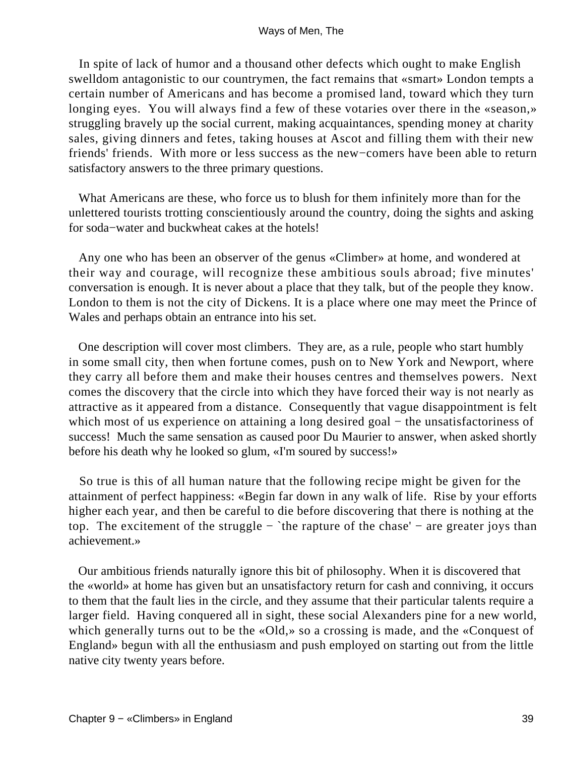In spite of lack of humor and a thousand other defects which ought to make English swelldom antagonistic to our countrymen, the fact remains that «smart» London tempts a certain number of Americans and has become a promised land, toward which they turn longing eyes. You will always find a few of these votaries over there in the «season,» struggling bravely up the social current, making acquaintances, spending money at charity sales, giving dinners and fetes, taking houses at Ascot and filling them with their new friends' friends. With more or less success as the new−comers have been able to return satisfactory answers to the three primary questions.

What Americans are these, who force us to blush for them infinitely more than for the unlettered tourists trotting conscientiously around the country, doing the sights and asking for soda−water and buckwheat cakes at the hotels!

Any one who has been an observer of the genus «Climber» at home, and wondered at their way and courage, will recognize these ambitious souls abroad; five minutes' conversation is enough. It is never about a place that they talk, but of the people they know. London to them is not the city of Dickens. It is a place where one may meet the Prince of Wales and perhaps obtain an entrance into his set.

One description will cover most climbers. They are, as a rule, people who start humbly in some small city, then when fortune comes, push on to New York and Newport, where they carry all before them and make their houses centres and themselves powers. Next comes the discovery that the circle into which they have forced their way is not nearly as attractive as it appeared from a distance. Consequently that vague disappointment is felt which most of us experience on attaining a long desired goal − the unsatisfactoriness of success! Much the same sensation as caused poor Du Maurier to answer, when asked shortly before his death why he looked so glum, «I'm soured by success!»

So true is this of all human nature that the following recipe might be given for the attainment of perfect happiness: «Begin far down in any walk of life. Rise by your efforts higher each year, and then be careful to die before discovering that there is nothing at the top. The excitement of the struggle − `the rapture of the chase' − are greater joys than achievement.»

Our ambitious friends naturally ignore this bit of philosophy. When it is discovered that the «world» at home has given but an unsatisfactory return for cash and conniving, it occurs to them that the fault lies in the circle, and they assume that their particular talents require a larger field. Having conquered all in sight, these social Alexanders pine for a new world, which generally turns out to be the «Old,» so a crossing is made, and the «Conquest of England» begun with all the enthusiasm and push employed on starting out from the little native city twenty years before.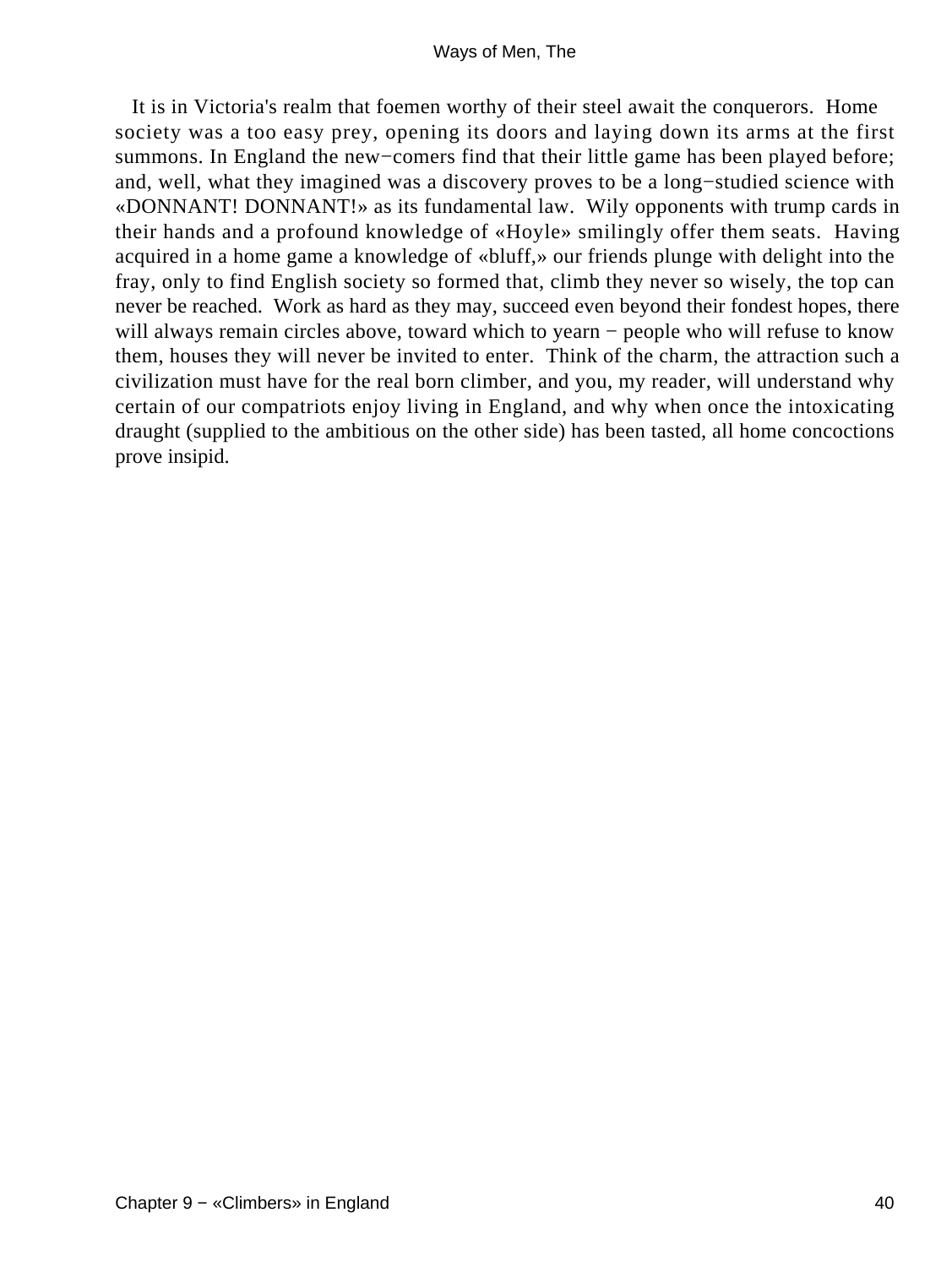It is in Victoria's realm that foemen worthy of their steel await the conquerors. Home society was a too easy prey, opening its doors and laying down its arms at the first summons. In England the new−comers find that their little game has been played before; and, well, what they imagined was a discovery proves to be a long−studied science with «DONNANT! DONNANT!» as its fundamental law. Wily opponents with trump cards in their hands and a profound knowledge of «Hoyle» smilingly offer them seats. Having acquired in a home game a knowledge of «bluff,» our friends plunge with delight into the fray, only to find English society so formed that, climb they never so wisely, the top can never be reached. Work as hard as they may, succeed even beyond their fondest hopes, there will always remain circles above, toward which to yearn − people who will refuse to know them, houses they will never be invited to enter. Think of the charm, the attraction such a civilization must have for the real born climber, and you, my reader, will understand why certain of our compatriots enjoy living in England, and why when once the intoxicating draught (supplied to the ambitious on the other side) has been tasted, all home concoctions prove insipid.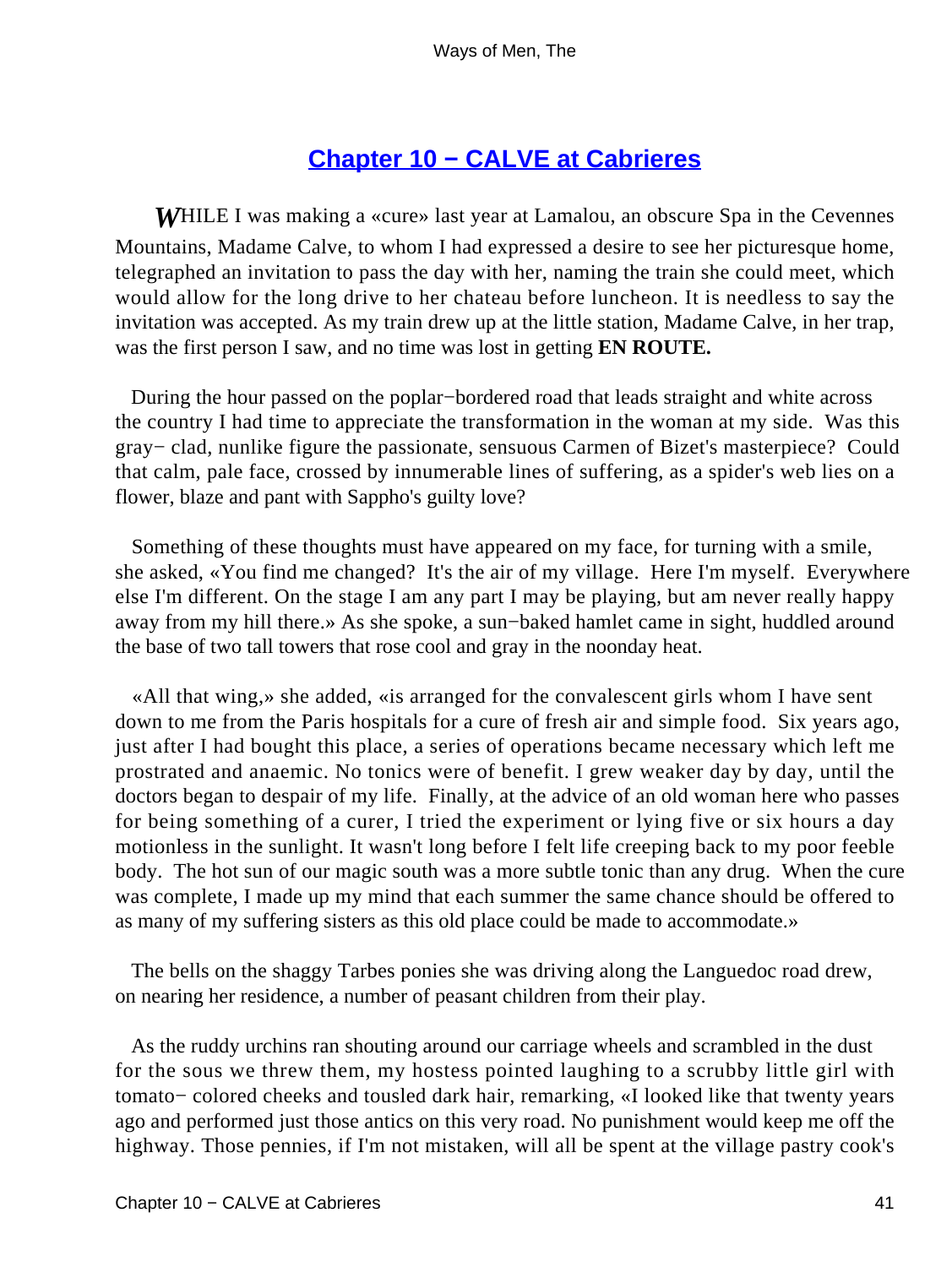## Chapter 10 − CALVE at Cabrieres

*W*HILE I was making a «cure» last year at Lamalou, an obscure Spa in the Cevennes Mountains, Madame Calve, to whom I had expressed a desire to see her picturesque home, telegraphed an invitation to pass the day with her, naming the train she could meet, which would allow for the long drive to her chateau before luncheon. It is needless to say the invitation was accepted. As my train drew up at the little station, Madame Calve, in her trap, was the first person I saw, and no time was lost in getting **EN ROUTE.**

During the hour passed on the poplar−bordered road that leads straight and white across the country I had time to appreciate the transformation in the woman at my side. Was this gray− clad, nunlike figure the passionate, sensuous Carmen of Bizet's masterpiece? Could that calm, pale face, crossed by innumerable lines of suffering, as a spider's web lies on a flower, blaze and pant with Sappho's guilty love?

Something of these thoughts must have appeared on my face, for turning with a smile, she asked, «You find me changed? It's the air of my village. Here I'm myself. Everywhere else I'm different. On the stage I am any part I may be playing, but am never really happy away from my hill there.» As she spoke, a sun−baked hamlet came in sight, huddled around the base of two tall towers that rose cool and gray in the noonday heat.

«All that wing,» she added, «is arranged for the convalescent girls whom I have sent down to me from the Paris hospitals for a cure of fresh air and simple food. Six years ago, just after I had bought this place, a series of operations became necessary which left me prostrated and anaemic. No tonics were of benefit. I grew weaker day by day, until the doctors began to despair of my life. Finally, at the advice of an old woman here who passes for being something of a curer, I tried the experiment or lying five or six hours a day motionless in the sunlight. It wasn't long before I felt life creeping back to my poor feeble body. The hot sun of our magic south was a more subtle tonic than any drug. When the cure was complete, I made up my mind that each summer the same chance should be offered to as many of my suffering sisters as this old place could be made to accommodate.»

The bells on the shaggy Tarbes ponies she was driving along the Languedoc road drew, on nearing her residence, a number of peasant children from their play.

As the ruddy urchins ran shouting around our carriage wheels and scrambled in the dust for the sous we threw them, my hostess pointed laughing to a scrubby little girl with tomato− colored cheeks and tousled dark hair, remarking, «I looked like that twenty years ago and performed just those antics on this very road. No punishment would keep me off the highway. Those pennies, if I'm not mistaken, will all be spent at the village pastry cook's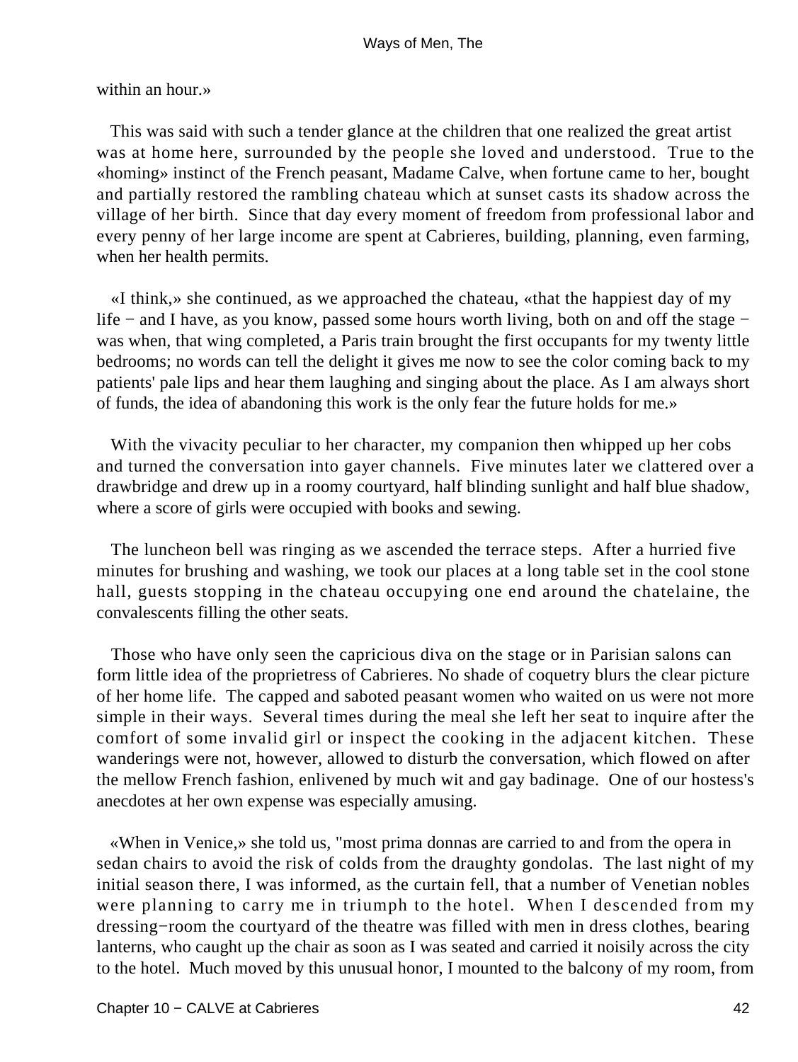within an hour.»

This was said with such a tender glance at the children that one realized the great artist was at home here, surrounded by the people she loved and understood. True to the «homing» instinct of the French peasant, Madame Calve, when fortune came to her, bought and partially restored the rambling chateau which at sunset casts its shadow across the village of her birth. Since that day every moment of freedom from professional labor and every penny of her large income are spent at Cabrieres, building, planning, even farming, when her health permits.

«I think,» she continued, as we approached the chateau, «that the happiest day of my life − and I have, as you know, passed some hours worth living, both on and off the stage − was when, that wing completed, a Paris train brought the first occupants for my twenty little bedrooms; no words can tell the delight it gives me now to see the color coming back to my patients' pale lips and hear them laughing and singing about the place. As I am always short of funds, the idea of abandoning this work is the only fear the future holds for me.»

With the vivacity peculiar to her character, my companion then whipped up her cobs and turned the conversation into gayer channels. Five minutes later we clattered over a drawbridge and drew up in a roomy courtyard, half blinding sunlight and half blue shadow, where a score of girls were occupied with books and sewing.

The luncheon bell was ringing as we ascended the terrace steps. After a hurried five minutes for brushing and washing, we took our places at a long table set in the cool stone hall, guests stopping in the chateau occupying one end around the chatelaine, the convalescents filling the other seats.

Those who have only seen the capricious diva on the stage or in Parisian salons can form little idea of the proprietress of Cabrieres. No shade of coquetry blurs the clear picture of her home life. The capped and saboted peasant women who waited on us were not more simple in their ways. Several times during the meal she left her seat to inquire after the comfort of some invalid girl or inspect the cooking in the adjacent kitchen. These wanderings were not, however, allowed to disturb the conversation, which flowed on after the mellow French fashion, enlivened by much wit and gay badinage. One of our hostess's anecdotes at her own expense was especially amusing.

«When in Venice,» she told us, "most prima donnas are carried to and from the opera in sedan chairs to avoid the risk of colds from the draughty gondolas. The last night of my initial season there, I was informed, as the curtain fell, that a number of Venetian nobles were planning to carry me in triumph to the hotel. When I descended from my dressing−room the courtyard of the theatre was filled with men in dress clothes, bearing lanterns, who caught up the chair as soon as I was seated and carried it noisily across the city to the hotel. Much moved by this unusual honor, I mounted to the balcony of my room, from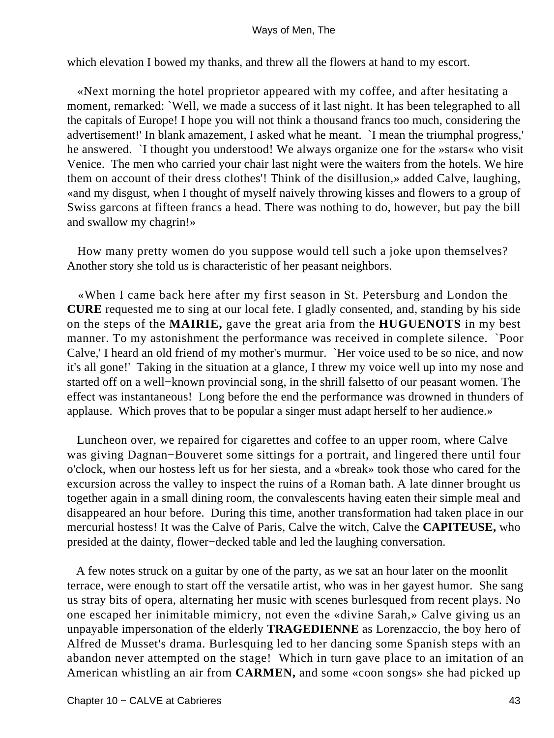which elevation I bowed my thanks, and threw all the flowers at hand to my escort.

«Next morning the hotel proprietor appeared with my coffee, and after hesitating a moment, remarked: `Well, we made a success of it last night. It has been telegraphed to all the capitals of Europe! I hope you will not think a thousand francs too much, considering the advertisement!' In blank amazement, I asked what he meant. `I mean the triumphal progress,' he answered. `I thought you understood! We always organize one for the »stars« who visit Venice. The men who carried your chair last night were the waiters from the hotels. We hire them on account of their dress clothes'! Think of the disillusion,» added Calve, laughing, «and my disgust, when I thought of myself naively throwing kisses and flowers to a group of Swiss garcons at fifteen francs a head. There was nothing to do, however, but pay the bill and swallow my chagrin!»

How many pretty women do you suppose would tell such a joke upon themselves? Another story she told us is characteristic of her peasant neighbors.

«When I came back here after my first season in St. Petersburg and London the **CURE** requested me to sing at our local fete. I gladly consented, and, standing by his side on the steps of the **MAIRIE,** gave the great aria from the **HUGUENOTS** in my best manner. To my astonishment the performance was received in complete silence. `Poor Calve,' I heard an old friend of my mother's murmur. `Her voice used to be so nice, and now it's all gone!' Taking in the situation at a glance, I threw my voice well up into my nose and started off on a well−known provincial song, in the shrill falsetto of our peasant women. The effect was instantaneous! Long before the end the performance was drowned in thunders of applause. Which proves that to be popular a singer must adapt herself to her audience.»

Luncheon over, we repaired for cigarettes and coffee to an upper room, where Calve was giving Dagnan−Bouveret some sittings for a portrait, and lingered there until four o'clock, when our hostess left us for her siesta, and a «break» took those who cared for the excursion across the valley to inspect the ruins of a Roman bath. A late dinner brought us together again in a small dining room, the convalescents having eaten their simple meal and disappeared an hour before. During this time, another transformation had taken place in our mercurial hostess! It was the Calve of Paris, Calve the witch, Calve the **CAPITEUSE,** who presided at the dainty, flower−decked table and led the laughing conversation.

A few notes struck on a guitar by one of the party, as we sat an hour later on the moonlit terrace, were enough to start off the versatile artist, who was in her gayest humor. She sang us stray bits of opera, alternating her music with scenes burlesqued from recent plays. No one escaped her inimitable mimicry, not even the «divine Sarah,» Calve giving us an unpayable impersonation of the elderly **TRAGEDIENNE** as Lorenzaccio, the boy hero of Alfred de Musset's drama. Burlesquing led to her dancing some Spanish steps with an abandon never attempted on the stage! Which in turn gave place to an imitation of an American whistling an air from **CARMEN,** and some «coon songs» she had picked up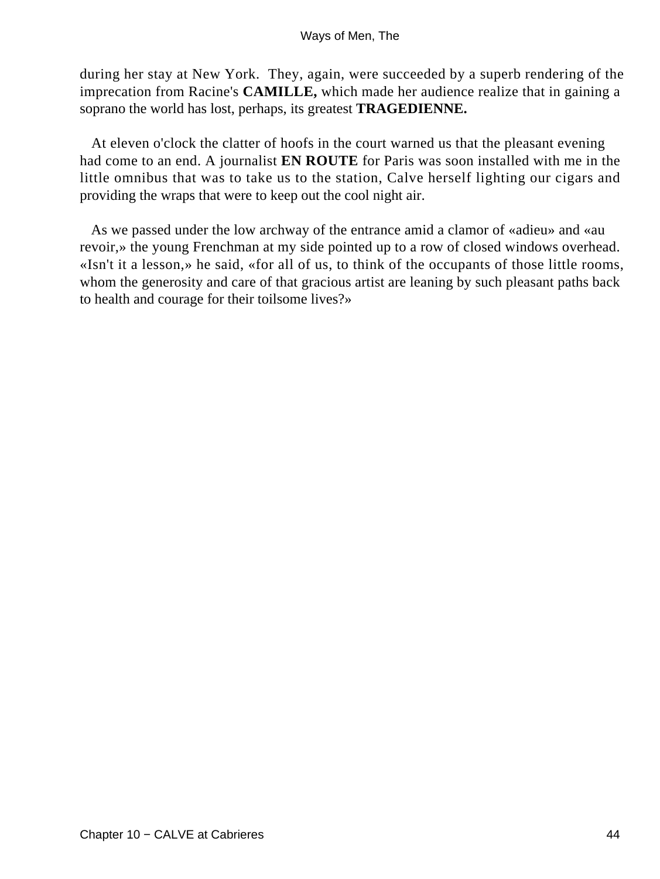during her stay at New York.  They, again, were succeeded by a superb rendering of the imprecation from Racine's **CAMILLE,** which made her audience realize that in gaining a soprano the world has lost, perhaps, its greatest **TRAGEDIENNE.**

At eleven o'clock the clatter of hoofs in the court warned us that the pleasant evening had come to an end. A journalist **EN ROUTE** for Paris was soon installed with me in the little omnibus that was to take us to the station, Calve herself lighting our cigars and providing the wraps that were to keep out the cool night air.

As we passed under the low archway of the entrance amid a clamor of «adieu» and «au revoir,» the young Frenchman at my side pointed up to a row of closed windows overhead. «Isn't it a lesson,» he said, «for all of us, to think of the occupants of those little rooms, whom the generosity and care of that gracious artist are leaning by such pleasant paths back to health and courage for their toilsome lives?»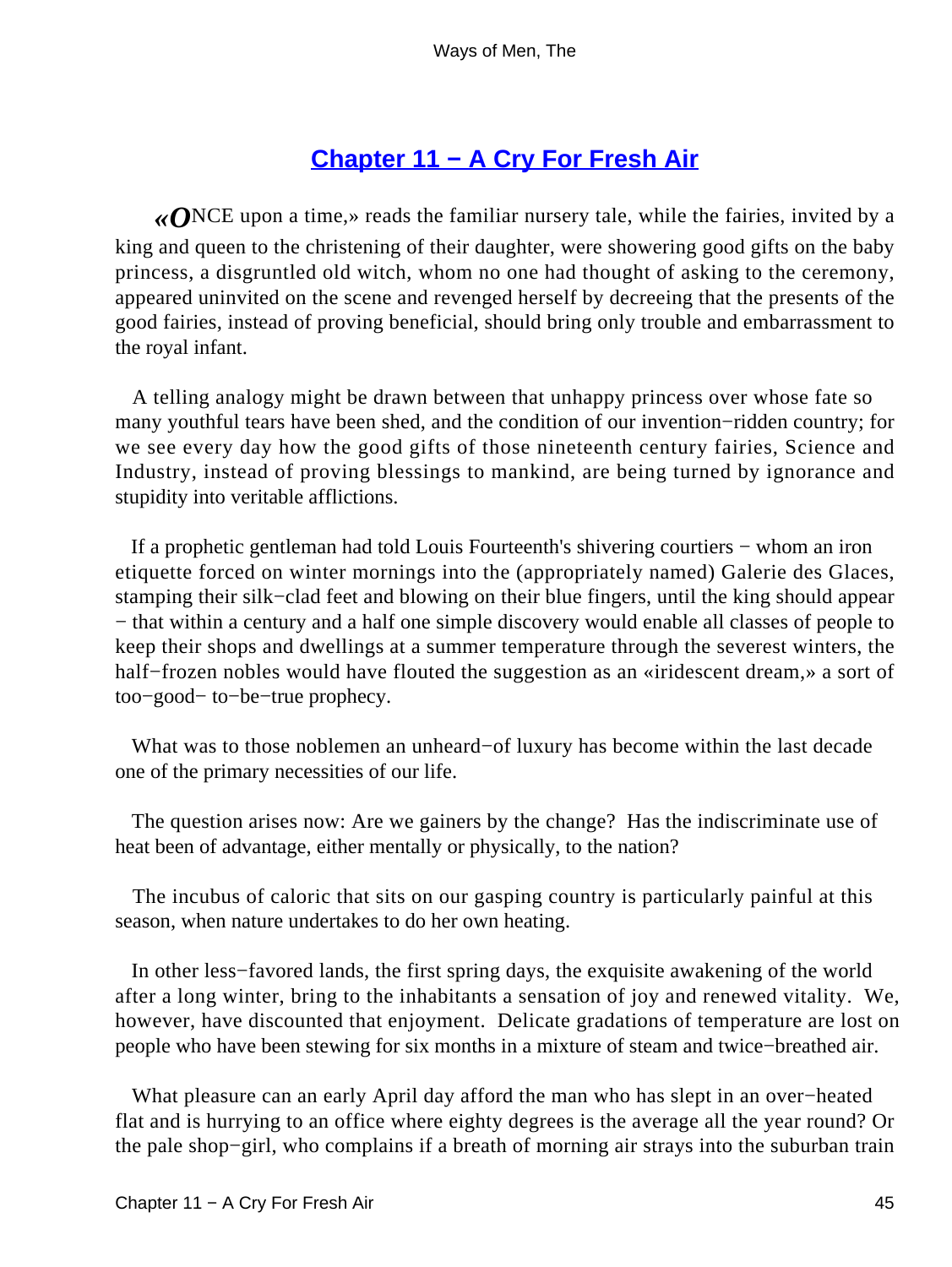## Chapter 11 − A Cry For Fresh Air

«ONCE upon a time,» reads the familiar nursery tale, while the fairies, invited by a king and queen to the christening of their daughter, were showering good gifts on the baby princess, a disgruntled old witch, whom no one had thought of asking to the ceremony, appeared uninvited on the scene and revenged herself by decreeing that the presents of the good fairies, instead of proving beneficial, should bring only trouble and embarrassment to the royal infant.

A telling analogy might be drawn between that unhappy princess over whose fate so many youthful tears have been shed, and the condition of our invention−ridden country; for we see every day how the good gifts of those nineteenth century fairies, Science and Industry, instead of proving blessings to mankind, are being turned by ignorance and stupidity into veritable afflictions.

If a prophetic gentleman had told Louis Fourteenth's shivering courtiers − whom an iron etiquette forced on winter mornings into the (appropriately named) Galerie des Glaces, stamping their silk−clad feet and blowing on their blue fingers, until the king should appear − that within a century and a half one simple discovery would enable all classes of people to keep their shops and dwellings at a summer temperature through the severest winters, the half−frozen nobles would have flouted the suggestion as an «iridescent dream,» a sort of too−good− to−be−true prophecy.

What was to those noblemen an unheard−of luxury has become within the last decade one of the primary necessities of our life.

The question arises now: Are we gainers by the change? Has the indiscriminate use of heat been of advantage, either mentally or physically, to the nation?

The incubus of caloric that sits on our gasping country is particularly painful at this season, when nature undertakes to do her own heating.

In other less−favored lands, the first spring days, the exquisite awakening of the world after a long winter, bring to the inhabitants a sensation of joy and renewed vitality. We, however, have discounted that enjoyment. Delicate gradations of temperature are lost on people who have been stewing for six months in a mixture of steam and twice−breathed air.

What pleasure can an early April day afford the man who has slept in an over−heated flat and is hurrying to an office where eighty degrees is the average all the year round? Or the pale shop−girl, who complains if a breath of morning air strays into the suburban train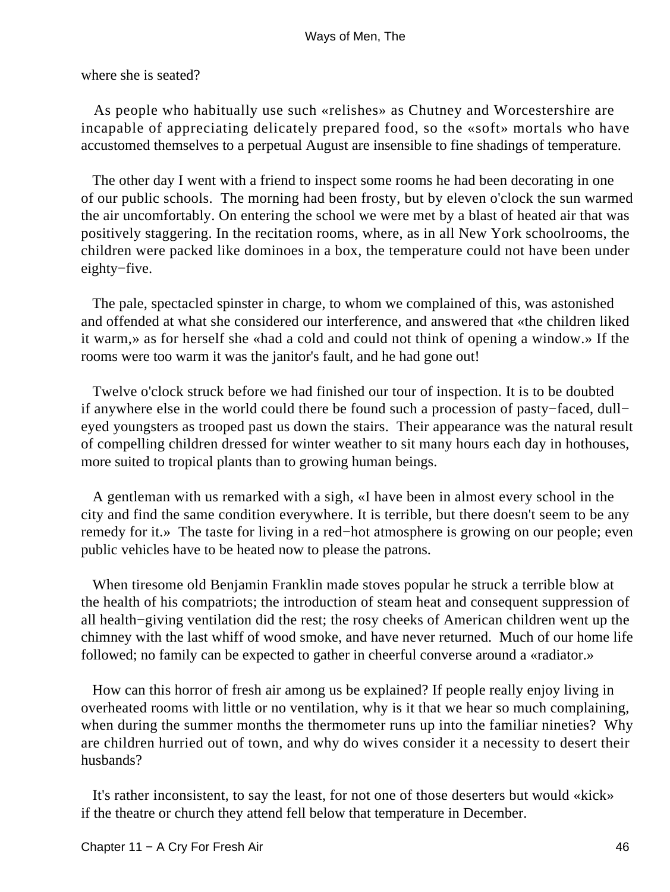where she is seated?

As people who habitually use such «relishes» as Chutney and Worcestershire are incapable of appreciating delicately prepared food, so the «soft» mortals who have accustomed themselves to a perpetual August are insensible to fine shadings of temperature.

The other day I went with a friend to inspect some rooms he had been decorating in one of our public schools. The morning had been frosty, but by eleven o'clock the sun warmed the air uncomfortably. On entering the school we were met by a blast of heated air that was positively staggering. In the recitation rooms, where, as in all New York schoolrooms, the children were packed like dominoes in a box, the temperature could not have been under eighty−five.

The pale, spectacled spinster in charge, to whom we complained of this, was astonished and offended at what she considered our interference, and answered that «the children liked it warm,» as for herself she «had a cold and could not think of opening a window.» If the rooms were too warm it was the janitor's fault, and he had gone out!

Twelve o'clock struck before we had finished our tour of inspection. It is to be doubted if anywhere else in the world could there be found such a procession of pasty−faced, dull−eyed youngsters as trooped past us down the stairs. Their appearance was the natural result of compelling children dressed for winter weather to sit many hours each day in hothouses, more suited to tropical plants than to growing human beings.

A gentleman with us remarked with a sigh, «I have been in almost every school in the city and find the same condition everywhere. It is terrible, but there doesn't seem to be any remedy for it.» The taste for living in a red−hot atmosphere is growing on our people; even public vehicles have to be heated now to please the patrons.

When tiresome old Benjamin Franklin made stoves popular he struck a terrible blow at the health of his compatriots; the introduction of steam heat and consequent suppression of all health−giving ventilation did the rest; the rosy cheeks of American children went up the chimney with the last whiff of wood smoke, and have never returned. Much of our home life followed; no family can be expected to gather in cheerful converse around a «radiator.»

How can this horror of fresh air among us be explained? If people really enjoy living in overheated rooms with little or no ventilation, why is it that we hear so much complaining, when during the summer months the thermometer runs up into the familiar nineties? Why are children hurried out of town, and why do wives consider it a necessity to desert their husbands?

It's rather inconsistent, to say the least, for not one of those deserters but would «kick» if the theatre or church they attend fell below that temperature in December.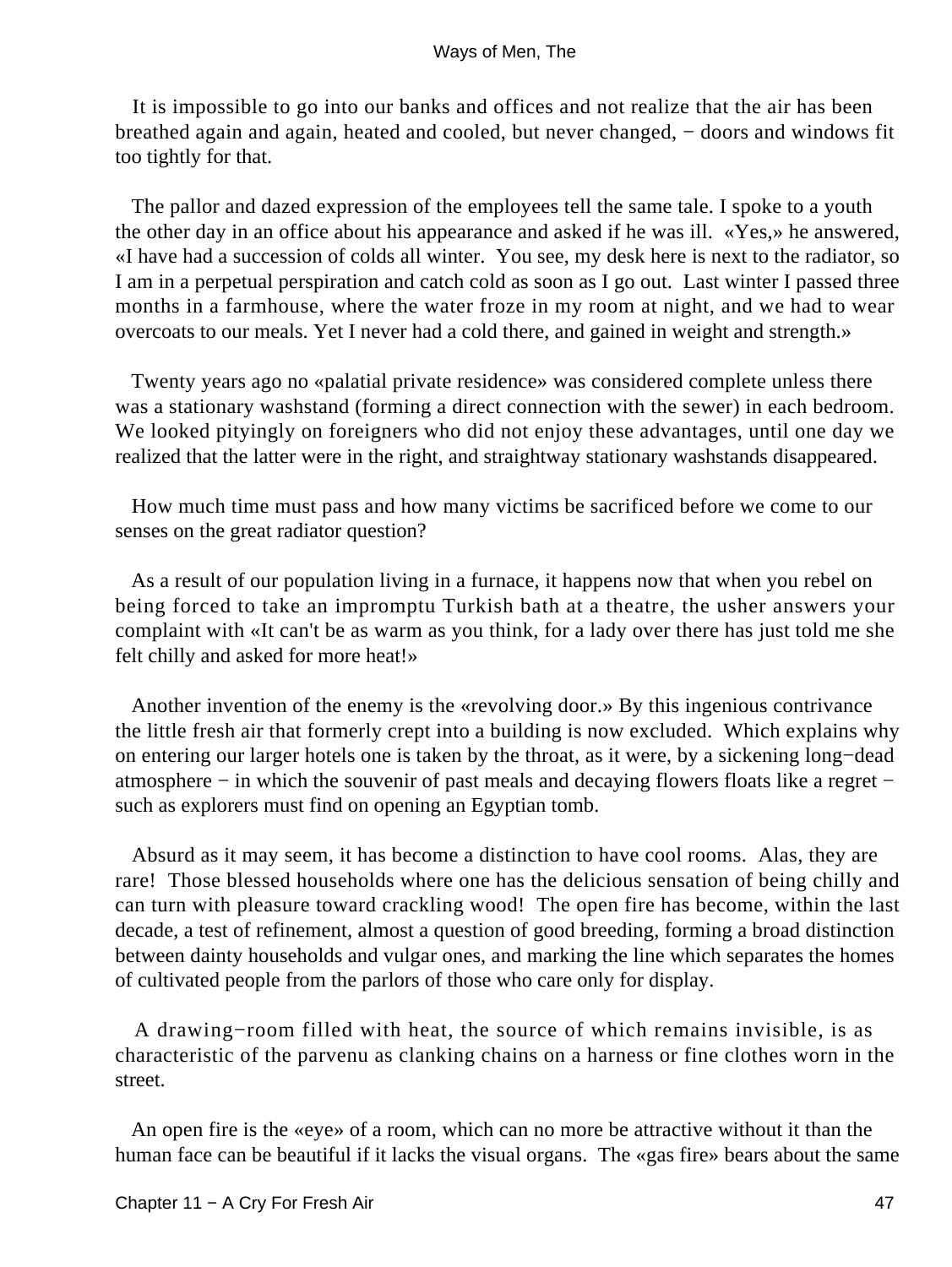It is impossible to go into our banks and offices and not realize that the air has been breathed again and again, heated and cooled, but never changed, − doors and windows fit too tightly for that.

The pallor and dazed expression of the employees tell the same tale. I spoke to a youth the other day in an office about his appearance and asked if he was ill. «Yes,» he answered, «I have had a succession of colds all winter. You see, my desk here is next to the radiator, so I am in a perpetual perspiration and catch cold as soon as I go out. Last winter I passed three months in a farmhouse, where the water froze in my room at night, and we had to wear overcoats to our meals. Yet I never had a cold there, and gained in weight and strength.»

Twenty years ago no «palatial private residence» was considered complete unless there was a stationary washstand (forming a direct connection with the sewer) in each bedroom. We looked pityingly on foreigners who did not enjoy these advantages, until one day we realized that the latter were in the right, and straightway stationary washstands disappeared.

How much time must pass and how many victims be sacrificed before we come to our senses on the great radiator question?

As a result of our population living in a furnace, it happens now that when you rebel on being forced to take an impromptu Turkish bath at a theatre, the usher answers your complaint with «It can't be as warm as you think, for a lady over there has just told me she felt chilly and asked for more heat!»

Another invention of the enemy is the «revolving door.» By this ingenious contrivance the little fresh air that formerly crept into a building is now excluded. Which explains why on entering our larger hotels one is taken by the throat, as it were, by a sickening long−dead atmosphere − in which the souvenir of past meals and decaying flowers floats like a regret − such as explorers must find on opening an Egyptian tomb.

Absurd as it may seem, it has become a distinction to have cool rooms. Alas, they are rare! Those blessed households where one has the delicious sensation of being chilly and can turn with pleasure toward crackling wood! The open fire has become, within the last decade, a test of refinement, almost a question of good breeding, forming a broad distinction between dainty households and vulgar ones, and marking the line which separates the homes of cultivated people from the parlors of those who care only for display.

A drawing−room filled with heat, the source of which remains invisible, is as characteristic of the parvenu as clanking chains on a harness or fine clothes worn in the street.

An open fire is the «eye» of a room, which can no more be attractive without it than the human face can be beautiful if it lacks the visual organs. The «gas fire» bears about the same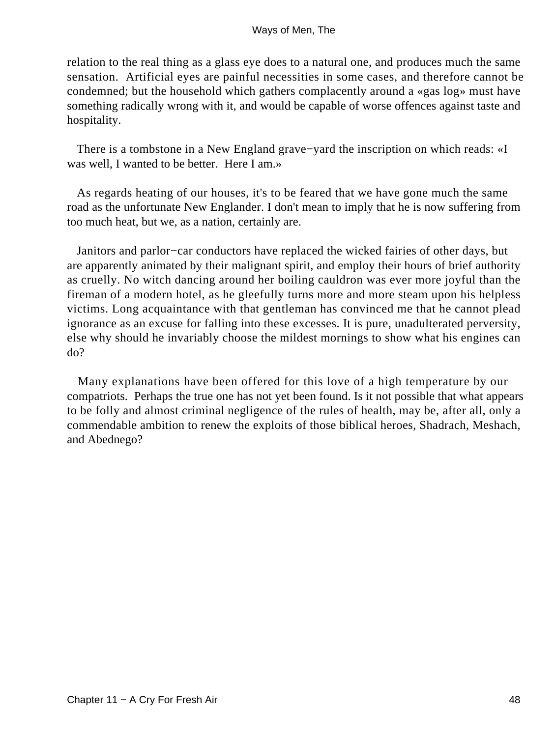relation to the real thing as a glass eye does to a natural one, and produces much the same sensation. Artificial eyes are painful necessities in some cases, and therefore cannot be condemned; but the household which gathers complacently around a «gas log» must have something radically wrong with it, and would be capable of worse offences against taste and hospitality.

There is a tombstone in a New England grave−yard the inscription on which reads: «I was well, I wanted to be better. Here I am.»

As regards heating of our houses, it's to be feared that we have gone much the same road as the unfortunate New Englander. I don't mean to imply that he is now suffering from too much heat, but we, as a nation, certainly are.

Janitors and parlor−car conductors have replaced the wicked fairies of other days, but are apparently animated by their malignant spirit, and employ their hours of brief authority as cruelly. No witch dancing around her boiling cauldron was ever more joyful than the fireman of a modern hotel, as he gleefully turns more and more steam upon his helpless victims. Long acquaintance with that gentleman has convinced me that he cannot plead ignorance as an excuse for falling into these excesses. It is pure, unadulterated perversity, else why should he invariably choose the mildest mornings to show what his engines can do?

Many explanations have been offered for this love of a high temperature by our compatriots. Perhaps the true one has not yet been found. Is it not possible that what appears to be folly and almost criminal negligence of the rules of health, may be, after all, only a commendable ambition to renew the exploits of those biblical heroes, Shadrach, Meshach, and Abednego?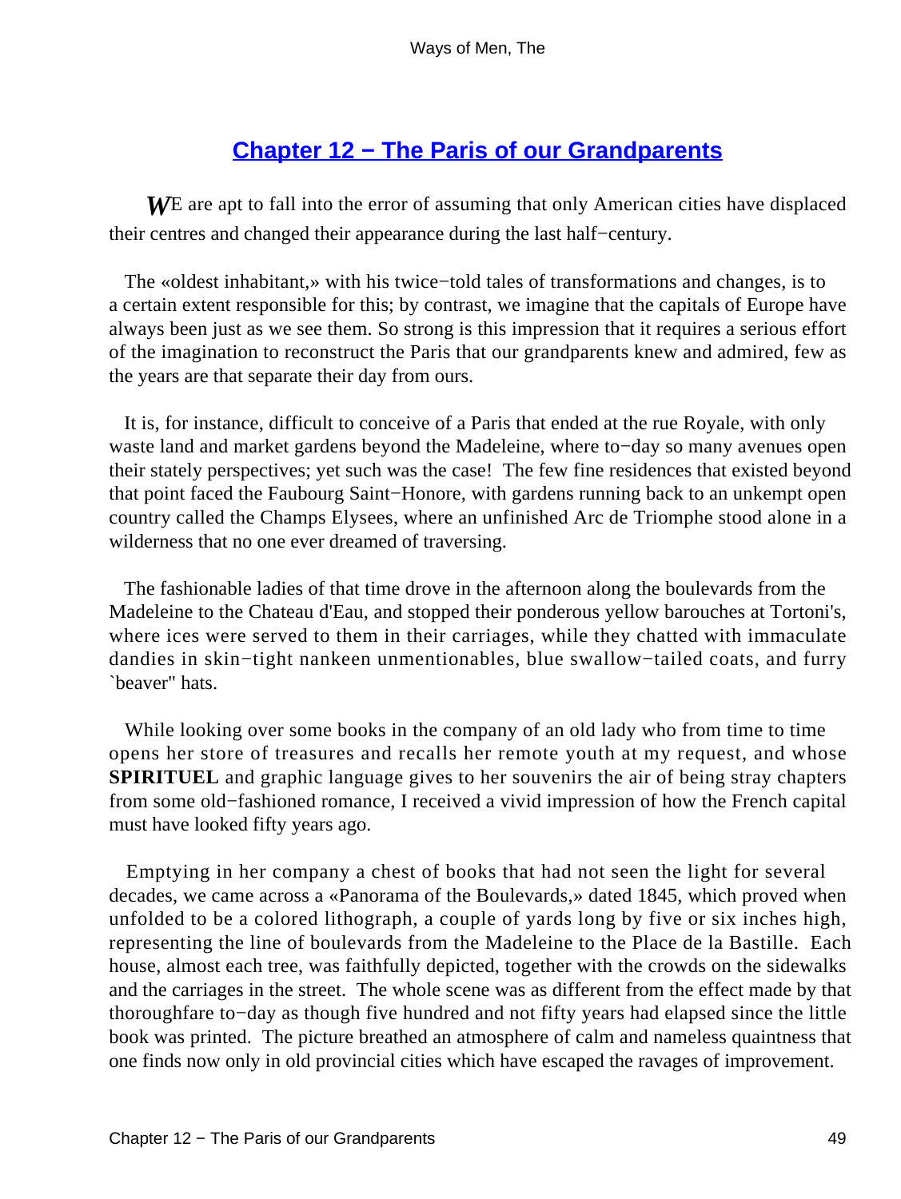## Chapter 12 − The Paris of our Grandparents

*W*E are apt to fall into the error of assuming that only American cities have displaced their centres and changed their appearance during the last half−century.

The «oldest inhabitant,» with his twice−told tales of transformations and changes, is to a certain extent responsible for this; by contrast, we imagine that the capitals of Europe have always been just as we see them. So strong is this impression that it requires a serious effort of the imagination to reconstruct the Paris that our grandparents knew and admired, few as the years are that separate their day from ours.

It is, for instance, difficult to conceive of a Paris that ended at the rue Royale, with only waste land and market gardens beyond the Madeleine, where to−day so many avenues open their stately perspectives; yet such was the case! The few fine residences that existed beyond that point faced the Faubourg Saint−Honore, with gardens running back to an unkempt open country called the Champs Elysees, where an unfinished Arc de Triomphe stood alone in a wilderness that no one ever dreamed of traversing.

The fashionable ladies of that time drove in the afternoon along the boulevards from the Madeleine to the Chateau d'Eau, and stopped their ponderous yellow barouches at Tortoni's, where ices were served to them in their carriages, while they chatted with immaculate dandies in skin−tight nankeen unmentionables, blue swallow−tailed coats, and furry `beaver" hats.

While looking over some books in the company of an old lady who from time to time opens her store of treasures and recalls her remote youth at my request, and whose **SPIRITUEL** and graphic language gives to her souvenirs the air of being stray chapters from some old−fashioned romance, I received a vivid impression of how the French capital must have looked fifty years ago.

Emptying in her company a chest of books that had not seen the light for several decades, we came across a «Panorama of the Boulevards,» dated 1845, which proved when unfolded to be a colored lithograph, a couple of yards long by five or six inches high, representing the line of boulevards from the Madeleine to the Place de la Bastille. Each house, almost each tree, was faithfully depicted, together with the crowds on the sidewalks and the carriages in the street. The whole scene was as different from the effect made by that thoroughfare to−day as though five hundred and not fifty years had elapsed since the little book was printed. The picture breathed an atmosphere of calm and nameless quaintness that one finds now only in old provincial cities which have escaped the ravages of improvement.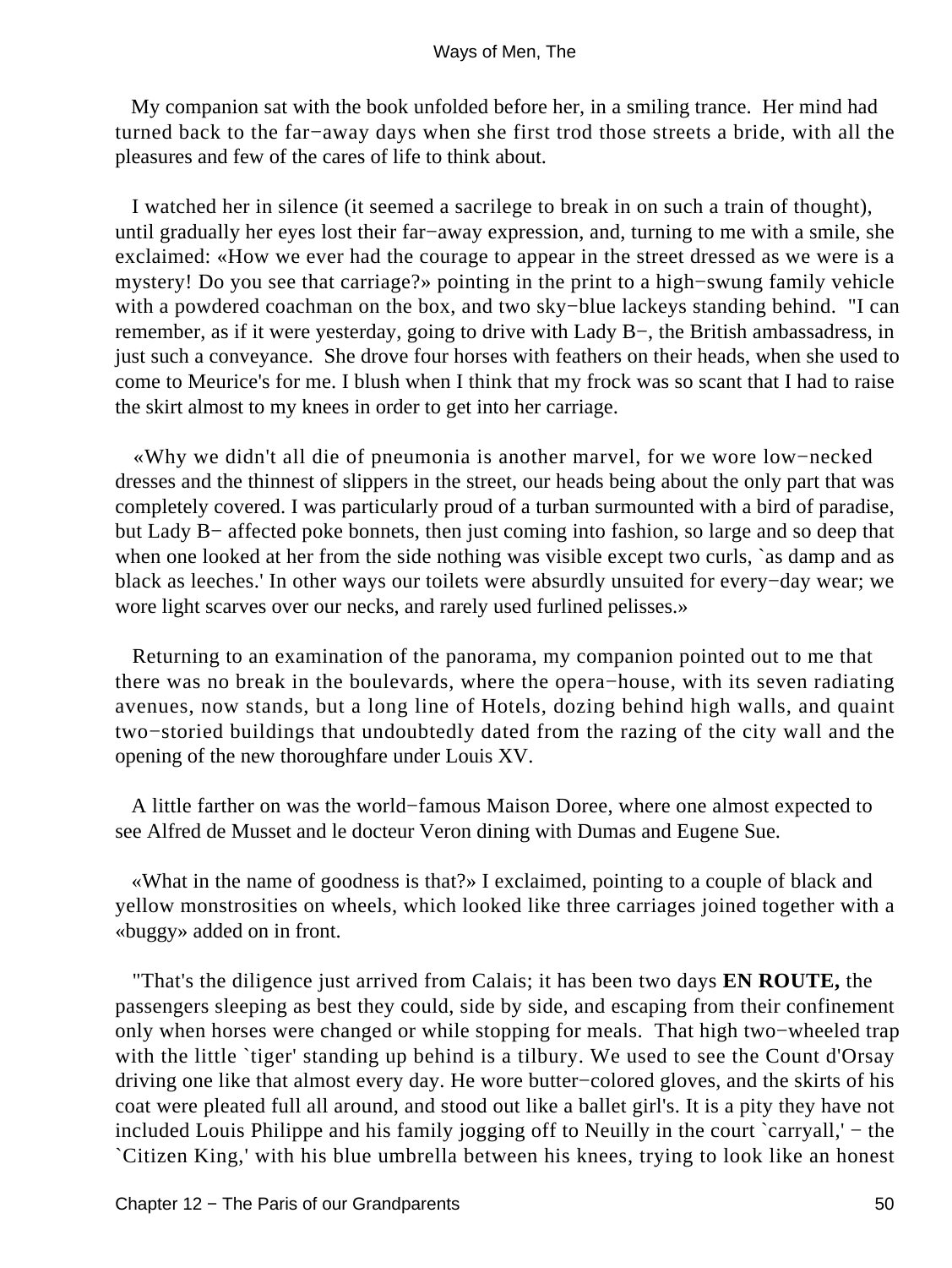My companion sat with the book unfolded before her, in a smiling trance. Her mind had turned back to the far−away days when she first trod those streets a bride, with all the pleasures and few of the cares of life to think about.

I watched her in silence (it seemed a sacrilege to break in on such a train of thought), until gradually her eyes lost their far−away expression, and, turning to me with a smile, she exclaimed: «How we ever had the courage to appear in the street dressed as we were is a mystery! Do you see that carriage?» pointing in the print to a high−swung family vehicle with a powdered coachman on the box, and two sky−blue lackeys standing behind. "I can remember, as if it were yesterday, going to drive with Lady B−, the British ambassadress, in just such a conveyance. She drove four horses with feathers on their heads, when she used to come to Meurice's for me. I blush when I think that my frock was so scant that I had to raise the skirt almost to my knees in order to get into her carriage.

«Why we didn't all die of pneumonia is another marvel, for we wore low−necked dresses and the thinnest of slippers in the street, our heads being about the only part that was completely covered. I was particularly proud of a turban surmounted with a bird of paradise, but Lady B− affected poke bonnets, then just coming into fashion, so large and so deep that when one looked at her from the side nothing was visible except two curls, `as damp and as black as leeches.' In other ways our toilets were absurdly unsuited for every−day wear; we wore light scarves over our necks, and rarely used furlined pelisses.»

Returning to an examination of the panorama, my companion pointed out to me that there was no break in the boulevards, where the opera−house, with its seven radiating avenues, now stands, but a long line of Hotels, dozing behind high walls, and quaint two−storied buildings that undoubtedly dated from the razing of the city wall and the opening of the new thoroughfare under Louis XV.

A little farther on was the world−famous Maison Doree, where one almost expected to see Alfred de Musset and le docteur Veron dining with Dumas and Eugene Sue.

«What in the name of goodness is that?» I exclaimed, pointing to a couple of black and yellow monstrosities on wheels, which looked like three carriages joined together with a «buggy» added on in front.

"That's the diligence just arrived from Calais; it has been two days **EN ROUTE,** the passengers sleeping as best they could, side by side, and escaping from their confinement only when horses were changed or while stopping for meals. That high two−wheeled trap with the little `tiger' standing up behind is a tilbury. We used to see the Count d'Orsay driving one like that almost every day. He wore butter−colored gloves, and the skirts of his coat were pleated full all around, and stood out like a ballet girl's. It is a pity they have not included Louis Philippe and his family jogging off to Neuilly in the court `carryall,' − the `Citizen King,' with his blue umbrella between his knees, trying to look like an honest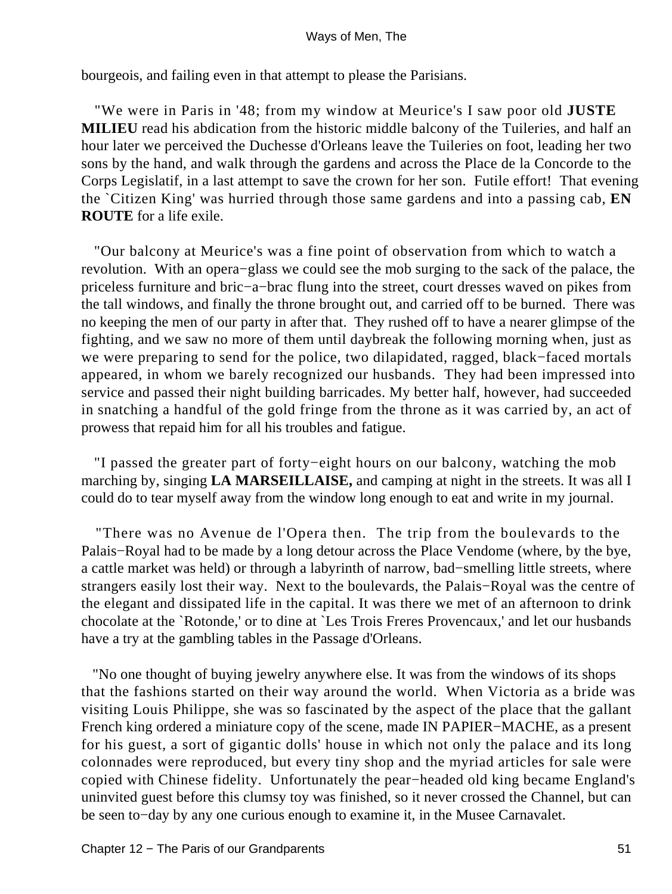bourgeois, and failing even in that attempt to please the Parisians.

"We were in Paris in '48; from my window at Meurice's I saw poor old **JUSTE MILIEU** read his abdication from the historic middle balcony of the Tuileries, and half an hour later we perceived the Duchesse d'Orleans leave the Tuileries on foot, leading her two sons by the hand, and walk through the gardens and across the Place de la Concorde to the Corps Legislatif, in a last attempt to save the crown for her son. Futile effort! That evening the `Citizen King' was hurried through those same gardens and into a passing cab, **EN ROUTE** for a life exile.

"Our balcony at Meurice's was a fine point of observation from which to watch a revolution. With an opera−glass we could see the mob surging to the sack of the palace, the priceless furniture and bric−a−brac flung into the street, court dresses waved on pikes from the tall windows, and finally the throne brought out, and carried off to be burned. There was no keeping the men of our party in after that. They rushed off to have a nearer glimpse of the fighting, and we saw no more of them until daybreak the following morning when, just as we were preparing to send for the police, two dilapidated, ragged, black−faced mortals appeared, in whom we barely recognized our husbands. They had been impressed into service and passed their night building barricades. My better half, however, had succeeded in snatching a handful of the gold fringe from the throne as it was carried by, an act of prowess that repaid him for all his troubles and fatigue.

"I passed the greater part of forty−eight hours on our balcony, watching the mob marching by, singing **LA MARSEILLAISE,** and camping at night in the streets. It was all I could do to tear myself away from the window long enough to eat and write in my journal.

"There was no Avenue de l'Opera then. The trip from the boulevards to the Palais−Royal had to be made by a long detour across the Place Vendome (where, by the bye, a cattle market was held) or through a labyrinth of narrow, bad−smelling little streets, where strangers easily lost their way. Next to the boulevards, the Palais−Royal was the centre of the elegant and dissipated life in the capital. It was there we met of an afternoon to drink chocolate at the `Rotonde,' or to dine at `Les Trois Freres Provencaux,' and let our husbands have a try at the gambling tables in the Passage d'Orleans.

"No one thought of buying jewelry anywhere else. It was from the windows of its shops that the fashions started on their way around the world. When Victoria as a bride was visiting Louis Philippe, she was so fascinated by the aspect of the place that the gallant French king ordered a miniature copy of the scene, made IN PAPIER−MACHE, as a present for his guest, a sort of gigantic dolls' house in which not only the palace and its long colonnades were reproduced, but every tiny shop and the myriad articles for sale were copied with Chinese fidelity. Unfortunately the pear−headed old king became England's uninvited guest before this clumsy toy was finished, so it never crossed the Channel, but can be seen to−day by any one curious enough to examine it, in the Musee Carnavalet.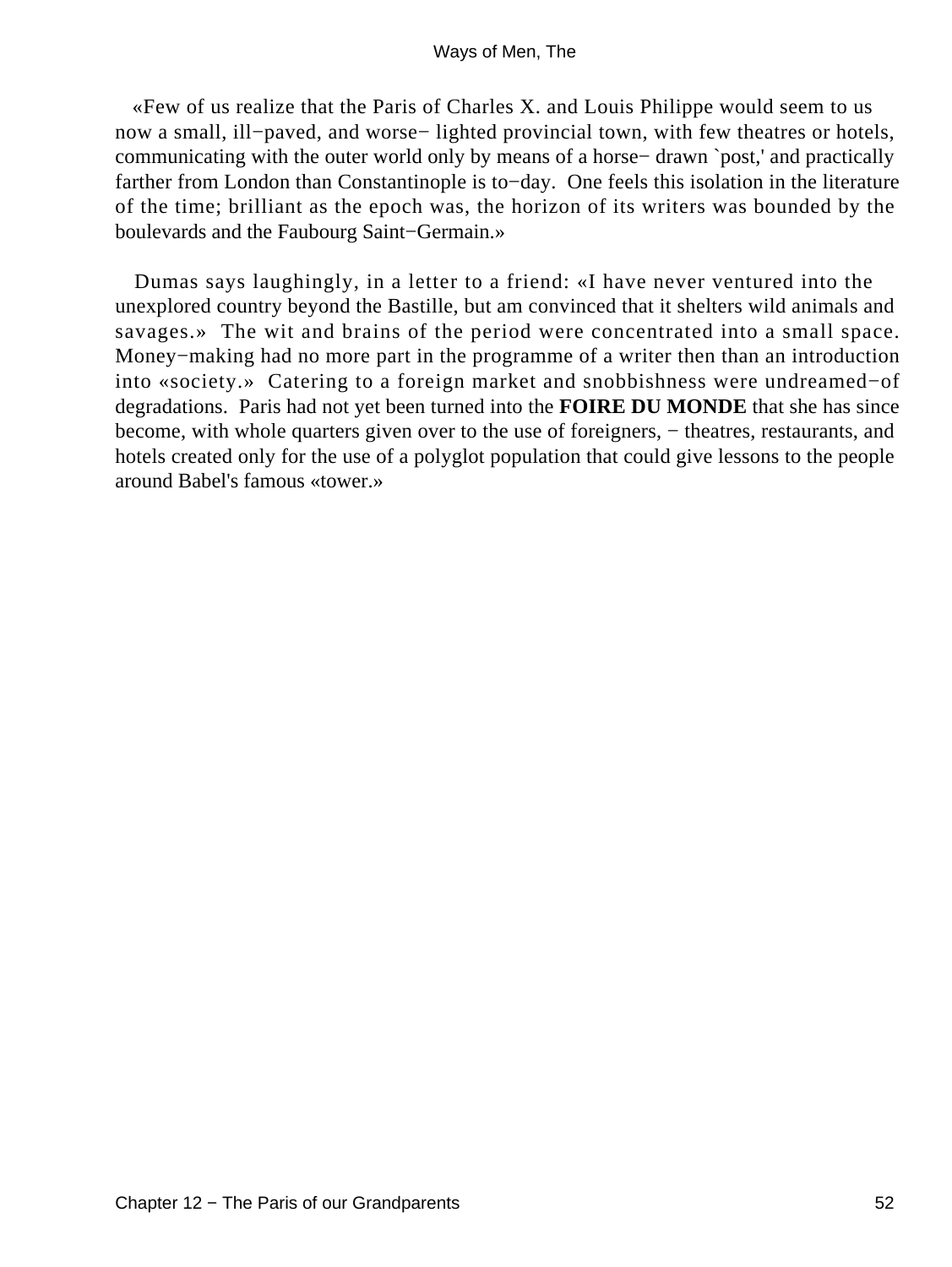«Few of us realize that the Paris of Charles X. and Louis Philippe would seem to us now a small, ill−paved, and worse− lighted provincial town, with few theatres or hotels, communicating with the outer world only by means of a horse− drawn `post,' and practically farther from London than Constantinople is to−day. One feels this isolation in the literature of the time; brilliant as the epoch was, the horizon of its writers was bounded by the boulevards and the Faubourg Saint−Germain.»

Dumas says laughingly, in a letter to a friend: «I have never ventured into the unexplored country beyond the Bastille, but am convinced that it shelters wild animals and savages.» The wit and brains of the period were concentrated into a small space. Money−making had no more part in the programme of a writer then than an introduction into «society.» Catering to a foreign market and snobbishness were undreamed−of degradations. Paris had not yet been turned into the **FOIRE DU MONDE** that she has since become, with whole quarters given over to the use of foreigners, − theatres, restaurants, and hotels created only for the use of a polyglot population that could give lessons to the people around Babel's famous «tower.»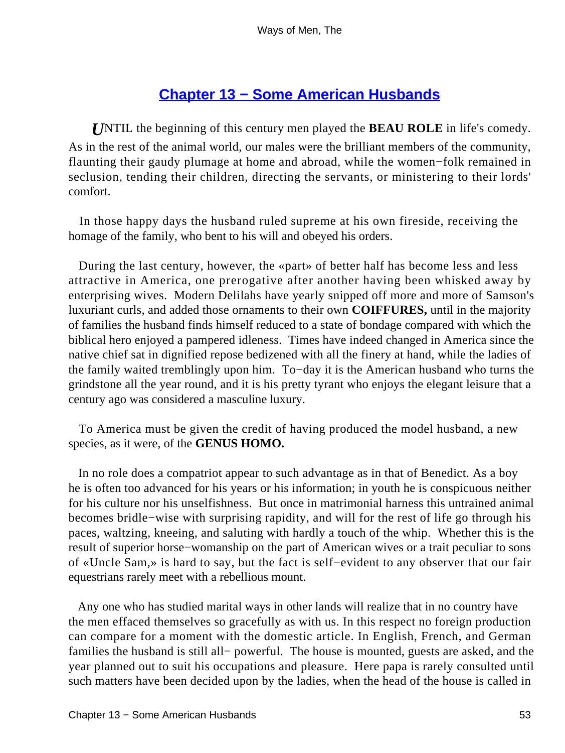## Chapter 13 − Some American Husbands

*U*NTIL the beginning of this century men played the **BEAU ROLE** in life's comedy. As in the rest of the animal world, our males were the brilliant members of the community, flaunting their gaudy plumage at home and abroad, while the women−folk remained in seclusion, tending their children, directing the servants, or ministering to their lords' comfort.

In those happy days the husband ruled supreme at his own fireside, receiving the homage of the family, who bent to his will and obeyed his orders.

During the last century, however, the «part» of better half has become less and less attractive in America, one prerogative after another having been whisked away by enterprising wives. Modern Delilahs have yearly snipped off more and more of Samson's luxuriant curls, and added those ornaments to their own **COIFFURES,** until in the majority of families the husband finds himself reduced to a state of bondage compared with which the biblical hero enjoyed a pampered idleness. Times have indeed changed in America since the native chief sat in dignified repose bedizened with all the finery at hand, while the ladies of the family waited tremblingly upon him. To−day it is the American husband who turns the grindstone all the year round, and it is his pretty tyrant who enjoys the elegant leisure that a century ago was considered a masculine luxury.

To America must be given the credit of having produced the model husband, a new species, as it were, of the **GENUS HOMO.**

In no role does a compatriot appear to such advantage as in that of Benedict. As a boy he is often too advanced for his years or his information; in youth he is conspicuous neither for his culture nor his unselfishness. But once in matrimonial harness this untrained animal becomes bridle−wise with surprising rapidity, and will for the rest of life go through his paces, waltzing, kneeing, and saluting with hardly a touch of the whip. Whether this is the result of superior horse−womanship on the part of American wives or a trait peculiar to sons of «Uncle Sam,» is hard to say, but the fact is self−evident to any observer that our fair equestrians rarely meet with a rebellious mount.

Any one who has studied marital ways in other lands will realize that in no country have the men effaced themselves so gracefully as with us. In this respect no foreign production can compare for a moment with the domestic article. In English, French, and German families the husband is still all− powerful. The house is mounted, guests are asked, and the year planned out to suit his occupations and pleasure. Here papa is rarely consulted until such matters have been decided upon by the ladies, when the head of the house is called in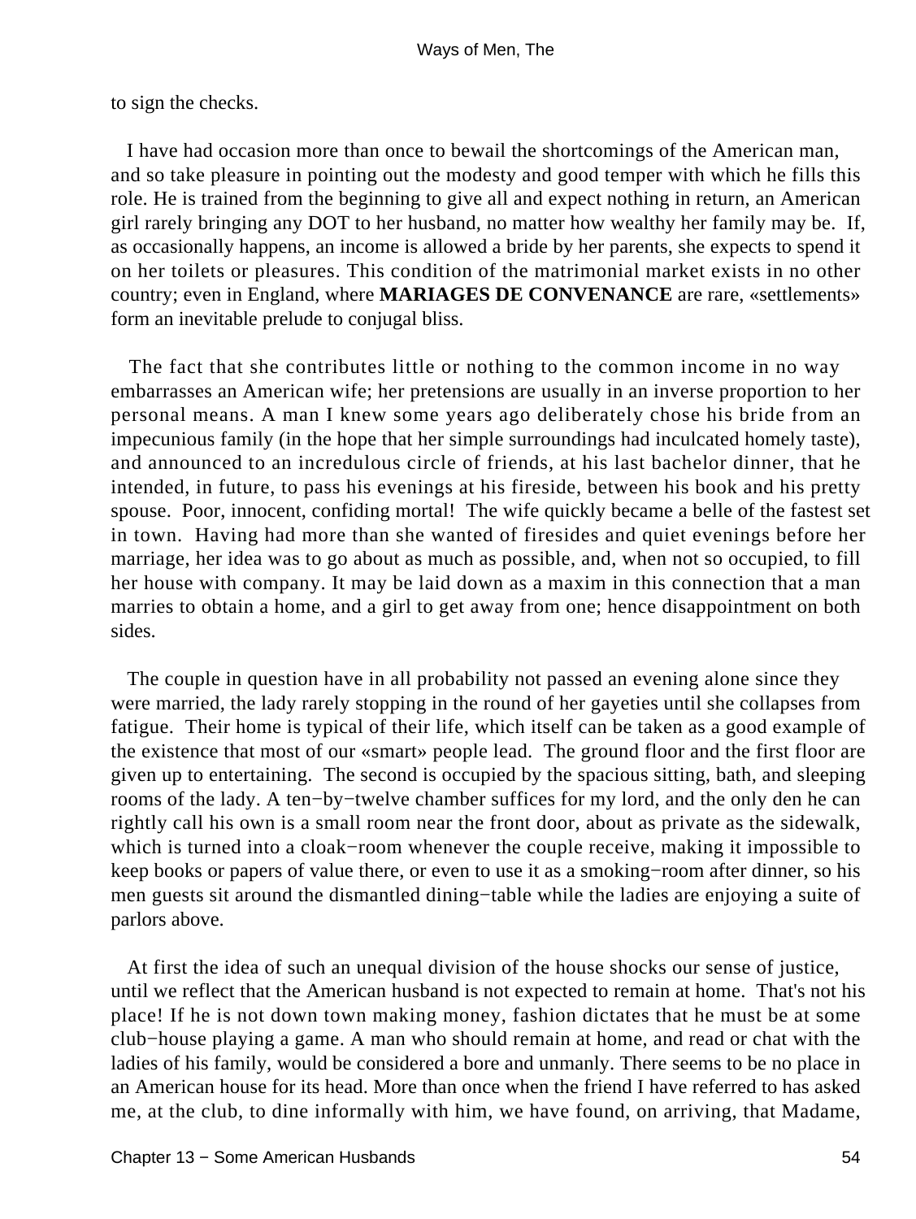to sign the checks.

I have had occasion more than once to bewail the shortcomings of the American man, and so take pleasure in pointing out the modesty and good temper with which he fills this role. He is trained from the beginning to give all and expect nothing in return, an American girl rarely bringing any DOT to her husband, no matter how wealthy her family may be. If, as occasionally happens, an income is allowed a bride by her parents, she expects to spend it on her toilets or pleasures. This condition of the matrimonial market exists in no other country; even in England, where **MARIAGES DE CONVENANCE** are rare, «settlements» form an inevitable prelude to conjugal bliss.

The fact that she contributes little or nothing to the common income in no way embarrasses an American wife; her pretensions are usually in an inverse proportion to her personal means. A man I knew some years ago deliberately chose his bride from an impecunious family (in the hope that her simple surroundings had inculcated homely taste), and announced to an incredulous circle of friends, at his last bachelor dinner, that he intended, in future, to pass his evenings at his fireside, between his book and his pretty spouse. Poor, innocent, confiding mortal! The wife quickly became a belle of the fastest set in town. Having had more than she wanted of firesides and quiet evenings before her marriage, her idea was to go about as much as possible, and, when not so occupied, to fill her house with company. It may be laid down as a maxim in this connection that a man marries to obtain a home, and a girl to get away from one; hence disappointment on both sides.

The couple in question have in all probability not passed an evening alone since they were married, the lady rarely stopping in the round of her gayeties until she collapses from fatigue. Their home is typical of their life, which itself can be taken as a good example of the existence that most of our «smart» people lead. The ground floor and the first floor are given up to entertaining. The second is occupied by the spacious sitting, bath, and sleeping rooms of the lady. A ten−by−twelve chamber suffices for my lord, and the only den he can rightly call his own is a small room near the front door, about as private as the sidewalk, which is turned into a cloak−room whenever the couple receive, making it impossible to keep books or papers of value there, or even to use it as a smoking−room after dinner, so his men guests sit around the dismantled dining−table while the ladies are enjoying a suite of parlors above.

At first the idea of such an unequal division of the house shocks our sense of justice, until we reflect that the American husband is not expected to remain at home. That's not his place! If he is not down town making money, fashion dictates that he must be at some club−house playing a game. A man who should remain at home, and read or chat with the ladies of his family, would be considered a bore and unmanly. There seems to be no place in an American house for its head. More than once when the friend I have referred to has asked me, at the club, to dine informally with him, we have found, on arriving, that Madame,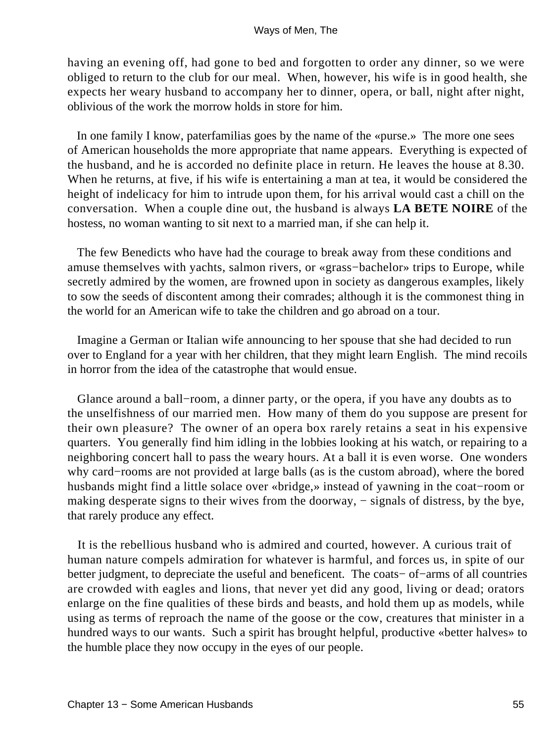having an evening off, had gone to bed and forgotten to order any dinner, so we were obliged to return to the club for our meal. When, however, his wife is in good health, she expects her weary husband to accompany her to dinner, opera, or ball, night after night, oblivious of the work the morrow holds in store for him.

In one family I know, paterfamilias goes by the name of the «purse.» The more one sees of American households the more appropriate that name appears. Everything is expected of the husband, and he is accorded no definite place in return. He leaves the house at 8.30. When he returns, at five, if his wife is entertaining a man at tea, it would be considered the height of indelicacy for him to intrude upon them, for his arrival would cast a chill on the conversation. When a couple dine out, the husband is always **LA BETE NOIRE** of the hostess, no woman wanting to sit next to a married man, if she can help it.

The few Benedicts who have had the courage to break away from these conditions and amuse themselves with yachts, salmon rivers, or «grass−bachelor» trips to Europe, while secretly admired by the women, are frowned upon in society as dangerous examples, likely to sow the seeds of discontent among their comrades; although it is the commonest thing in the world for an American wife to take the children and go abroad on a tour.

Imagine a German or Italian wife announcing to her spouse that she had decided to run over to England for a year with her children, that they might learn English. The mind recoils in horror from the idea of the catastrophe that would ensue.

Glance around a ball−room, a dinner party, or the opera, if you have any doubts as to the unselfishness of our married men. How many of them do you suppose are present for their own pleasure? The owner of an opera box rarely retains a seat in his expensive quarters. You generally find him idling in the lobbies looking at his watch, or repairing to a neighboring concert hall to pass the weary hours. At a ball it is even worse. One wonders why card−rooms are not provided at large balls (as is the custom abroad), where the bored husbands might find a little solace over «bridge,» instead of yawning in the coat−room or making desperate signs to their wives from the doorway, − signals of distress, by the bye, that rarely produce any effect.

It is the rebellious husband who is admired and courted, however. A curious trait of human nature compels admiration for whatever is harmful, and forces us, in spite of our better judgment, to depreciate the useful and beneficent. The coats− of−arms of all countries are crowded with eagles and lions, that never yet did any good, living or dead; orators enlarge on the fine qualities of these birds and beasts, and hold them up as models, while using as terms of reproach the name of the goose or the cow, creatures that minister in a hundred ways to our wants. Such a spirit has brought helpful, productive «better halves» to the humble place they now occupy in the eyes of our people.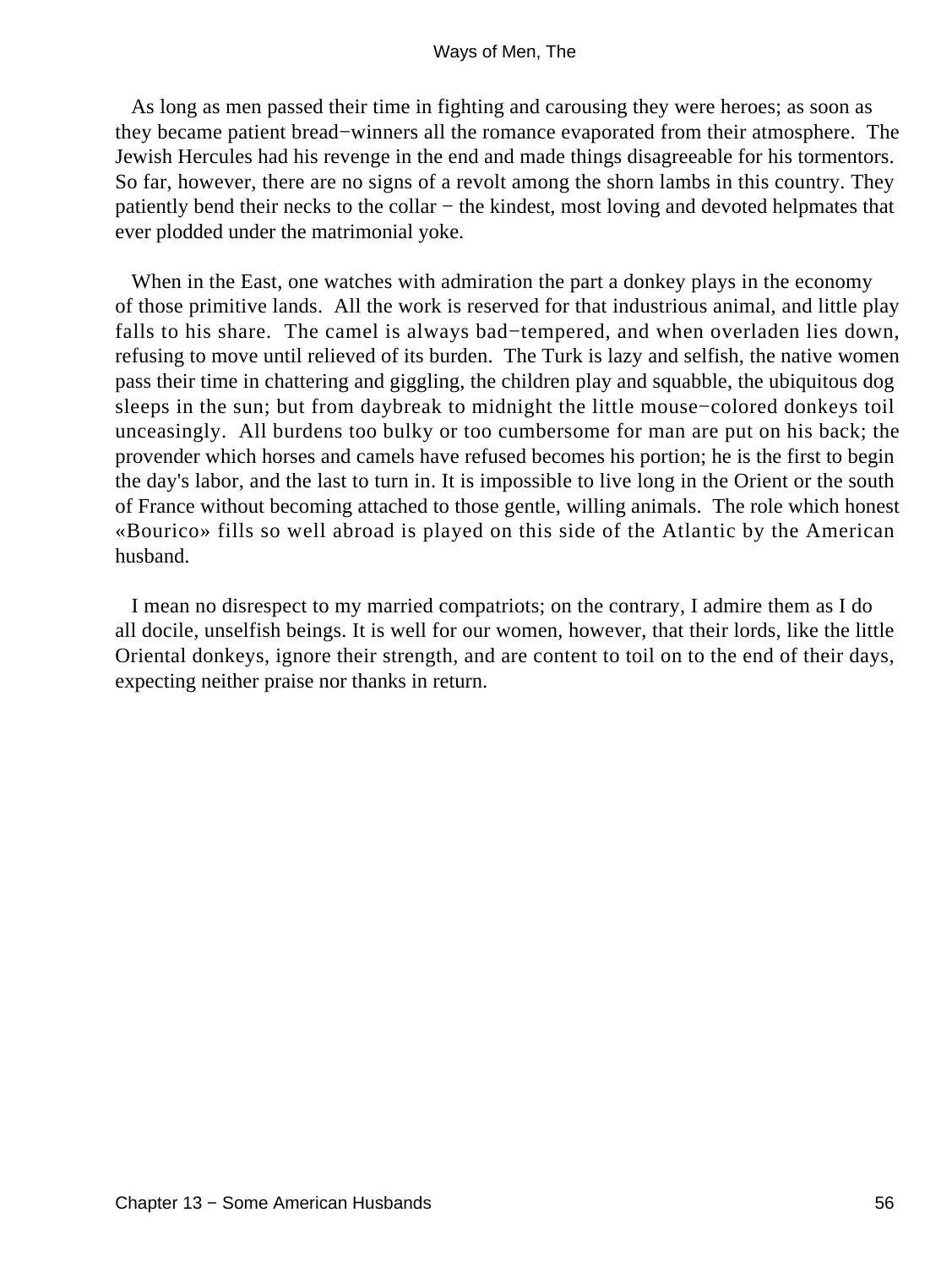As long as men passed their time in fighting and carousing they were heroes; as soon as they became patient bread−winners all the romance evaporated from their atmosphere. The Jewish Hercules had his revenge in the end and made things disagreeable for his tormentors. So far, however, there are no signs of a revolt among the shorn lambs in this country. They patiently bend their necks to the collar − the kindest, most loving and devoted helpmates that ever plodded under the matrimonial yoke.

When in the East, one watches with admiration the part a donkey plays in the economy of those primitive lands. All the work is reserved for that industrious animal, and little play falls to his share. The camel is always bad−tempered, and when overladen lies down, refusing to move until relieved of its burden. The Turk is lazy and selfish, the native women pass their time in chattering and giggling, the children play and squabble, the ubiquitous dog sleeps in the sun; but from daybreak to midnight the little mouse−colored donkeys toil unceasingly. All burdens too bulky or too cumbersome for man are put on his back; the provender which horses and camels have refused becomes his portion; he is the first to begin the day's labor, and the last to turn in. It is impossible to live long in the Orient or the south of France without becoming attached to those gentle, willing animals. The role which honest «Bourico» fills so well abroad is played on this side of the Atlantic by the American husband.

I mean no disrespect to my married compatriots; on the contrary, I admire them as I do all docile, unselfish beings. It is well for our women, however, that their lords, like the little Oriental donkeys, ignore their strength, and are content to toil on to the end of their days, expecting neither praise nor thanks in return.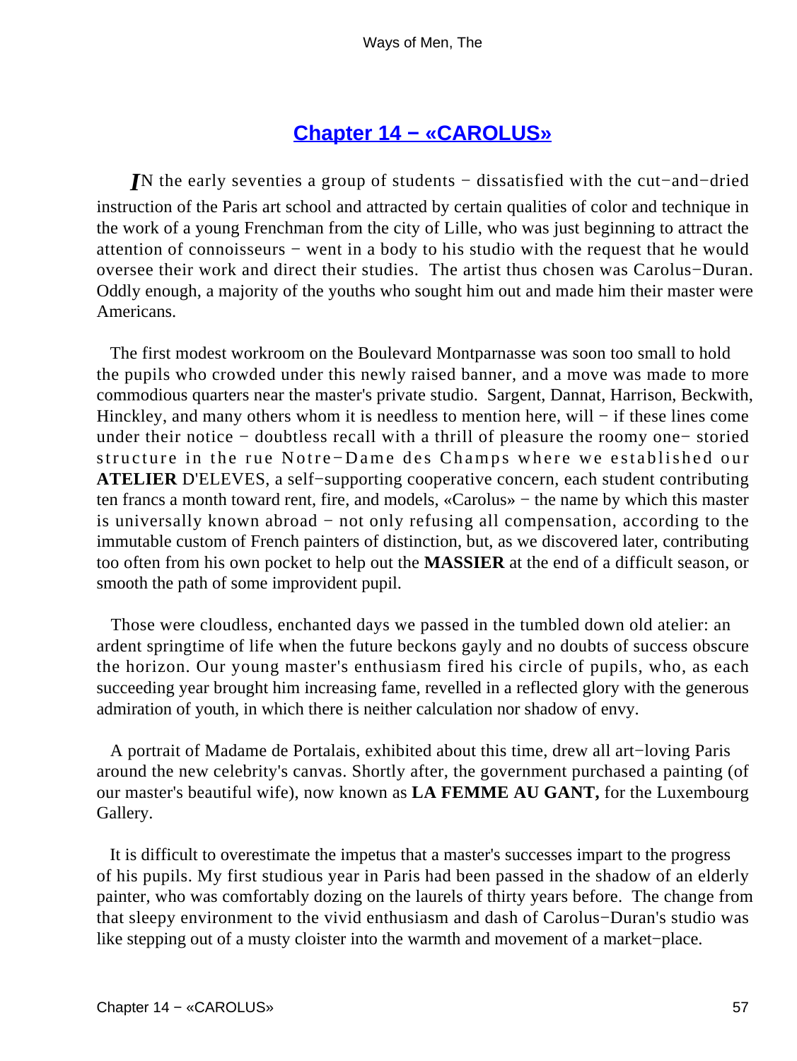## Chapter 14 − «CAROLUS»

*I*N the early seventies a group of students − dissatisfied with the cut−and−dried instruction of the Paris art school and attracted by certain qualities of color and technique in the work of a young Frenchman from the city of Lille, who was just beginning to attract the attention of connoisseurs − went in a body to his studio with the request that he would oversee their work and direct their studies. The artist thus chosen was Carolus−Duran. Oddly enough, a majority of the youths who sought him out and made him their master were Americans.

The first modest workroom on the Boulevard Montparnasse was soon too small to hold the pupils who crowded under this newly raised banner, and a move was made to more commodious quarters near the master's private studio. Sargent, Dannat, Harrison, Beckwith, Hinckley, and many others whom it is needless to mention here, will − if these lines come under their notice − doubtless recall with a thrill of pleasure the roomy one− storied structure in the rue Notre−Dame des Champs where we established our **ATELIER** D'ELEVES, a self−supporting cooperative concern, each student contributing ten francs a month toward rent, fire, and models, «Carolus» − the name by which this master is universally known abroad − not only refusing all compensation, according to the immutable custom of French painters of distinction, but, as we discovered later, contributing too often from his own pocket to help out the **MASSIER** at the end of a difficult season, or smooth the path of some improvident pupil.

Those were cloudless, enchanted days we passed in the tumbled down old atelier: an ardent springtime of life when the future beckons gayly and no doubts of success obscure the horizon. Our young master's enthusiasm fired his circle of pupils, who, as each succeeding year brought him increasing fame, revelled in a reflected glory with the generous admiration of youth, in which there is neither calculation nor shadow of envy.

A portrait of Madame de Portalais, exhibited about this time, drew all art−loving Paris around the new celebrity's canvas. Shortly after, the government purchased a painting (of our master's beautiful wife), now known as **LA FEMME AU GANT,** for the Luxembourg Gallery.

It is difficult to overestimate the impetus that a master's successes impart to the progress of his pupils. My first studious year in Paris had been passed in the shadow of an elderly painter, who was comfortably dozing on the laurels of thirty years before. The change from that sleepy environment to the vivid enthusiasm and dash of Carolus−Duran's studio was like stepping out of a musty cloister into the warmth and movement of a market−place.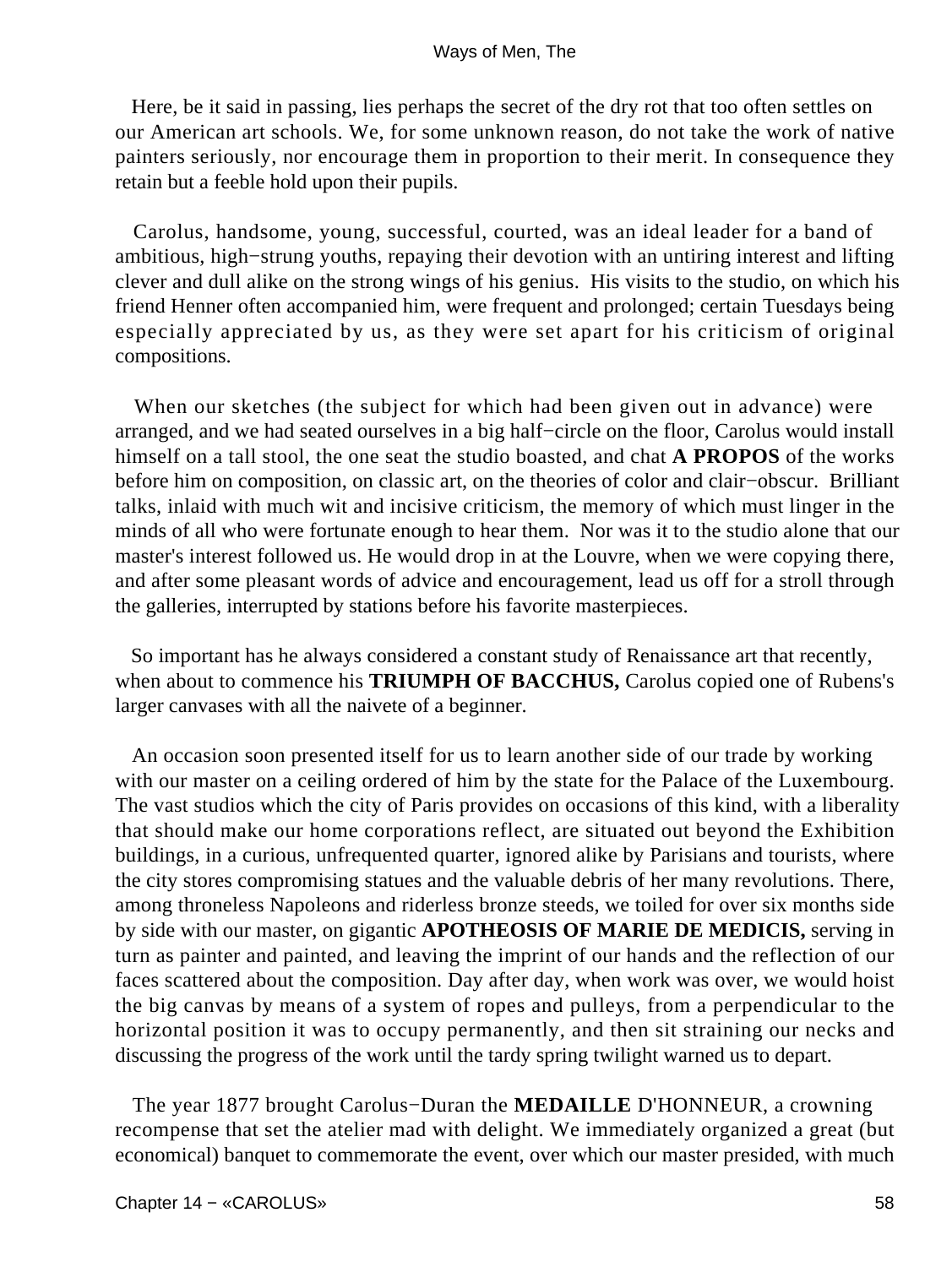Here, be it said in passing, lies perhaps the secret of the dry rot that too often settles on our American art schools. We, for some unknown reason, do not take the work of native painters seriously, nor encourage them in proportion to their merit. In consequence they retain but a feeble hold upon their pupils.

Carolus, handsome, young, successful, courted, was an ideal leader for a band of ambitious, high−strung youths, repaying their devotion with an untiring interest and lifting clever and dull alike on the strong wings of his genius. His visits to the studio, on which his friend Henner often accompanied him, were frequent and prolonged; certain Tuesdays being especially appreciated by us, as they were set apart for his criticism of original compositions.

When our sketches (the subject for which had been given out in advance) were arranged, and we had seated ourselves in a big half−circle on the floor, Carolus would install himself on a tall stool, the one seat the studio boasted, and chat **A PROPOS** of the works before him on composition, on classic art, on the theories of color and clair−obscur. Brilliant talks, inlaid with much wit and incisive criticism, the memory of which must linger in the minds of all who were fortunate enough to hear them. Nor was it to the studio alone that our master's interest followed us. He would drop in at the Louvre, when we were copying there, and after some pleasant words of advice and encouragement, lead us off for a stroll through the galleries, interrupted by stations before his favorite masterpieces.

So important has he always considered a constant study of Renaissance art that recently, when about to commence his **TRIUMPH OF BACCHUS,** Carolus copied one of Rubens's larger canvases with all the naivete of a beginner.

An occasion soon presented itself for us to learn another side of our trade by working with our master on a ceiling ordered of him by the state for the Palace of the Luxembourg. The vast studios which the city of Paris provides on occasions of this kind, with a liberality that should make our home corporations reflect, are situated out beyond the Exhibition buildings, in a curious, unfrequented quarter, ignored alike by Parisians and tourists, where the city stores compromising statues and the valuable debris of her many revolutions. There, among throneless Napoleons and riderless bronze steeds, we toiled for over six months side by side with our master, on gigantic **APOTHEOSIS OF MARIE DE MEDICIS,** serving in turn as painter and painted, and leaving the imprint of our hands and the reflection of our faces scattered about the composition. Day after day, when work was over, we would hoist the big canvas by means of a system of ropes and pulleys, from a perpendicular to the horizontal position it was to occupy permanently, and then sit straining our necks and discussing the progress of the work until the tardy spring twilight warned us to depart.

The year 1877 brought Carolus−Duran the **MEDAILLE** D'HONNEUR, a crowning recompense that set the atelier mad with delight. We immediately organized a great (but economical) banquet to commemorate the event, over which our master presided, with much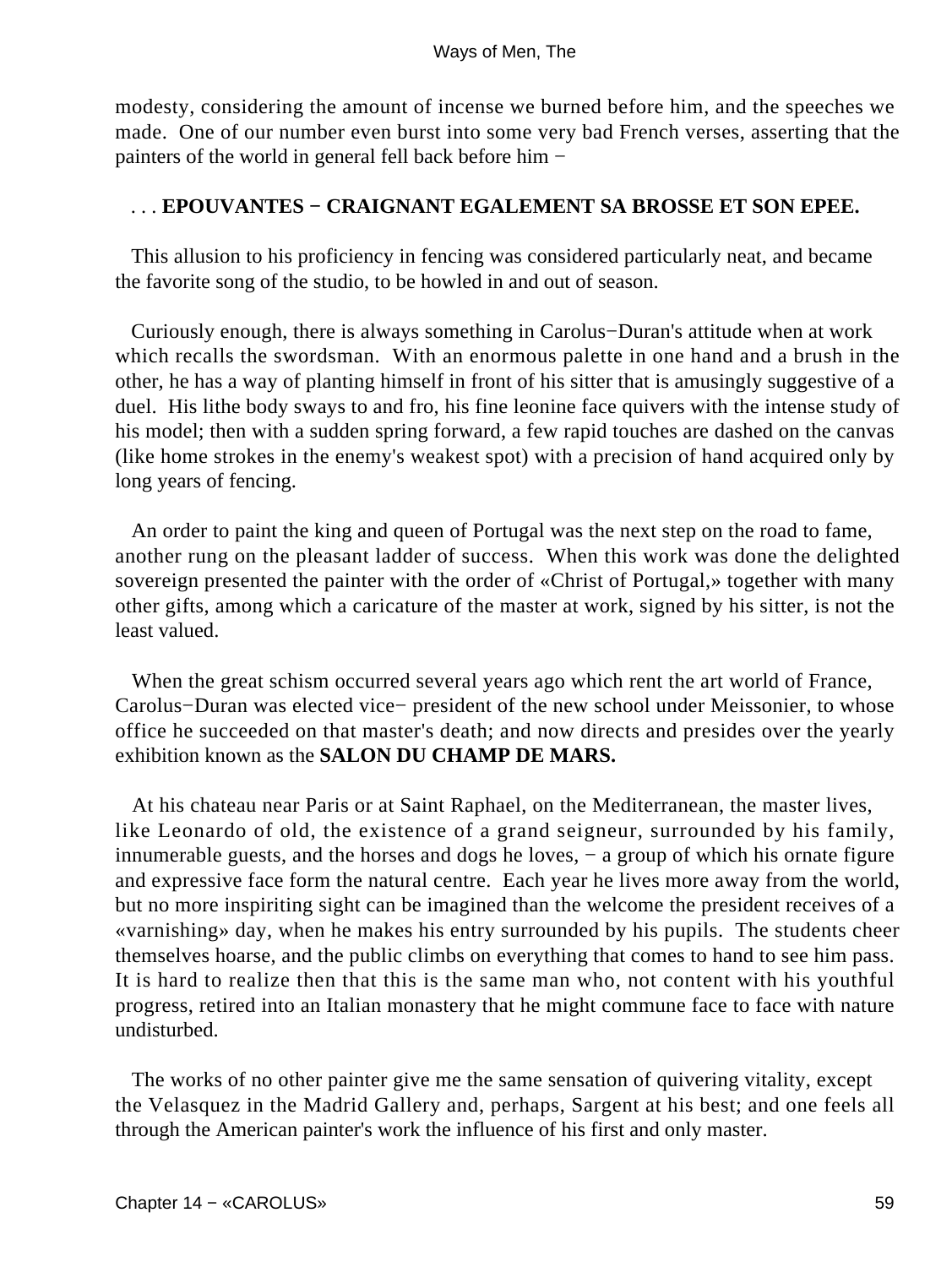modesty, considering the amount of incense we burned before him, and the speeches we made. One of our number even burst into some very bad French verses, asserting that the painters of the world in general fell back before him −

. . . **EPOUVANTES − CRAIGNANT EGALEMENT SA BROSSE ET SON EPEE.**

This allusion to his proficiency in fencing was considered particularly neat, and became the favorite song of the studio, to be howled in and out of season.

Curiously enough, there is always something in Carolus−Duran's attitude when at work which recalls the swordsman. With an enormous palette in one hand and a brush in the other, he has a way of planting himself in front of his sitter that is amusingly suggestive of a duel. His lithe body sways to and fro, his fine leonine face quivers with the intense study of his model; then with a sudden spring forward, a few rapid touches are dashed on the canvas (like home strokes in the enemy's weakest spot) with a precision of hand acquired only by long years of fencing.

An order to paint the king and queen of Portugal was the next step on the road to fame, another rung on the pleasant ladder of success. When this work was done the delighted sovereign presented the painter with the order of «Christ of Portugal,» together with many other gifts, among which a caricature of the master at work, signed by his sitter, is not the least valued.

When the great schism occurred several years ago which rent the art world of France, Carolus−Duran was elected vice− president of the new school under Meissonier, to whose office he succeeded on that master's death; and now directs and presides over the yearly exhibition known as the **SALON DU CHAMP DE MARS.**

At his chateau near Paris or at Saint Raphael, on the Mediterranean, the master lives, like Leonardo of old, the existence of a grand seigneur, surrounded by his family, innumerable guests, and the horses and dogs he loves, − a group of which his ornate figure and expressive face form the natural centre. Each year he lives more away from the world, but no more inspiriting sight can be imagined than the welcome the president receives of a «varnishing» day, when he makes his entry surrounded by his pupils. The students cheer themselves hoarse, and the public climbs on everything that comes to hand to see him pass. It is hard to realize then that this is the same man who, not content with his youthful progress, retired into an Italian monastery that he might commune face to face with nature undisturbed.

The works of no other painter give me the same sensation of quivering vitality, except the Velasquez in the Madrid Gallery and, perhaps, Sargent at his best; and one feels all through the American painter's work the influence of his first and only master.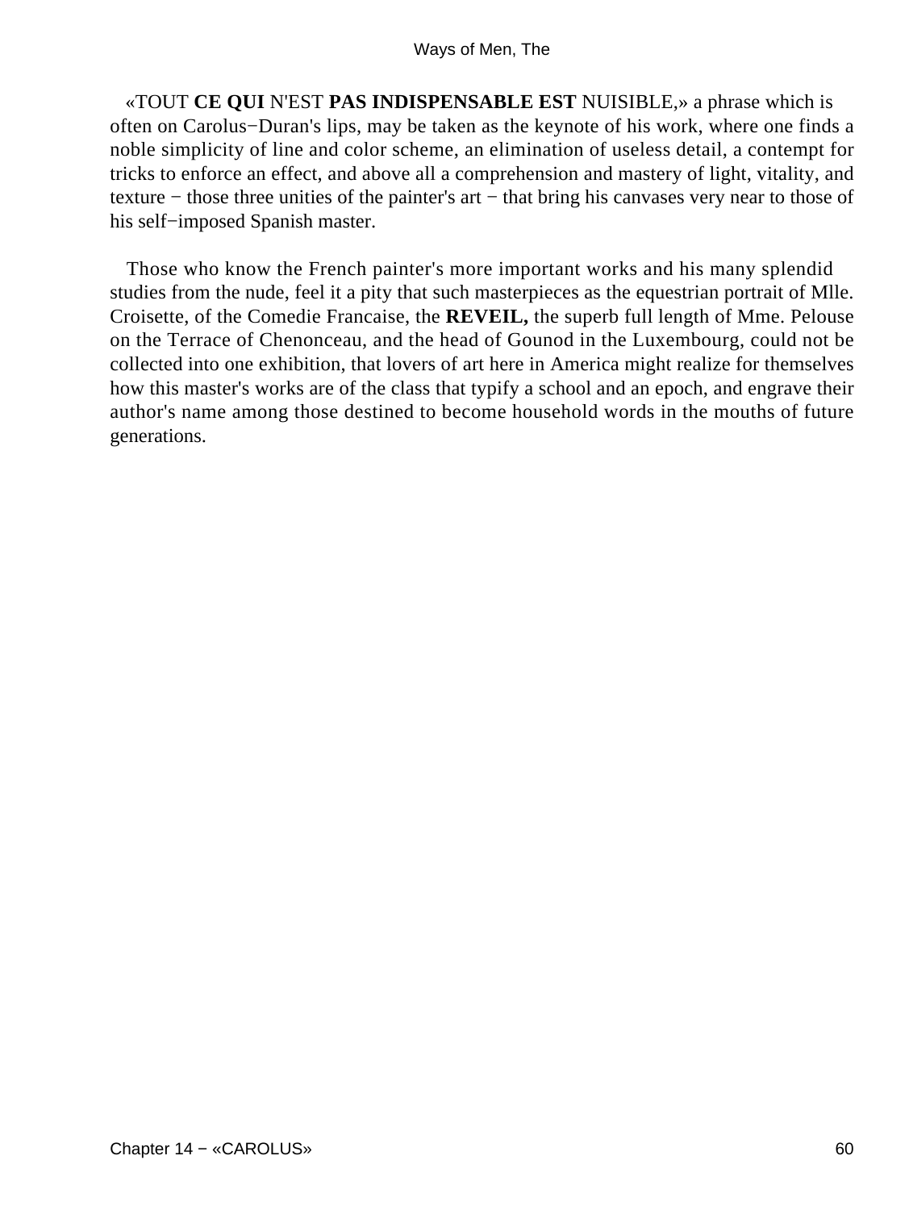«TOUT **CE QUI** N'EST **PAS INDISPENSABLE EST** NUISIBLE,» a phrase which is often on Carolus−Duran's lips, may be taken as the keynote of his work, where one finds a noble simplicity of line and color scheme, an elimination of useless detail, a contempt for tricks to enforce an effect, and above all a comprehension and mastery of light, vitality, and texture − those three unities of the painter's art − that bring his canvases very near to those of his self−imposed Spanish master.

Those who know the French painter's more important works and his many splendid studies from the nude, feel it a pity that such masterpieces as the equestrian portrait of Mlle. Croisette, of the Comedie Francaise, the **REVEIL,** the superb full length of Mme. Pelouse on the Terrace of Chenonceau, and the head of Gounod in the Luxembourg, could not be collected into one exhibition, that lovers of art here in America might realize for themselves how this master's works are of the class that typify a school and an epoch, and engrave their author's name among those destined to become household words in the mouths of future generations.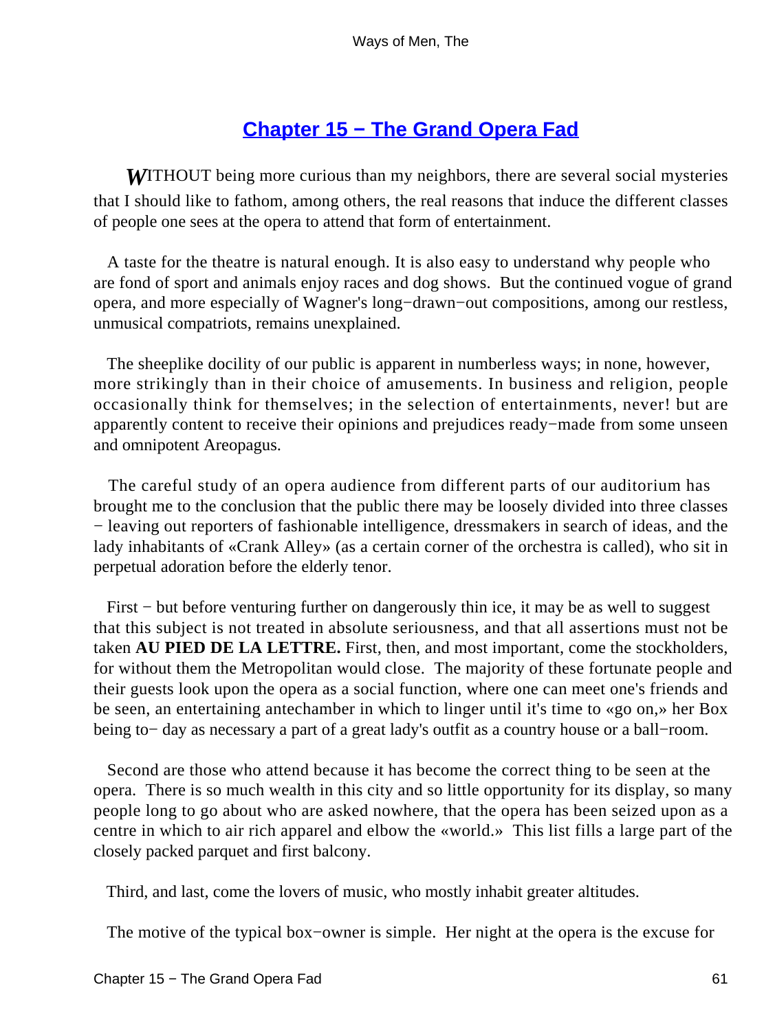## Chapter 15 − The Grand Opera Fad

*W*ITHOUT being more curious than my neighbors, there are several social mysteries that I should like to fathom, among others, the real reasons that induce the different classes of people one sees at the opera to attend that form of entertainment.

A taste for the theatre is natural enough. It is also easy to understand why people who are fond of sport and animals enjoy races and dog shows. But the continued vogue of grand opera, and more especially of Wagner's long−drawn−out compositions, among our restless, unmusical compatriots, remains unexplained.

The sheeplike docility of our public is apparent in numberless ways; in none, however, more strikingly than in their choice of amusements. In business and religion, people occasionally think for themselves; in the selection of entertainments, never! but are apparently content to receive their opinions and prejudices ready−made from some unseen and omnipotent Areopagus.

The careful study of an opera audience from different parts of our auditorium has brought me to the conclusion that the public there may be loosely divided into three classes − leaving out reporters of fashionable intelligence, dressmakers in search of ideas, and the lady inhabitants of «Crank Alley» (as a certain corner of the orchestra is called), who sit in perpetual adoration before the elderly tenor.

First − but before venturing further on dangerously thin ice, it may be as well to suggest that this subject is not treated in absolute seriousness, and that all assertions must not be taken **AU PIED DE LA LETTRE.** First, then, and most important, come the stockholders, for without them the Metropolitan would close. The majority of these fortunate people and their guests look upon the opera as a social function, where one can meet one's friends and be seen, an entertaining antechamber in which to linger until it's time to «go on,» her Box being to− day as necessary a part of a great lady's outfit as a country house or a ball−room.

Second are those who attend because it has become the correct thing to be seen at the opera. There is so much wealth in this city and so little opportunity for its display, so many people long to go about who are asked nowhere, that the opera has been seized upon as a centre in which to air rich apparel and elbow the «world.» This list fills a large part of the closely packed parquet and first balcony.

Third, and last, come the lovers of music, who mostly inhabit greater altitudes.

The motive of the typical box−owner is simple. Her night at the opera is the excuse for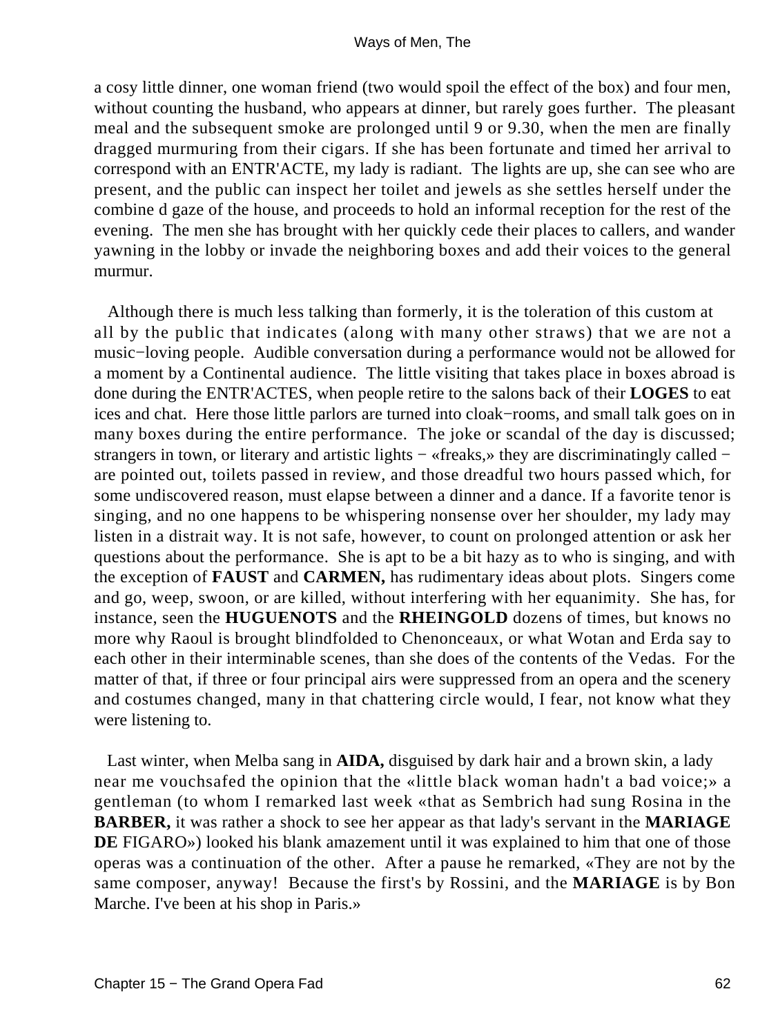a cosy little dinner, one woman friend (two would spoil the effect of the box) and four men, without counting the husband, who appears at dinner, but rarely goes further. The pleasant meal and the subsequent smoke are prolonged until 9 or 9.30, when the men are finally dragged murmuring from their cigars. If she has been fortunate and timed her arrival to correspond with an ENTR'ACTE, my lady is radiant. The lights are up, she can see who are present, and the public can inspect her toilet and jewels as she settles herself under the combine d gaze of the house, and proceeds to hold an informal reception for the rest of the evening. The men she has brought with her quickly cede their places to callers, and wander yawning in the lobby or invade the neighboring boxes and add their voices to the general murmur.

Although there is much less talking than formerly, it is the toleration of this custom at all by the public that indicates (along with many other straws) that we are not a music−loving people. Audible conversation during a performance would not be allowed for a moment by a Continental audience. The little visiting that takes place in boxes abroad is done during the ENTR'ACTES, when people retire to the salons back of their **LOGES** to eat ices and chat. Here those little parlors are turned into cloak−rooms, and small talk goes on in many boxes during the entire performance. The joke or scandal of the day is discussed; strangers in town, or literary and artistic lights − «freaks,» they are discriminatingly called − are pointed out, toilets passed in review, and those dreadful two hours passed which, for some undiscovered reason, must elapse between a dinner and a dance. If a favorite tenor is singing, and no one happens to be whispering nonsense over her shoulder, my lady may listen in a distrait way. It is not safe, however, to count on prolonged attention or ask her questions about the performance. She is apt to be a bit hazy as to who is singing, and with the exception of **FAUST** and **CARMEN,** has rudimentary ideas about plots. Singers come and go, weep, swoon, or are killed, without interfering with her equanimity. She has, for instance, seen the **HUGUENOTS** and the **RHEINGOLD** dozens of times, but knows no more why Raoul is brought blindfolded to Chenonceaux, or what Wotan and Erda say to each other in their interminable scenes, than she does of the contents of the Vedas. For the matter of that, if three or four principal airs were suppressed from an opera and the scenery and costumes changed, many in that chattering circle would, I fear, not know what they were listening to.

Last winter, when Melba sang in **AIDA,** disguised by dark hair and a brown skin, a lady near me vouchsafed the opinion that the «little black woman hadn't a bad voice;» a gentleman (to whom I remarked last week «that as Sembrich had sung Rosina in the **BARBER,** it was rather a shock to see her appear as that lady's servant in the **MARIAGE DE** FIGARO») looked his blank amazement until it was explained to him that one of those operas was a continuation of the other. After a pause he remarked, «They are not by the same composer, anyway! Because the first's by Rossini, and the **MARIAGE** is by Bon Marche. I've been at his shop in Paris.»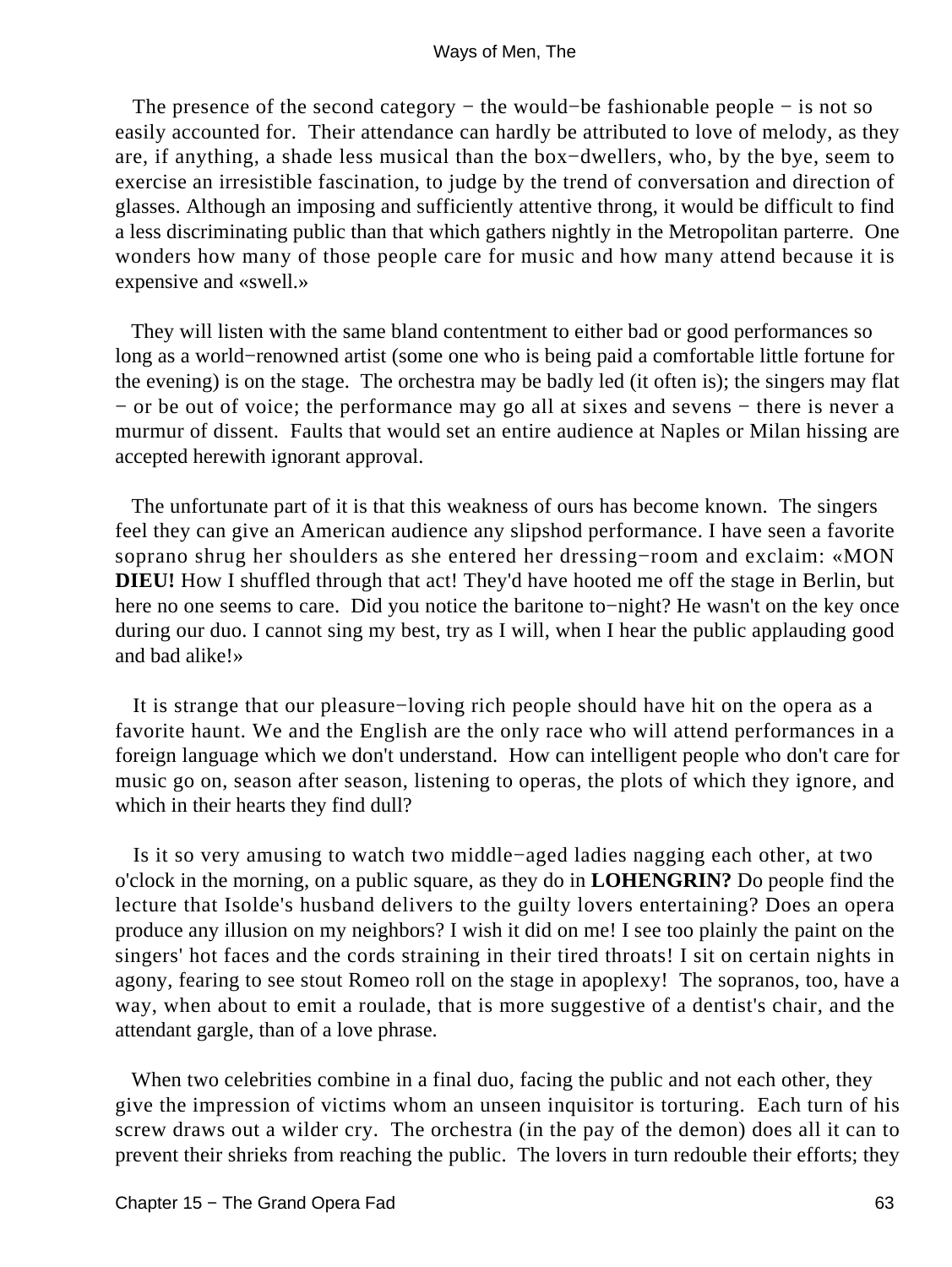The presence of the second category − the would−be fashionable people − is not so easily accounted for. Their attendance can hardly be attributed to love of melody, as they are, if anything, a shade less musical than the box−dwellers, who, by the bye, seem to exercise an irresistible fascination, to judge by the trend of conversation and direction of glasses. Although an imposing and sufficiently attentive throng, it would be difficult to find a less discriminating public than that which gathers nightly in the Metropolitan parterre. One wonders how many of those people care for music and how many attend because it is expensive and «swell.»

They will listen with the same bland contentment to either bad or good performances so long as a world−renowned artist (some one who is being paid a comfortable little fortune for the evening) is on the stage. The orchestra may be badly led (it often is); the singers may flat − or be out of voice; the performance may go all at sixes and sevens − there is never a murmur of dissent. Faults that would set an entire audience at Naples or Milan hissing are accepted herewith ignorant approval.

The unfortunate part of it is that this weakness of ours has become known. The singers feel they can give an American audience any slipshod performance. I have seen a favorite soprano shrug her shoulders as she entered her dressing−room and exclaim: «MON **DIEU!** How I shuffled through that act! They'd have hooted me off the stage in Berlin, but here no one seems to care. Did you notice the baritone to−night? He wasn't on the key once during our duo. I cannot sing my best, try as I will, when I hear the public applauding good and bad alike!»

It is strange that our pleasure−loving rich people should have hit on the opera as a favorite haunt. We and the English are the only race who will attend performances in a foreign language which we don't understand. How can intelligent people who don't care for music go on, season after season, listening to operas, the plots of which they ignore, and which in their hearts they find dull?

Is it so very amusing to watch two middle−aged ladies nagging each other, at two o'clock in the morning, on a public square, as they do in **LOHENGRIN?** Do people find the lecture that Isolde's husband delivers to the guilty lovers entertaining? Does an opera produce any illusion on my neighbors? I wish it did on me! I see too plainly the paint on the singers' hot faces and the cords straining in their tired throats! I sit on certain nights in agony, fearing to see stout Romeo roll on the stage in apoplexy! The sopranos, too, have a way, when about to emit a roulade, that is more suggestive of a dentist's chair, and the attendant gargle, than of a love phrase.

When two celebrities combine in a final duo, facing the public and not each other, they give the impression of victims whom an unseen inquisitor is torturing. Each turn of his screw draws out a wilder cry. The orchestra (in the pay of the demon) does all it can to prevent their shrieks from reaching the public. The lovers in turn redouble their efforts; they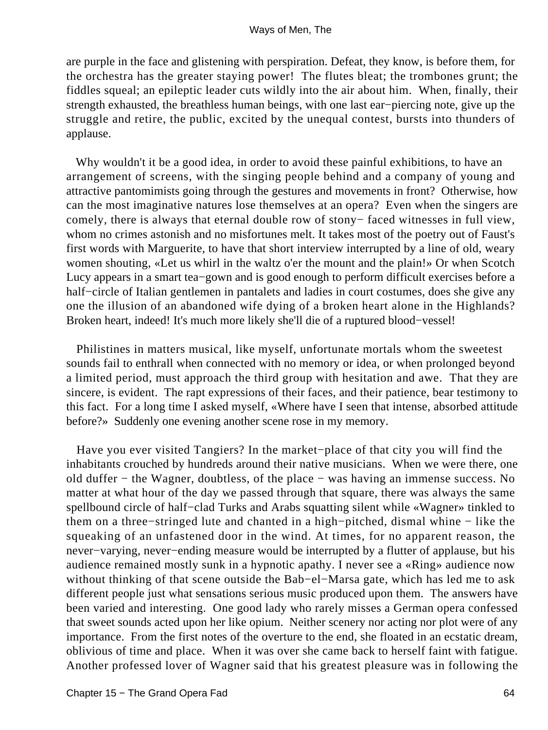are purple in the face and glistening with perspiration. Defeat, they know, is before them, for the orchestra has the greater staying power! The flutes bleat; the trombones grunt; the fiddles squeal; an epileptic leader cuts wildly into the air about him. When, finally, their strength exhausted, the breathless human beings, with one last ear−piercing note, give up the struggle and retire, the public, excited by the unequal contest, bursts into thunders of applause.

Why wouldn't it be a good idea, in order to avoid these painful exhibitions, to have an arrangement of screens, with the singing people behind and a company of young and attractive pantomimists going through the gestures and movements in front? Otherwise, how can the most imaginative natures lose themselves at an opera? Even when the singers are comely, there is always that eternal double row of stony− faced witnesses in full view, whom no crimes astonish and no misfortunes melt. It takes most of the poetry out of Faust's first words with Marguerite, to have that short interview interrupted by a line of old, weary women shouting, «Let us whirl in the waltz o'er the mount and the plain!» Or when Scotch Lucy appears in a smart tea−gown and is good enough to perform difficult exercises before a half−circle of Italian gentlemen in pantalets and ladies in court costumes, does she give any one the illusion of an abandoned wife dying of a broken heart alone in the Highlands? Broken heart, indeed! It's much more likely she'll die of a ruptured blood−vessel!

Philistines in matters musical, like myself, unfortunate mortals whom the sweetest sounds fail to enthrall when connected with no memory or idea, or when prolonged beyond a limited period, must approach the third group with hesitation and awe. That they are sincere, is evident. The rapt expressions of their faces, and their patience, bear testimony to this fact. For a long time I asked myself, «Where have I seen that intense, absorbed attitude before?» Suddenly one evening another scene rose in my memory.

Have you ever visited Tangiers? In the market−place of that city you will find the inhabitants crouched by hundreds around their native musicians. When we were there, one old duffer − the Wagner, doubtless, of the place − was having an immense success. No matter at what hour of the day we passed through that square, there was always the same spellbound circle of half−clad Turks and Arabs squatting silent while «Wagner» tinkled to them on a three−stringed lute and chanted in a high−pitched, dismal whine − like the squeaking of an unfastened door in the wind. At times, for no apparent reason, the never−varying, never−ending measure would be interrupted by a flutter of applause, but his audience remained mostly sunk in a hypnotic apathy. I never see a «Ring» audience now without thinking of that scene outside the Bab−el−Marsa gate, which has led me to ask different people just what sensations serious music produced upon them. The answers have been varied and interesting. One good lady who rarely misses a German opera confessed that sweet sounds acted upon her like opium. Neither scenery nor acting nor plot were of any importance. From the first notes of the overture to the end, she floated in an ecstatic dream, oblivious of time and place. When it was over she came back to herself faint with fatigue. Another professed lover of Wagner said that his greatest pleasure was in following the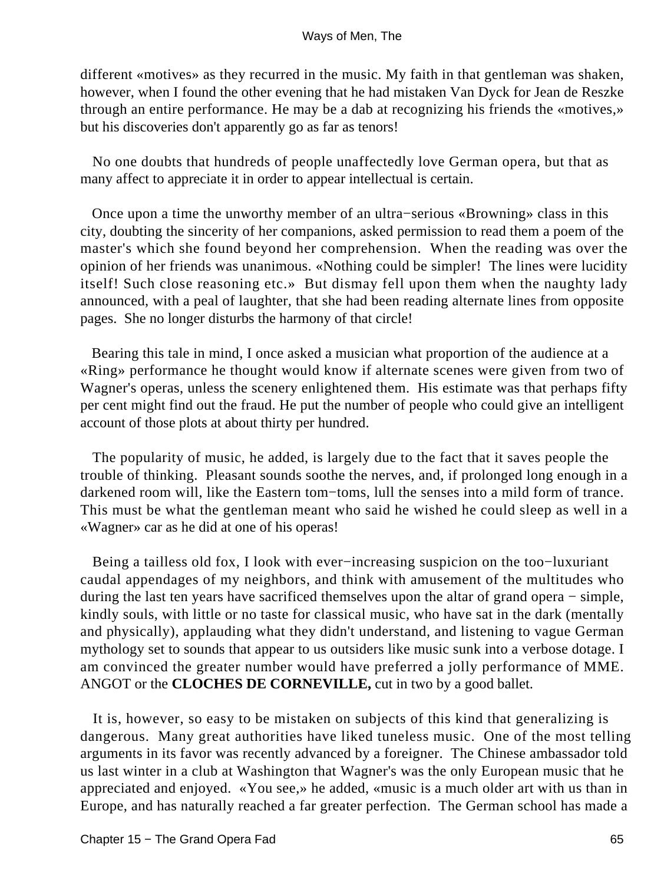different «motives» as they recurred in the music. My faith in that gentleman was shaken, however, when I found the other evening that he had mistaken Van Dyck for Jean de Reszke through an entire performance. He may be a dab at recognizing his friends the «motives,» but his discoveries don't apparently go as far as tenors!

No one doubts that hundreds of people unaffectedly love German opera, but that as many affect to appreciate it in order to appear intellectual is certain.

Once upon a time the unworthy member of an ultra−serious «Browning» class in this city, doubting the sincerity of her companions, asked permission to read them a poem of the master's which she found beyond her comprehension. When the reading was over the opinion of her friends was unanimous. «Nothing could be simpler! The lines were lucidity itself! Such close reasoning etc.» But dismay fell upon them when the naughty lady announced, with a peal of laughter, that she had been reading alternate lines from opposite pages. She no longer disturbs the harmony of that circle!

Bearing this tale in mind, I once asked a musician what proportion of the audience at a «Ring» performance he thought would know if alternate scenes were given from two of Wagner's operas, unless the scenery enlightened them. His estimate was that perhaps fifty per cent might find out the fraud. He put the number of people who could give an intelligent account of those plots at about thirty per hundred.

The popularity of music, he added, is largely due to the fact that it saves people the trouble of thinking. Pleasant sounds soothe the nerves, and, if prolonged long enough in a darkened room will, like the Eastern tom−toms, lull the senses into a mild form of trance. This must be what the gentleman meant who said he wished he could sleep as well in a «Wagner» car as he did at one of his operas!

Being a tailless old fox, I look with ever−increasing suspicion on the too−luxuriant caudal appendages of my neighbors, and think with amusement of the multitudes who during the last ten years have sacrificed themselves upon the altar of grand opera − simple, kindly souls, with little or no taste for classical music, who have sat in the dark (mentally and physically), applauding what they didn't understand, and listening to vague German mythology set to sounds that appear to us outsiders like music sunk into a verbose dotage. I am convinced the greater number would have preferred a jolly performance of MME. ANGOT or the **CLOCHES DE CORNEVILLE,** cut in two by a good ballet.

It is, however, so easy to be mistaken on subjects of this kind that generalizing is dangerous. Many great authorities have liked tuneless music. One of the most telling arguments in its favor was recently advanced by a foreigner. The Chinese ambassador told us last winter in a club at Washington that Wagner's was the only European music that he appreciated and enjoyed. «You see,» he added, «music is a much older art with us than in Europe, and has naturally reached a far greater perfection. The German school has made a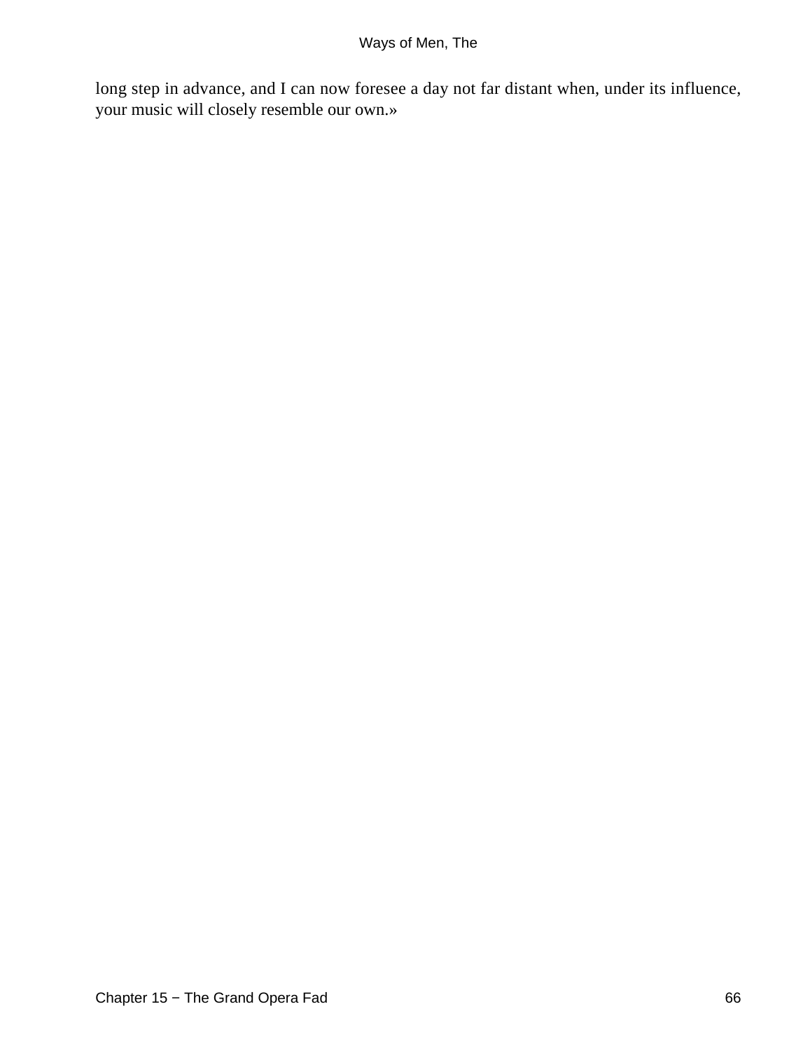long step in advance, and I can now foresee a day not far distant when, under its influence, your music will closely resemble our own.»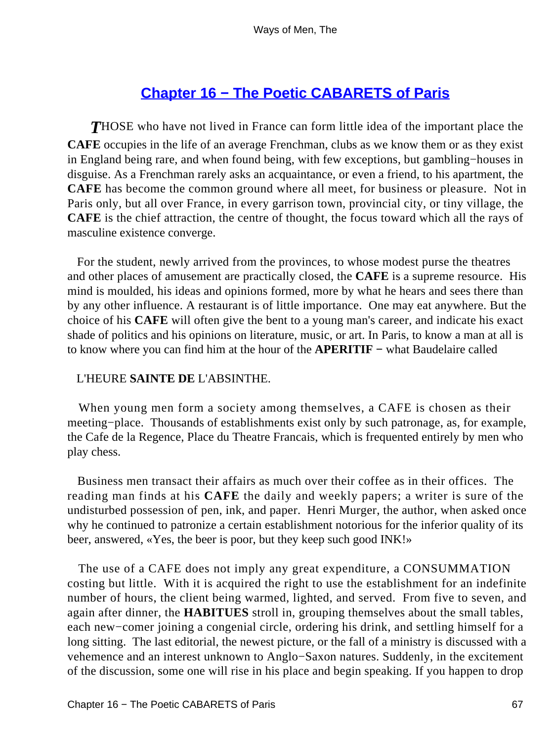## Chapter 16 − The Poetic CABARETS of Paris

*T*HOSE who have not lived in France can form little idea of the important place the **CAFE** occupies in the life of an average Frenchman, clubs as we know them or as they exist in England being rare, and when found being, with few exceptions, but gambling−houses in disguise. As a Frenchman rarely asks an acquaintance, or even a friend, to his apartment, the **CAFE** has become the common ground where all meet, for business or pleasure. Not in Paris only, but all over France, in every garrison town, provincial city, or tiny village, the **CAFE** is the chief attraction, the centre of thought, the focus toward which all the rays of masculine existence converge.

For the student, newly arrived from the provinces, to whose modest purse the theatres and other places of amusement are practically closed, the **CAFE** is a supreme resource. His mind is moulded, his ideas and opinions formed, more by what he hears and sees there than by any other influence. A restaurant is of little importance. One may eat anywhere. But the choice of his **CAFE** will often give the bent to a young man's career, and indicate his exact shade of politics and his opinions on literature, music, or art. In Paris, to know a man at all is to know where you can find him at the hour of the **APERITIF** − what Baudelaire called

L'HEURE **SAINTE DE** L'ABSINTHE.

When young men form a society among themselves, a CAFE is chosen as their meeting−place. Thousands of establishments exist only by such patronage, as, for example, the Cafe de la Regence, Place du Theatre Francais, which is frequented entirely by men who play chess.

Business men transact their affairs as much over their coffee as in their offices. The reading man finds at his **CAFE** the daily and weekly papers; a writer is sure of the undisturbed possession of pen, ink, and paper. Henri Murger, the author, when asked once why he continued to patronize a certain establishment notorious for the inferior quality of its beer, answered, «Yes, the beer is poor, but they keep such good INK!»

The use of a CAFE does not imply any great expenditure, a CONSUMMATION costing but little. With it is acquired the right to use the establishment for an indefinite number of hours, the client being warmed, lighted, and served. From five to seven, and again after dinner, the **HABITUES** stroll in, grouping themselves about the small tables, each new−comer joining a congenial circle, ordering his drink, and settling himself for a long sitting. The last editorial, the newest picture, or the fall of a ministry is discussed with a vehemence and an interest unknown to Anglo−Saxon natures. Suddenly, in the excitement of the discussion, some one will rise in his place and begin speaking. If you happen to drop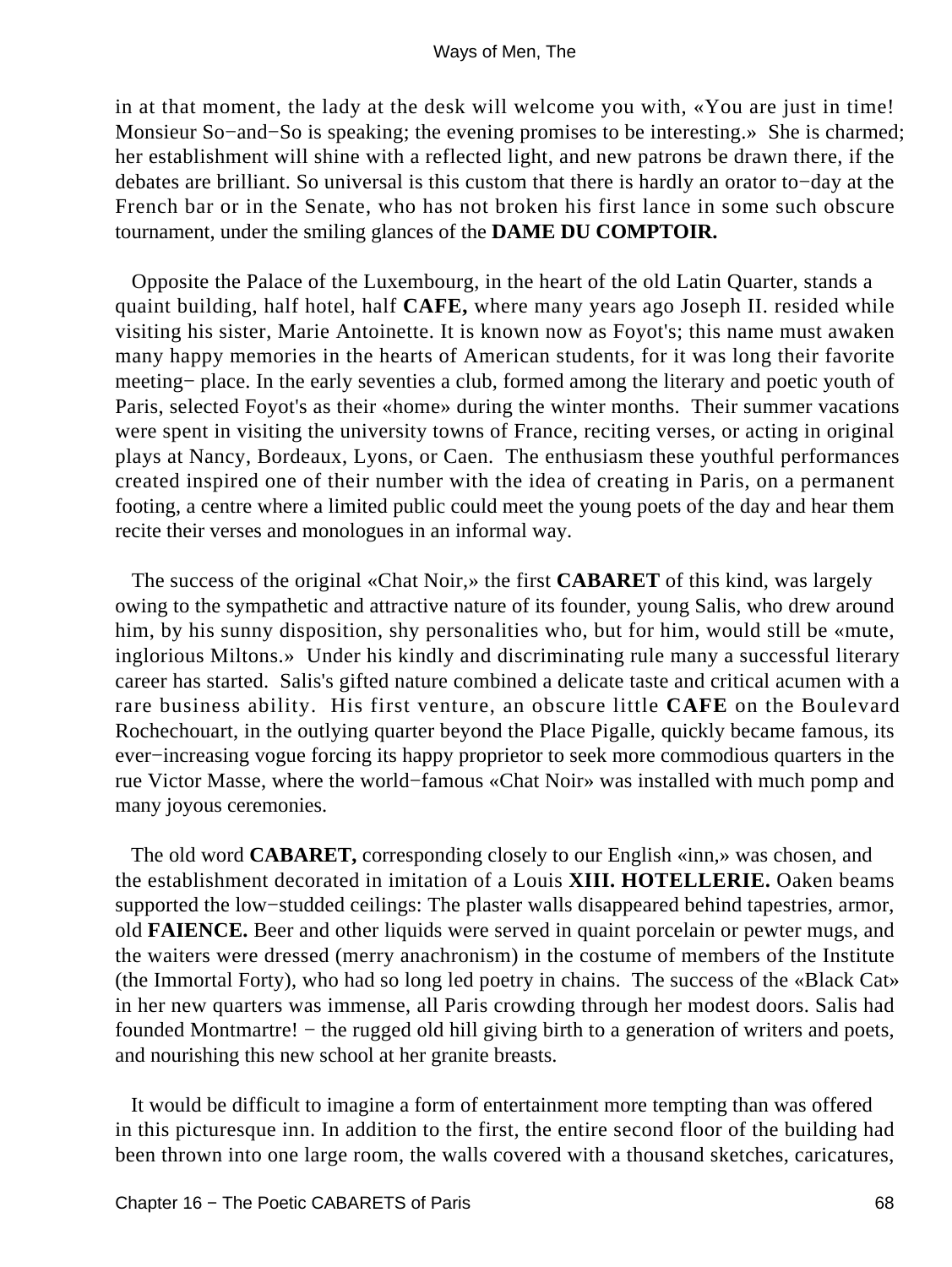in at that moment, the lady at the desk will welcome you with, «You are just in time! Monsieur So−and−So is speaking; the evening promises to be interesting.» She is charmed; her establishment will shine with a reflected light, and new patrons be drawn there, if the debates are brilliant. So universal is this custom that there is hardly an orator to−day at the French bar or in the Senate, who has not broken his first lance in some such obscure tournament, under the smiling glances of the **DAME DU COMPTOIR.**

Opposite the Palace of the Luxembourg, in the heart of the old Latin Quarter, stands a quaint building, half hotel, half **CAFE,** where many years ago Joseph II. resided while visiting his sister, Marie Antoinette. It is known now as Foyot's; this name must awaken many happy memories in the hearts of American students, for it was long their favorite meeting− place. In the early seventies a club, formed among the literary and poetic youth of Paris, selected Foyot's as their «home» during the winter months. Their summer vacations were spent in visiting the university towns of France, reciting verses, or acting in original plays at Nancy, Bordeaux, Lyons, or Caen. The enthusiasm these youthful performances created inspired one of their number with the idea of creating in Paris, on a permanent footing, a centre where a limited public could meet the young poets of the day and hear them recite their verses and monologues in an informal way.

The success of the original «Chat Noir,» the first **CABARET** of this kind, was largely owing to the sympathetic and attractive nature of its founder, young Salis, who drew around him, by his sunny disposition, shy personalities who, but for him, would still be «mute, inglorious Miltons.» Under his kindly and discriminating rule many a successful literary career has started. Salis's gifted nature combined a delicate taste and critical acumen with a rare business ability. His first venture, an obscure little **CAFE** on the Boulevard Rochechouart, in the outlying quarter beyond the Place Pigalle, quickly became famous, its ever−increasing vogue forcing its happy proprietor to seek more commodious quarters in the rue Victor Masse, where the world−famous «Chat Noir» was installed with much pomp and many joyous ceremonies.

The old word **CABARET,** corresponding closely to our English «inn,» was chosen, and the establishment decorated in imitation of a Louis **XIII. HOTELLERIE.** Oaken beams supported the low−studded ceilings: The plaster walls disappeared behind tapestries, armor, old **FAIENCE.** Beer and other liquids were served in quaint porcelain or pewter mugs, and the waiters were dressed (merry anachronism) in the costume of members of the Institute (the Immortal Forty), who had so long led poetry in chains. The success of the «Black Cat» in her new quarters was immense, all Paris crowding through her modest doors. Salis had founded Montmartre! − the rugged old hill giving birth to a generation of writers and poets, and nourishing this new school at her granite breasts.

It would be difficult to imagine a form of entertainment more tempting than was offered in this picturesque inn. In addition to the first, the entire second floor of the building had been thrown into one large room, the walls covered with a thousand sketches, caricatures,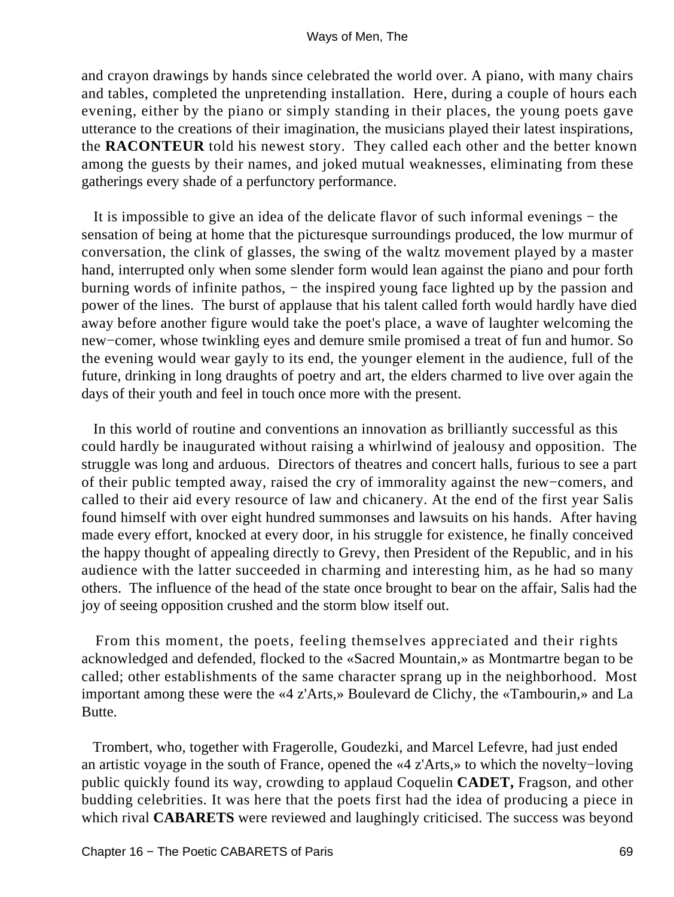and crayon drawings by hands since celebrated the world over. A piano, with many chairs and tables, completed the unpretending installation. Here, during a couple of hours each evening, either by the piano or simply standing in their places, the young poets gave utterance to the creations of their imagination, the musicians played their latest inspirations, the **RACONTEUR** told his newest story. They called each other and the better known among the guests by their names, and joked mutual weaknesses, eliminating from these gatherings every shade of a perfunctory performance.

It is impossible to give an idea of the delicate flavor of such informal evenings − the sensation of being at home that the picturesque surroundings produced, the low murmur of conversation, the clink of glasses, the swing of the waltz movement played by a master hand, interrupted only when some slender form would lean against the piano and pour forth burning words of infinite pathos, − the inspired young face lighted up by the passion and power of the lines. The burst of applause that his talent called forth would hardly have died away before another figure would take the poet's place, a wave of laughter welcoming the new−comer, whose twinkling eyes and demure smile promised a treat of fun and humor. So the evening would wear gayly to its end, the younger element in the audience, full of the future, drinking in long draughts of poetry and art, the elders charmed to live over again the days of their youth and feel in touch once more with the present.

In this world of routine and conventions an innovation as brilliantly successful as this could hardly be inaugurated without raising a whirlwind of jealousy and opposition. The struggle was long and arduous. Directors of theatres and concert halls, furious to see a part of their public tempted away, raised the cry of immorality against the new−comers, and called to their aid every resource of law and chicanery. At the end of the first year Salis found himself with over eight hundred summonses and lawsuits on his hands. After having made every effort, knocked at every door, in his struggle for existence, he finally conceived the happy thought of appealing directly to Grevy, then President of the Republic, and in his audience with the latter succeeded in charming and interesting him, as he had so many others. The influence of the head of the state once brought to bear on the affair, Salis had the joy of seeing opposition crushed and the storm blow itself out.

From this moment, the poets, feeling themselves appreciated and their rights acknowledged and defended, flocked to the «Sacred Mountain,» as Montmartre began to be called; other establishments of the same character sprang up in the neighborhood. Most important among these were the «4 z'Arts,» Boulevard de Clichy, the «Tambourin,» and La Butte.

Trombert, who, together with Fragerolle, Goudezki, and Marcel Lefevre, had just ended an artistic voyage in the south of France, opened the «4 z'Arts,» to which the novelty−loving public quickly found its way, crowding to applaud Coquelin **CADET,** Fragson, and other budding celebrities. It was here that the poets first had the idea of producing a piece in which rival **CABARETS** were reviewed and laughingly criticised. The success was beyond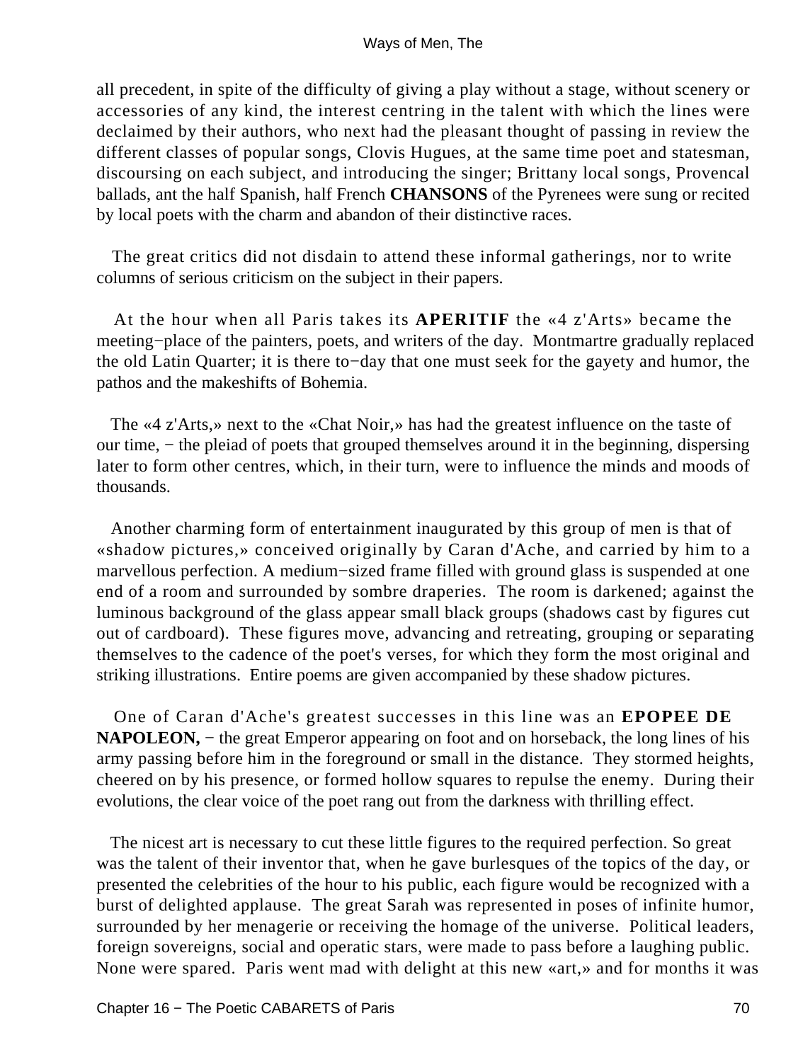all precedent, in spite of the difficulty of giving a play without a stage, without scenery or accessories of any kind, the interest centring in the talent with which the lines were declaimed by their authors, who next had the pleasant thought of passing in review the different classes of popular songs, Clovis Hugues, at the same time poet and statesman, discoursing on each subject, and introducing the singer; Brittany local songs, Provencal ballads, ant the half Spanish, half French **CHANSONS** of the Pyrenees were sung or recited by local poets with the charm and abandon of their distinctive races.

The great critics did not disdain to attend these informal gatherings, nor to write columns of serious criticism on the subject in their papers.

At the hour when all Paris takes its **APERITIF** the «4 z'Arts» became the meeting−place of the painters, poets, and writers of the day. Montmartre gradually replaced the old Latin Quarter; it is there to−day that one must seek for the gayety and humor, the pathos and the makeshifts of Bohemia.

The «4 z'Arts,» next to the «Chat Noir,» has had the greatest influence on the taste of our time, − the pleiad of poets that grouped themselves around it in the beginning, dispersing later to form other centres, which, in their turn, were to influence the minds and moods of thousands.

Another charming form of entertainment inaugurated by this group of men is that of «shadow pictures,» conceived originally by Caran d'Ache, and carried by him to a marvellous perfection. A medium−sized frame filled with ground glass is suspended at one end of a room and surrounded by sombre draperies. The room is darkened; against the luminous background of the glass appear small black groups (shadows cast by figures cut out of cardboard). These figures move, advancing and retreating, grouping or separating themselves to the cadence of the poet's verses, for which they form the most original and striking illustrations. Entire poems are given accompanied by these shadow pictures.

One of Caran d'Ache's greatest successes in this line was an **EPOPEE DE NAPOLEON,** − the great Emperor appearing on foot and on horseback, the long lines of his army passing before him in the foreground or small in the distance. They stormed heights, cheered on by his presence, or formed hollow squares to repulse the enemy. During their evolutions, the clear voice of the poet rang out from the darkness with thrilling effect.

The nicest art is necessary to cut these little figures to the required perfection. So great was the talent of their inventor that, when he gave burlesques of the topics of the day, or presented the celebrities of the hour to his public, each figure would be recognized with a burst of delighted applause. The great Sarah was represented in poses of infinite humor, surrounded by her menagerie or receiving the homage of the universe. Political leaders, foreign sovereigns, social and operatic stars, were made to pass before a laughing public. None were spared. Paris went mad with delight at this new «art,» and for months it was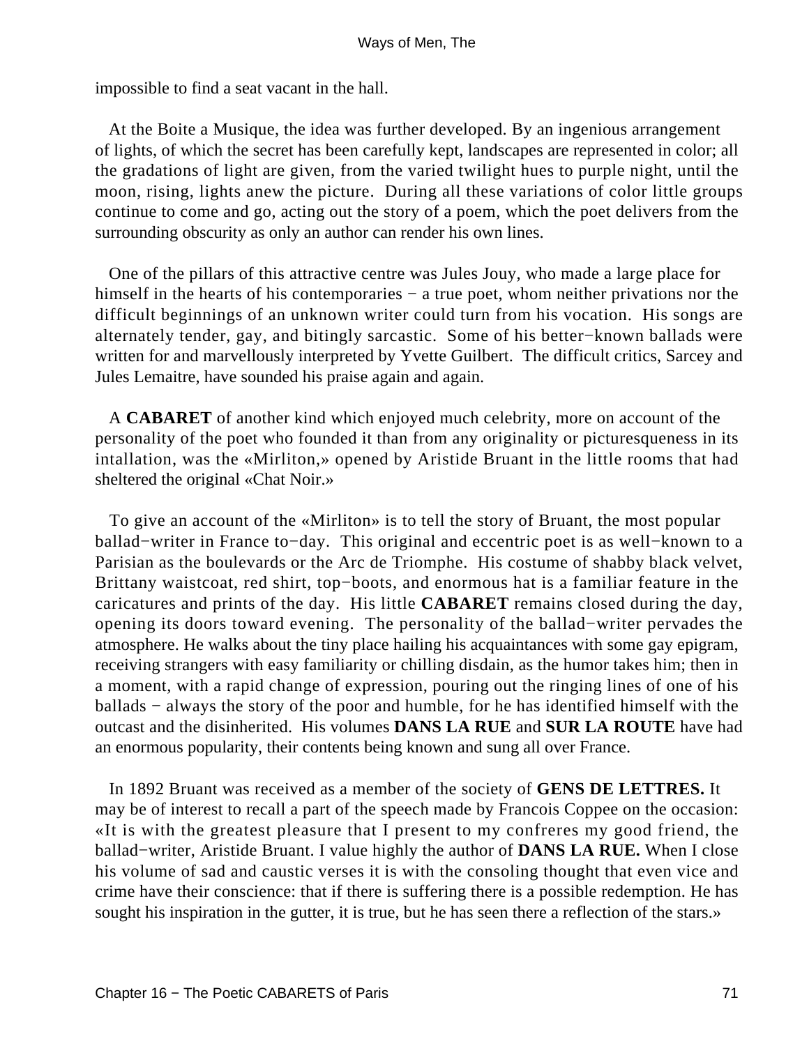impossible to find a seat vacant in the hall.

At the Boite a Musique, the idea was further developed. By an ingenious arrangement of lights, of which the secret has been carefully kept, landscapes are represented in color; all the gradations of light are given, from the varied twilight hues to purple night, until the moon, rising, lights anew the picture. During all these variations of color little groups continue to come and go, acting out the story of a poem, which the poet delivers from the surrounding obscurity as only an author can render his own lines.

One of the pillars of this attractive centre was Jules Jouy, who made a large place for himself in the hearts of his contemporaries − a true poet, whom neither privations nor the difficult beginnings of an unknown writer could turn from his vocation. His songs are alternately tender, gay, and bitingly sarcastic. Some of his better−known ballads were written for and marvellously interpreted by Yvette Guilbert. The difficult critics, Sarcey and Jules Lemaitre, have sounded his praise again and again.

A **CABARET** of another kind which enjoyed much celebrity, more on account of the personality of the poet who founded it than from any originality or picturesqueness in its intallation, was the «Mirliton,» opened by Aristide Bruant in the little rooms that had sheltered the original «Chat Noir.»

To give an account of the «Mirliton» is to tell the story of Bruant, the most popular ballad−writer in France to−day. This original and eccentric poet is as well−known to a Parisian as the boulevards or the Arc de Triomphe. His costume of shabby black velvet, Brittany waistcoat, red shirt, top−boots, and enormous hat is a familiar feature in the caricatures and prints of the day. His little **CABARET** remains closed during the day, opening its doors toward evening. The personality of the ballad−writer pervades the atmosphere. He walks about the tiny place hailing his acquaintances with some gay epigram, receiving strangers with easy familiarity or chilling disdain, as the humor takes him; then in a moment, with a rapid change of expression, pouring out the ringing lines of one of his ballads − always the story of the poor and humble, for he has identified himself with the outcast and the disinherited. His volumes **DANS LA RUE** and **SUR LA ROUTE** have had an enormous popularity, their contents being known and sung all over France.

In 1892 Bruant was received as a member of the society of **GENS DE LETTRES.** It may be of interest to recall a part of the speech made by Francois Coppee on the occasion: «It is with the greatest pleasure that I present to my confreres my good friend, the ballad−writer, Aristide Bruant. I value highly the author of **DANS LA RUE.** When I close his volume of sad and caustic verses it is with the consoling thought that even vice and crime have their conscience: that if there is suffering there is a possible redemption. He has sought his inspiration in the gutter, it is true, but he has seen there a reflection of the stars.»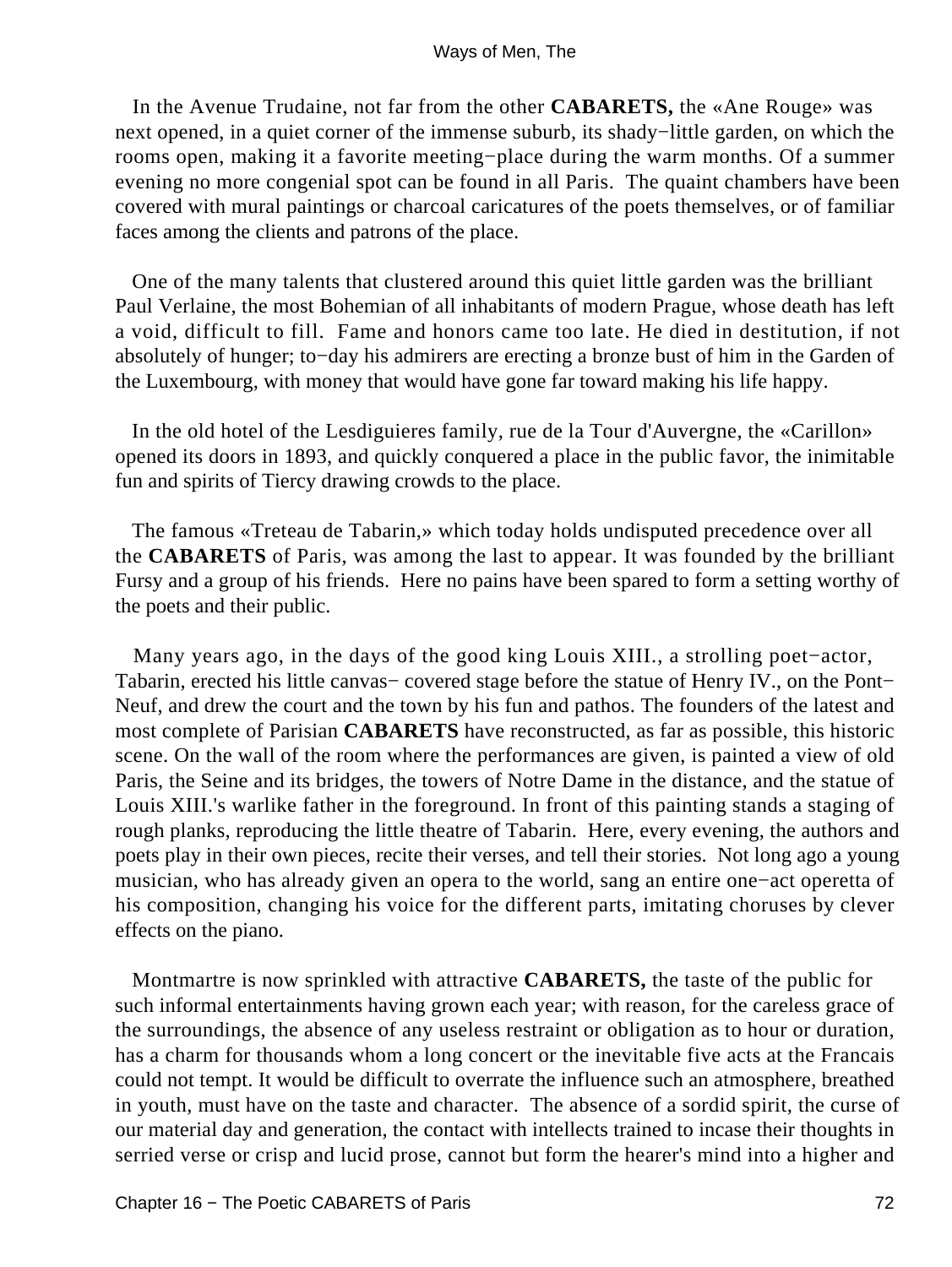In the Avenue Trudaine, not far from the other **CABARETS,** the «Ane Rouge» was next opened, in a quiet corner of the immense suburb, its shady−little garden, on which the rooms open, making it a favorite meeting−place during the warm months. Of a summer evening no more congenial spot can be found in all Paris. The quaint chambers have been covered with mural paintings or charcoal caricatures of the poets themselves, or of familiar faces among the clients and patrons of the place.

One of the many talents that clustered around this quiet little garden was the brilliant Paul Verlaine, the most Bohemian of all inhabitants of modern Prague, whose death has left a void, difficult to fill. Fame and honors came too late. He died in destitution, if not absolutely of hunger; to−day his admirers are erecting a bronze bust of him in the Garden of the Luxembourg, with money that would have gone far toward making his life happy.

In the old hotel of the Lesdiguieres family, rue de la Tour d'Auvergne, the «Carillon» opened its doors in 1893, and quickly conquered a place in the public favor, the inimitable fun and spirits of Tiercy drawing crowds to the place.

The famous «Treteau de Tabarin,» which today holds undisputed precedence over all the **CABARETS** of Paris, was among the last to appear. It was founded by the brilliant Fursy and a group of his friends. Here no pains have been spared to form a setting worthy of the poets and their public.

Many years ago, in the days of the good king Louis XIII., a strolling poet−actor, Tabarin, erected his little canvas− covered stage before the statue of Henry IV., on the Pont−Neuf, and drew the court and the town by his fun and pathos. The founders of the latest and most complete of Parisian **CABARETS** have reconstructed, as far as possible, this historic scene. On the wall of the room where the performances are given, is painted a view of old Paris, the Seine and its bridges, the towers of Notre Dame in the distance, and the statue of Louis XIII.'s warlike father in the foreground. In front of this painting stands a staging of rough planks, reproducing the little theatre of Tabarin. Here, every evening, the authors and poets play in their own pieces, recite their verses, and tell their stories. Not long ago a young musician, who has already given an opera to the world, sang an entire one−act operetta of his composition, changing his voice for the different parts, imitating choruses by clever effects on the piano.

Montmartre is now sprinkled with attractive **CABARETS,** the taste of the public for such informal entertainments having grown each year; with reason, for the careless grace of the surroundings, the absence of any useless restraint or obligation as to hour or duration, has a charm for thousands whom a long concert or the inevitable five acts at the Francais could not tempt. It would be difficult to overrate the influence such an atmosphere, breathed in youth, must have on the taste and character. The absence of a sordid spirit, the curse of our material day and generation, the contact with intellects trained to incase their thoughts in serried verse or crisp and lucid prose, cannot but form the hearer's mind into a higher and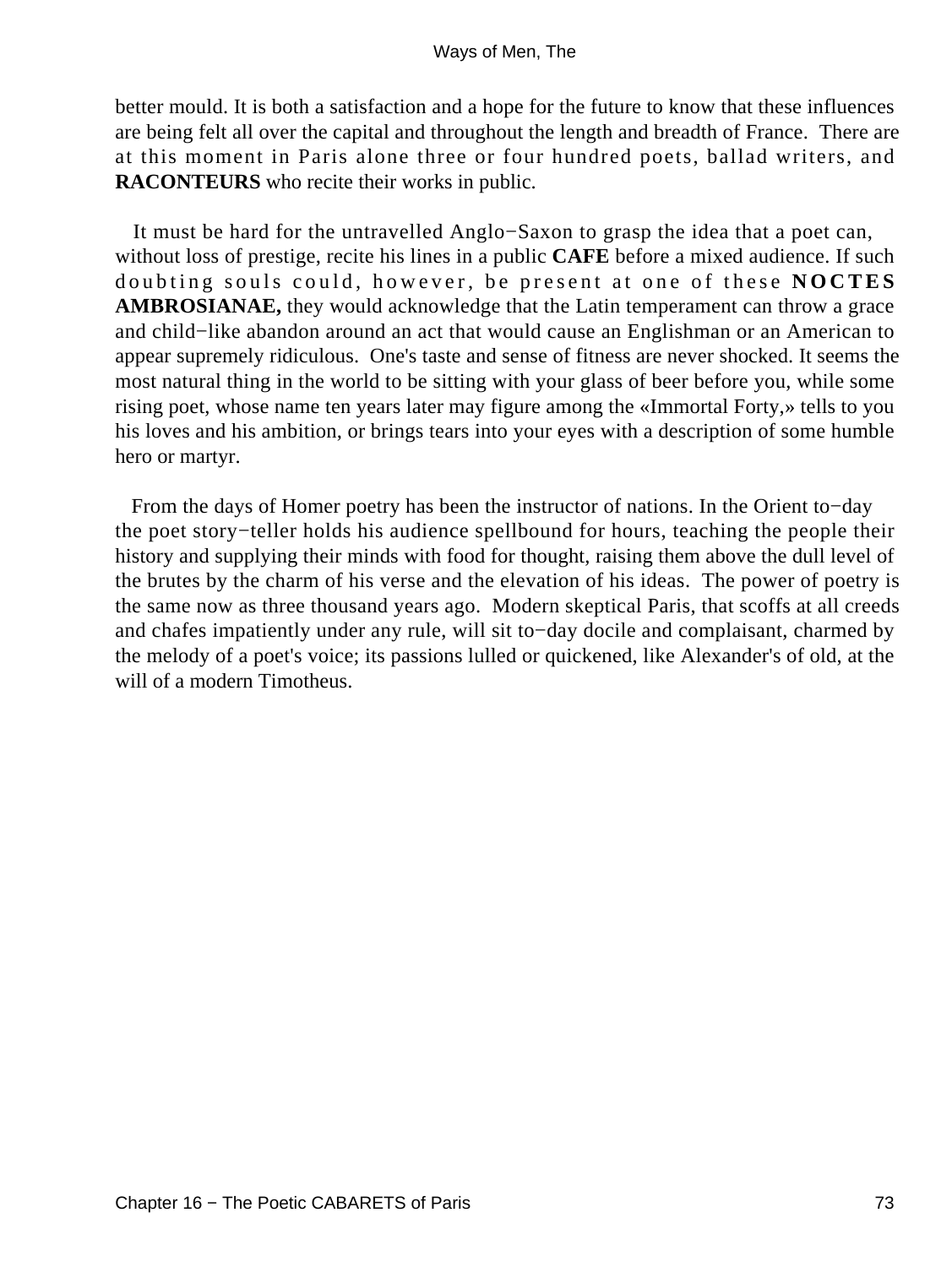better mould. It is both a satisfaction and a hope for the future to know that these influences are being felt all over the capital and throughout the length and breadth of France. There are at this moment in Paris alone three or four hundred poets, ballad writers, and **RACONTEURS** who recite their works in public.

It must be hard for the untravelled Anglo−Saxon to grasp the idea that a poet can, without loss of prestige, recite his lines in a public **CAFE** before a mixed audience. If such doubting souls could, however, be present at one of these **NOCTES AMBROSIANAE,** they would acknowledge that the Latin temperament can throw a grace and child−like abandon around an act that would cause an Englishman or an American to appear supremely ridiculous. One's taste and sense of fitness are never shocked. It seems the most natural thing in the world to be sitting with your glass of beer before you, while some rising poet, whose name ten years later may figure among the «Immortal Forty,» tells to you his loves and his ambition, or brings tears into your eyes with a description of some humble hero or martyr.

From the days of Homer poetry has been the instructor of nations. In the Orient to−day the poet story−teller holds his audience spellbound for hours, teaching the people their history and supplying their minds with food for thought, raising them above the dull level of the brutes by the charm of his verse and the elevation of his ideas. The power of poetry is the same now as three thousand years ago. Modern skeptical Paris, that scoffs at all creeds and chafes impatiently under any rule, will sit to−day docile and complaisant, charmed by the melody of a poet's voice; its passions lulled or quickened, like Alexander's of old, at the will of a modern Timotheus.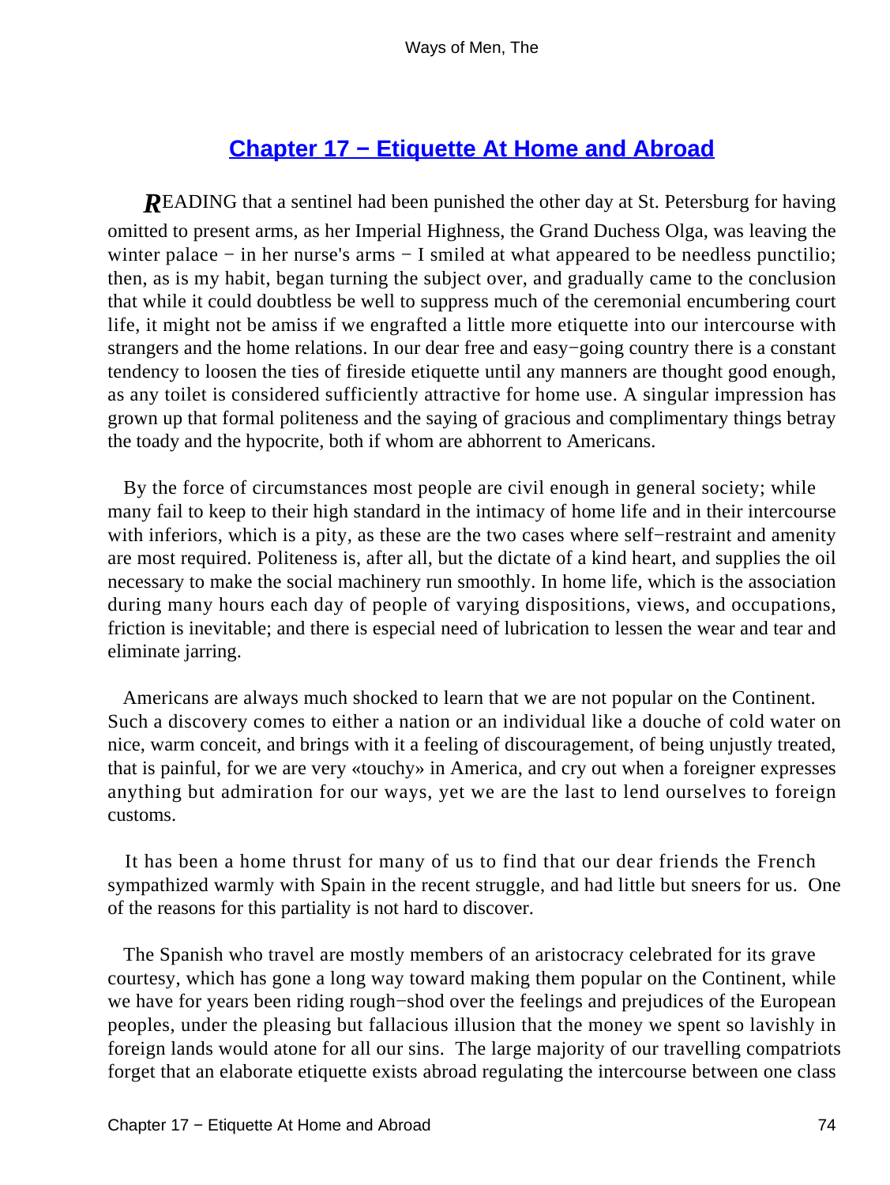## Chapter 17 − Etiquette At Home and Abroad

**R**EADING that a sentinel had been punished the other day at St. Petersburg for having omitted to present arms, as her Imperial Highness, the Grand Duchess Olga, was leaving the winter palace − in her nurse's arms − I smiled at what appeared to be needless punctilio; then, as is my habit, began turning the subject over, and gradually came to the conclusion that while it could doubtless be well to suppress much of the ceremonial encumbering court life, it might not be amiss if we engrafted a little more etiquette into our intercourse with strangers and the home relations. In our dear free and easy−going country there is a constant tendency to loosen the ties of fireside etiquette until any manners are thought good enough, as any toilet is considered sufficiently attractive for home use. A singular impression has grown up that formal politeness and the saying of gracious and complimentary things betray the toady and the hypocrite, both if whom are abhorrent to Americans.

By the force of circumstances most people are civil enough in general society; while many fail to keep to their high standard in the intimacy of home life and in their intercourse with inferiors, which is a pity, as these are the two cases where self−restraint and amenity are most required. Politeness is, after all, but the dictate of a kind heart, and supplies the oil necessary to make the social machinery run smoothly. In home life, which is the association during many hours each day of people of varying dispositions, views, and occupations, friction is inevitable; and there is especial need of lubrication to lessen the wear and tear and eliminate jarring.

Americans are always much shocked to learn that we are not popular on the Continent. Such a discovery comes to either a nation or an individual like a douche of cold water on nice, warm conceit, and brings with it a feeling of discouragement, of being unjustly treated, that is painful, for we are very «touchy» in America, and cry out when a foreigner expresses anything but admiration for our ways, yet we are the last to lend ourselves to foreign customs.

It has been a home thrust for many of us to find that our dear friends the French sympathized warmly with Spain in the recent struggle, and had little but sneers for us. One of the reasons for this partiality is not hard to discover.

The Spanish who travel are mostly members of an aristocracy celebrated for its grave courtesy, which has gone a long way toward making them popular on the Continent, while we have for years been riding rough−shod over the feelings and prejudices of the European peoples, under the pleasing but fallacious illusion that the money we spent so lavishly in foreign lands would atone for all our sins. The large majority of our travelling compatriots forget that an elaborate etiquette exists abroad regulating the intercourse between one class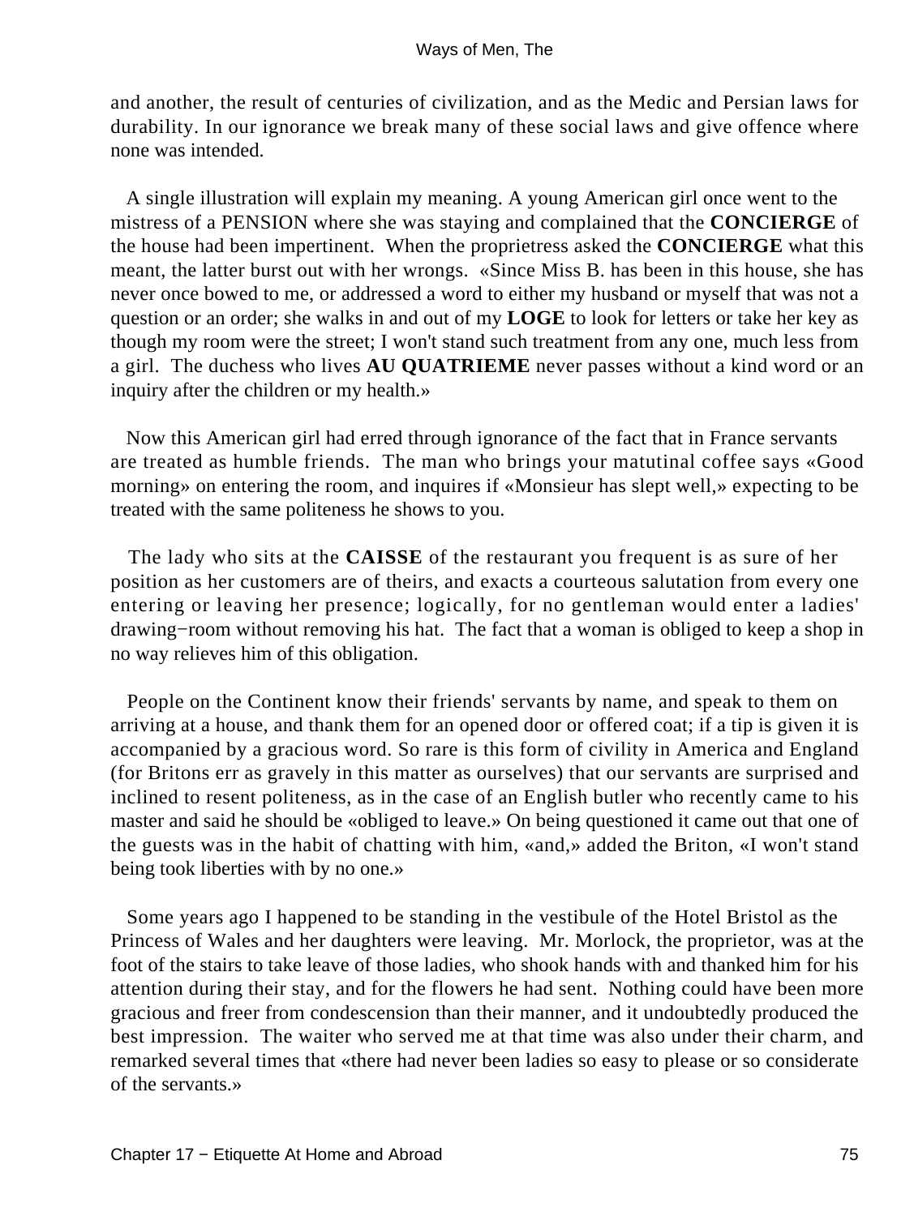and another, the result of centuries of civilization, and as the Medic and Persian laws for durability. In our ignorance we break many of these social laws and give offence where none was intended.

A single illustration will explain my meaning. A young American girl once went to the mistress of a PENSION where she was staying and complained that the **CONCIERGE** of the house had been impertinent. When the proprietress asked the **CONCIERGE** what this meant, the latter burst out with her wrongs. «Since Miss B. has been in this house, she has never once bowed to me, or addressed a word to either my husband or myself that was not a question or an order; she walks in and out of my **LOGE** to look for letters or take her key as though my room were the street; I won't stand such treatment from any one, much less from a girl. The duchess who lives **AU QUATRIEME** never passes without a kind word or an inquiry after the children or my health.»

Now this American girl had erred through ignorance of the fact that in France servants are treated as humble friends. The man who brings your matutinal coffee says «Good morning» on entering the room, and inquires if «Monsieur has slept well,» expecting to be treated with the same politeness he shows to you.

The lady who sits at the **CAISSE** of the restaurant you frequent is as sure of her position as her customers are of theirs, and exacts a courteous salutation from every one entering or leaving her presence; logically, for no gentleman would enter a ladies' drawing−room without removing his hat. The fact that a woman is obliged to keep a shop in no way relieves him of this obligation.

People on the Continent know their friends' servants by name, and speak to them on arriving at a house, and thank them for an opened door or offered coat; if a tip is given it is accompanied by a gracious word. So rare is this form of civility in America and England (for Britons err as gravely in this matter as ourselves) that our servants are surprised and inclined to resent politeness, as in the case of an English butler who recently came to his master and said he should be «obliged to leave.» On being questioned it came out that one of the guests was in the habit of chatting with him, «and,» added the Briton, «I won't stand being took liberties with by no one.»

Some years ago I happened to be standing in the vestibule of the Hotel Bristol as the Princess of Wales and her daughters were leaving. Mr. Morlock, the proprietor, was at the foot of the stairs to take leave of those ladies, who shook hands with and thanked him for his attention during their stay, and for the flowers he had sent. Nothing could have been more gracious and freer from condescension than their manner, and it undoubtedly produced the best impression. The waiter who served me at that time was also under their charm, and remarked several times that «there had never been ladies so easy to please or so considerate of the servants.»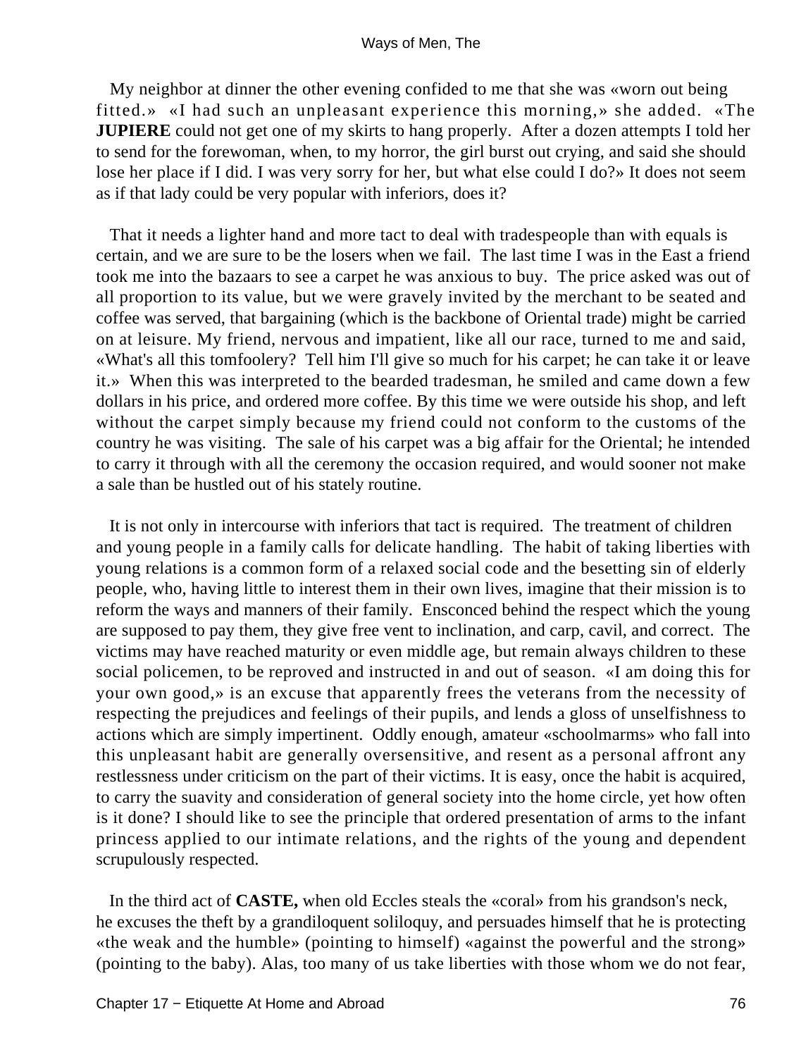My neighbor at dinner the other evening confided to me that she was «worn out being fitted.» «I had such an unpleasant experience this morning,» she added. «The **JUPIERE** could not get one of my skirts to hang properly. After a dozen attempts I told her to send for the forewoman, when, to my horror, the girl burst out crying, and said she should lose her place if I did. I was very sorry for her, but what else could I do?» It does not seem as if that lady could be very popular with inferiors, does it?

That it needs a lighter hand and more tact to deal with tradespeople than with equals is certain, and we are sure to be the losers when we fail. The last time I was in the East a friend took me into the bazaars to see a carpet he was anxious to buy. The price asked was out of all proportion to its value, but we were gravely invited by the merchant to be seated and coffee was served, that bargaining (which is the backbone of Oriental trade) might be carried on at leisure. My friend, nervous and impatient, like all our race, turned to me and said, «What's all this tomfoolery? Tell him I'll give so much for his carpet; he can take it or leave it.» When this was interpreted to the bearded tradesman, he smiled and came down a few dollars in his price, and ordered more coffee. By this time we were outside his shop, and left without the carpet simply because my friend could not conform to the customs of the country he was visiting. The sale of his carpet was a big affair for the Oriental; he intended to carry it through with all the ceremony the occasion required, and would sooner not make a sale than be hustled out of his stately routine.

It is not only in intercourse with inferiors that tact is required. The treatment of children and young people in a family calls for delicate handling. The habit of taking liberties with young relations is a common form of a relaxed social code and the besetting sin of elderly people, who, having little to interest them in their own lives, imagine that their mission is to reform the ways and manners of their family. Ensconced behind the respect which the young are supposed to pay them, they give free vent to inclination, and carp, cavil, and correct. The victims may have reached maturity or even middle age, but remain always children to these social policemen, to be reproved and instructed in and out of season. «I am doing this for your own good,» is an excuse that apparently frees the veterans from the necessity of respecting the prejudices and feelings of their pupils, and lends a gloss of unselfishness to actions which are simply impertinent. Oddly enough, amateur «schoolmarms» who fall into this unpleasant habit are generally oversensitive, and resent as a personal affront any restlessness under criticism on the part of their victims. It is easy, once the habit is acquired, to carry the suavity and consideration of general society into the home circle, yet how often is it done? I should like to see the principle that ordered presentation of arms to the infant princess applied to our intimate relations, and the rights of the young and dependent scrupulously respected.

In the third act of **CASTE,** when old Eccles steals the «coral» from his grandson's neck, he excuses the theft by a grandiloquent soliloquy, and persuades himself that he is protecting «the weak and the humble» (pointing to himself) «against the powerful and the strong» (pointing to the baby). Alas, too many of us take liberties with those whom we do not fear,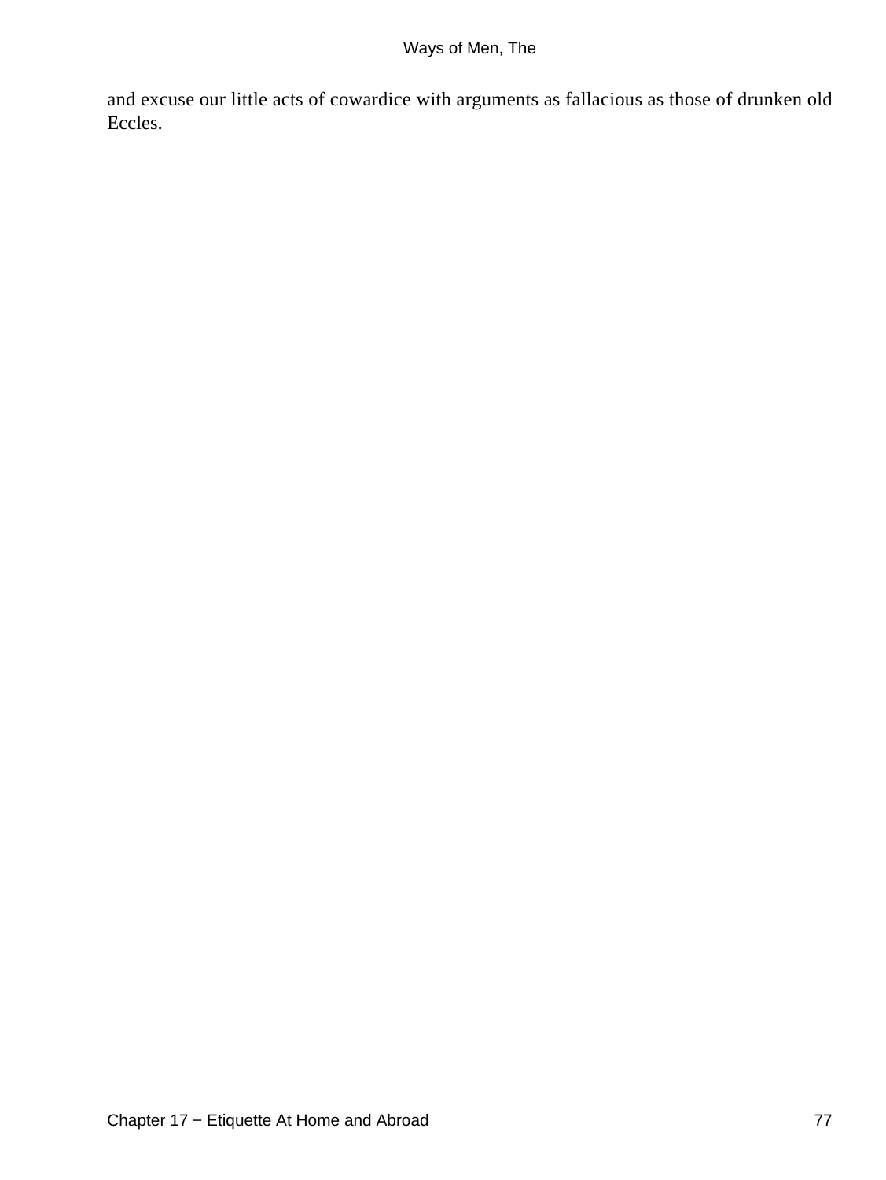and excuse our little acts of cowardice with arguments as fallacious as those of drunken old Eccles.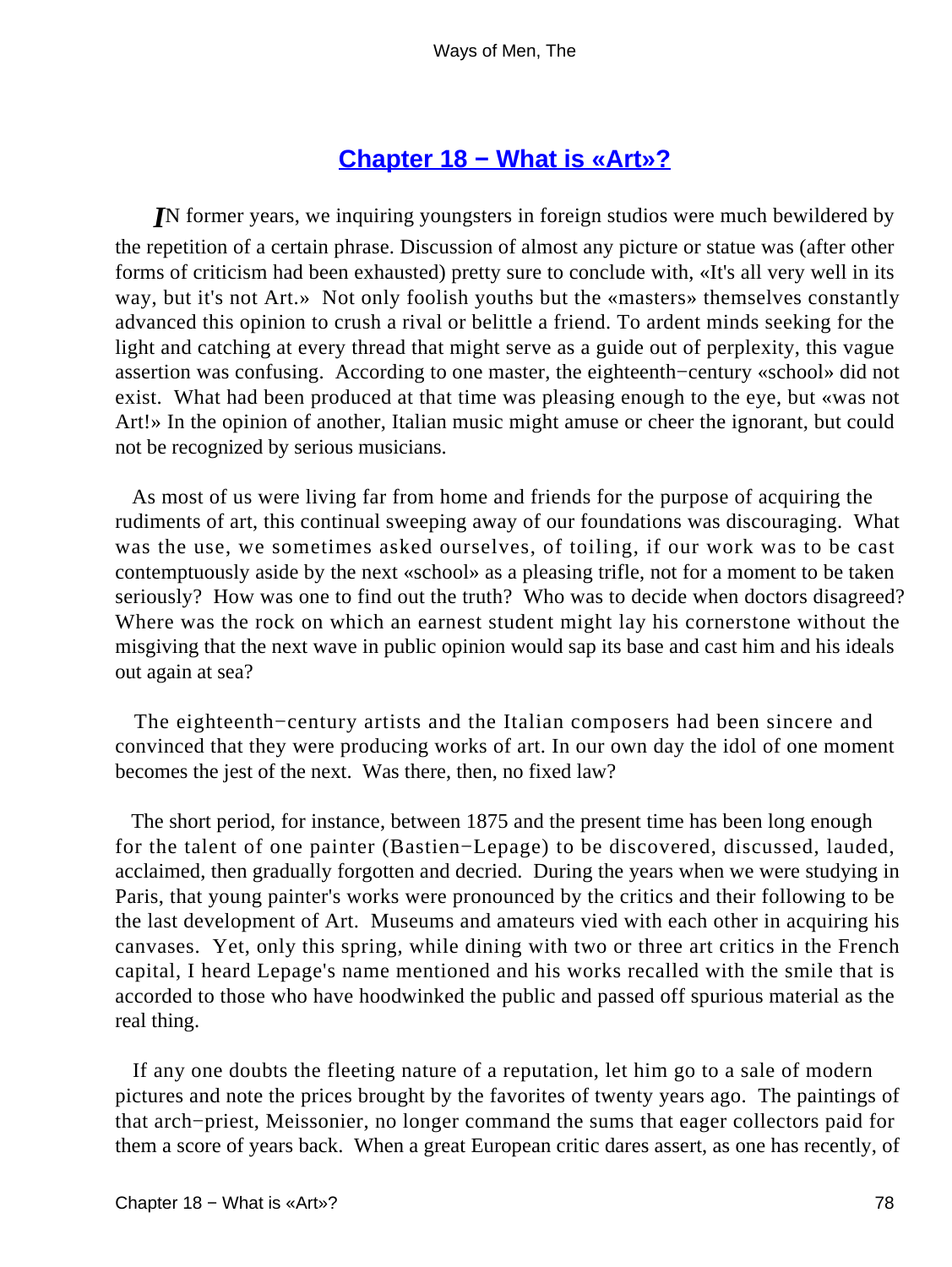## Chapter 18 − What is «Art»?

*I*N former years, we inquiring youngsters in foreign studios were much bewildered by the repetition of a certain phrase. Discussion of almost any picture or statue was (after other forms of criticism had been exhausted) pretty sure to conclude with, «It's all very well in its way, but it's not Art.» Not only foolish youths but the «masters» themselves constantly advanced this opinion to crush a rival or belittle a friend. To ardent minds seeking for the light and catching at every thread that might serve as a guide out of perplexity, this vague assertion was confusing. According to one master, the eighteenth−century «school» did not exist. What had been produced at that time was pleasing enough to the eye, but «was not Art!» In the opinion of another, Italian music might amuse or cheer the ignorant, but could not be recognized by serious musicians.

As most of us were living far from home and friends for the purpose of acquiring the rudiments of art, this continual sweeping away of our foundations was discouraging. What was the use, we sometimes asked ourselves, of toiling, if our work was to be cast contemptuously aside by the next «school» as a pleasing trifle, not for a moment to be taken seriously? How was one to find out the truth? Who was to decide when doctors disagreed? Where was the rock on which an earnest student might lay his cornerstone without the misgiving that the next wave in public opinion would sap its base and cast him and his ideals out again at sea?

The eighteenth−century artists and the Italian composers had been sincere and convinced that they were producing works of art. In our own day the idol of one moment becomes the jest of the next. Was there, then, no fixed law?

The short period, for instance, between 1875 and the present time has been long enough for the talent of one painter (Bastien−Lepage) to be discovered, discussed, lauded, acclaimed, then gradually forgotten and decried. During the years when we were studying in Paris, that young painter's works were pronounced by the critics and their following to be the last development of Art. Museums and amateurs vied with each other in acquiring his canvases. Yet, only this spring, while dining with two or three art critics in the French capital, I heard Lepage's name mentioned and his works recalled with the smile that is accorded to those who have hoodwinked the public and passed off spurious material as the real thing.

If any one doubts the fleeting nature of a reputation, let him go to a sale of modern pictures and note the prices brought by the favorites of twenty years ago. The paintings of that arch−priest, Meissonier, no longer command the sums that eager collectors paid for them a score of years back. When a great European critic dares assert, as one has recently, of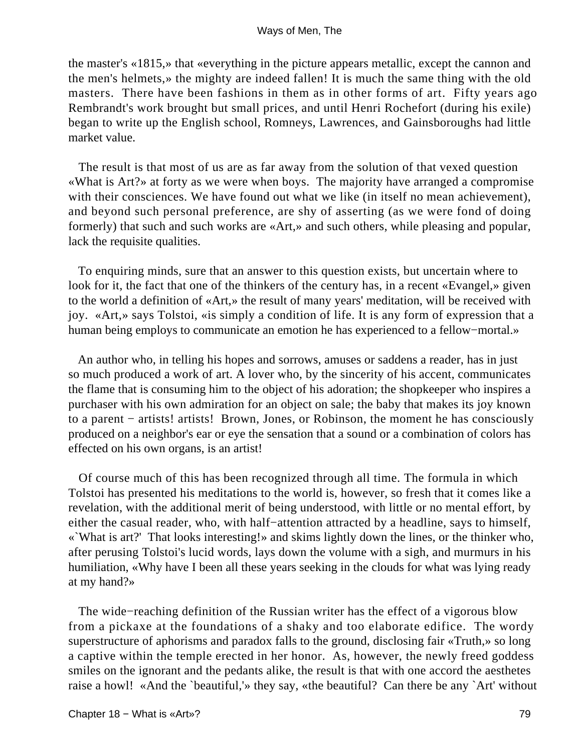the master's «1815,» that «everything in the picture appears metallic, except the cannon and the men's helmets,» the mighty are indeed fallen! It is much the same thing with the old masters. There have been fashions in them as in other forms of art. Fifty years ago Rembrandt's work brought but small prices, and until Henri Rochefort (during his exile) began to write up the English school, Romneys, Lawrences, and Gainsboroughs had little market value.

The result is that most of us are as far away from the solution of that vexed question «What is Art?» at forty as we were when boys. The majority have arranged a compromise with their consciences. We have found out what we like (in itself no mean achievement), and beyond such personal preference, are shy of asserting (as we were fond of doing formerly) that such and such works are «Art,» and such others, while pleasing and popular, lack the requisite qualities.

To enquiring minds, sure that an answer to this question exists, but uncertain where to look for it, the fact that one of the thinkers of the century has, in a recent «Evangel,» given to the world a definition of «Art,» the result of many years' meditation, will be received with joy. «Art,» says Tolstoi, «is simply a condition of life. It is any form of expression that a human being employs to communicate an emotion he has experienced to a fellow−mortal.»

An author who, in telling his hopes and sorrows, amuses or saddens a reader, has in just so much produced a work of art. A lover who, by the sincerity of his accent, communicates the flame that is consuming him to the object of his adoration; the shopkeeper who inspires a purchaser with his own admiration for an object on sale; the baby that makes its joy known to a parent − artists! artists! Brown, Jones, or Robinson, the moment he has consciously produced on a neighbor's ear or eye the sensation that a sound or a combination of colors has effected on his own organs, is an artist!

Of course much of this has been recognized through all time. The formula in which Tolstoi has presented his meditations to the world is, however, so fresh that it comes like a revelation, with the additional merit of being understood, with little or no mental effort, by either the casual reader, who, with half−attention attracted by a headline, says to himself, «`What is art?' That looks interesting!» and skims lightly down the lines, or the thinker who, after perusing Tolstoi's lucid words, lays down the volume with a sigh, and murmurs in his humiliation, «Why have I been all these years seeking in the clouds for what was lying ready at my hand?»

The wide−reaching definition of the Russian writer has the effect of a vigorous blow from a pickaxe at the foundations of a shaky and too elaborate edifice. The wordy superstructure of aphorisms and paradox falls to the ground, disclosing fair «Truth,» so long a captive within the temple erected in her honor. As, however, the newly freed goddess smiles on the ignorant and the pedants alike, the result is that with one accord the aesthetes raise a howl! «And the `beautiful,'» they say, «the beautiful? Can there be any `Art' without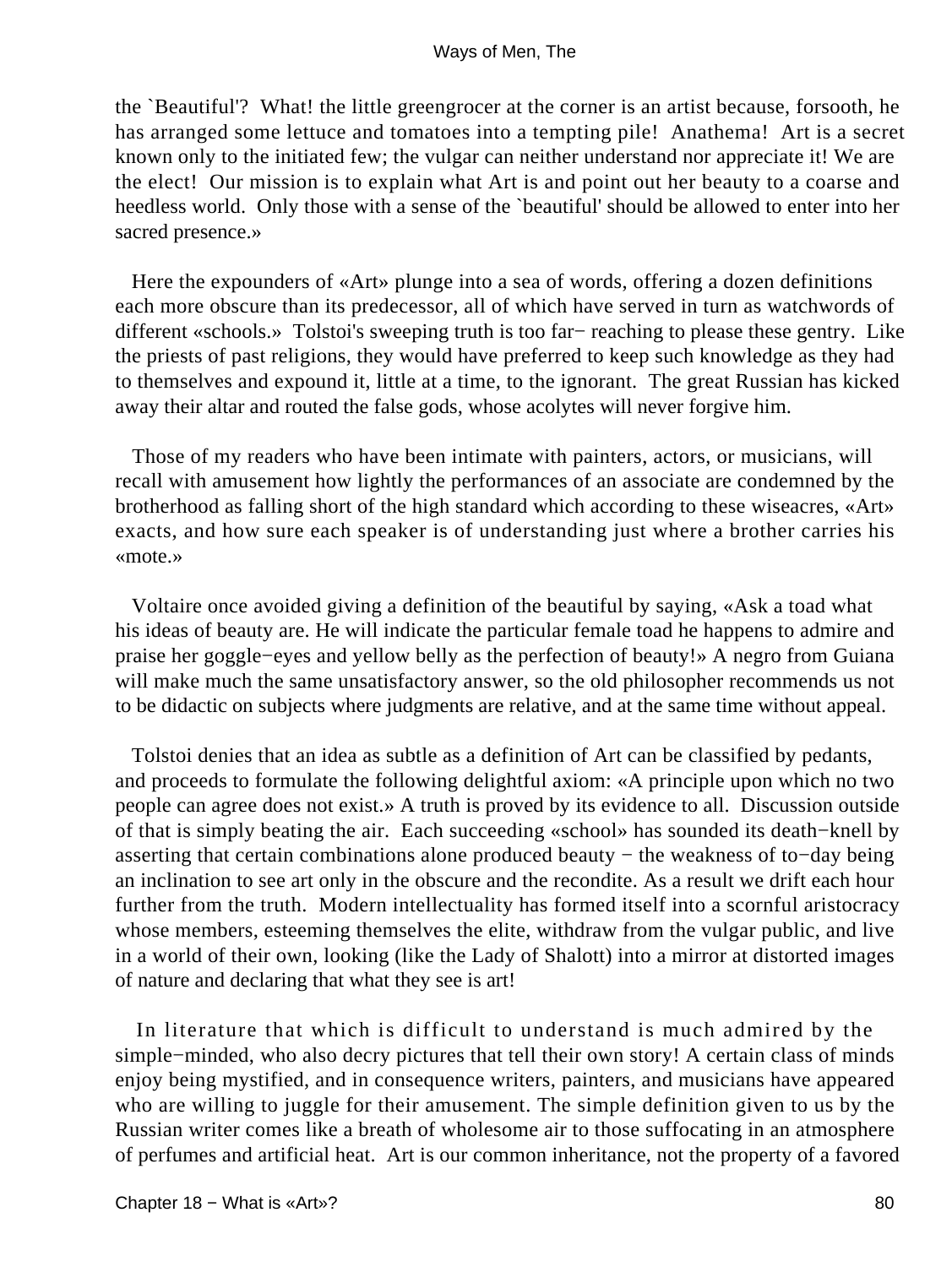the `Beautiful'? What! the little greengrocer at the corner is an artist because, forsooth, he has arranged some lettuce and tomatoes into a tempting pile! Anathema! Art is a secret known only to the initiated few; the vulgar can neither understand nor appreciate it! We are the elect! Our mission is to explain what Art is and point out her beauty to a coarse and heedless world. Only those with a sense of the `beautiful' should be allowed to enter into her sacred presence.»

Here the expounders of «Art» plunge into a sea of words, offering a dozen definitions each more obscure than its predecessor, all of which have served in turn as watchwords of different «schools.» Tolstoi's sweeping truth is too far− reaching to please these gentry. Like the priests of past religions, they would have preferred to keep such knowledge as they had to themselves and expound it, little at a time, to the ignorant. The great Russian has kicked away their altar and routed the false gods, whose acolytes will never forgive him.

Those of my readers who have been intimate with painters, actors, or musicians, will recall with amusement how lightly the performances of an associate are condemned by the brotherhood as falling short of the high standard which according to these wiseacres, «Art» exacts, and how sure each speaker is of understanding just where a brother carries his «mote.»

Voltaire once avoided giving a definition of the beautiful by saying, «Ask a toad what his ideas of beauty are. He will indicate the particular female toad he happens to admire and praise her goggle−eyes and yellow belly as the perfection of beauty!» A negro from Guiana will make much the same unsatisfactory answer, so the old philosopher recommends us not to be didactic on subjects where judgments are relative, and at the same time without appeal.

Tolstoi denies that an idea as subtle as a definition of Art can be classified by pedants, and proceeds to formulate the following delightful axiom: «A principle upon which no two people can agree does not exist.» A truth is proved by its evidence to all. Discussion outside of that is simply beating the air. Each succeeding «school» has sounded its death−knell by asserting that certain combinations alone produced beauty − the weakness of to−day being an inclination to see art only in the obscure and the recondite. As a result we drift each hour further from the truth. Modern intellectuality has formed itself into a scornful aristocracy whose members, esteeming themselves the elite, withdraw from the vulgar public, and live in a world of their own, looking (like the Lady of Shalott) into a mirror at distorted images of nature and declaring that what they see is art!

In literature that which is difficult to understand is much admired by the simple−minded, who also decry pictures that tell their own story! A certain class of minds enjoy being mystified, and in consequence writers, painters, and musicians have appeared who are willing to juggle for their amusement. The simple definition given to us by the Russian writer comes like a breath of wholesome air to those suffocating in an atmosphere of perfumes and artificial heat. Art is our common inheritance, not the property of a favored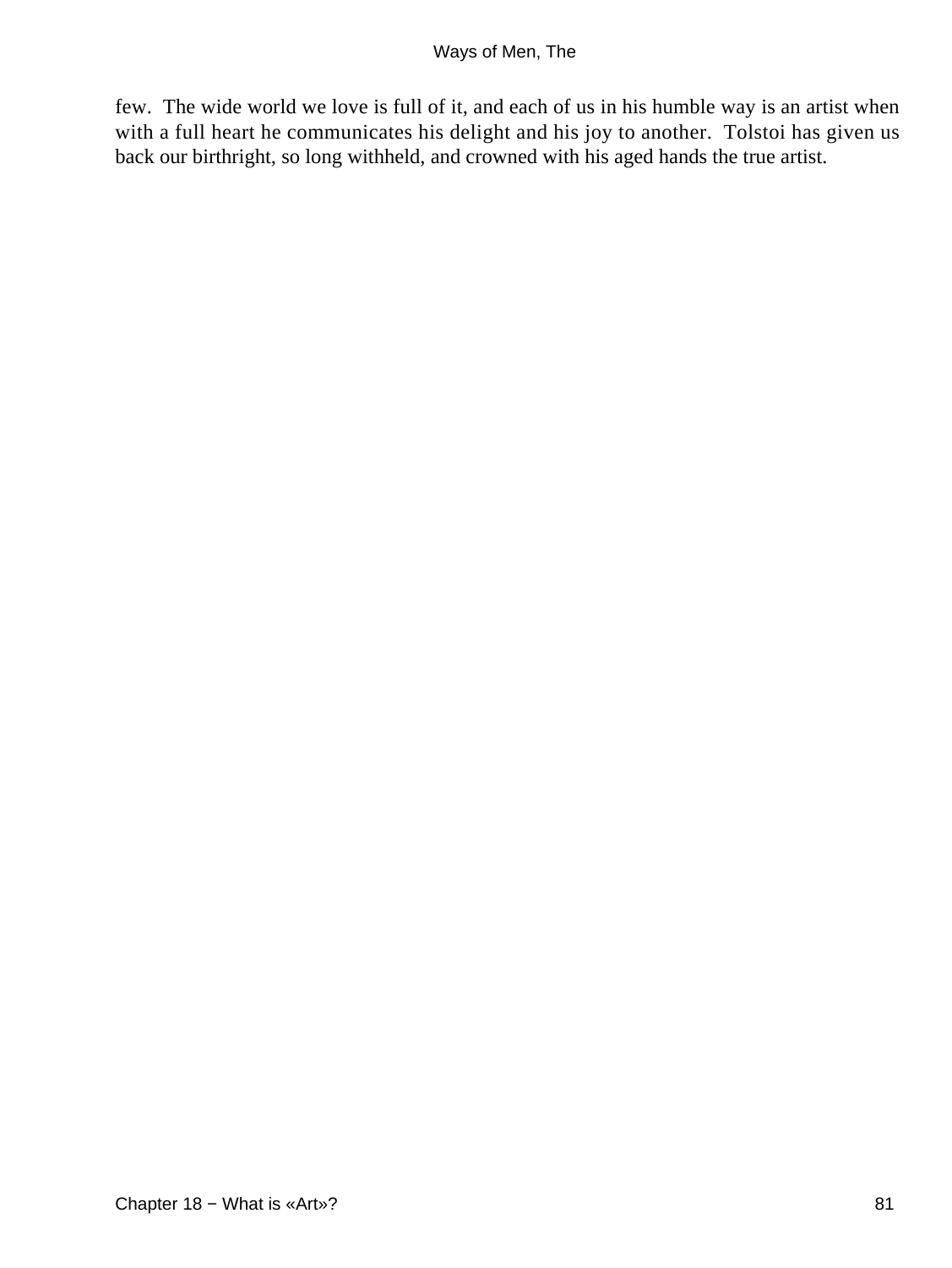few. The wide world we love is full of it, and each of us in his humble way is an artist when with a full heart he communicates his delight and his joy to another. Tolstoi has given us back our birthright, so long withheld, and crowned with his aged hands the true artist.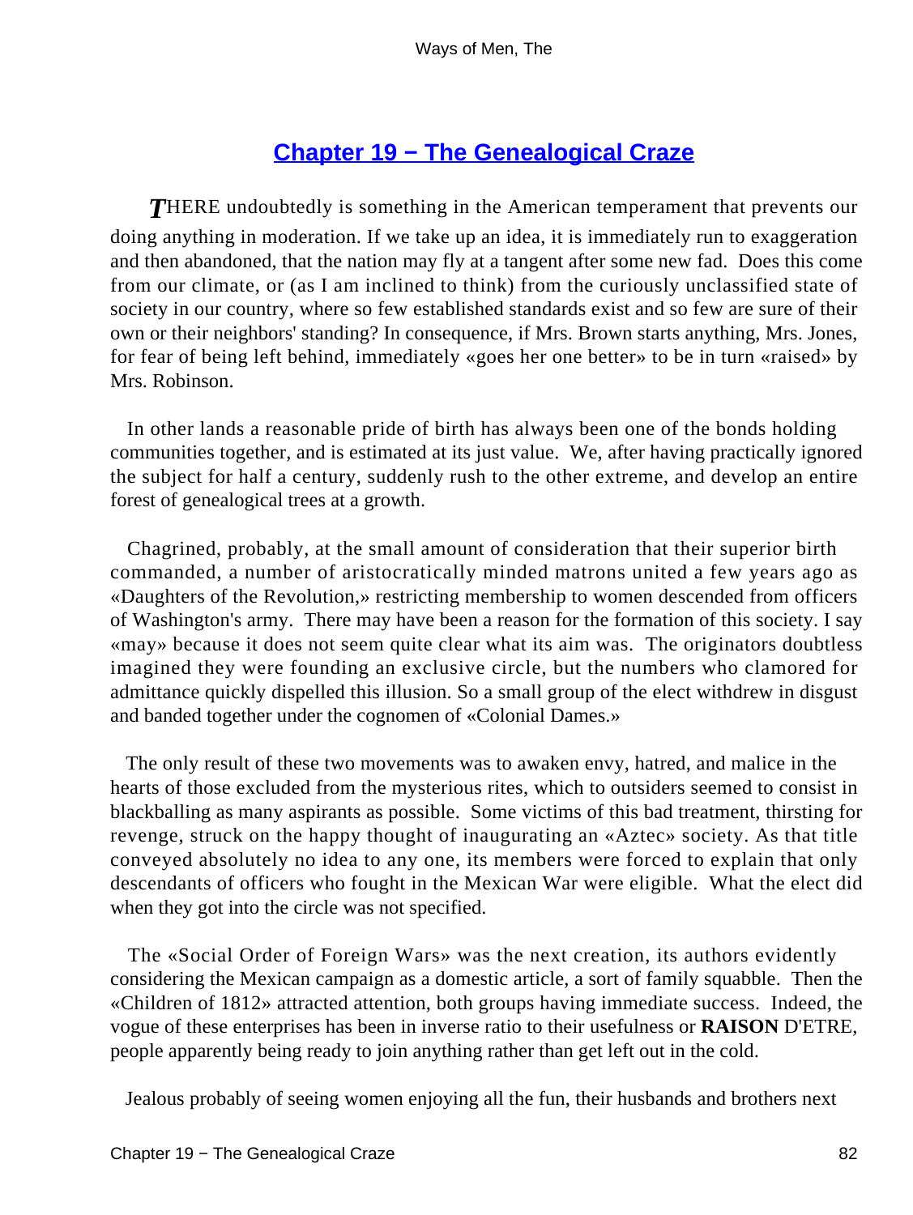## Chapter 19 − The Genealogical Craze

*T*HERE undoubtedly is something in the American temperament that prevents our doing anything in moderation. If we take up an idea, it is immediately run to exaggeration and then abandoned, that the nation may fly at a tangent after some new fad. Does this come from our climate, or (as I am inclined to think) from the curiously unclassified state of society in our country, where so few established standards exist and so few are sure of their own or their neighbors' standing? In consequence, if Mrs. Brown starts anything, Mrs. Jones, for fear of being left behind, immediately «goes her one better» to be in turn «raised» by Mrs. Robinson.

In other lands a reasonable pride of birth has always been one of the bonds holding communities together, and is estimated at its just value. We, after having practically ignored the subject for half a century, suddenly rush to the other extreme, and develop an entire forest of genealogical trees at a growth.

Chagrined, probably, at the small amount of consideration that their superior birth commanded, a number of aristocratically minded matrons united a few years ago as «Daughters of the Revolution,» restricting membership to women descended from officers of Washington's army. There may have been a reason for the formation of this society. I say «may» because it does not seem quite clear what its aim was. The originators doubtless imagined they were founding an exclusive circle, but the numbers who clamored for admittance quickly dispelled this illusion. So a small group of the elect withdrew in disgust and banded together under the cognomen of «Colonial Dames.»

The only result of these two movements was to awaken envy, hatred, and malice in the hearts of those excluded from the mysterious rites, which to outsiders seemed to consist in blackballing as many aspirants as possible. Some victims of this bad treatment, thirsting for revenge, struck on the happy thought of inaugurating an «Aztec» society. As that title conveyed absolutely no idea to any one, its members were forced to explain that only descendants of officers who fought in the Mexican War were eligible. What the elect did when they got into the circle was not specified.

The «Social Order of Foreign Wars» was the next creation, its authors evidently considering the Mexican campaign as a domestic article, a sort of family squabble. Then the «Children of 1812» attracted attention, both groups having immediate success. Indeed, the vogue of these enterprises has been in inverse ratio to their usefulness or **RAISON** D'ETRE, people apparently being ready to join anything rather than get left out in the cold.

Jealous probably of seeing women enjoying all the fun, their husbands and brothers next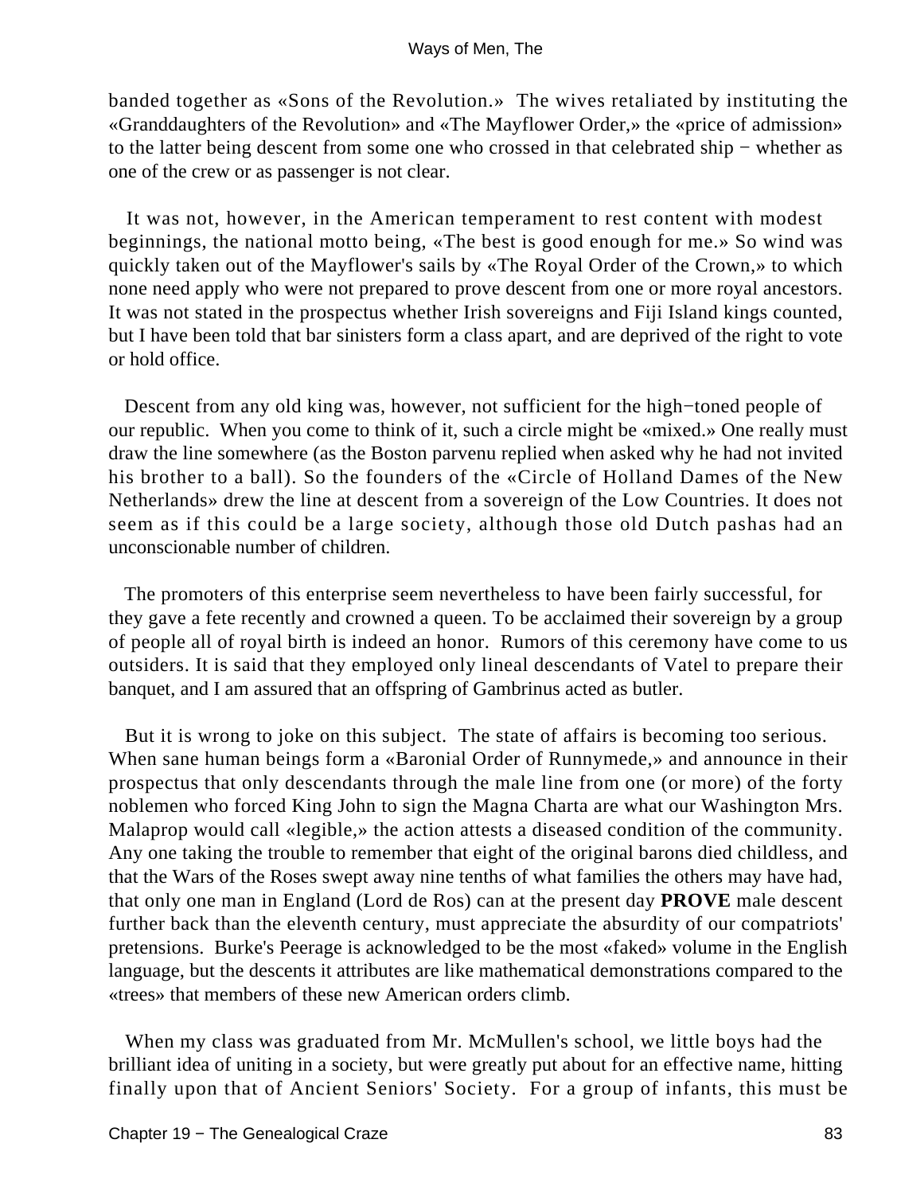banded together as «Sons of the Revolution.» The wives retaliated by instituting the «Granddaughters of the Revolution» and «The Mayflower Order,» the «price of admission» to the latter being descent from some one who crossed in that celebrated ship − whether as one of the crew or as passenger is not clear.

It was not, however, in the American temperament to rest content with modest beginnings, the national motto being, «The best is good enough for me.» So wind was quickly taken out of the Mayflower's sails by «The Royal Order of the Crown,» to which none need apply who were not prepared to prove descent from one or more royal ancestors. It was not stated in the prospectus whether Irish sovereigns and Fiji Island kings counted, but I have been told that bar sinisters form a class apart, and are deprived of the right to vote or hold office.

Descent from any old king was, however, not sufficient for the high−toned people of our republic. When you come to think of it, such a circle might be «mixed.» One really must draw the line somewhere (as the Boston parvenu replied when asked why he had not invited his brother to a ball). So the founders of the «Circle of Holland Dames of the New Netherlands» drew the line at descent from a sovereign of the Low Countries. It does not seem as if this could be a large society, although those old Dutch pashas had an unconscionable number of children.

The promoters of this enterprise seem nevertheless to have been fairly successful, for they gave a fete recently and crowned a queen. To be acclaimed their sovereign by a group of people all of royal birth is indeed an honor. Rumors of this ceremony have come to us outsiders. It is said that they employed only lineal descendants of Vatel to prepare their banquet, and I am assured that an offspring of Gambrinus acted as butler.

But it is wrong to joke on this subject. The state of affairs is becoming too serious. When sane human beings form a «Baronial Order of Runnymede,» and announce in their prospectus that only descendants through the male line from one (or more) of the forty noblemen who forced King John to sign the Magna Charta are what our Washington Mrs. Malaprop would call «legible,» the action attests a diseased condition of the community. Any one taking the trouble to remember that eight of the original barons died childless, and that the Wars of the Roses swept away nine tenths of what families the others may have had, that only one man in England (Lord de Ros) can at the present day **PROVE** male descent further back than the eleventh century, must appreciate the absurdity of our compatriots' pretensions. Burke's Peerage is acknowledged to be the most «faked» volume in the English language, but the descents it attributes are like mathematical demonstrations compared to the «trees» that members of these new American orders climb.

When my class was graduated from Mr. McMullen's school, we little boys had the brilliant idea of uniting in a society, but were greatly put about for an effective name, hitting finally upon that of Ancient Seniors' Society. For a group of infants, this must be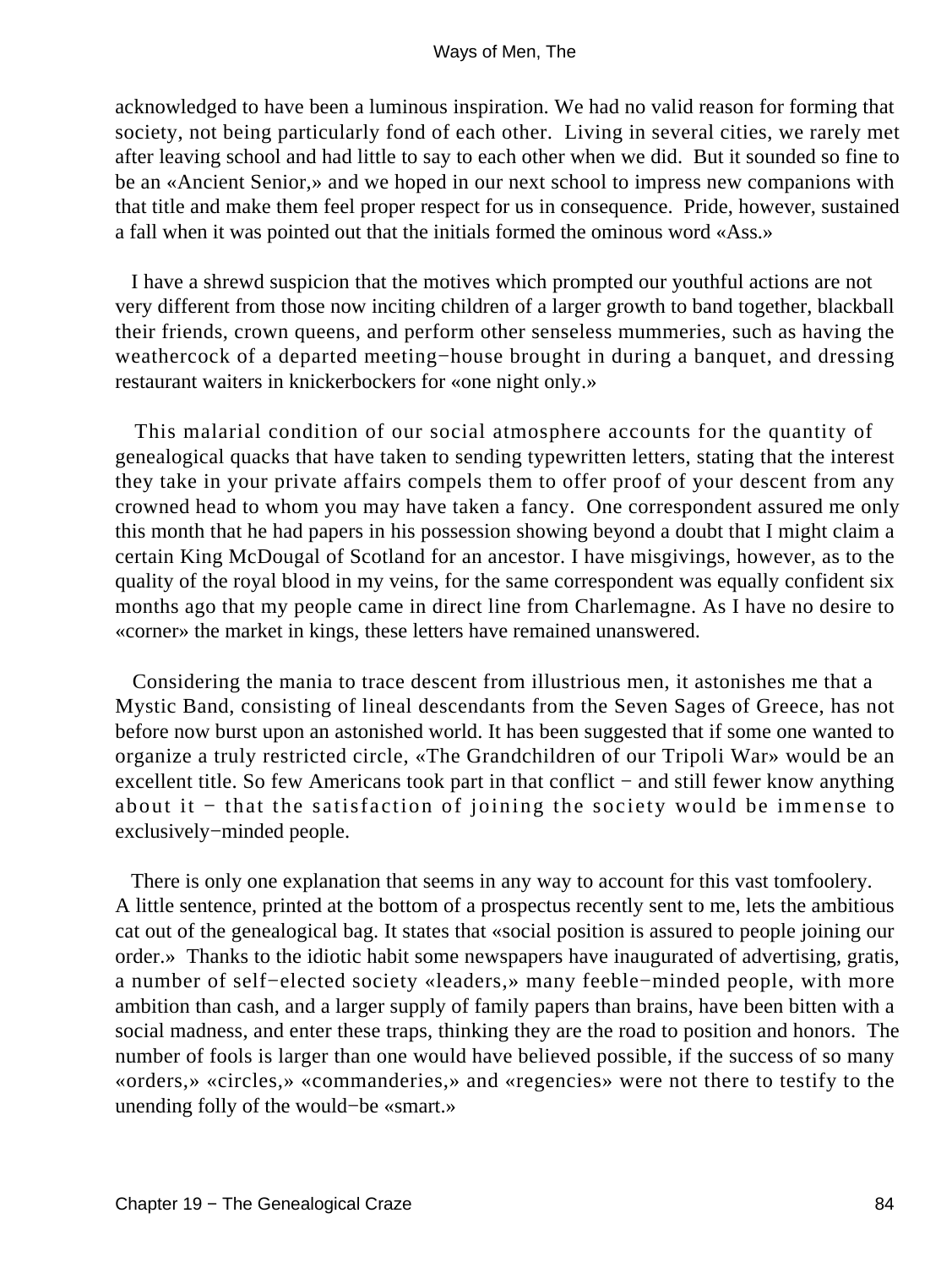acknowledged to have been a luminous inspiration. We had no valid reason for forming that society, not being particularly fond of each other. Living in several cities, we rarely met after leaving school and had little to say to each other when we did. But it sounded so fine to be an «Ancient Senior,» and we hoped in our next school to impress new companions with that title and make them feel proper respect for us in consequence. Pride, however, sustained a fall when it was pointed out that the initials formed the ominous word «Ass.»

I have a shrewd suspicion that the motives which prompted our youthful actions are not very different from those now inciting children of a larger growth to band together, blackball their friends, crown queens, and perform other senseless mummeries, such as having the weathercock of a departed meeting−house brought in during a banquet, and dressing restaurant waiters in knickerbockers for «one night only.»

This malarial condition of our social atmosphere accounts for the quantity of genealogical quacks that have taken to sending typewritten letters, stating that the interest they take in your private affairs compels them to offer proof of your descent from any crowned head to whom you may have taken a fancy. One correspondent assured me only this month that he had papers in his possession showing beyond a doubt that I might claim a certain King McDougal of Scotland for an ancestor. I have misgivings, however, as to the quality of the royal blood in my veins, for the same correspondent was equally confident six months ago that my people came in direct line from Charlemagne. As I have no desire to «corner» the market in kings, these letters have remained unanswered.

Considering the mania to trace descent from illustrious men, it astonishes me that a Mystic Band, consisting of lineal descendants from the Seven Sages of Greece, has not before now burst upon an astonished world. It has been suggested that if some one wanted to organize a truly restricted circle, «The Grandchildren of our Tripoli War» would be an excellent title. So few Americans took part in that conflict − and still fewer know anything about it − that the satisfaction of joining the society would be immense to exclusively−minded people.

There is only one explanation that seems in any way to account for this vast tomfoolery. A little sentence, printed at the bottom of a prospectus recently sent to me, lets the ambitious cat out of the genealogical bag. It states that «social position is assured to people joining our order.» Thanks to the idiotic habit some newspapers have inaugurated of advertising, gratis, a number of self−elected society «leaders,» many feeble−minded people, with more ambition than cash, and a larger supply of family papers than brains, have been bitten with a social madness, and enter these traps, thinking they are the road to position and honors. The number of fools is larger than one would have believed possible, if the success of so many «orders,» «circles,» «commanderies,» and «regencies» were not there to testify to the unending folly of the would−be «smart.»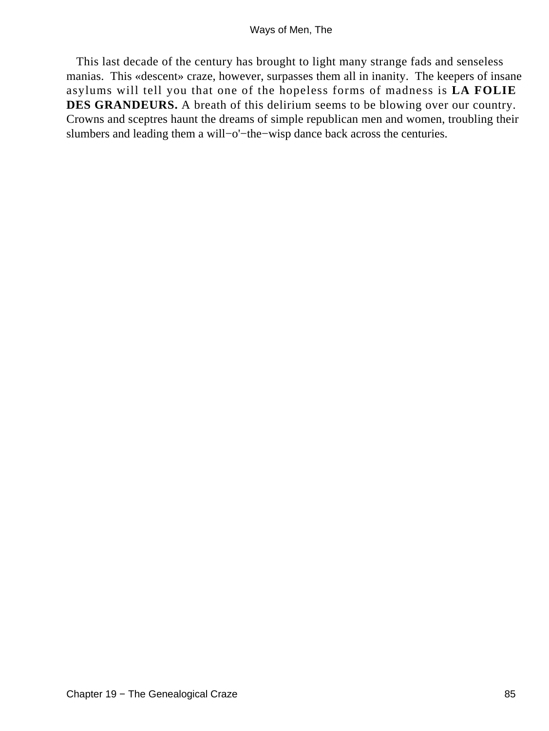This last decade of the century has brought to light many strange fads and senseless manias. This «descent» craze, however, surpasses them all in inanity. The keepers of insane asylums will tell you that one of the hopeless forms of madness is **LA FOLIE DES GRANDEURS.** A breath of this delirium seems to be blowing over our country. Crowns and sceptres haunt the dreams of simple republican men and women, troubling their slumbers and leading them a will−o'−the−wisp dance back across the centuries.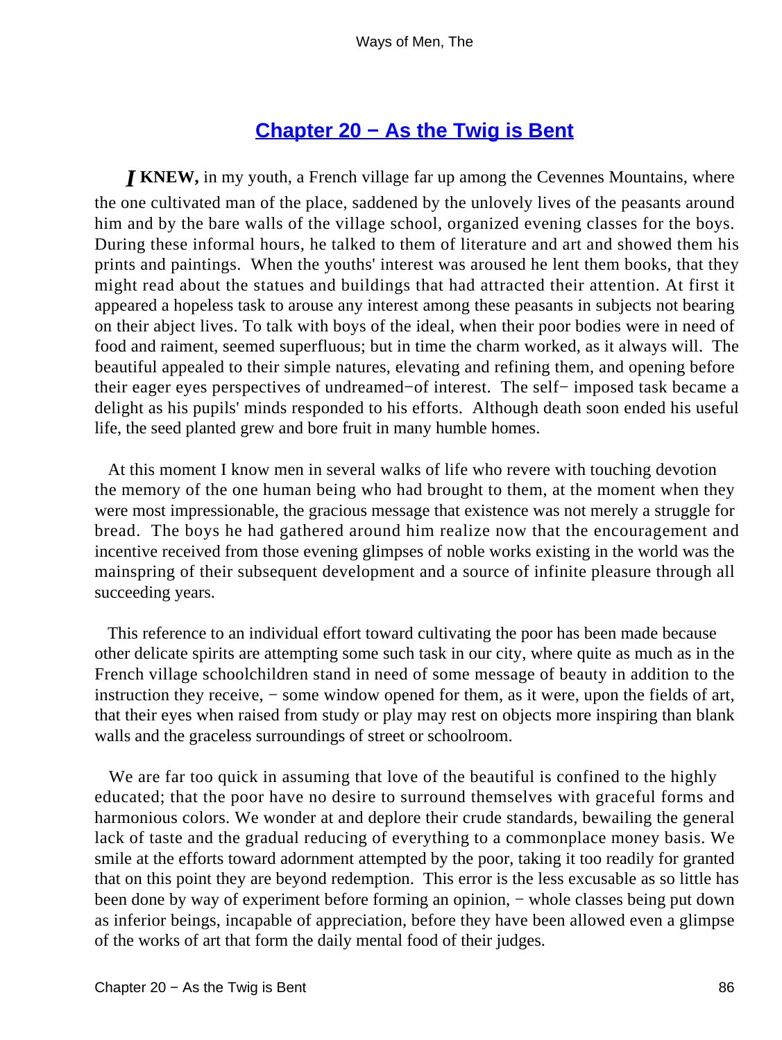## Chapter 20 − As the Twig is Bent

*I* **KNEW,** in my youth, a French village far up among the Cevennes Mountains, where the one cultivated man of the place, saddened by the unlovely lives of the peasants around him and by the bare walls of the village school, organized evening classes for the boys. During these informal hours, he talked to them of literature and art and showed them his prints and paintings. When the youths' interest was aroused he lent them books, that they might read about the statues and buildings that had attracted their attention. At first it appeared a hopeless task to arouse any interest among these peasants in subjects not bearing on their abject lives. To talk with boys of the ideal, when their poor bodies were in need of food and raiment, seemed superfluous; but in time the charm worked, as it always will. The beautiful appealed to their simple natures, elevating and refining them, and opening before their eager eyes perspectives of undreamed−of interest. The self− imposed task became a delight as his pupils' minds responded to his efforts. Although death soon ended his useful life, the seed planted grew and bore fruit in many humble homes.

At this moment I know men in several walks of life who revere with touching devotion the memory of the one human being who had brought to them, at the moment when they were most impressionable, the gracious message that existence was not merely a struggle for bread. The boys he had gathered around him realize now that the encouragement and incentive received from those evening glimpses of noble works existing in the world was the mainspring of their subsequent development and a source of infinite pleasure through all succeeding years.

This reference to an individual effort toward cultivating the poor has been made because other delicate spirits are attempting some such task in our city, where quite as much as in the French village schoolchildren stand in need of some message of beauty in addition to the instruction they receive, − some window opened for them, as it were, upon the fields of art, that their eyes when raised from study or play may rest on objects more inspiring than blank walls and the graceless surroundings of street or schoolroom.

We are far too quick in assuming that love of the beautiful is confined to the highly educated; that the poor have no desire to surround themselves with graceful forms and harmonious colors. We wonder at and deplore their crude standards, bewailing the general lack of taste and the gradual reducing of everything to a commonplace money basis. We smile at the efforts toward adornment attempted by the poor, taking it too readily for granted that on this point they are beyond redemption. This error is the less excusable as so little has been done by way of experiment before forming an opinion, − whole classes being put down as inferior beings, incapable of appreciation, before they have been allowed even a glimpse of the works of art that form the daily mental food of their judges.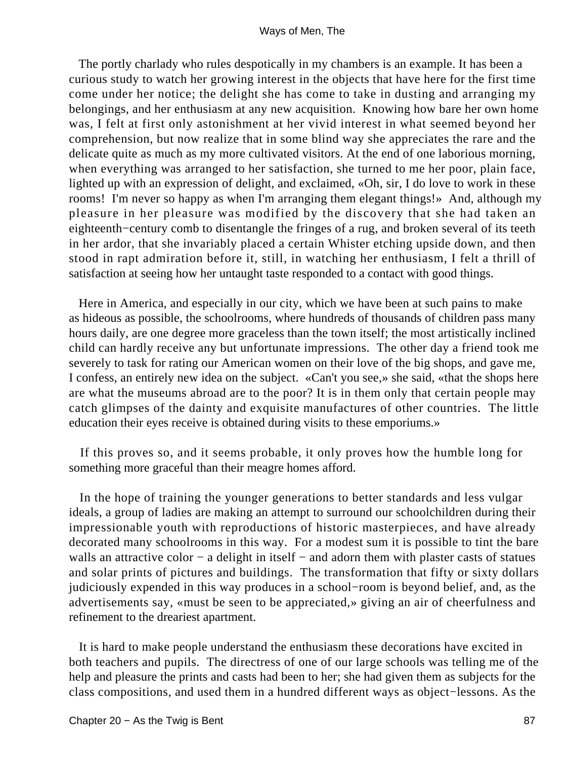The portly charlady who rules despotically in my chambers is an example. It has been a curious study to watch her growing interest in the objects that have here for the first time come under her notice; the delight she has come to take in dusting and arranging my belongings, and her enthusiasm at any new acquisition. Knowing how bare her own home was, I felt at first only astonishment at her vivid interest in what seemed beyond her comprehension, but now realize that in some blind way she appreciates the rare and the delicate quite as much as my more cultivated visitors. At the end of one laborious morning, when everything was arranged to her satisfaction, she turned to me her poor, plain face, lighted up with an expression of delight, and exclaimed, «Oh, sir, I do love to work in these rooms! I'm never so happy as when I'm arranging them elegant things!» And, although my pleasure in her pleasure was modified by the discovery that she had taken an eighteenth−century comb to disentangle the fringes of a rug, and broken several of its teeth in her ardor, that she invariably placed a certain Whister etching upside down, and then stood in rapt admiration before it, still, in watching her enthusiasm, I felt a thrill of satisfaction at seeing how her untaught taste responded to a contact with good things.

Here in America, and especially in our city, which we have been at such pains to make as hideous as possible, the schoolrooms, where hundreds of thousands of children pass many hours daily, are one degree more graceless than the town itself; the most artistically inclined child can hardly receive any but unfortunate impressions. The other day a friend took me severely to task for rating our American women on their love of the big shops, and gave me, I confess, an entirely new idea on the subject. «Can't you see,» she said, «that the shops here are what the museums abroad are to the poor? It is in them only that certain people may catch glimpses of the dainty and exquisite manufactures of other countries. The little education their eyes receive is obtained during visits to these emporiums.»

If this proves so, and it seems probable, it only proves how the humble long for something more graceful than their meagre homes afford.

In the hope of training the younger generations to better standards and less vulgar ideals, a group of ladies are making an attempt to surround our schoolchildren during their impressionable youth with reproductions of historic masterpieces, and have already decorated many schoolrooms in this way. For a modest sum it is possible to tint the bare walls an attractive color − a delight in itself − and adorn them with plaster casts of statues and solar prints of pictures and buildings. The transformation that fifty or sixty dollars judiciously expended in this way produces in a school−room is beyond belief, and, as the advertisements say, «must be seen to be appreciated,» giving an air of cheerfulness and refinement to the dreariest apartment.

It is hard to make people understand the enthusiasm these decorations have excited in both teachers and pupils. The directress of one of our large schools was telling me of the help and pleasure the prints and casts had been to her; she had given them as subjects for the class compositions, and used them in a hundred different ways as object−lessons. As the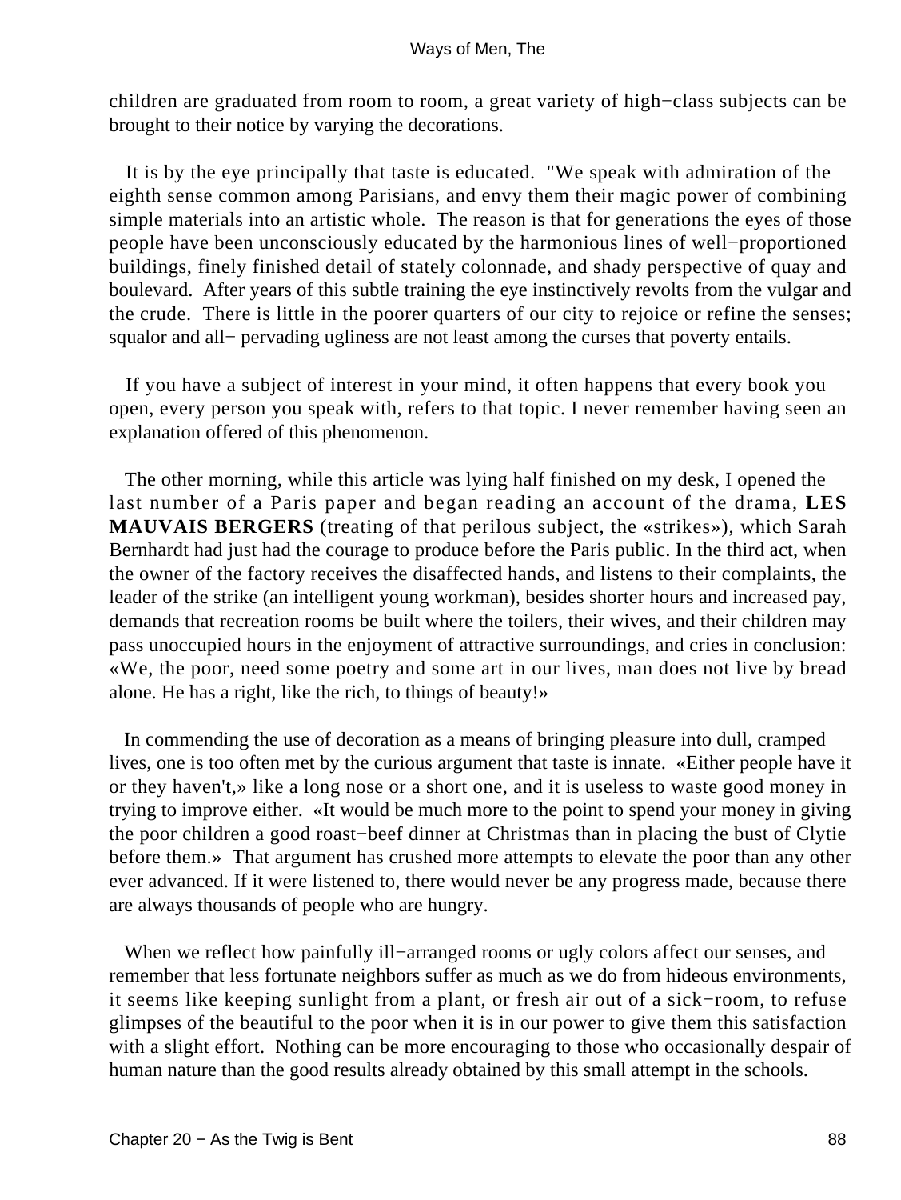children are graduated from room to room, a great variety of high−class subjects can be brought to their notice by varying the decorations.

It is by the eye principally that taste is educated. "We speak with admiration of the eighth sense common among Parisians, and envy them their magic power of combining simple materials into an artistic whole. The reason is that for generations the eyes of those people have been unconsciously educated by the harmonious lines of well−proportioned buildings, finely finished detail of stately colonnade, and shady perspective of quay and boulevard. After years of this subtle training the eye instinctively revolts from the vulgar and the crude. There is little in the poorer quarters of our city to rejoice or refine the senses; squalor and all− pervading ugliness are not least among the curses that poverty entails.

If you have a subject of interest in your mind, it often happens that every book you open, every person you speak with, refers to that topic. I never remember having seen an explanation offered of this phenomenon.

The other morning, while this article was lying half finished on my desk, I opened the last number of a Paris paper and began reading an account of the drama, **LES MAUVAIS BERGERS** (treating of that perilous subject, the «strikes»), which Sarah Bernhardt had just had the courage to produce before the Paris public. In the third act, when the owner of the factory receives the disaffected hands, and listens to their complaints, the leader of the strike (an intelligent young workman), besides shorter hours and increased pay, demands that recreation rooms be built where the toilers, their wives, and their children may pass unoccupied hours in the enjoyment of attractive surroundings, and cries in conclusion: «We, the poor, need some poetry and some art in our lives, man does not live by bread alone. He has a right, like the rich, to things of beauty!»

In commending the use of decoration as a means of bringing pleasure into dull, cramped lives, one is too often met by the curious argument that taste is innate. «Either people have it or they haven't,» like a long nose or a short one, and it is useless to waste good money in trying to improve either. «It would be much more to the point to spend your money in giving the poor children a good roast−beef dinner at Christmas than in placing the bust of Clytie before them.» That argument has crushed more attempts to elevate the poor than any other ever advanced. If it were listened to, there would never be any progress made, because there are always thousands of people who are hungry.

When we reflect how painfully ill−arranged rooms or ugly colors affect our senses, and remember that less fortunate neighbors suffer as much as we do from hideous environments, it seems like keeping sunlight from a plant, or fresh air out of a sick−room, to refuse glimpses of the beautiful to the poor when it is in our power to give them this satisfaction with a slight effort. Nothing can be more encouraging to those who occasionally despair of human nature than the good results already obtained by this small attempt in the schools.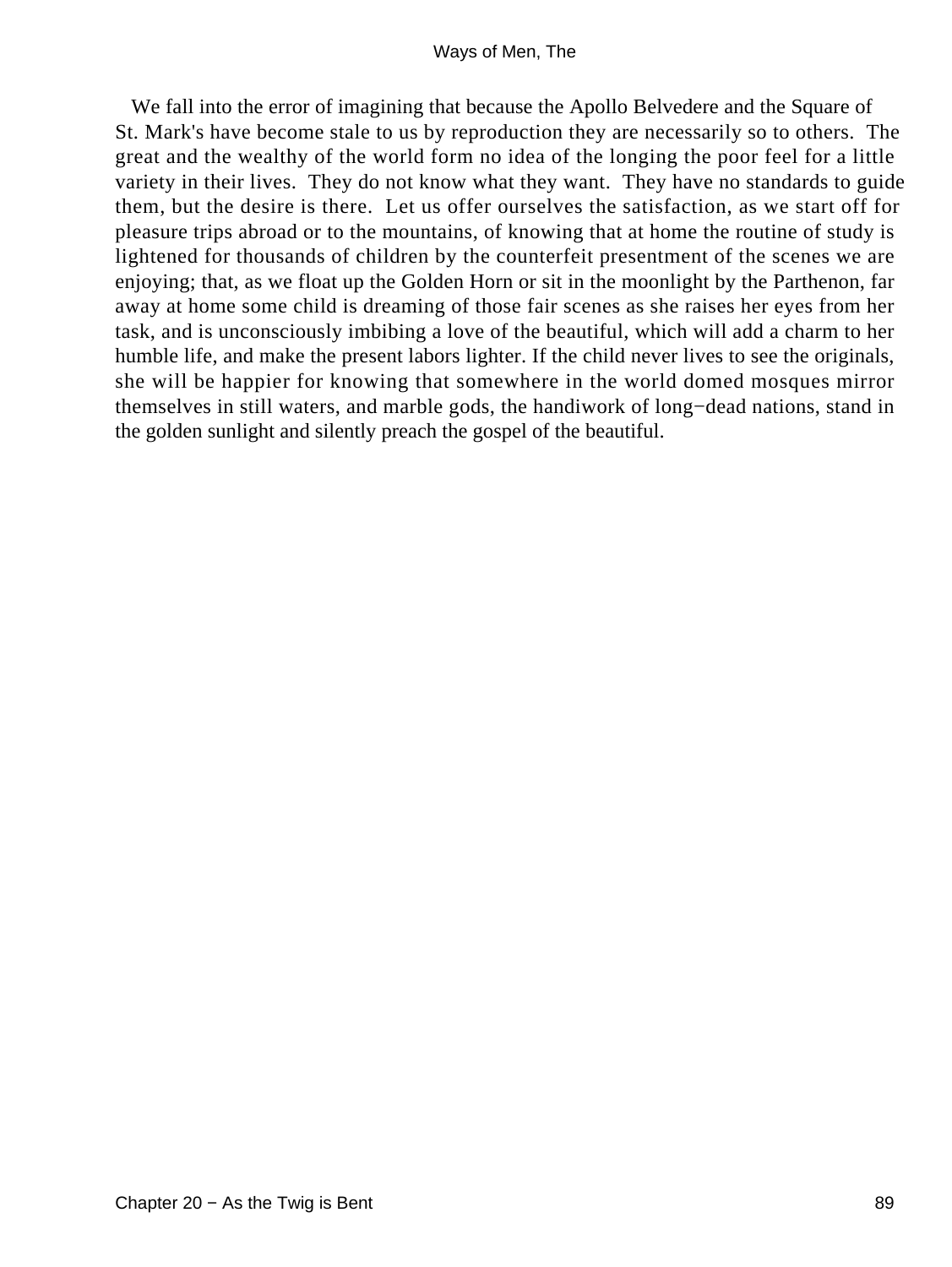We fall into the error of imagining that because the Apollo Belvedere and the Square of St. Mark's have become stale to us by reproduction they are necessarily so to others. The great and the wealthy of the world form no idea of the longing the poor feel for a little variety in their lives. They do not know what they want. They have no standards to guide them, but the desire is there. Let us offer ourselves the satisfaction, as we start off for pleasure trips abroad or to the mountains, of knowing that at home the routine of study is lightened for thousands of children by the counterfeit presentment of the scenes we are enjoying; that, as we float up the Golden Horn or sit in the moonlight by the Parthenon, far away at home some child is dreaming of those fair scenes as she raises her eyes from her task, and is unconsciously imbibing a love of the beautiful, which will add a charm to her humble life, and make the present labors lighter. If the child never lives to see the originals, she will be happier for knowing that somewhere in the world domed mosques mirror themselves in still waters, and marble gods, the handiwork of long−dead nations, stand in the golden sunlight and silently preach the gospel of the beautiful.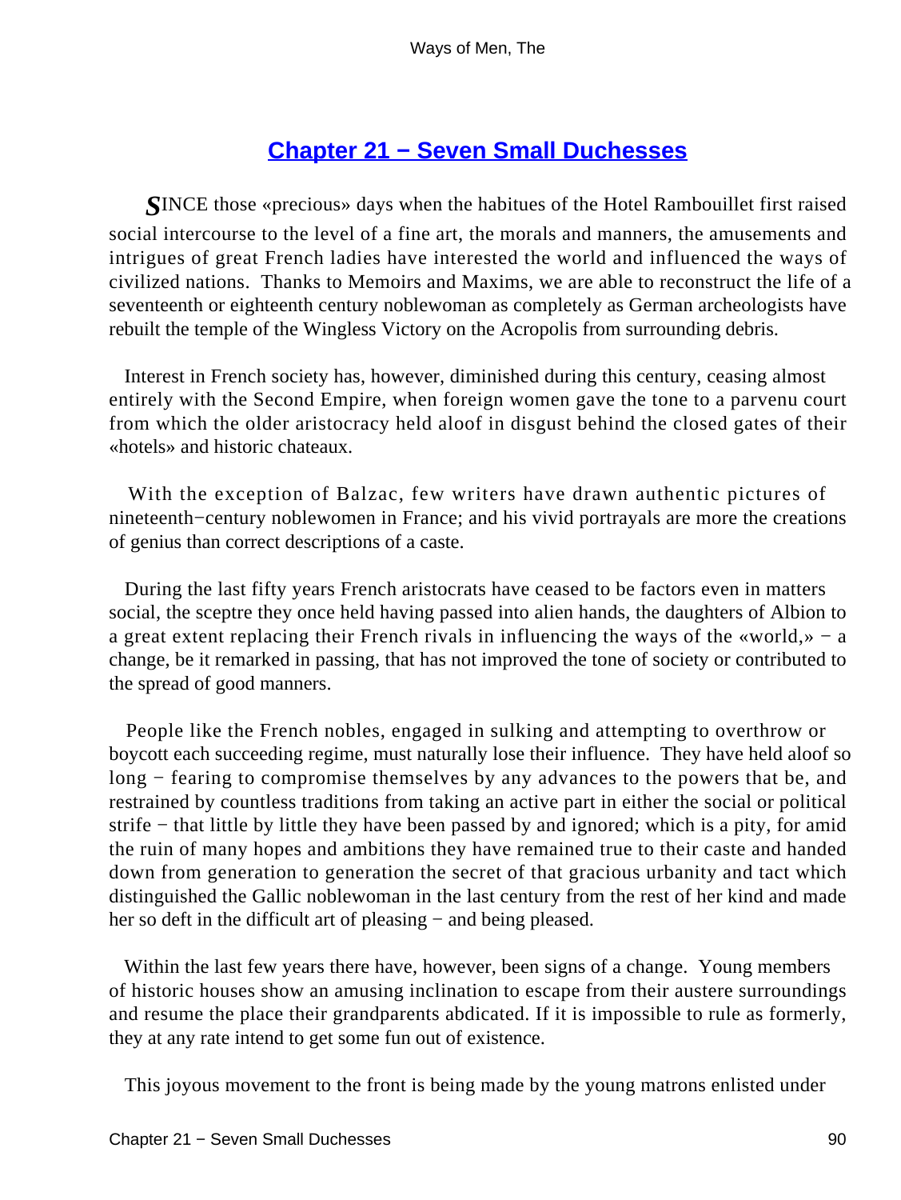## Chapter 21 − Seven Small Duchesses

*S*INCE those «precious» days when the habitues of the Hotel Rambouillet first raised social intercourse to the level of a fine art, the morals and manners, the amusements and intrigues of great French ladies have interested the world and influenced the ways of civilized nations. Thanks to Memoirs and Maxims, we are able to reconstruct the life of a seventeenth or eighteenth century noblewoman as completely as German archeologists have rebuilt the temple of the Wingless Victory on the Acropolis from surrounding debris.

Interest in French society has, however, diminished during this century, ceasing almost entirely with the Second Empire, when foreign women gave the tone to a parvenu court from which the older aristocracy held aloof in disgust behind the closed gates of their «hotels» and historic chateaux.

With the exception of Balzac, few writers have drawn authentic pictures of nineteenth−century noblewomen in France; and his vivid portrayals are more the creations of genius than correct descriptions of a caste.

During the last fifty years French aristocrats have ceased to be factors even in matters social, the sceptre they once held having passed into alien hands, the daughters of Albion to a great extent replacing their French rivals in influencing the ways of the «world,» − a change, be it remarked in passing, that has not improved the tone of society or contributed to the spread of good manners.

People like the French nobles, engaged in sulking and attempting to overthrow or boycott each succeeding regime, must naturally lose their influence. They have held aloof so long − fearing to compromise themselves by any advances to the powers that be, and restrained by countless traditions from taking an active part in either the social or political strife − that little by little they have been passed by and ignored; which is a pity, for amid the ruin of many hopes and ambitions they have remained true to their caste and handed down from generation to generation the secret of that gracious urbanity and tact which distinguished the Gallic noblewoman in the last century from the rest of her kind and made her so deft in the difficult art of pleasing − and being pleased.

Within the last few years there have, however, been signs of a change. Young members of historic houses show an amusing inclination to escape from their austere surroundings and resume the place their grandparents abdicated. If it is impossible to rule as formerly, they at any rate intend to get some fun out of existence.

This joyous movement to the front is being made by the young matrons enlisted under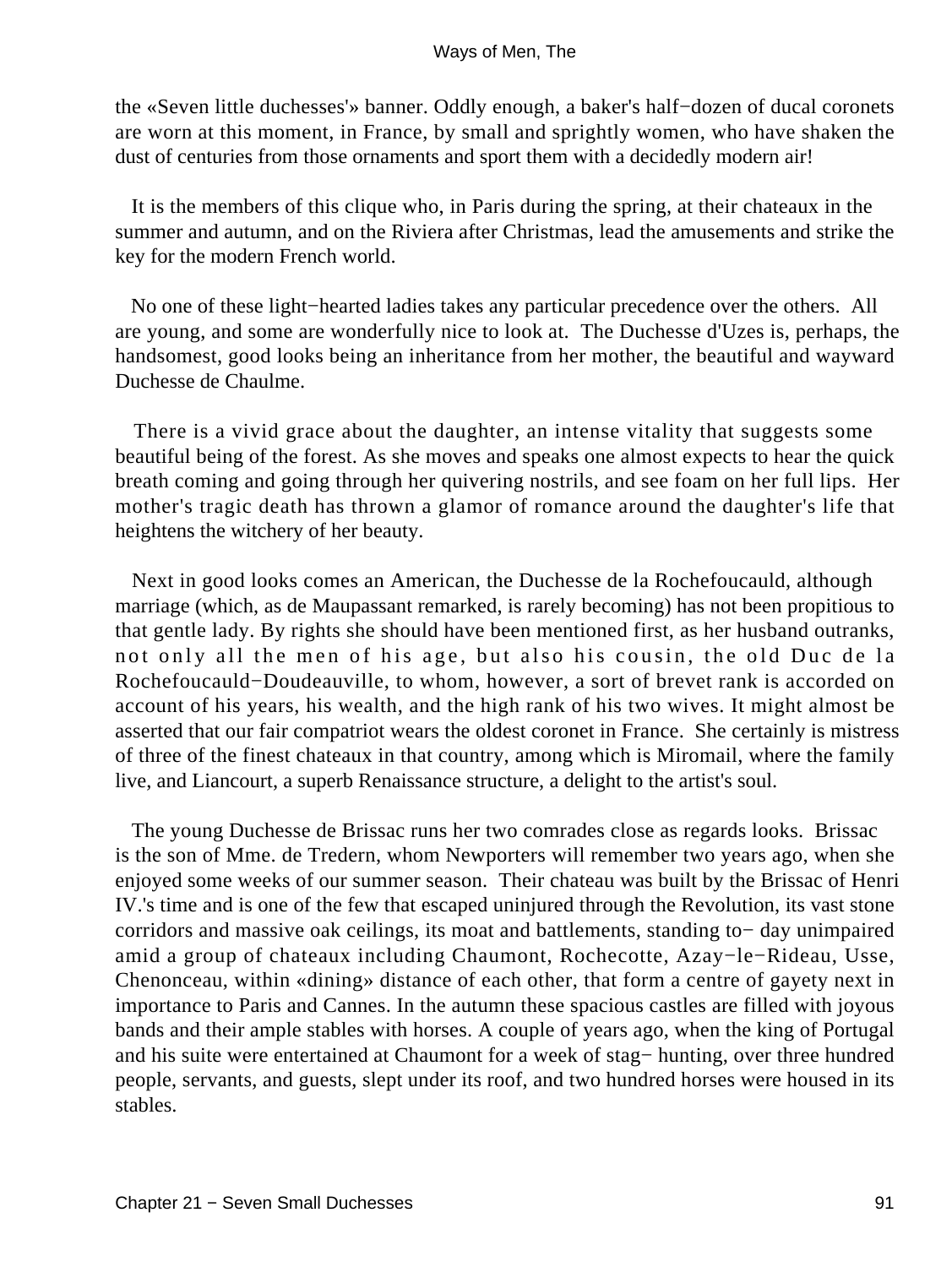the «Seven little duchesses'» banner. Oddly enough, a baker's half−dozen of ducal coronets are worn at this moment, in France, by small and sprightly women, who have shaken the dust of centuries from those ornaments and sport them with a decidedly modern air!

It is the members of this clique who, in Paris during the spring, at their chateaux in the summer and autumn, and on the Riviera after Christmas, lead the amusements and strike the key for the modern French world.

No one of these light−hearted ladies takes any particular precedence over the others. All are young, and some are wonderfully nice to look at. The Duchesse d'Uzes is, perhaps, the handsomest, good looks being an inheritance from her mother, the beautiful and wayward Duchesse de Chaulme.

There is a vivid grace about the daughter, an intense vitality that suggests some beautiful being of the forest. As she moves and speaks one almost expects to hear the quick breath coming and going through her quivering nostrils, and see foam on her full lips. Her mother's tragic death has thrown a glamor of romance around the daughter's life that heightens the witchery of her beauty.

Next in good looks comes an American, the Duchesse de la Rochefoucauld, although marriage (which, as de Maupassant remarked, is rarely becoming) has not been propitious to that gentle lady. By rights she should have been mentioned first, as her husband outranks, not only all the men of his age, but also his cousin, the old Duc de la Rochefoucauld−Doudeauville, to whom, however, a sort of brevet rank is accorded on account of his years, his wealth, and the high rank of his two wives. It might almost be asserted that our fair compatriot wears the oldest coronet in France. She certainly is mistress of three of the finest chateaux in that country, among which is Miromail, where the family live, and Liancourt, a superb Renaissance structure, a delight to the artist's soul.

The young Duchesse de Brissac runs her two comrades close as regards looks. Brissac is the son of Mme. de Tredern, whom Newporters will remember two years ago, when she enjoyed some weeks of our summer season. Their chateau was built by the Brissac of Henri IV.'s time and is one of the few that escaped uninjured through the Revolution, its vast stone corridors and massive oak ceilings, its moat and battlements, standing to− day unimpaired amid a group of chateaux including Chaumont, Rochecotte, Azay−le−Rideau, Usse, Chenonceau, within «dining» distance of each other, that form a centre of gayety next in importance to Paris and Cannes. In the autumn these spacious castles are filled with joyous bands and their ample stables with horses. A couple of years ago, when the king of Portugal and his suite were entertained at Chaumont for a week of stag− hunting, over three hundred people, servants, and guests, slept under its roof, and two hundred horses were housed in its stables.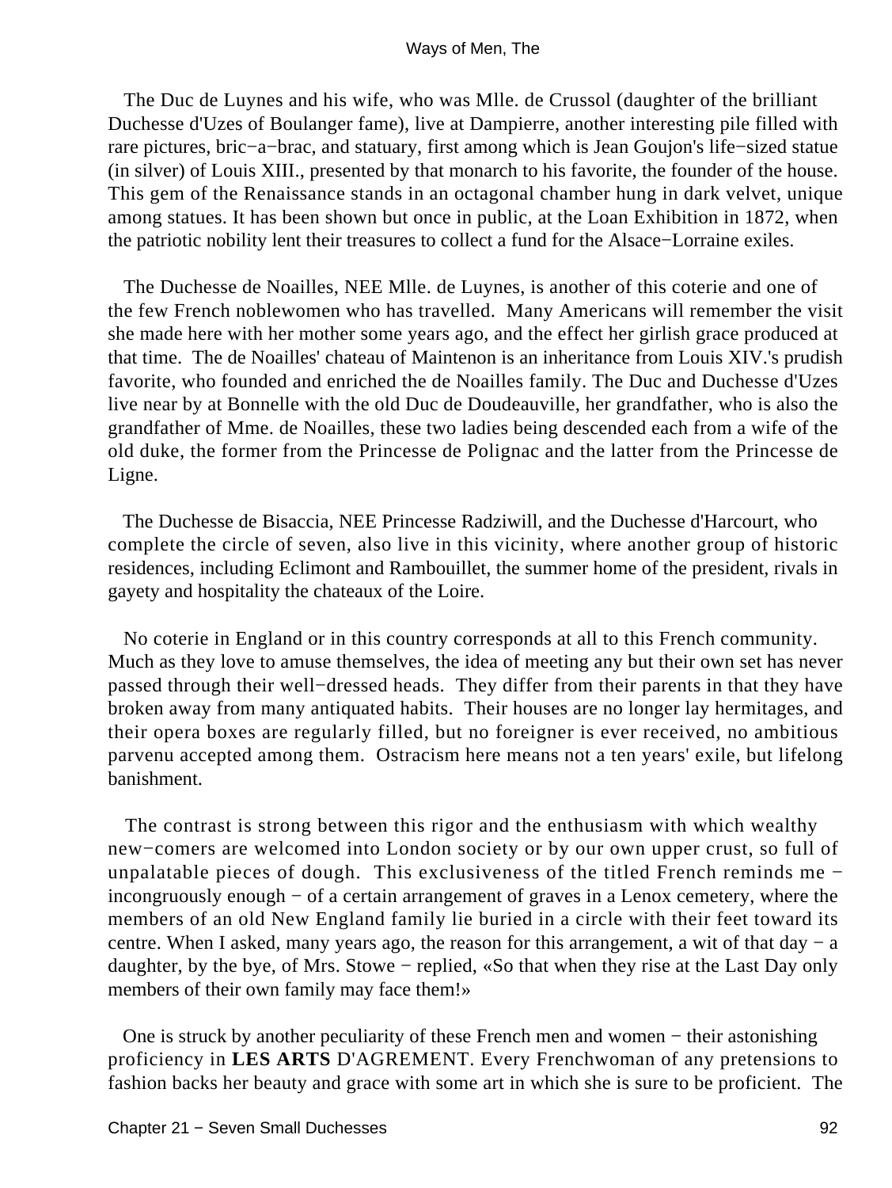The Duc de Luynes and his wife, who was Mlle. de Crussol (daughter of the brilliant Duchesse d'Uzes of Boulanger fame), live at Dampierre, another interesting pile filled with rare pictures, bric−a−brac, and statuary, first among which is Jean Goujon's life−sized statue (in silver) of Louis XIII., presented by that monarch to his favorite, the founder of the house. This gem of the Renaissance stands in an octagonal chamber hung in dark velvet, unique among statues. It has been shown but once in public, at the Loan Exhibition in 1872, when the patriotic nobility lent their treasures to collect a fund for the Alsace−Lorraine exiles.

The Duchesse de Noailles, NEE Mlle. de Luynes, is another of this coterie and one of the few French noblewomen who has travelled. Many Americans will remember the visit she made here with her mother some years ago, and the effect her girlish grace produced at that time. The de Noailles' chateau of Maintenon is an inheritance from Louis XIV.'s prudish favorite, who founded and enriched the de Noailles family. The Duc and Duchesse d'Uzes live near by at Bonnelle with the old Duc de Doudeauville, her grandfather, who is also the grandfather of Mme. de Noailles, these two ladies being descended each from a wife of the old duke, the former from the Princesse de Polignac and the latter from the Princesse de Ligne.

The Duchesse de Bisaccia, NEE Princesse Radziwill, and the Duchesse d'Harcourt, who complete the circle of seven, also live in this vicinity, where another group of historic residences, including Eclimont and Rambouillet, the summer home of the president, rivals in gayety and hospitality the chateaux of the Loire.

No coterie in England or in this country corresponds at all to this French community. Much as they love to amuse themselves, the idea of meeting any but their own set has never passed through their well−dressed heads. They differ from their parents in that they have broken away from many antiquated habits. Their houses are no longer lay hermitages, and their opera boxes are regularly filled, but no foreigner is ever received, no ambitious parvenu accepted among them. Ostracism here means not a ten years' exile, but lifelong banishment.

The contrast is strong between this rigor and the enthusiasm with which wealthy new−comers are welcomed into London society or by our own upper crust, so full of unpalatable pieces of dough. This exclusiveness of the titled French reminds me − incongruously enough − of a certain arrangement of graves in a Lenox cemetery, where the members of an old New England family lie buried in a circle with their feet toward its centre. When I asked, many years ago, the reason for this arrangement, a wit of that day − a daughter, by the bye, of Mrs. Stowe − replied, «So that when they rise at the Last Day only members of their own family may face them!»

One is struck by another peculiarity of these French men and women − their astonishing proficiency in **LES ARTS** D'AGREMENT. Every Frenchwoman of any pretensions to fashion backs her beauty and grace with some art in which she is sure to be proficient. The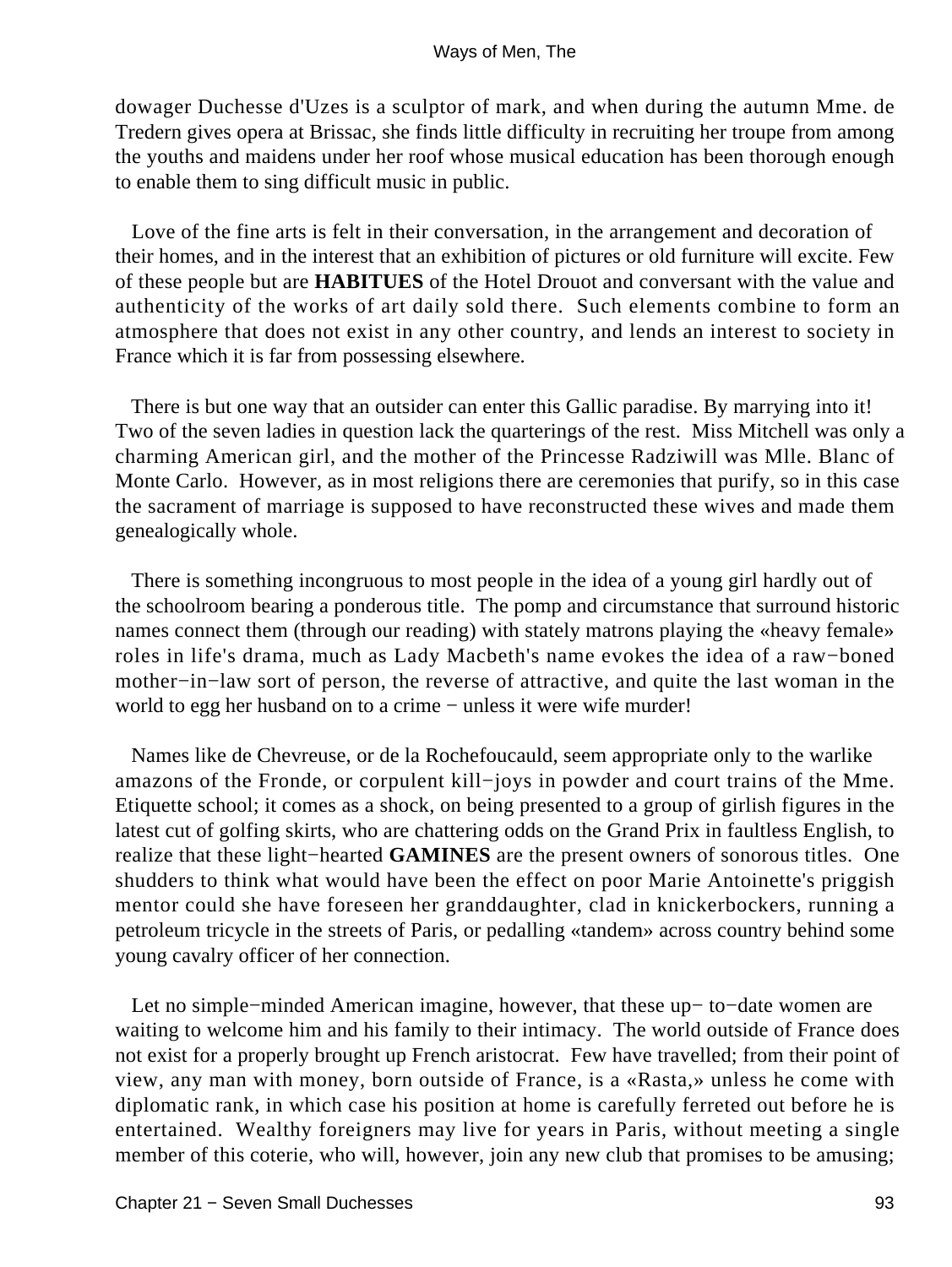dowager Duchesse d'Uzes is a sculptor of mark, and when during the autumn Mme. de Tredern gives opera at Brissac, she finds little difficulty in recruiting her troupe from among the youths and maidens under her roof whose musical education has been thorough enough to enable them to sing difficult music in public.

Love of the fine arts is felt in their conversation, in the arrangement and decoration of their homes, and in the interest that an exhibition of pictures or old furniture will excite. Few of these people but are **HABITUES** of the Hotel Drouot and conversant with the value and authenticity of the works of art daily sold there. Such elements combine to form an atmosphere that does not exist in any other country, and lends an interest to society in France which it is far from possessing elsewhere.

There is but one way that an outsider can enter this Gallic paradise. By marrying into it! Two of the seven ladies in question lack the quarterings of the rest. Miss Mitchell was only a charming American girl, and the mother of the Princesse Radziwill was Mlle. Blanc of Monte Carlo. However, as in most religions there are ceremonies that purify, so in this case the sacrament of marriage is supposed to have reconstructed these wives and made them genealogically whole.

There is something incongruous to most people in the idea of a young girl hardly out of the schoolroom bearing a ponderous title. The pomp and circumstance that surround historic names connect them (through our reading) with stately matrons playing the «heavy female» roles in life's drama, much as Lady Macbeth's name evokes the idea of a raw−boned mother−in−law sort of person, the reverse of attractive, and quite the last woman in the world to egg her husband on to a crime − unless it were wife murder!

Names like de Chevreuse, or de la Rochefoucauld, seem appropriate only to the warlike amazons of the Fronde, or corpulent kill−joys in powder and court trains of the Mme. Etiquette school; it comes as a shock, on being presented to a group of girlish figures in the latest cut of golfing skirts, who are chattering odds on the Grand Prix in faultless English, to realize that these light−hearted **GAMINES** are the present owners of sonorous titles. One shudders to think what would have been the effect on poor Marie Antoinette's priggish mentor could she have foreseen her granddaughter, clad in knickerbockers, running a petroleum tricycle in the streets of Paris, or pedalling «tandem» across country behind some young cavalry officer of her connection.

Let no simple−minded American imagine, however, that these up− to−date women are waiting to welcome him and his family to their intimacy. The world outside of France does not exist for a properly brought up French aristocrat. Few have travelled; from their point of view, any man with money, born outside of France, is a «Rasta,» unless he come with diplomatic rank, in which case his position at home is carefully ferreted out before he is entertained. Wealthy foreigners may live for years in Paris, without meeting a single member of this coterie, who will, however, join any new club that promises to be amusing;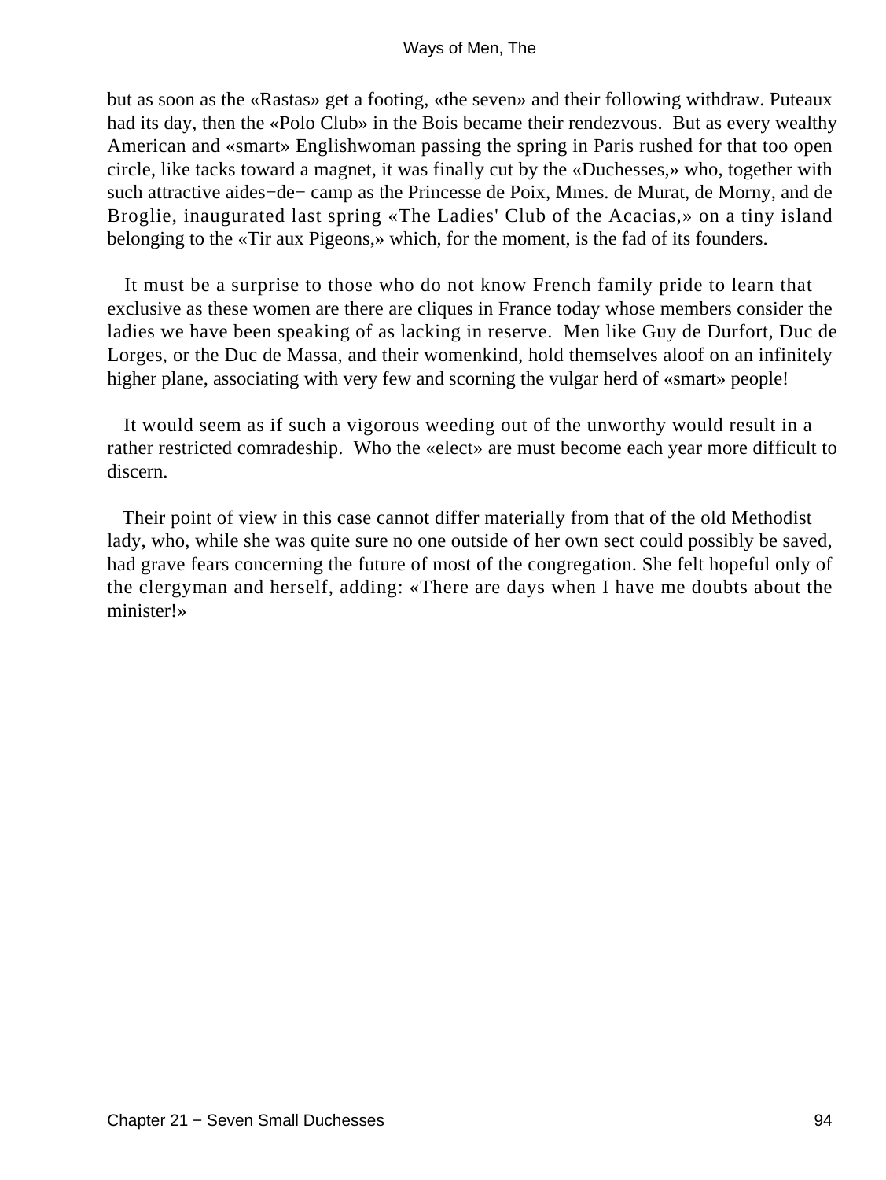but as soon as the «Rastas» get a footing, «the seven» and their following withdraw. Puteaux had its day, then the «Polo Club» in the Bois became their rendezvous. But as every wealthy American and «smart» Englishwoman passing the spring in Paris rushed for that too open circle, like tacks toward a magnet, it was finally cut by the «Duchesses,» who, together with such attractive aides−de− camp as the Princesse de Poix, Mmes. de Murat, de Morny, and de Broglie, inaugurated last spring «The Ladies' Club of the Acacias,» on a tiny island belonging to the «Tir aux Pigeons,» which, for the moment, is the fad of its founders.

It must be a surprise to those who do not know French family pride to learn that exclusive as these women are there are cliques in France today whose members consider the ladies we have been speaking of as lacking in reserve. Men like Guy de Durfort, Duc de Lorges, or the Duc de Massa, and their womenkind, hold themselves aloof on an infinitely higher plane, associating with very few and scorning the vulgar herd of «smart» people!

It would seem as if such a vigorous weeding out of the unworthy would result in a rather restricted comradeship. Who the «elect» are must become each year more difficult to discern.

Their point of view in this case cannot differ materially from that of the old Methodist lady, who, while she was quite sure no one outside of her own sect could possibly be saved, had grave fears concerning the future of most of the congregation. She felt hopeful only of the clergyman and herself, adding: «There are days when I have me doubts about the minister!»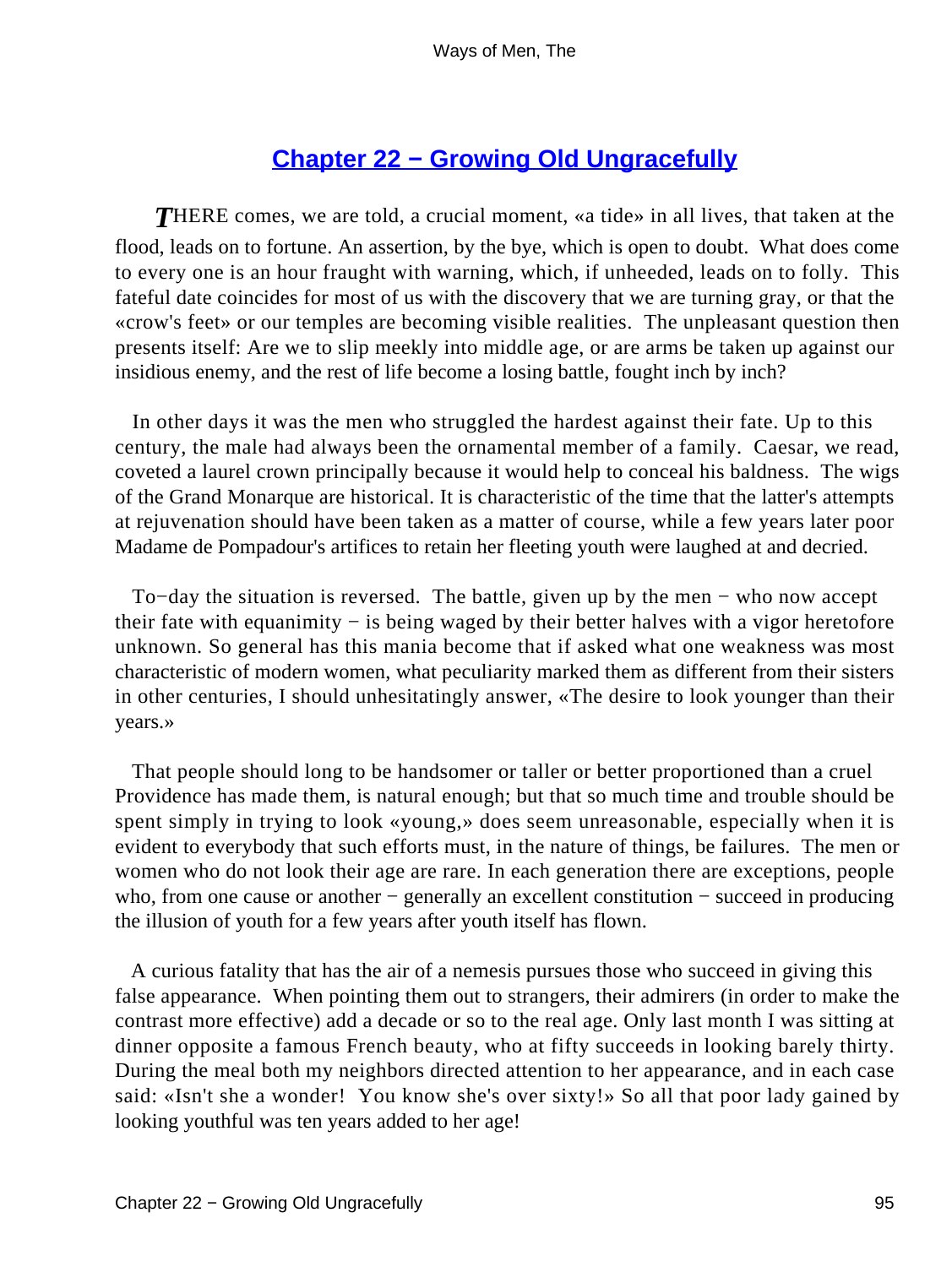## Chapter 22 − Growing Old Ungracefully

*T*HERE comes, we are told, a crucial moment, «a tide» in all lives, that taken at the flood, leads on to fortune. An assertion, by the bye, which is open to doubt. What does come to every one is an hour fraught with warning, which, if unheeded, leads on to folly. This fateful date coincides for most of us with the discovery that we are turning gray, or that the «crow's feet» or our temples are becoming visible realities. The unpleasant question then presents itself: Are we to slip meekly into middle age, or are arms be taken up against our insidious enemy, and the rest of life become a losing battle, fought inch by inch?

In other days it was the men who struggled the hardest against their fate. Up to this century, the male had always been the ornamental member of a family. Caesar, we read, coveted a laurel crown principally because it would help to conceal his baldness. The wigs of the Grand Monarque are historical. It is characteristic of the time that the latter's attempts at rejuvenation should have been taken as a matter of course, while a few years later poor Madame de Pompadour's artifices to retain her fleeting youth were laughed at and decried.

To−day the situation is reversed. The battle, given up by the men − who now accept their fate with equanimity − is being waged by their better halves with a vigor heretofore unknown. So general has this mania become that if asked what one weakness was most characteristic of modern women, what peculiarity marked them as different from their sisters in other centuries, I should unhesitatingly answer, «The desire to look younger than their years.»

That people should long to be handsomer or taller or better proportioned than a cruel Providence has made them, is natural enough; but that so much time and trouble should be spent simply in trying to look «young,» does seem unreasonable, especially when it is evident to everybody that such efforts must, in the nature of things, be failures. The men or women who do not look their age are rare. In each generation there are exceptions, people who, from one cause or another − generally an excellent constitution − succeed in producing the illusion of youth for a few years after youth itself has flown.

A curious fatality that has the air of a nemesis pursues those who succeed in giving this false appearance. When pointing them out to strangers, their admirers (in order to make the contrast more effective) add a decade or so to the real age. Only last month I was sitting at dinner opposite a famous French beauty, who at fifty succeeds in looking barely thirty. During the meal both my neighbors directed attention to her appearance, and in each case said: «Isn't she a wonder! You know she's over sixty!» So all that poor lady gained by looking youthful was ten years added to her age!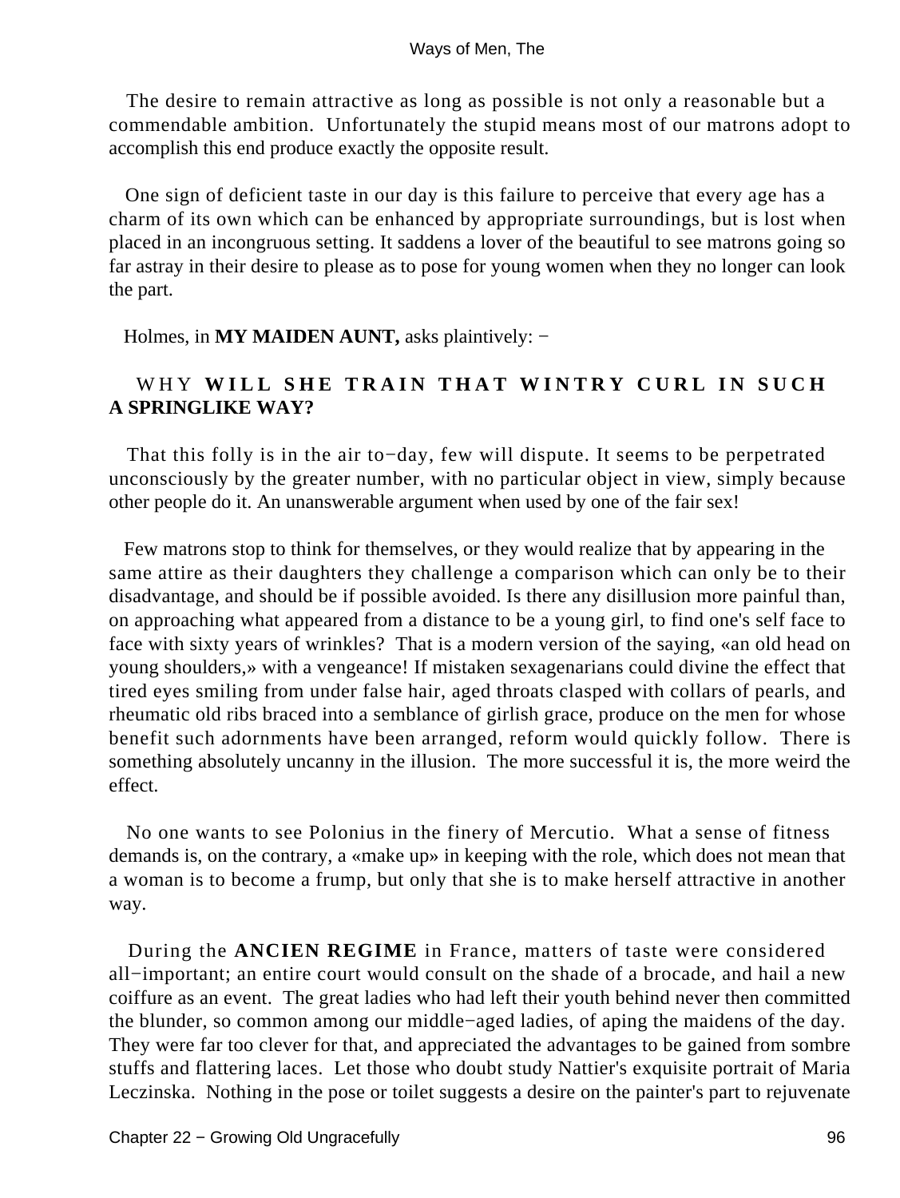The desire to remain attractive as long as possible is not only a reasonable but a commendable ambition. Unfortunately the stupid means most of our matrons adopt to accomplish this end produce exactly the opposite result.

One sign of deficient taste in our day is this failure to perceive that every age has a charm of its own which can be enhanced by appropriate surroundings, but is lost when placed in an incongruous setting. It saddens a lover of the beautiful to see matrons going so far astray in their desire to please as to pose for young women when they no longer can look the part.

Holmes, in **MY MAIDEN AUNT,** asks plaintively: −

WHY **WILL SHE TRAIN THAT WINTRY CURL IN SUCH A SPRINGLIKE WAY?**

That this folly is in the air to−day, few will dispute. It seems to be perpetrated unconsciously by the greater number, with no particular object in view, simply because other people do it. An unanswerable argument when used by one of the fair sex!

Few matrons stop to think for themselves, or they would realize that by appearing in the same attire as their daughters they challenge a comparison which can only be to their disadvantage, and should be if possible avoided. Is there any disillusion more painful than, on approaching what appeared from a distance to be a young girl, to find one's self face to face with sixty years of wrinkles? That is a modern version of the saying, «an old head on young shoulders,» with a vengeance! If mistaken sexagenarians could divine the effect that tired eyes smiling from under false hair, aged throats clasped with collars of pearls, and rheumatic old ribs braced into a semblance of girlish grace, produce on the men for whose benefit such adornments have been arranged, reform would quickly follow. There is something absolutely uncanny in the illusion. The more successful it is, the more weird the effect.

No one wants to see Polonius in the finery of Mercutio. What a sense of fitness demands is, on the contrary, a «make up» in keeping with the role, which does not mean that a woman is to become a frump, but only that she is to make herself attractive in another way.

During the **ANCIEN REGIME** in France, matters of taste were considered all−important; an entire court would consult on the shade of a brocade, and hail a new coiffure as an event. The great ladies who had left their youth behind never then committed the blunder, so common among our middle−aged ladies, of aping the maidens of the day. They were far too clever for that, and appreciated the advantages to be gained from sombre stuffs and flattering laces. Let those who doubt study Nattier's exquisite portrait of Maria Leczinska. Nothing in the pose or toilet suggests a desire on the painter's part to rejuvenate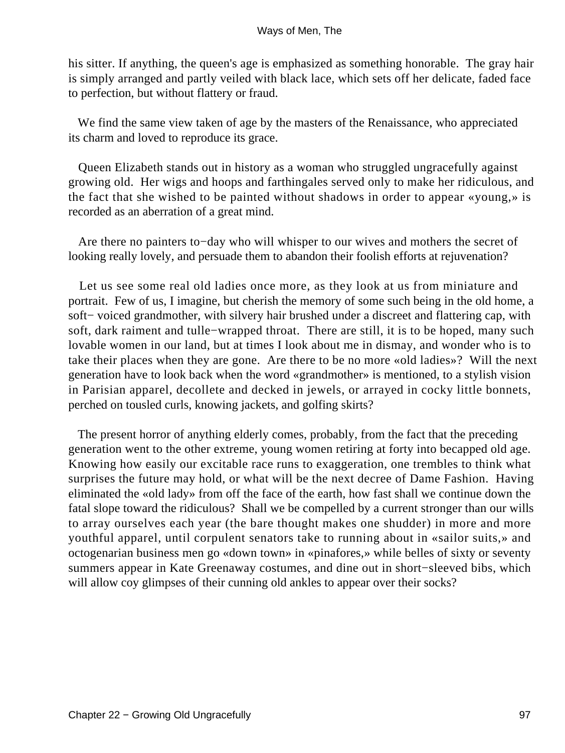his sitter. If anything, the queen's age is emphasized as something honorable. The gray hair is simply arranged and partly veiled with black lace, which sets off her delicate, faded face to perfection, but without flattery or fraud.

We find the same view taken of age by the masters of the Renaissance, who appreciated its charm and loved to reproduce its grace.

Queen Elizabeth stands out in history as a woman who struggled ungracefully against growing old. Her wigs and hoops and farthingales served only to make her ridiculous, and the fact that she wished to be painted without shadows in order to appear «young,» is recorded as an aberration of a great mind.

Are there no painters to−day who will whisper to our wives and mothers the secret of looking really lovely, and persuade them to abandon their foolish efforts at rejuvenation?

Let us see some real old ladies once more, as they look at us from miniature and portrait. Few of us, I imagine, but cherish the memory of some such being in the old home, a soft− voiced grandmother, with silvery hair brushed under a discreet and flattering cap, with soft, dark raiment and tulle−wrapped throat. There are still, it is to be hoped, many such lovable women in our land, but at times I look about me in dismay, and wonder who is to take their places when they are gone. Are there to be no more «old ladies»? Will the next generation have to look back when the word «grandmother» is mentioned, to a stylish vision in Parisian apparel, decollete and decked in jewels, or arrayed in cocky little bonnets, perched on tousled curls, knowing jackets, and golfing skirts?

The present horror of anything elderly comes, probably, from the fact that the preceding generation went to the other extreme, young women retiring at forty into becapped old age. Knowing how easily our excitable race runs to exaggeration, one trembles to think what surprises the future may hold, or what will be the next decree of Dame Fashion. Having eliminated the «old lady» from off the face of the earth, how fast shall we continue down the fatal slope toward the ridiculous? Shall we be compelled by a current stronger than our wills to array ourselves each year (the bare thought makes one shudder) in more and more youthful apparel, until corpulent senators take to running about in «sailor suits,» and octogenarian business men go «down town» in «pinafores,» while belles of sixty or seventy summers appear in Kate Greenaway costumes, and dine out in short−sleeved bibs, which will allow coy glimpses of their cunning old ankles to appear over their socks?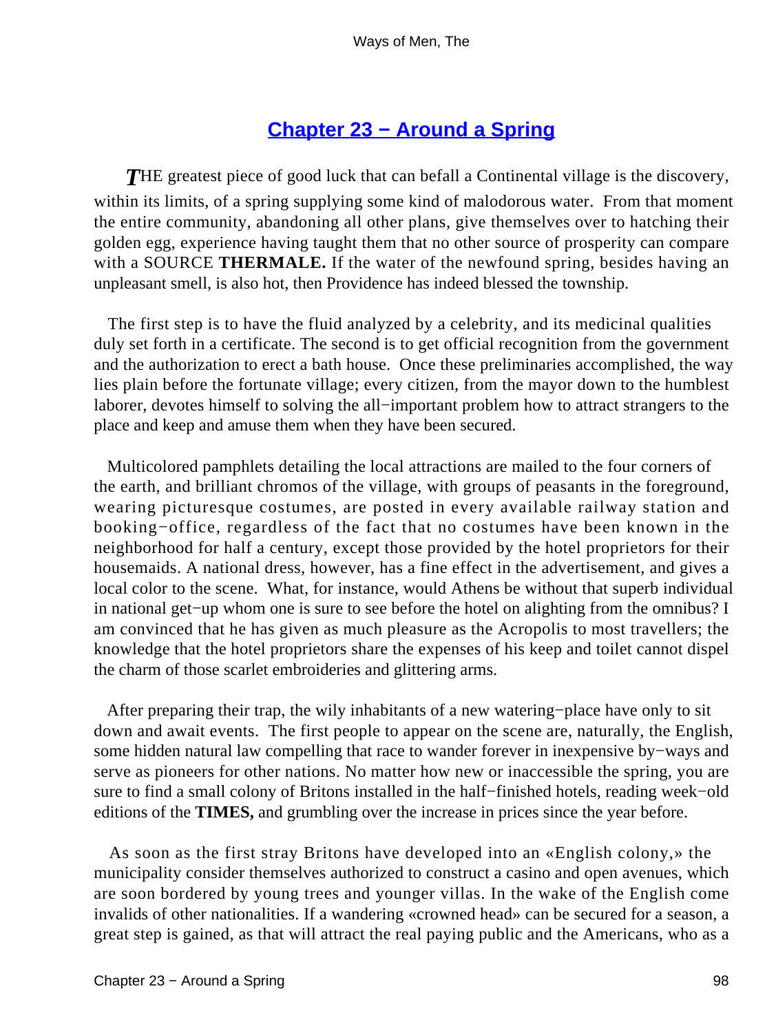## Chapter 23 − Around a Spring

*T*HE greatest piece of good luck that can befall a Continental village is the discovery, within its limits, of a spring supplying some kind of malodorous water. From that moment the entire community, abandoning all other plans, give themselves over to hatching their golden egg, experience having taught them that no other source of prosperity can compare with a SOURCE **THERMALE.** If the water of the newfound spring, besides having an unpleasant smell, is also hot, then Providence has indeed blessed the township.

The first step is to have the fluid analyzed by a celebrity, and its medicinal qualities duly set forth in a certificate. The second is to get official recognition from the government and the authorization to erect a bath house. Once these preliminaries accomplished, the way lies plain before the fortunate village; every citizen, from the mayor down to the humblest laborer, devotes himself to solving the all−important problem how to attract strangers to the place and keep and amuse them when they have been secured.

Multicolored pamphlets detailing the local attractions are mailed to the four corners of the earth, and brilliant chromos of the village, with groups of peasants in the foreground, wearing picturesque costumes, are posted in every available railway station and booking−office, regardless of the fact that no costumes have been known in the neighborhood for half a century, except those provided by the hotel proprietors for their housemaids. A national dress, however, has a fine effect in the advertisement, and gives a local color to the scene. What, for instance, would Athens be without that superb individual in national get−up whom one is sure to see before the hotel on alighting from the omnibus? I am convinced that he has given as much pleasure as the Acropolis to most travellers; the knowledge that the hotel proprietors share the expenses of his keep and toilet cannot dispel the charm of those scarlet embroideries and glittering arms.

After preparing their trap, the wily inhabitants of a new watering−place have only to sit down and await events. The first people to appear on the scene are, naturally, the English, some hidden natural law compelling that race to wander forever in inexpensive by−ways and serve as pioneers for other nations. No matter how new or inaccessible the spring, you are sure to find a small colony of Britons installed in the half−finished hotels, reading week−old editions of the **TIMES,** and grumbling over the increase in prices since the year before.

As soon as the first stray Britons have developed into an «English colony,» the municipality consider themselves authorized to construct a casino and open avenues, which are soon bordered by young trees and younger villas. In the wake of the English come invalids of other nationalities. If a wandering «crowned head» can be secured for a season, a great step is gained, as that will attract the real paying public and the Americans, who as a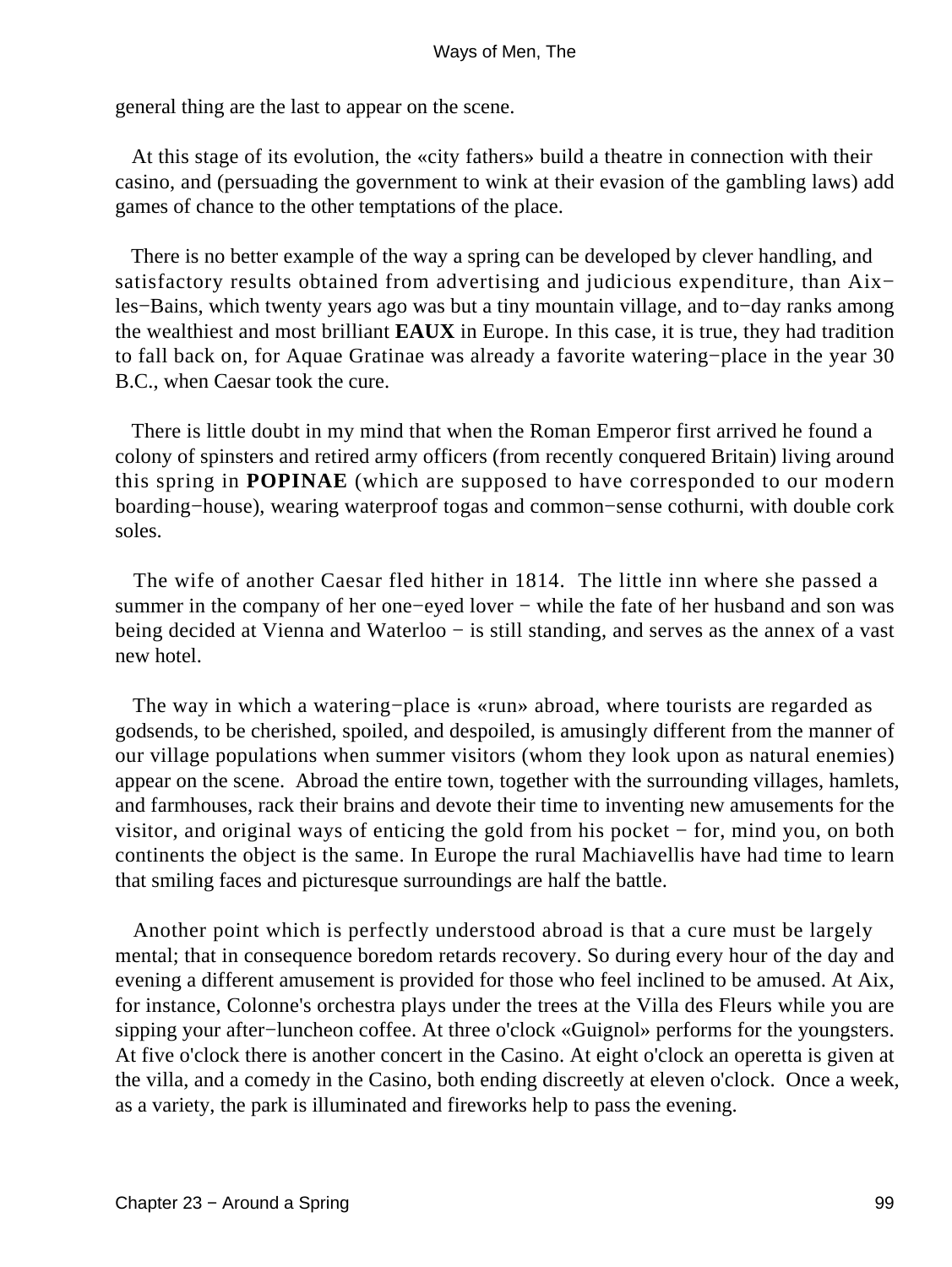general thing are the last to appear on the scene.

At this stage of its evolution, the «city fathers» build a theatre in connection with their casino, and (persuading the government to wink at their evasion of the gambling laws) add games of chance to the other temptations of the place.

There is no better example of the way a spring can be developed by clever handling, and satisfactory results obtained from advertising and judicious expenditure, than Aix−les−Bains, which twenty years ago was but a tiny mountain village, and to−day ranks among the wealthiest and most brilliant **EAUX** in Europe. In this case, it is true, they had tradition to fall back on, for Aquae Gratinae was already a favorite watering−place in the year 30 B.C., when Caesar took the cure.

There is little doubt in my mind that when the Roman Emperor first arrived he found a colony of spinsters and retired army officers (from recently conquered Britain) living around this spring in **POPINAE** (which are supposed to have corresponded to our modern boarding−house), wearing waterproof togas and common−sense cothurni, with double cork soles.

The wife of another Caesar fled hither in 1814. The little inn where she passed a summer in the company of her one−eyed lover − while the fate of her husband and son was being decided at Vienna and Waterloo − is still standing, and serves as the annex of a vast new hotel.

The way in which a watering−place is «run» abroad, where tourists are regarded as godsends, to be cherished, spoiled, and despoiled, is amusingly different from the manner of our village populations when summer visitors (whom they look upon as natural enemies) appear on the scene. Abroad the entire town, together with the surrounding villages, hamlets, and farmhouses, rack their brains and devote their time to inventing new amusements for the visitor, and original ways of enticing the gold from his pocket − for, mind you, on both continents the object is the same. In Europe the rural Machiavellis have had time to learn that smiling faces and picturesque surroundings are half the battle.

Another point which is perfectly understood abroad is that a cure must be largely mental; that in consequence boredom retards recovery. So during every hour of the day and evening a different amusement is provided for those who feel inclined to be amused. At Aix, for instance, Colonne's orchestra plays under the trees at the Villa des Fleurs while you are sipping your after−luncheon coffee. At three o'clock «Guignol» performs for the youngsters. At five o'clock there is another concert in the Casino. At eight o'clock an operetta is given at the villa, and a comedy in the Casino, both ending discreetly at eleven o'clock. Once a week, as a variety, the park is illuminated and fireworks help to pass the evening.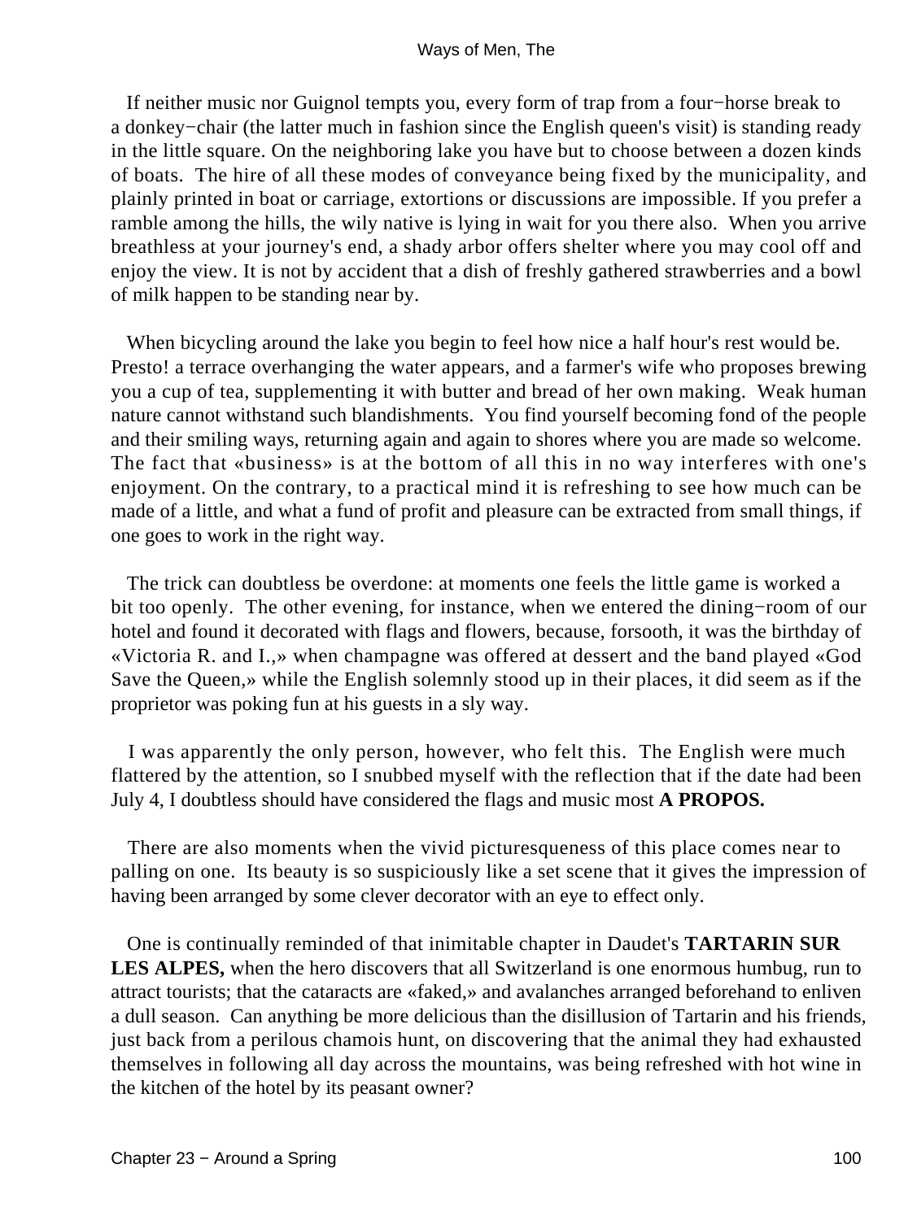If neither music nor Guignol tempts you, every form of trap from a four−horse break to a donkey−chair (the latter much in fashion since the English queen's visit) is standing ready in the little square. On the neighboring lake you have but to choose between a dozen kinds of boats. The hire of all these modes of conveyance being fixed by the municipality, and plainly printed in boat or carriage, extortions or discussions are impossible. If you prefer a ramble among the hills, the wily native is lying in wait for you there also. When you arrive breathless at your journey's end, a shady arbor offers shelter where you may cool off and enjoy the view. It is not by accident that a dish of freshly gathered strawberries and a bowl of milk happen to be standing near by.

When bicycling around the lake you begin to feel how nice a half hour's rest would be. Presto! a terrace overhanging the water appears, and a farmer's wife who proposes brewing you a cup of tea, supplementing it with butter and bread of her own making. Weak human nature cannot withstand such blandishments. You find yourself becoming fond of the people and their smiling ways, returning again and again to shores where you are made so welcome. The fact that «business» is at the bottom of all this in no way interferes with one's enjoyment. On the contrary, to a practical mind it is refreshing to see how much can be made of a little, and what a fund of profit and pleasure can be extracted from small things, if one goes to work in the right way.

The trick can doubtless be overdone: at moments one feels the little game is worked a bit too openly. The other evening, for instance, when we entered the dining−room of our hotel and found it decorated with flags and flowers, because, forsooth, it was the birthday of «Victoria R. and I.,» when champagne was offered at dessert and the band played «God Save the Queen,» while the English solemnly stood up in their places, it did seem as if the proprietor was poking fun at his guests in a sly way.

I was apparently the only person, however, who felt this. The English were much flattered by the attention, so I snubbed myself with the reflection that if the date had been July 4, I doubtless should have considered the flags and music most **A PROPOS.**

There are also moments when the vivid picturesqueness of this place comes near to palling on one. Its beauty is so suspiciously like a set scene that it gives the impression of having been arranged by some clever decorator with an eye to effect only.

One is continually reminded of that inimitable chapter in Daudet's **TARTARIN SUR LES ALPES,** when the hero discovers that all Switzerland is one enormous humbug, run to attract tourists; that the cataracts are «faked,» and avalanches arranged beforehand to enliven a dull season. Can anything be more delicious than the disillusion of Tartarin and his friends, just back from a perilous chamois hunt, on discovering that the animal they had exhausted themselves in following all day across the mountains, was being refreshed with hot wine in the kitchen of the hotel by its peasant owner?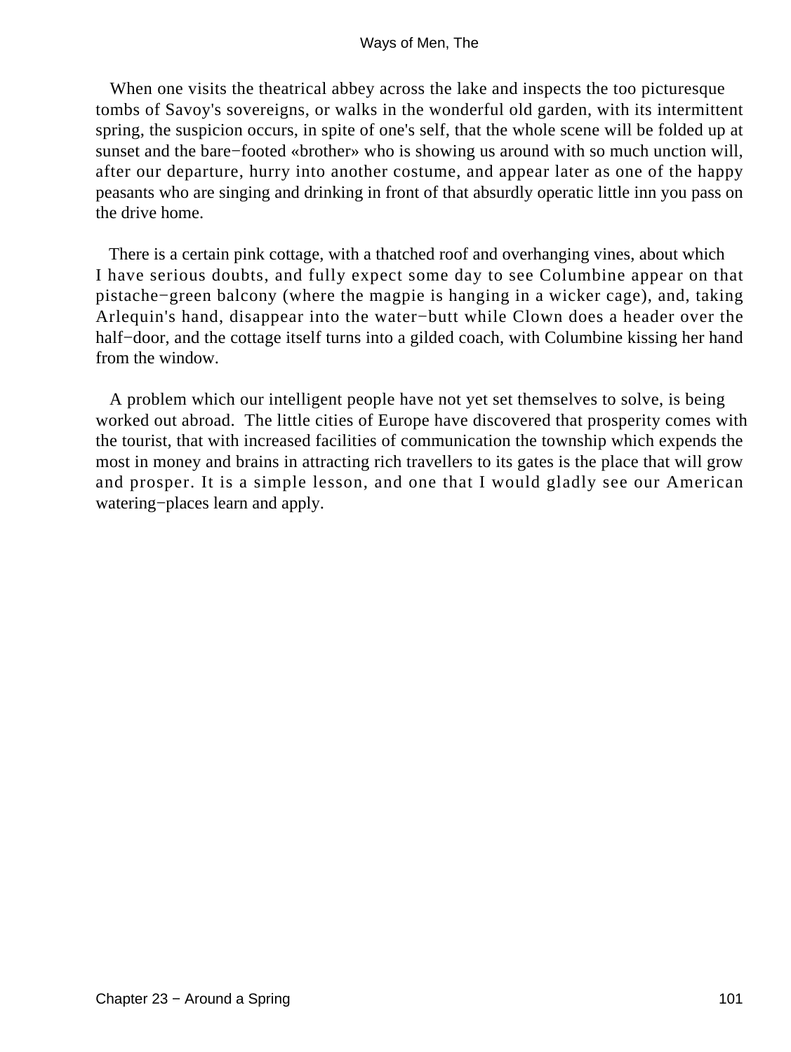When one visits the theatrical abbey across the lake and inspects the too picturesque tombs of Savoy's sovereigns, or walks in the wonderful old garden, with its intermittent spring, the suspicion occurs, in spite of one's self, that the whole scene will be folded up at sunset and the bare−footed «brother» who is showing us around with so much unction will, after our departure, hurry into another costume, and appear later as one of the happy peasants who are singing and drinking in front of that absurdly operatic little inn you pass on the drive home.

There is a certain pink cottage, with a thatched roof and overhanging vines, about which I have serious doubts, and fully expect some day to see Columbine appear on that pistache−green balcony (where the magpie is hanging in a wicker cage), and, taking Arlequin's hand, disappear into the water−butt while Clown does a header over the half−door, and the cottage itself turns into a gilded coach, with Columbine kissing her hand from the window.

A problem which our intelligent people have not yet set themselves to solve, is being worked out abroad. The little cities of Europe have discovered that prosperity comes with the tourist, that with increased facilities of communication the township which expends the most in money and brains in attracting rich travellers to its gates is the place that will grow and prosper. It is a simple lesson, and one that I would gladly see our American watering−places learn and apply.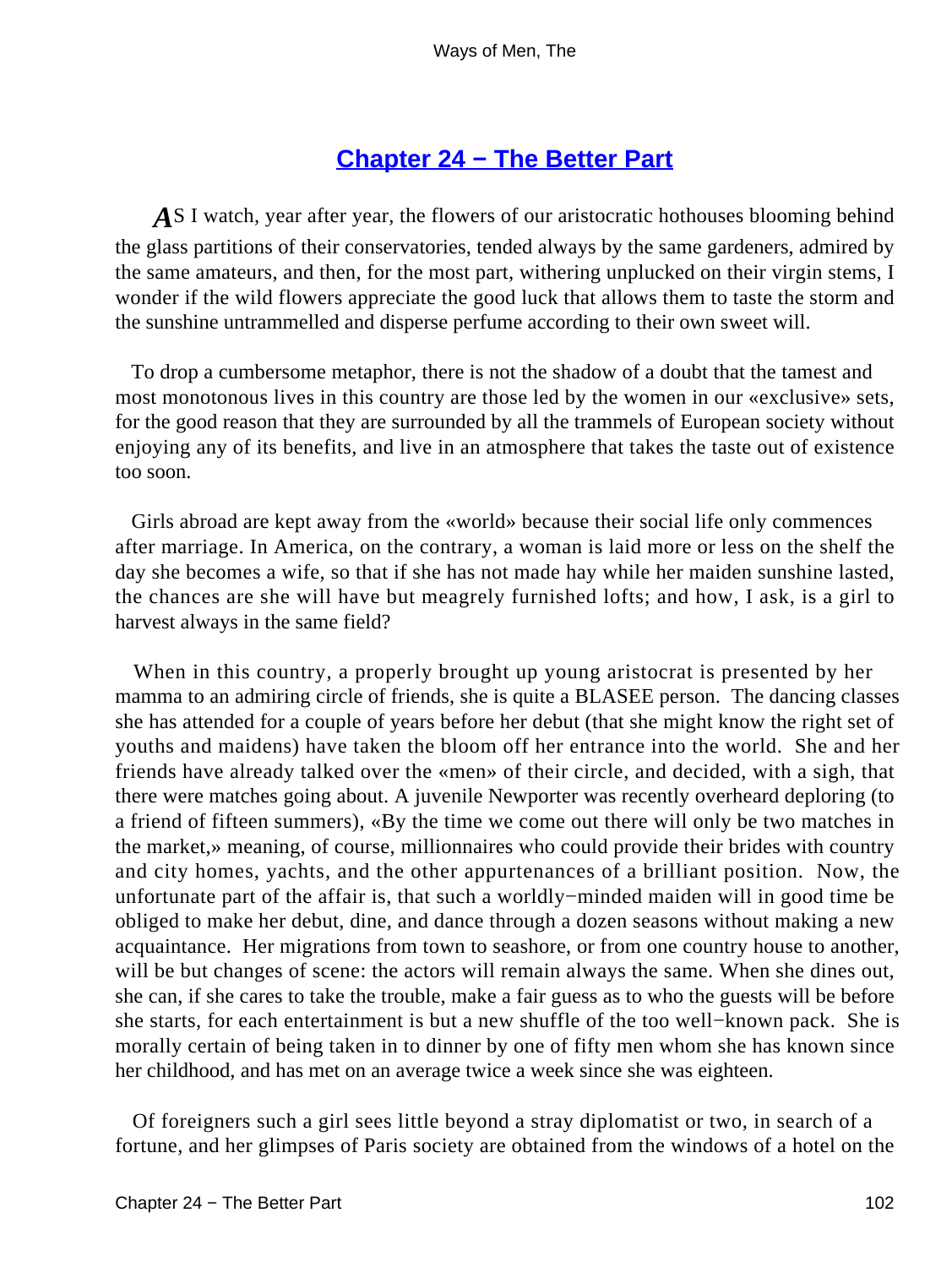## Chapter 24 − The Better Part

AS I watch, year after year, the flowers of our aristocratic hothouses blooming behind the glass partitions of their conservatories, tended always by the same gardeners, admired by the same amateurs, and then, for the most part, withering unplucked on their virgin stems, I wonder if the wild flowers appreciate the good luck that allows them to taste the storm and the sunshine untrammelled and disperse perfume according to their own sweet will.

To drop a cumbersome metaphor, there is not the shadow of a doubt that the tamest and most monotonous lives in this country are those led by the women in our «exclusive» sets, for the good reason that they are surrounded by all the trammels of European society without enjoying any of its benefits, and live in an atmosphere that takes the taste out of existence too soon.

Girls abroad are kept away from the «world» because their social life only commences after marriage. In America, on the contrary, a woman is laid more or less on the shelf the day she becomes a wife, so that if she has not made hay while her maiden sunshine lasted, the chances are she will have but meagrely furnished lofts; and how, I ask, is a girl to harvest always in the same field?

When in this country, a properly brought up young aristocrat is presented by her mamma to an admiring circle of friends, she is quite a BLASEE person. The dancing classes she has attended for a couple of years before her debut (that she might know the right set of youths and maidens) have taken the bloom off her entrance into the world. She and her friends have already talked over the «men» of their circle, and decided, with a sigh, that there were matches going about. A juvenile Newporter was recently overheard deploring (to a friend of fifteen summers), «By the time we come out there will only be two matches in the market,» meaning, of course, millionnaires who could provide their brides with country and city homes, yachts, and the other appurtenances of a brilliant position. Now, the unfortunate part of the affair is, that such a worldly−minded maiden will in good time be obliged to make her debut, dine, and dance through a dozen seasons without making a new acquaintance. Her migrations from town to seashore, or from one country house to another, will be but changes of scene: the actors will remain always the same. When she dines out, she can, if she cares to take the trouble, make a fair guess as to who the guests will be before she starts, for each entertainment is but a new shuffle of the too well−known pack. She is morally certain of being taken in to dinner by one of fifty men whom she has known since her childhood, and has met on an average twice a week since she was eighteen.

Of foreigners such a girl sees little beyond a stray diplomatist or two, in search of a fortune, and her glimpses of Paris society are obtained from the windows of a hotel on the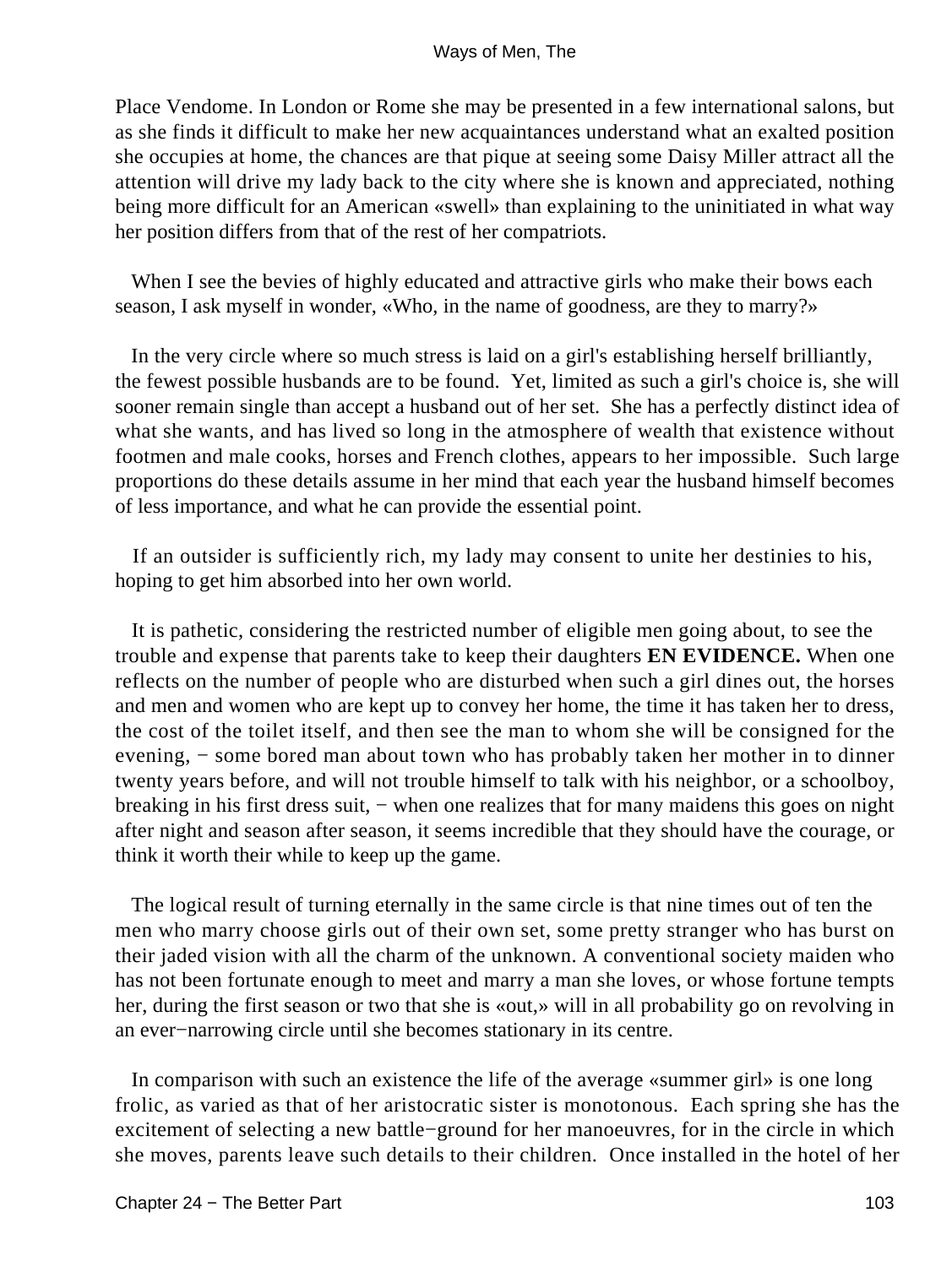Place Vendome. In London or Rome she may be presented in a few international salons, but as she finds it difficult to make her new acquaintances understand what an exalted position she occupies at home, the chances are that pique at seeing some Daisy Miller attract all the attention will drive my lady back to the city where she is known and appreciated, nothing being more difficult for an American «swell» than explaining to the uninitiated in what way her position differs from that of the rest of her compatriots.

When I see the bevies of highly educated and attractive girls who make their bows each season, I ask myself in wonder, «Who, in the name of goodness, are they to marry?»

In the very circle where so much stress is laid on a girl's establishing herself brilliantly, the fewest possible husbands are to be found. Yet, limited as such a girl's choice is, she will sooner remain single than accept a husband out of her set. She has a perfectly distinct idea of what she wants, and has lived so long in the atmosphere of wealth that existence without footmen and male cooks, horses and French clothes, appears to her impossible. Such large proportions do these details assume in her mind that each year the husband himself becomes of less importance, and what he can provide the essential point.

If an outsider is sufficiently rich, my lady may consent to unite her destinies to his, hoping to get him absorbed into her own world.

It is pathetic, considering the restricted number of eligible men going about, to see the trouble and expense that parents take to keep their daughters **EN EVIDENCE.** When one reflects on the number of people who are disturbed when such a girl dines out, the horses and men and women who are kept up to convey her home, the time it has taken her to dress, the cost of the toilet itself, and then see the man to whom she will be consigned for the evening, − some bored man about town who has probably taken her mother in to dinner twenty years before, and will not trouble himself to talk with his neighbor, or a schoolboy, breaking in his first dress suit, − when one realizes that for many maidens this goes on night after night and season after season, it seems incredible that they should have the courage, or think it worth their while to keep up the game.

The logical result of turning eternally in the same circle is that nine times out of ten the men who marry choose girls out of their own set, some pretty stranger who has burst on their jaded vision with all the charm of the unknown. A conventional society maiden who has not been fortunate enough to meet and marry a man she loves, or whose fortune tempts her, during the first season or two that she is «out,» will in all probability go on revolving in an ever−narrowing circle until she becomes stationary in its centre.

In comparison with such an existence the life of the average «summer girl» is one long frolic, as varied as that of her aristocratic sister is monotonous. Each spring she has the excitement of selecting a new battle−ground for her manoeuvres, for in the circle in which she moves, parents leave such details to their children. Once installed in the hotel of her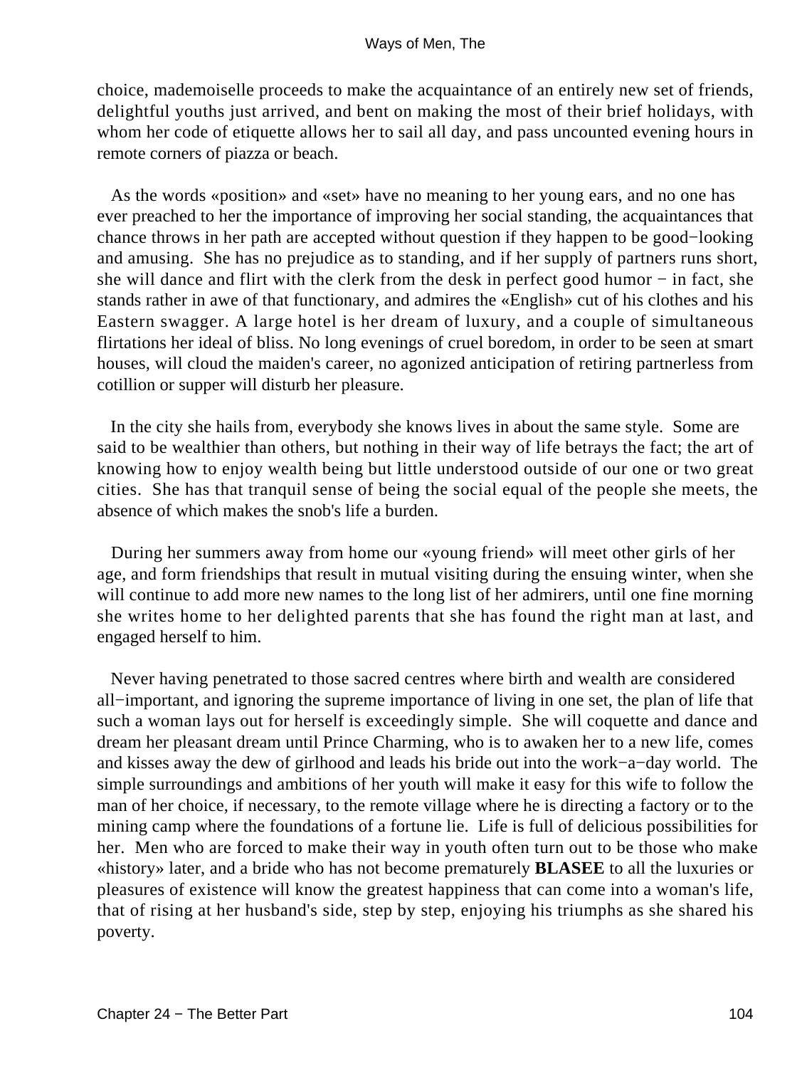choice, mademoiselle proceeds to make the acquaintance of an entirely new set of friends, delightful youths just arrived, and bent on making the most of their brief holidays, with whom her code of etiquette allows her to sail all day, and pass uncounted evening hours in remote corners of piazza or beach.

As the words «position» and «set» have no meaning to her young ears, and no one has ever preached to her the importance of improving her social standing, the acquaintances that chance throws in her path are accepted without question if they happen to be good−looking and amusing. She has no prejudice as to standing, and if her supply of partners runs short, she will dance and flirt with the clerk from the desk in perfect good humor − in fact, she stands rather in awe of that functionary, and admires the «English» cut of his clothes and his Eastern swagger. A large hotel is her dream of luxury, and a couple of simultaneous flirtations her ideal of bliss. No long evenings of cruel boredom, in order to be seen at smart houses, will cloud the maiden's career, no agonized anticipation of retiring partnerless from cotillion or supper will disturb her pleasure.

In the city she hails from, everybody she knows lives in about the same style. Some are said to be wealthier than others, but nothing in their way of life betrays the fact; the art of knowing how to enjoy wealth being but little understood outside of our one or two great cities. She has that tranquil sense of being the social equal of the people she meets, the absence of which makes the snob's life a burden.

During her summers away from home our «young friend» will meet other girls of her age, and form friendships that result in mutual visiting during the ensuing winter, when she will continue to add more new names to the long list of her admirers, until one fine morning she writes home to her delighted parents that she has found the right man at last, and engaged herself to him.

Never having penetrated to those sacred centres where birth and wealth are considered all−important, and ignoring the supreme importance of living in one set, the plan of life that such a woman lays out for herself is exceedingly simple. She will coquette and dance and dream her pleasant dream until Prince Charming, who is to awaken her to a new life, comes and kisses away the dew of girlhood and leads his bride out into the work−a−day world. The simple surroundings and ambitions of her youth will make it easy for this wife to follow the man of her choice, if necessary, to the remote village where he is directing a factory or to the mining camp where the foundations of a fortune lie. Life is full of delicious possibilities for her. Men who are forced to make their way in youth often turn out to be those who make «history» later, and a bride who has not become prematurely **BLASEE** to all the luxuries or pleasures of existence will know the greatest happiness that can come into a woman's life, that of rising at her husband's side, step by step, enjoying his triumphs as she shared his poverty.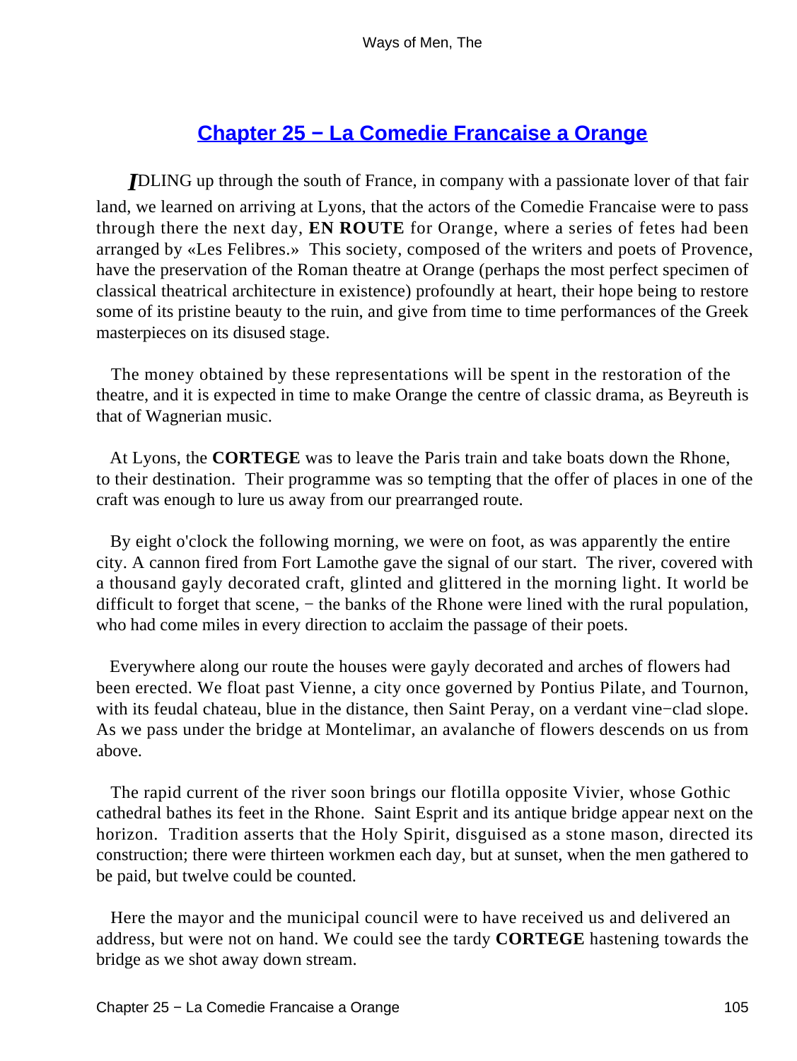## Chapter 25 − La Comedie Francaise a Orange

*I*DLING up through the south of France, in company with a passionate lover of that fair land, we learned on arriving at Lyons, that the actors of the Comedie Francaise were to pass through there the next day, **EN ROUTE** for Orange, where a series of fetes had been arranged by «Les Felibres.» This society, composed of the writers and poets of Provence, have the preservation of the Roman theatre at Orange (perhaps the most perfect specimen of classical theatrical architecture in existence) profoundly at heart, their hope being to restore some of its pristine beauty to the ruin, and give from time to time performances of the Greek masterpieces on its disused stage.

The money obtained by these representations will be spent in the restoration of the theatre, and it is expected in time to make Orange the centre of classic drama, as Beyreuth is that of Wagnerian music.

At Lyons, the **CORTEGE** was to leave the Paris train and take boats down the Rhone, to their destination. Their programme was so tempting that the offer of places in one of the craft was enough to lure us away from our prearranged route.

By eight o'clock the following morning, we were on foot, as was apparently the entire city. A cannon fired from Fort Lamothe gave the signal of our start. The river, covered with a thousand gayly decorated craft, glinted and glittered in the morning light. It world be difficult to forget that scene, − the banks of the Rhone were lined with the rural population, who had come miles in every direction to acclaim the passage of their poets.

Everywhere along our route the houses were gayly decorated and arches of flowers had been erected. We float past Vienne, a city once governed by Pontius Pilate, and Tournon, with its feudal chateau, blue in the distance, then Saint Peray, on a verdant vine−clad slope. As we pass under the bridge at Montelimar, an avalanche of flowers descends on us from above.

The rapid current of the river soon brings our flotilla opposite Vivier, whose Gothic cathedral bathes its feet in the Rhone. Saint Esprit and its antique bridge appear next on the horizon. Tradition asserts that the Holy Spirit, disguised as a stone mason, directed its construction; there were thirteen workmen each day, but at sunset, when the men gathered to be paid, but twelve could be counted.

Here the mayor and the municipal council were to have received us and delivered an address, but were not on hand. We could see the tardy **CORTEGE** hastening towards the bridge as we shot away down stream.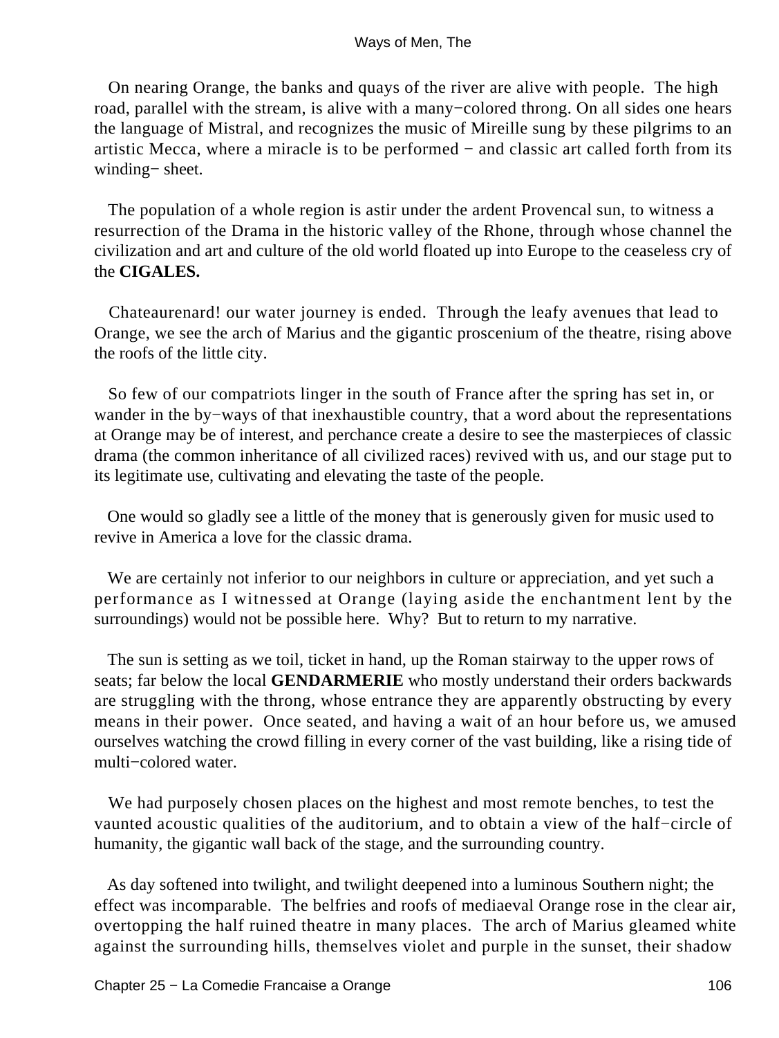On nearing Orange, the banks and quays of the river are alive with people. The high road, parallel with the stream, is alive with a many−colored throng. On all sides one hears the language of Mistral, and recognizes the music of Mireille sung by these pilgrims to an artistic Mecca, where a miracle is to be performed − and classic art called forth from its winding− sheet.

The population of a whole region is astir under the ardent Provencal sun, to witness a resurrection of the Drama in the historic valley of the Rhone, through whose channel the civilization and art and culture of the old world floated up into Europe to the ceaseless cry of the **CIGALES.**

Chateaurenard! our water journey is ended. Through the leafy avenues that lead to Orange, we see the arch of Marius and the gigantic proscenium of the theatre, rising above the roofs of the little city.

So few of our compatriots linger in the south of France after the spring has set in, or wander in the by−ways of that inexhaustible country, that a word about the representations at Orange may be of interest, and perchance create a desire to see the masterpieces of classic drama (the common inheritance of all civilized races) revived with us, and our stage put to its legitimate use, cultivating and elevating the taste of the people.

One would so gladly see a little of the money that is generously given for music used to revive in America a love for the classic drama.

We are certainly not inferior to our neighbors in culture or appreciation, and yet such a performance as I witnessed at Orange (laying aside the enchantment lent by the surroundings) would not be possible here. Why? But to return to my narrative.

The sun is setting as we toil, ticket in hand, up the Roman stairway to the upper rows of seats; far below the local **GENDARMERIE** who mostly understand their orders backwards are struggling with the throng, whose entrance they are apparently obstructing by every means in their power. Once seated, and having a wait of an hour before us, we amused ourselves watching the crowd filling in every corner of the vast building, like a rising tide of multi−colored water.

We had purposely chosen places on the highest and most remote benches, to test the vaunted acoustic qualities of the auditorium, and to obtain a view of the half−circle of humanity, the gigantic wall back of the stage, and the surrounding country.

As day softened into twilight, and twilight deepened into a luminous Southern night; the effect was incomparable. The belfries and roofs of mediaeval Orange rose in the clear air, overtopping the half ruined theatre in many places. The arch of Marius gleamed white against the surrounding hills, themselves violet and purple in the sunset, their shadow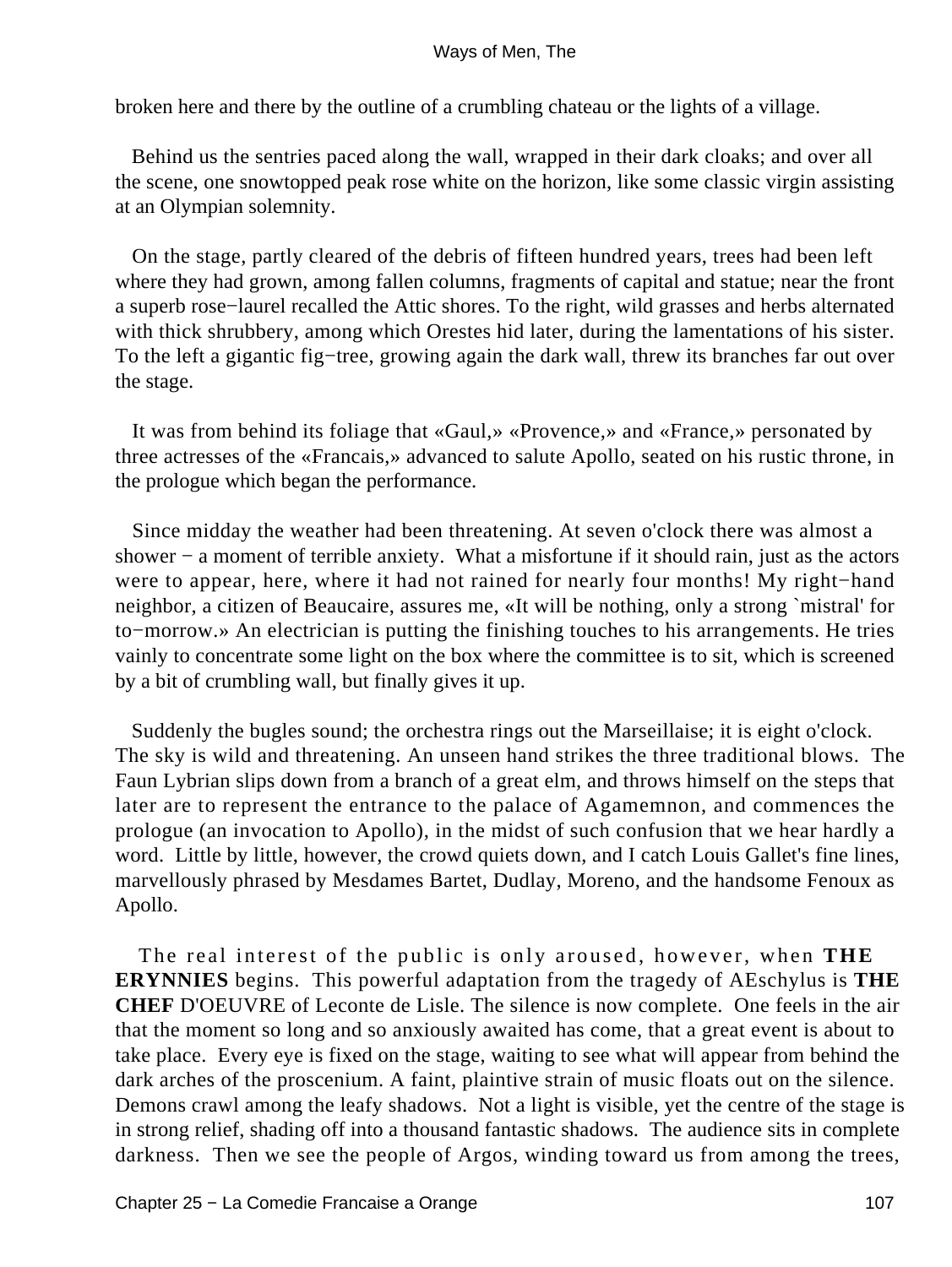broken here and there by the outline of a crumbling chateau or the lights of a village.

Behind us the sentries paced along the wall, wrapped in their dark cloaks; and over all the scene, one snowtopped peak rose white on the horizon, like some classic virgin assisting at an Olympian solemnity.

On the stage, partly cleared of the debris of fifteen hundred years, trees had been left where they had grown, among fallen columns, fragments of capital and statue; near the front a superb rose−laurel recalled the Attic shores. To the right, wild grasses and herbs alternated with thick shrubbery, among which Orestes hid later, during the lamentations of his sister. To the left a gigantic fig−tree, growing again the dark wall, threw its branches far out over the stage.

It was from behind its foliage that «Gaul,» «Provence,» and «France,» personated by three actresses of the «Francais,» advanced to salute Apollo, seated on his rustic throne, in the prologue which began the performance.

Since midday the weather had been threatening. At seven o'clock there was almost a shower − a moment of terrible anxiety. What a misfortune if it should rain, just as the actors were to appear, here, where it had not rained for nearly four months! My right−hand neighbor, a citizen of Beaucaire, assures me, «It will be nothing, only a strong `mistral' for to−morrow.» An electrician is putting the finishing touches to his arrangements. He tries vainly to concentrate some light on the box where the committee is to sit, which is screened by a bit of crumbling wall, but finally gives it up.

Suddenly the bugles sound; the orchestra rings out the Marseillaise; it is eight o'clock. The sky is wild and threatening. An unseen hand strikes the three traditional blows. The Faun Lybrian slips down from a branch of a great elm, and throws himself on the steps that later are to represent the entrance to the palace of Agamemnon, and commences the prologue (an invocation to Apollo), in the midst of such confusion that we hear hardly a word. Little by little, however, the crowd quiets down, and I catch Louis Gallet's fine lines, marvellously phrased by Mesdames Bartet, Dudlay, Moreno, and the handsome Fenoux as Apollo.

The real interest of the public is only aroused, however, when **THE ERYNNIES** begins. This powerful adaptation from the tragedy of AEschylus is **THE CHEF** D'OEUVRE of Leconte de Lisle. The silence is now complete. One feels in the air that the moment so long and so anxiously awaited has come, that a great event is about to take place. Every eye is fixed on the stage, waiting to see what will appear from behind the dark arches of the proscenium. A faint, plaintive strain of music floats out on the silence. Demons crawl among the leafy shadows. Not a light is visible, yet the centre of the stage is in strong relief, shading off into a thousand fantastic shadows. The audience sits in complete darkness. Then we see the people of Argos, winding toward us from among the trees,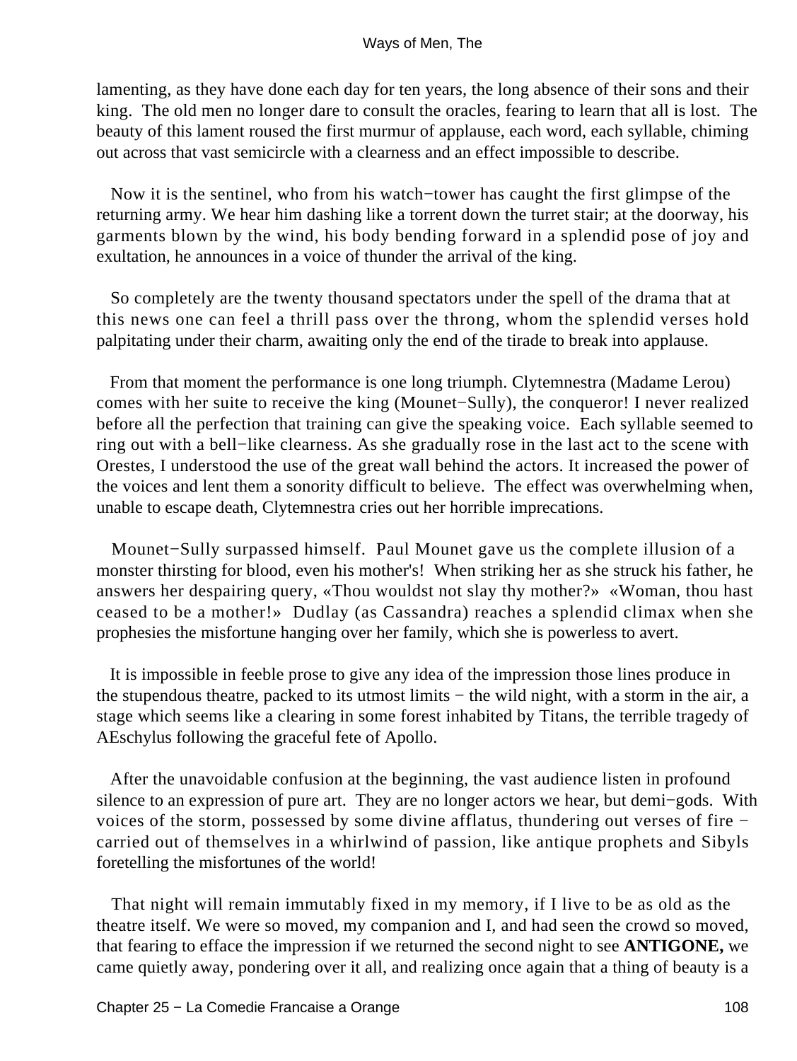lamenting, as they have done each day for ten years, the long absence of their sons and their king. The old men no longer dare to consult the oracles, fearing to learn that all is lost. The beauty of this lament roused the first murmur of applause, each word, each syllable, chiming out across that vast semicircle with a clearness and an effect impossible to describe.

Now it is the sentinel, who from his watch−tower has caught the first glimpse of the returning army. We hear him dashing like a torrent down the turret stair; at the doorway, his garments blown by the wind, his body bending forward in a splendid pose of joy and exultation, he announces in a voice of thunder the arrival of the king.

So completely are the twenty thousand spectators under the spell of the drama that at this news one can feel a thrill pass over the throng, whom the splendid verses hold palpitating under their charm, awaiting only the end of the tirade to break into applause.

From that moment the performance is one long triumph. Clytemnestra (Madame Lerou) comes with her suite to receive the king (Mounet−Sully), the conqueror! I never realized before all the perfection that training can give the speaking voice. Each syllable seemed to ring out with a bell−like clearness. As she gradually rose in the last act to the scene with Orestes, I understood the use of the great wall behind the actors. It increased the power of the voices and lent them a sonority difficult to believe. The effect was overwhelming when, unable to escape death, Clytemnestra cries out her horrible imprecations.

Mounet−Sully surpassed himself. Paul Mounet gave us the complete illusion of a monster thirsting for blood, even his mother's! When striking her as she struck his father, he answers her despairing query, «Thou wouldst not slay thy mother?» «Woman, thou hast ceased to be a mother!» Dudlay (as Cassandra) reaches a splendid climax when she prophesies the misfortune hanging over her family, which she is powerless to avert.

It is impossible in feeble prose to give any idea of the impression those lines produce in the stupendous theatre, packed to its utmost limits − the wild night, with a storm in the air, a stage which seems like a clearing in some forest inhabited by Titans, the terrible tragedy of AEschylus following the graceful fete of Apollo.

After the unavoidable confusion at the beginning, the vast audience listen in profound silence to an expression of pure art. They are no longer actors we hear, but demi−gods. With voices of the storm, possessed by some divine afflatus, thundering out verses of fire − carried out of themselves in a whirlwind of passion, like antique prophets and Sibyls foretelling the misfortunes of the world!

That night will remain immutably fixed in my memory, if I live to be as old as the theatre itself. We were so moved, my companion and I, and had seen the crowd so moved, that fearing to efface the impression if we returned the second night to see **ANTIGONE,** we came quietly away, pondering over it all, and realizing once again that a thing of beauty is a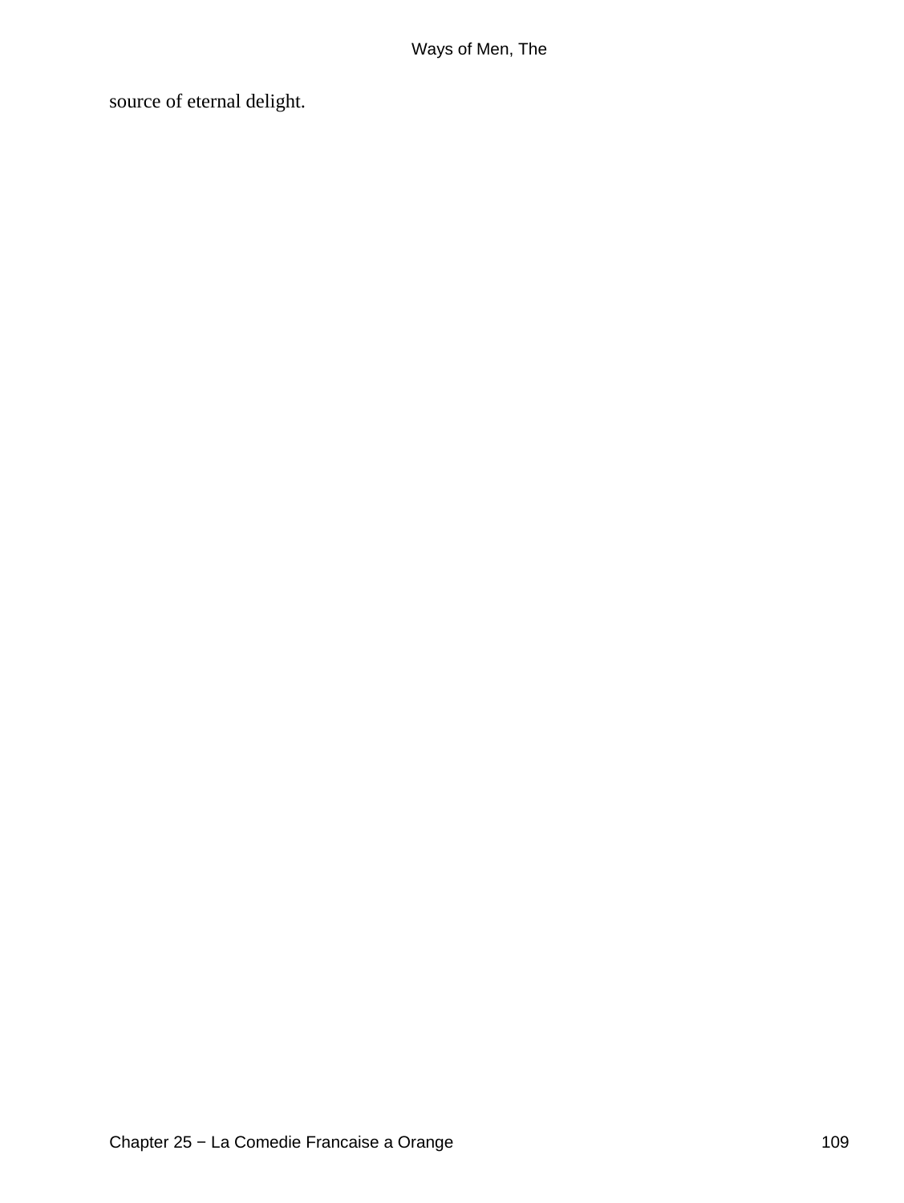source of eternal delight.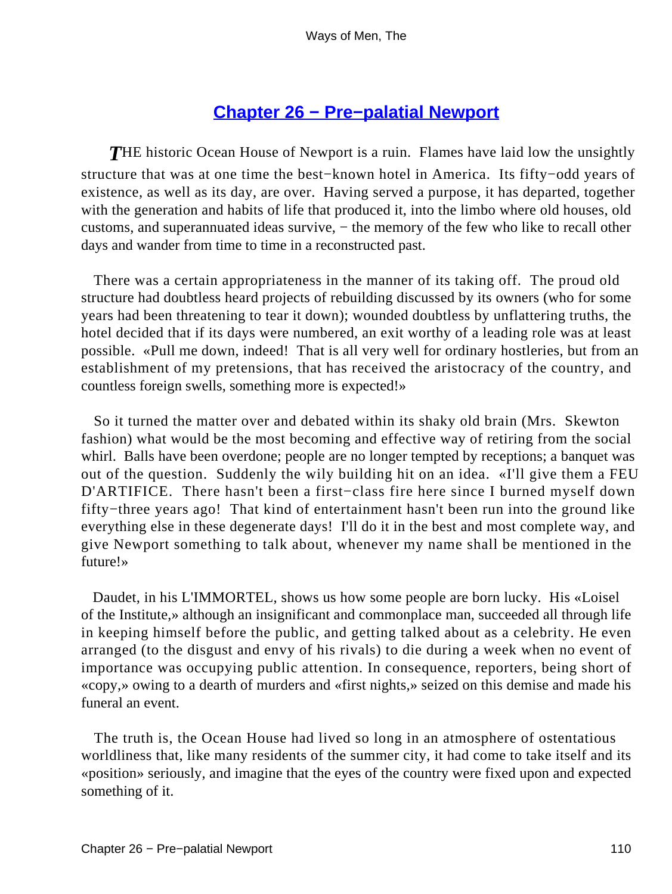## Chapter 26 − Pre−palatial Newport

*T*HE historic Ocean House of Newport is a ruin. Flames have laid low the unsightly structure that was at one time the best−known hotel in America. Its fifty−odd years of existence, as well as its day, are over. Having served a purpose, it has departed, together with the generation and habits of life that produced it, into the limbo where old houses, old customs, and superannuated ideas survive, − the memory of the few who like to recall other days and wander from time to time in a reconstructed past.

There was a certain appropriateness in the manner of its taking off. The proud old structure had doubtless heard projects of rebuilding discussed by its owners (who for some years had been threatening to tear it down); wounded doubtless by unflattering truths, the hotel decided that if its days were numbered, an exit worthy of a leading role was at least possible. «Pull me down, indeed! That is all very well for ordinary hostleries, but from an establishment of my pretensions, that has received the aristocracy of the country, and countless foreign swells, something more is expected!»

So it turned the matter over and debated within its shaky old brain (Mrs. Skewton fashion) what would be the most becoming and effective way of retiring from the social whirl. Balls have been overdone; people are no longer tempted by receptions; a banquet was out of the question. Suddenly the wily building hit on an idea. «I'll give them a FEU D'ARTIFICE. There hasn't been a first−class fire here since I burned myself down fifty−three years ago! That kind of entertainment hasn't been run into the ground like everything else in these degenerate days! I'll do it in the best and most complete way, and give Newport something to talk about, whenever my name shall be mentioned in the future!»

Daudet, in his L'IMMORTEL, shows us how some people are born lucky. His «Loisel of the Institute,» although an insignificant and commonplace man, succeeded all through life in keeping himself before the public, and getting talked about as a celebrity. He even arranged (to the disgust and envy of his rivals) to die during a week when no event of importance was occupying public attention. In consequence, reporters, being short of «copy,» owing to a dearth of murders and «first nights,» seized on this demise and made his funeral an event.

The truth is, the Ocean House had lived so long in an atmosphere of ostentatious worldliness that, like many residents of the summer city, it had come to take itself and its «position» seriously, and imagine that the eyes of the country were fixed upon and expected something of it.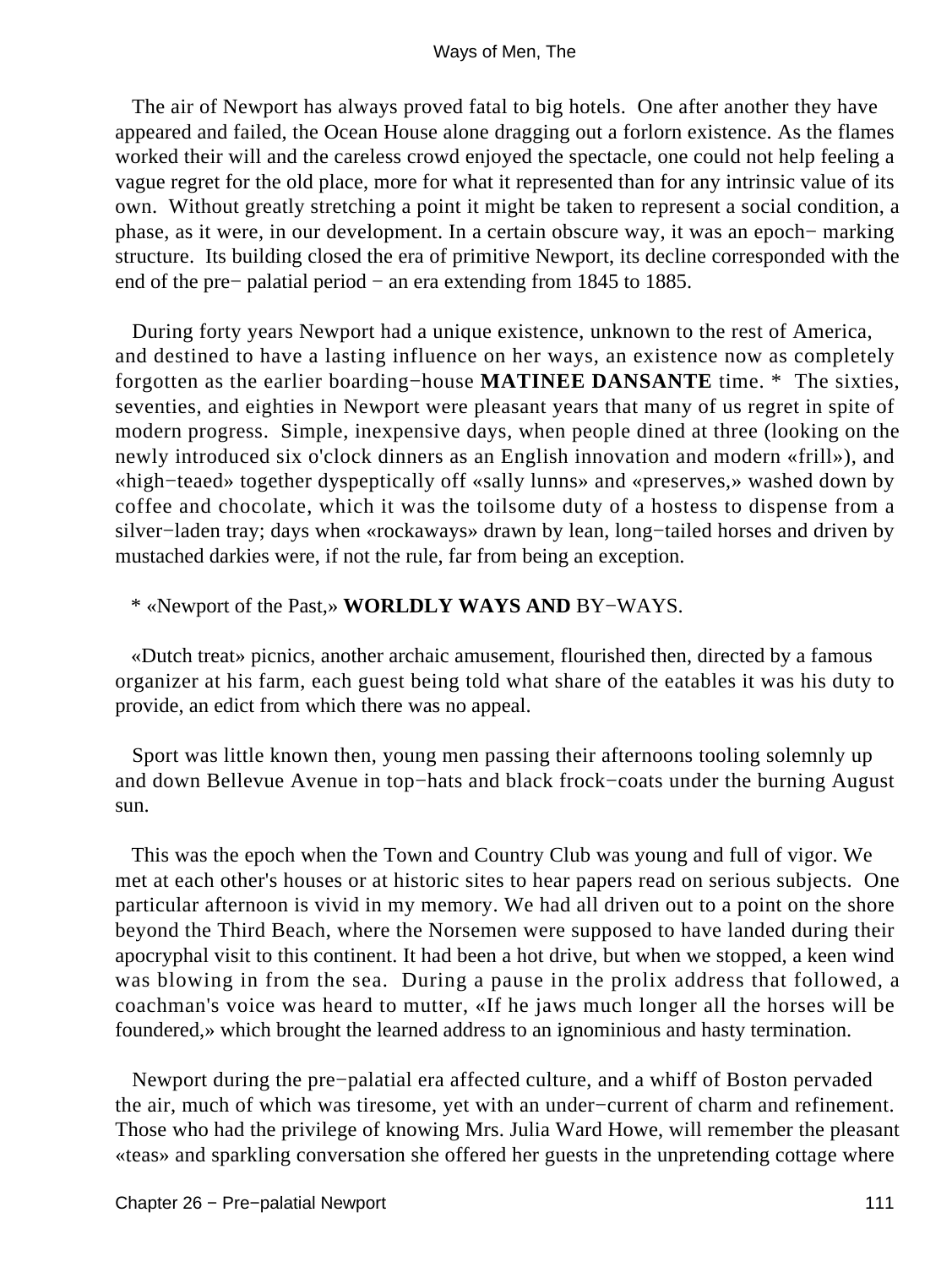The air of Newport has always proved fatal to big hotels. One after another they have appeared and failed, the Ocean House alone dragging out a forlorn existence. As the flames worked their will and the careless crowd enjoyed the spectacle, one could not help feeling a vague regret for the old place, more for what it represented than for any intrinsic value of its own. Without greatly stretching a point it might be taken to represent a social condition, a phase, as it were, in our development. In a certain obscure way, it was an epoch− marking structure. Its building closed the era of primitive Newport, its decline corresponded with the end of the pre− palatial period − an era extending from 1845 to 1885.

During forty years Newport had a unique existence, unknown to the rest of America, and destined to have a lasting influence on her ways, an existence now as completely forgotten as the earlier boarding−house **MATINEE DANSANTE** time. * The sixties, seventies, and eighties in Newport were pleasant years that many of us regret in spite of modern progress. Simple, inexpensive days, when people dined at three (looking on the newly introduced six o'clock dinners as an English innovation and modern «frill»), and «high−teaed» together dyspeptically off «sally lunns» and «preserves,» washed down by coffee and chocolate, which it was the toilsome duty of a hostess to dispense from a silver−laden tray; days when «rockaways» drawn by lean, long−tailed horses and driven by mustached darkies were, if not the rule, far from being an exception.

* «Newport of the Past,» **WORLDLY WAYS AND** BY−WAYS.

«Dutch treat» picnics, another archaic amusement, flourished then, directed by a famous organizer at his farm, each guest being told what share of the eatables it was his duty to provide, an edict from which there was no appeal.

Sport was little known then, young men passing their afternoons tooling solemnly up and down Bellevue Avenue in top−hats and black frock−coats under the burning August sun.

This was the epoch when the Town and Country Club was young and full of vigor. We met at each other's houses or at historic sites to hear papers read on serious subjects. One particular afternoon is vivid in my memory. We had all driven out to a point on the shore beyond the Third Beach, where the Norsemen were supposed to have landed during their apocryphal visit to this continent. It had been a hot drive, but when we stopped, a keen wind was blowing in from the sea. During a pause in the prolix address that followed, a coachman's voice was heard to mutter, «If he jaws much longer all the horses will be foundered,» which brought the learned address to an ignominious and hasty termination.

Newport during the pre−palatial era affected culture, and a whiff of Boston pervaded the air, much of which was tiresome, yet with an under−current of charm and refinement. Those who had the privilege of knowing Mrs. Julia Ward Howe, will remember the pleasant «teas» and sparkling conversation she offered her guests in the unpretending cottage where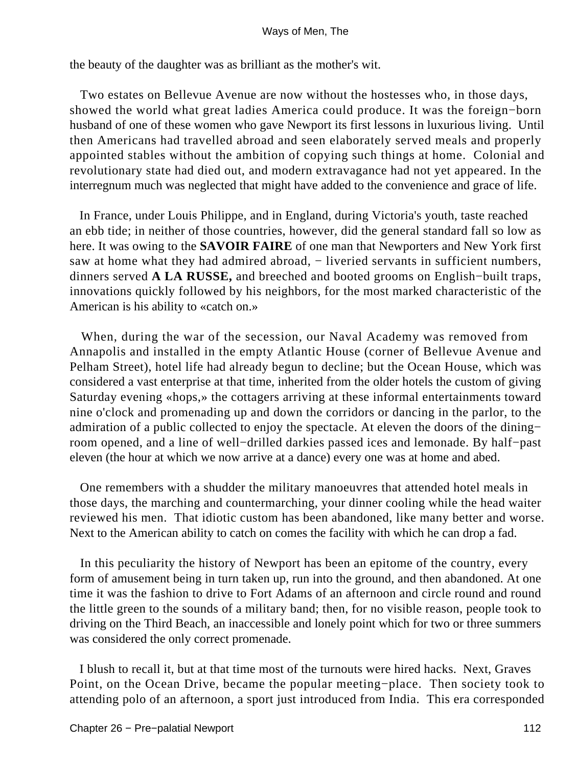the beauty of the daughter was as brilliant as the mother's wit.

Two estates on Bellevue Avenue are now without the hostesses who, in those days, showed the world what great ladies America could produce. It was the foreign−born husband of one of these women who gave Newport its first lessons in luxurious living. Until then Americans had travelled abroad and seen elaborately served meals and properly appointed stables without the ambition of copying such things at home. Colonial and revolutionary state had died out, and modern extravagance had not yet appeared. In the interregnum much was neglected that might have added to the convenience and grace of life.

In France, under Louis Philippe, and in England, during Victoria's youth, taste reached an ebb tide; in neither of those countries, however, did the general standard fall so low as here. It was owing to the **SAVOIR FAIRE** of one man that Newporters and New York first saw at home what they had admired abroad, − liveried servants in sufficient numbers, dinners served **A LA RUSSE,** and breeched and booted grooms on English−built traps, innovations quickly followed by his neighbors, for the most marked characteristic of the American is his ability to «catch on.»

When, during the war of the secession, our Naval Academy was removed from Annapolis and installed in the empty Atlantic House (corner of Bellevue Avenue and Pelham Street), hotel life had already begun to decline; but the Ocean House, which was considered a vast enterprise at that time, inherited from the older hotels the custom of giving Saturday evening «hops,» the cottagers arriving at these informal entertainments toward nine o'clock and promenading up and down the corridors or dancing in the parlor, to the admiration of a public collected to enjoy the spectacle. At eleven the doors of the dining−room opened, and a line of well−drilled darkies passed ices and lemonade. By half−past eleven (the hour at which we now arrive at a dance) every one was at home and abed.

One remembers with a shudder the military manoeuvres that attended hotel meals in those days, the marching and countermarching, your dinner cooling while the head waiter reviewed his men. That idiotic custom has been abandoned, like many better and worse. Next to the American ability to catch on comes the facility with which he can drop a fad.

In this peculiarity the history of Newport has been an epitome of the country, every form of amusement being in turn taken up, run into the ground, and then abandoned. At one time it was the fashion to drive to Fort Adams of an afternoon and circle round and round the little green to the sounds of a military band; then, for no visible reason, people took to driving on the Third Beach, an inaccessible and lonely point which for two or three summers was considered the only correct promenade.

I blush to recall it, but at that time most of the turnouts were hired hacks. Next, Graves Point, on the Ocean Drive, became the popular meeting−place. Then society took to attending polo of an afternoon, a sport just introduced from India. This era corresponded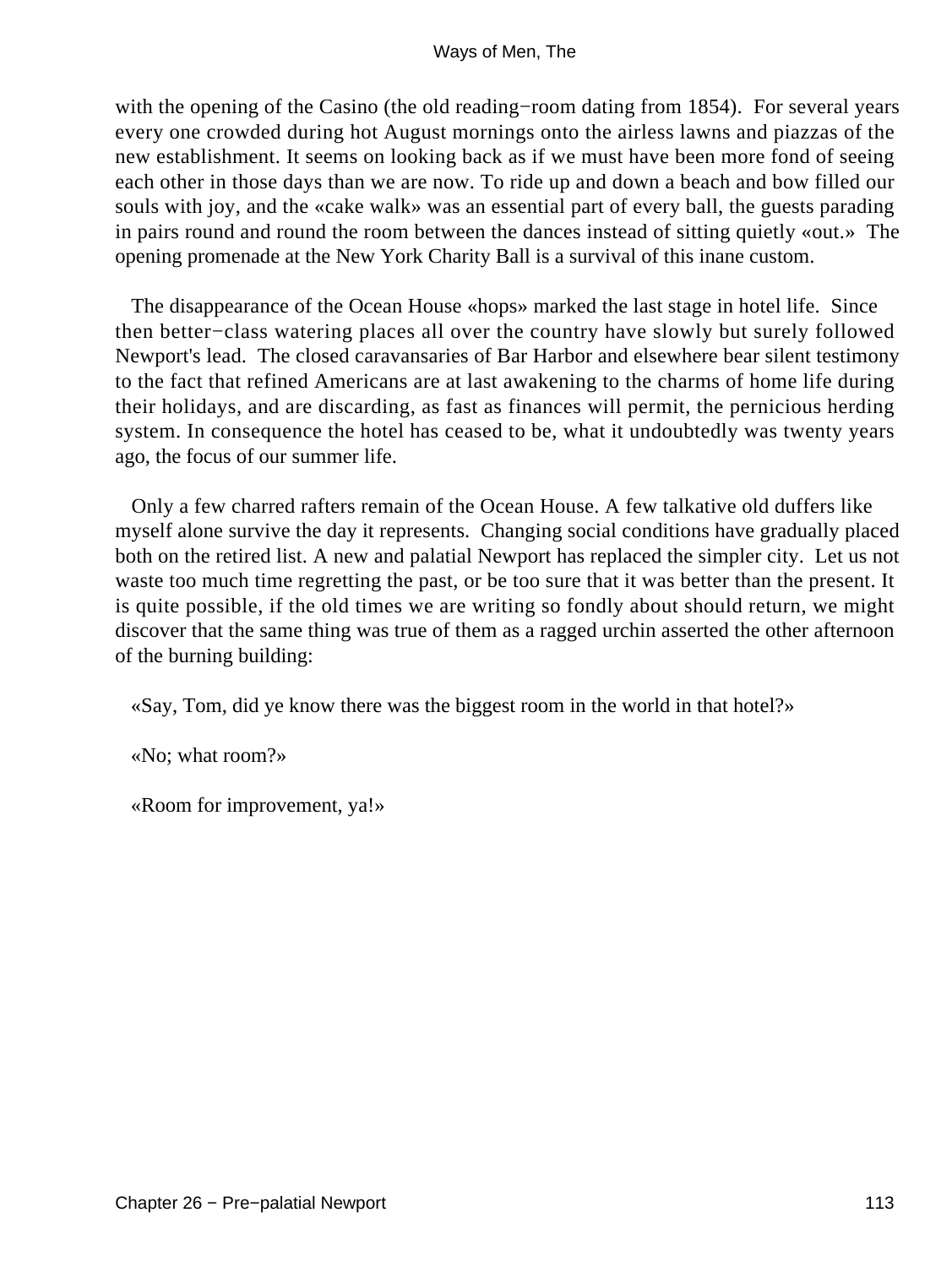with the opening of the Casino (the old reading−room dating from 1854). For several years every one crowded during hot August mornings onto the airless lawns and piazzas of the new establishment. It seems on looking back as if we must have been more fond of seeing each other in those days than we are now. To ride up and down a beach and bow filled our souls with joy, and the «cake walk» was an essential part of every ball, the guests parading in pairs round and round the room between the dances instead of sitting quietly «out.» The opening promenade at the New York Charity Ball is a survival of this inane custom.

The disappearance of the Ocean House «hops» marked the last stage in hotel life. Since then better−class watering places all over the country have slowly but surely followed Newport's lead. The closed caravansaries of Bar Harbor and elsewhere bear silent testimony to the fact that refined Americans are at last awakening to the charms of home life during their holidays, and are discarding, as fast as finances will permit, the pernicious herding system. In consequence the hotel has ceased to be, what it undoubtedly was twenty years ago, the focus of our summer life.

Only a few charred rafters remain of the Ocean House. A few talkative old duffers like myself alone survive the day it represents. Changing social conditions have gradually placed both on the retired list. A new and palatial Newport has replaced the simpler city. Let us not waste too much time regretting the past, or be too sure that it was better than the present. It is quite possible, if the old times we are writing so fondly about should return, we might discover that the same thing was true of them as a ragged urchin asserted the other afternoon of the burning building:

«Say, Tom, did ye know there was the biggest room in the world in that hotel?»

«No; what room?»

«Room for improvement, ya!»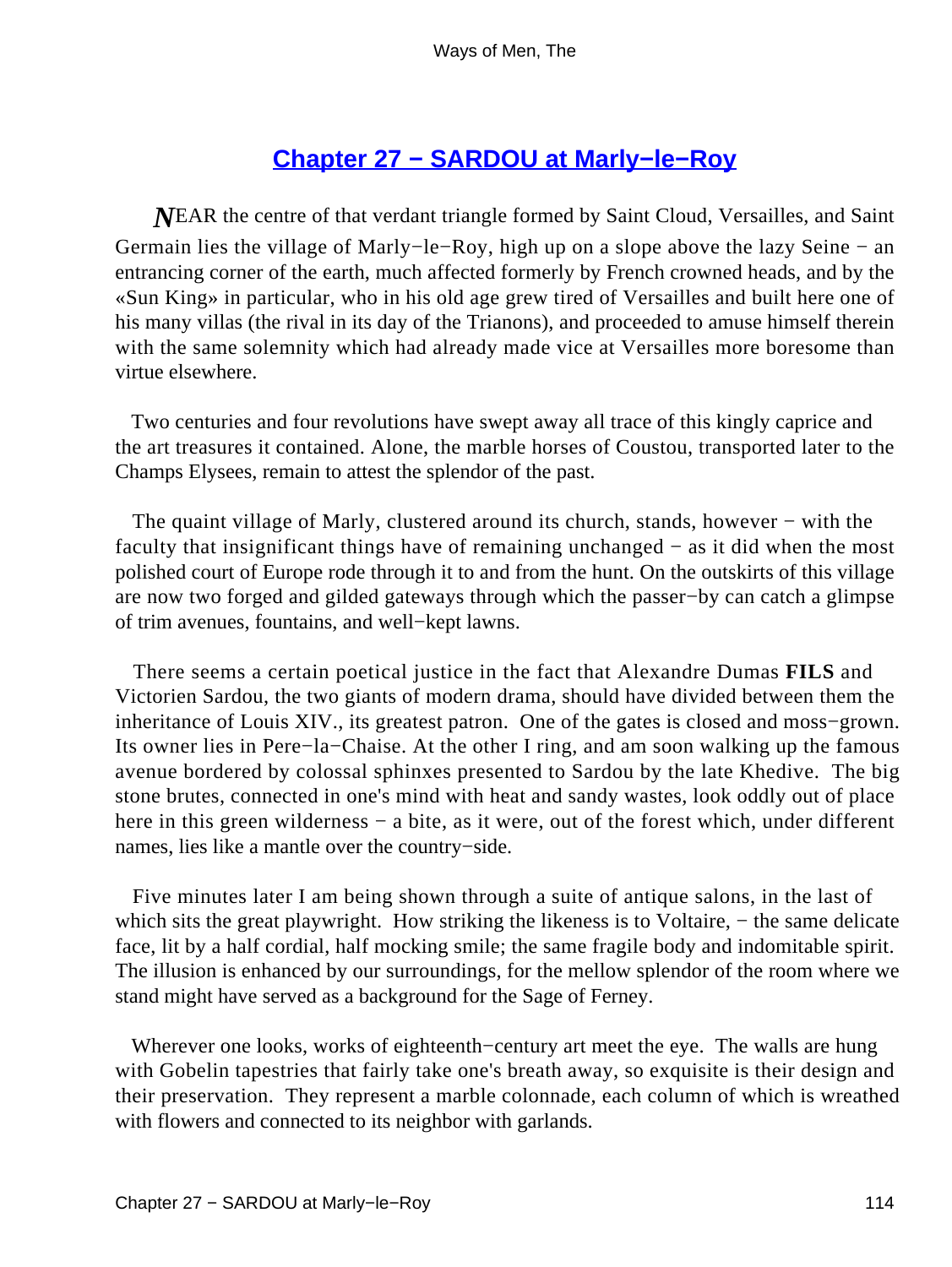## Chapter 27 − SARDOU at Marly−le−Roy

*N*EAR the centre of that verdant triangle formed by Saint Cloud, Versailles, and Saint Germain lies the village of Marly−le−Roy, high up on a slope above the lazy Seine − an entrancing corner of the earth, much affected formerly by French crowned heads, and by the «Sun King» in particular, who in his old age grew tired of Versailles and built here one of his many villas (the rival in its day of the Trianons), and proceeded to amuse himself therein with the same solemnity which had already made vice at Versailles more boresome than virtue elsewhere.

Two centuries and four revolutions have swept away all trace of this kingly caprice and the art treasures it contained. Alone, the marble horses of Coustou, transported later to the Champs Elysees, remain to attest the splendor of the past.

The quaint village of Marly, clustered around its church, stands, however − with the faculty that insignificant things have of remaining unchanged − as it did when the most polished court of Europe rode through it to and from the hunt. On the outskirts of this village are now two forged and gilded gateways through which the passer−by can catch a glimpse of trim avenues, fountains, and well−kept lawns.

There seems a certain poetical justice in the fact that Alexandre Dumas **FILS** and Victorien Sardou, the two giants of modern drama, should have divided between them the inheritance of Louis XIV., its greatest patron. One of the gates is closed and moss−grown. Its owner lies in Pere−la−Chaise. At the other I ring, and am soon walking up the famous avenue bordered by colossal sphinxes presented to Sardou by the late Khedive. The big stone brutes, connected in one's mind with heat and sandy wastes, look oddly out of place here in this green wilderness − a bite, as it were, out of the forest which, under different names, lies like a mantle over the country−side.

Five minutes later I am being shown through a suite of antique salons, in the last of which sits the great playwright. How striking the likeness is to Voltaire, − the same delicate face, lit by a half cordial, half mocking smile; the same fragile body and indomitable spirit. The illusion is enhanced by our surroundings, for the mellow splendor of the room where we stand might have served as a background for the Sage of Ferney.

Wherever one looks, works of eighteenth−century art meet the eye. The walls are hung with Gobelin tapestries that fairly take one's breath away, so exquisite is their design and their preservation. They represent a marble colonnade, each column of which is wreathed with flowers and connected to its neighbor with garlands.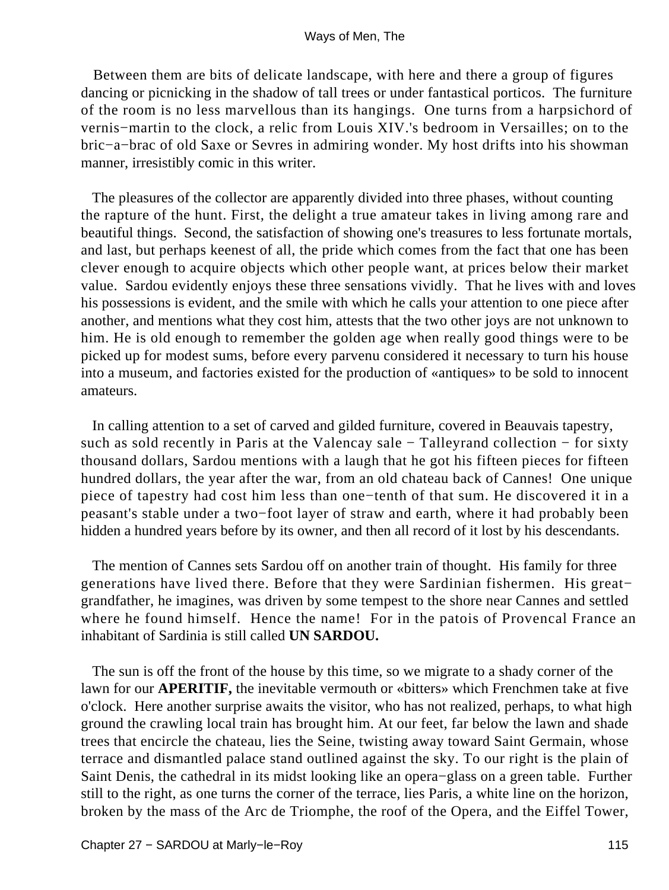Between them are bits of delicate landscape, with here and there a group of figures dancing or picnicking in the shadow of tall trees or under fantastical porticos. The furniture of the room is no less marvellous than its hangings. One turns from a harpsichord of vernis−martin to the clock, a relic from Louis XIV.'s bedroom in Versailles; on to the bric−a−brac of old Saxe or Sevres in admiring wonder. My host drifts into his showman manner, irresistibly comic in this writer.

The pleasures of the collector are apparently divided into three phases, without counting the rapture of the hunt. First, the delight a true amateur takes in living among rare and beautiful things. Second, the satisfaction of showing one's treasures to less fortunate mortals, and last, but perhaps keenest of all, the pride which comes from the fact that one has been clever enough to acquire objects which other people want, at prices below their market value. Sardou evidently enjoys these three sensations vividly. That he lives with and loves his possessions is evident, and the smile with which he calls your attention to one piece after another, and mentions what they cost him, attests that the two other joys are not unknown to him. He is old enough to remember the golden age when really good things were to be picked up for modest sums, before every parvenu considered it necessary to turn his house into a museum, and factories existed for the production of «antiques» to be sold to innocent amateurs.

In calling attention to a set of carved and gilded furniture, covered in Beauvais tapestry, such as sold recently in Paris at the Valencay sale − Talleyrand collection − for sixty thousand dollars, Sardou mentions with a laugh that he got his fifteen pieces for fifteen hundred dollars, the year after the war, from an old chateau back of Cannes! One unique piece of tapestry had cost him less than one−tenth of that sum. He discovered it in a peasant's stable under a two−foot layer of straw and earth, where it had probably been hidden a hundred years before by its owner, and then all record of it lost by his descendants.

The mention of Cannes sets Sardou off on another train of thought. His family for three generations have lived there. Before that they were Sardinian fishermen. His great−grandfather, he imagines, was driven by some tempest to the shore near Cannes and settled where he found himself. Hence the name! For in the patois of Provencal France an inhabitant of Sardinia is still called **UN SARDOU.**

The sun is off the front of the house by this time, so we migrate to a shady corner of the lawn for our **APERITIF,** the inevitable vermouth or «bitters» which Frenchmen take at five o'clock. Here another surprise awaits the visitor, who has not realized, perhaps, to what high ground the crawling local train has brought him. At our feet, far below the lawn and shade trees that encircle the chateau, lies the Seine, twisting away toward Saint Germain, whose terrace and dismantled palace stand outlined against the sky. To our right is the plain of Saint Denis, the cathedral in its midst looking like an opera−glass on a green table. Further still to the right, as one turns the corner of the terrace, lies Paris, a white line on the horizon, broken by the mass of the Arc de Triomphe, the roof of the Opera, and the Eiffel Tower,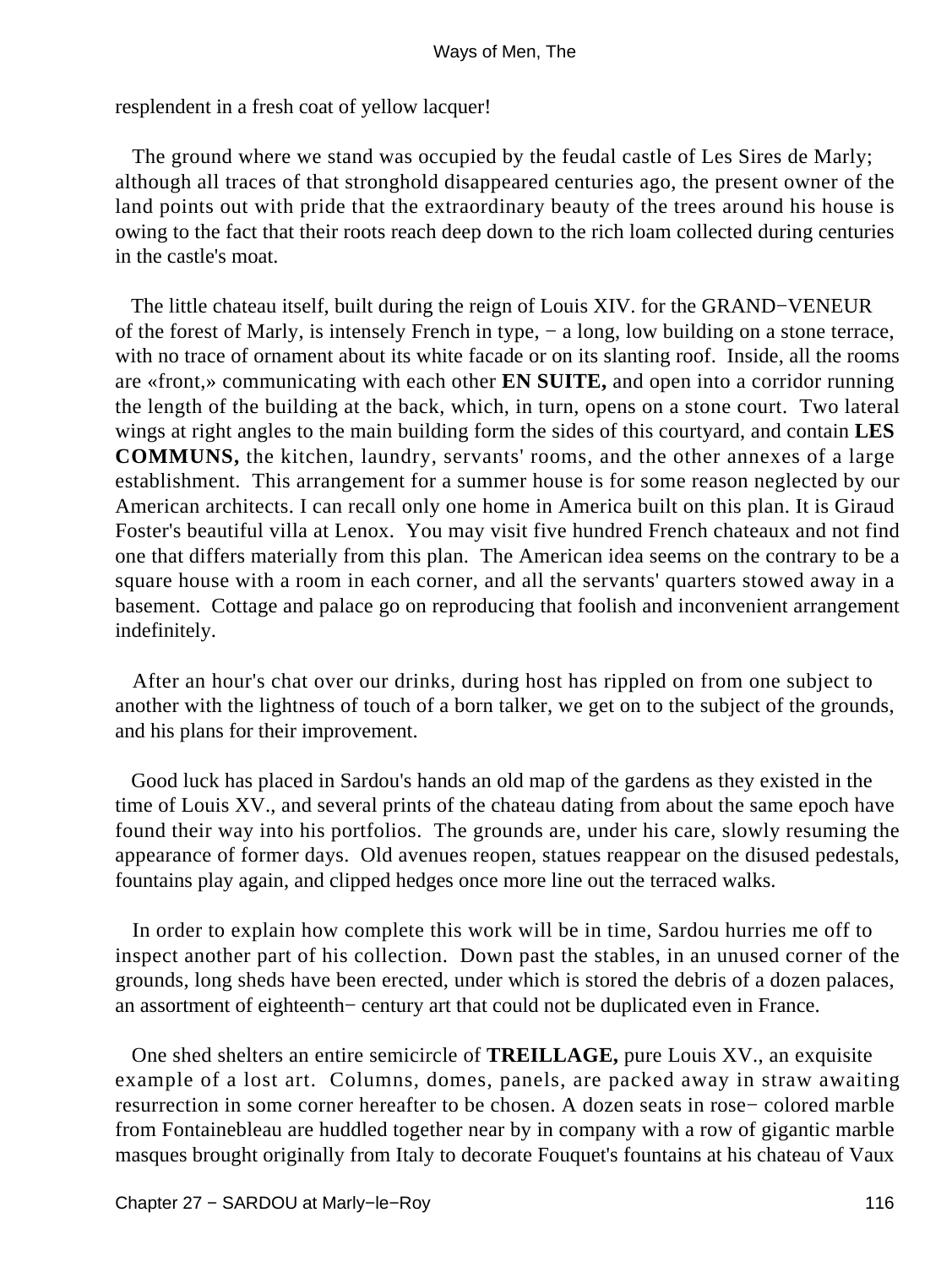resplendent in a fresh coat of yellow lacquer!

The ground where we stand was occupied by the feudal castle of Les Sires de Marly; although all traces of that stronghold disappeared centuries ago, the present owner of the land points out with pride that the extraordinary beauty of the trees around his house is owing to the fact that their roots reach deep down to the rich loam collected during centuries in the castle's moat.

The little chateau itself, built during the reign of Louis XIV. for the GRAND−VENEUR of the forest of Marly, is intensely French in type, − a long, low building on a stone terrace, with no trace of ornament about its white facade or on its slanting roof. Inside, all the rooms are «front,» communicating with each other **EN SUITE,** and open into a corridor running the length of the building at the back, which, in turn, opens on a stone court. Two lateral wings at right angles to the main building form the sides of this courtyard, and contain **LES COMMUNS,** the kitchen, laundry, servants' rooms, and the other annexes of a large establishment. This arrangement for a summer house is for some reason neglected by our American architects. I can recall only one home in America built on this plan. It is Giraud Foster's beautiful villa at Lenox. You may visit five hundred French chateaux and not find one that differs materially from this plan. The American idea seems on the contrary to be a square house with a room in each corner, and all the servants' quarters stowed away in a basement. Cottage and palace go on reproducing that foolish and inconvenient arrangement indefinitely.

After an hour's chat over our drinks, during host has rippled on from one subject to another with the lightness of touch of a born talker, we get on to the subject of the grounds, and his plans for their improvement.

Good luck has placed in Sardou's hands an old map of the gardens as they existed in the time of Louis XV., and several prints of the chateau dating from about the same epoch have found their way into his portfolios. The grounds are, under his care, slowly resuming the appearance of former days. Old avenues reopen, statues reappear on the disused pedestals, fountains play again, and clipped hedges once more line out the terraced walks.

In order to explain how complete this work will be in time, Sardou hurries me off to inspect another part of his collection. Down past the stables, in an unused corner of the grounds, long sheds have been erected, under which is stored the debris of a dozen palaces, an assortment of eighteenth− century art that could not be duplicated even in France.

One shed shelters an entire semicircle of **TREILLAGE,** pure Louis XV., an exquisite example of a lost art. Columns, domes, panels, are packed away in straw awaiting resurrection in some corner hereafter to be chosen. A dozen seats in rose− colored marble from Fontainebleau are huddled together near by in company with a row of gigantic marble masques brought originally from Italy to decorate Fouquet's fountains at his chateau of Vaux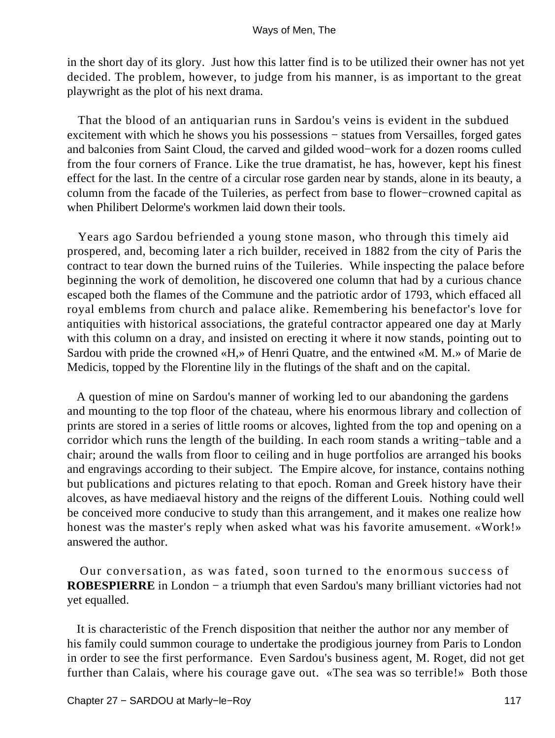in the short day of its glory. Just how this latter find is to be utilized their owner has not yet decided. The problem, however, to judge from his manner, is as important to the great playwright as the plot of his next drama.

That the blood of an antiquarian runs in Sardou's veins is evident in the subdued excitement with which he shows you his possessions − statues from Versailles, forged gates and balconies from Saint Cloud, the carved and gilded wood−work for a dozen rooms culled from the four corners of France. Like the true dramatist, he has, however, kept his finest effect for the last. In the centre of a circular rose garden near by stands, alone in its beauty, a column from the facade of the Tuileries, as perfect from base to flower−crowned capital as when Philibert Delorme's workmen laid down their tools.

Years ago Sardou befriended a young stone mason, who through this timely aid prospered, and, becoming later a rich builder, received in 1882 from the city of Paris the contract to tear down the burned ruins of the Tuileries. While inspecting the palace before beginning the work of demolition, he discovered one column that had by a curious chance escaped both the flames of the Commune and the patriotic ardor of 1793, which effaced all royal emblems from church and palace alike. Remembering his benefactor's love for antiquities with historical associations, the grateful contractor appeared one day at Marly with this column on a dray, and insisted on erecting it where it now stands, pointing out to Sardou with pride the crowned «H,» of Henri Quatre, and the entwined «M. M.» of Marie de Medicis, topped by the Florentine lily in the flutings of the shaft and on the capital.

A question of mine on Sardou's manner of working led to our abandoning the gardens and mounting to the top floor of the chateau, where his enormous library and collection of prints are stored in a series of little rooms or alcoves, lighted from the top and opening on a corridor which runs the length of the building. In each room stands a writing−table and a chair; around the walls from floor to ceiling and in huge portfolios are arranged his books and engravings according to their subject. The Empire alcove, for instance, contains nothing but publications and pictures relating to that epoch. Roman and Greek history have their alcoves, as have mediaeval history and the reigns of the different Louis. Nothing could well be conceived more conducive to study than this arrangement, and it makes one realize how honest was the master's reply when asked what was his favorite amusement. «Work!» answered the author.

Our conversation, as was fated, soon turned to the enormous success of **ROBESPIERRE** in London − a triumph that even Sardou's many brilliant victories had not yet equalled.

It is characteristic of the French disposition that neither the author nor any member of his family could summon courage to undertake the prodigious journey from Paris to London in order to see the first performance. Even Sardou's business agent, M. Roget, did not get further than Calais, where his courage gave out. «The sea was so terrible!» Both those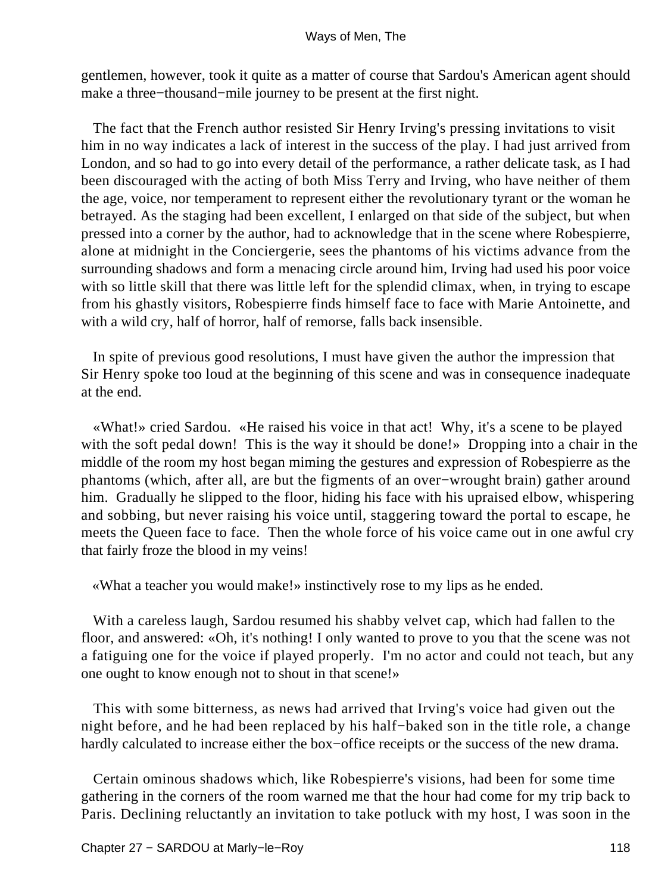gentlemen, however, took it quite as a matter of course that Sardou's American agent should make a three−thousand−mile journey to be present at the first night.

The fact that the French author resisted Sir Henry Irving's pressing invitations to visit him in no way indicates a lack of interest in the success of the play. I had just arrived from London, and so had to go into every detail of the performance, a rather delicate task, as I had been discouraged with the acting of both Miss Terry and Irving, who have neither of them the age, voice, nor temperament to represent either the revolutionary tyrant or the woman he betrayed. As the staging had been excellent, I enlarged on that side of the subject, but when pressed into a corner by the author, had to acknowledge that in the scene where Robespierre, alone at midnight in the Conciergerie, sees the phantoms of his victims advance from the surrounding shadows and form a menacing circle around him, Irving had used his poor voice with so little skill that there was little left for the splendid climax, when, in trying to escape from his ghastly visitors, Robespierre finds himself face to face with Marie Antoinette, and with a wild cry, half of horror, half of remorse, falls back insensible.

In spite of previous good resolutions, I must have given the author the impression that Sir Henry spoke too loud at the beginning of this scene and was in consequence inadequate at the end.

«What!» cried Sardou. «He raised his voice in that act! Why, it's a scene to be played with the soft pedal down! This is the way it should be done!» Dropping into a chair in the middle of the room my host began miming the gestures and expression of Robespierre as the phantoms (which, after all, are but the figments of an over−wrought brain) gather around him. Gradually he slipped to the floor, hiding his face with his upraised elbow, whispering and sobbing, but never raising his voice until, staggering toward the portal to escape, he meets the Queen face to face. Then the whole force of his voice came out in one awful cry that fairly froze the blood in my veins!

«What a teacher you would make!» instinctively rose to my lips as he ended.

With a careless laugh, Sardou resumed his shabby velvet cap, which had fallen to the floor, and answered: «Oh, it's nothing! I only wanted to prove to you that the scene was not a fatiguing one for the voice if played properly. I'm no actor and could not teach, but any one ought to know enough not to shout in that scene!»

This with some bitterness, as news had arrived that Irving's voice had given out the night before, and he had been replaced by his half−baked son in the title role, a change hardly calculated to increase either the box−office receipts or the success of the new drama.

Certain ominous shadows which, like Robespierre's visions, had been for some time gathering in the corners of the room warned me that the hour had come for my trip back to Paris. Declining reluctantly an invitation to take potluck with my host, I was soon in the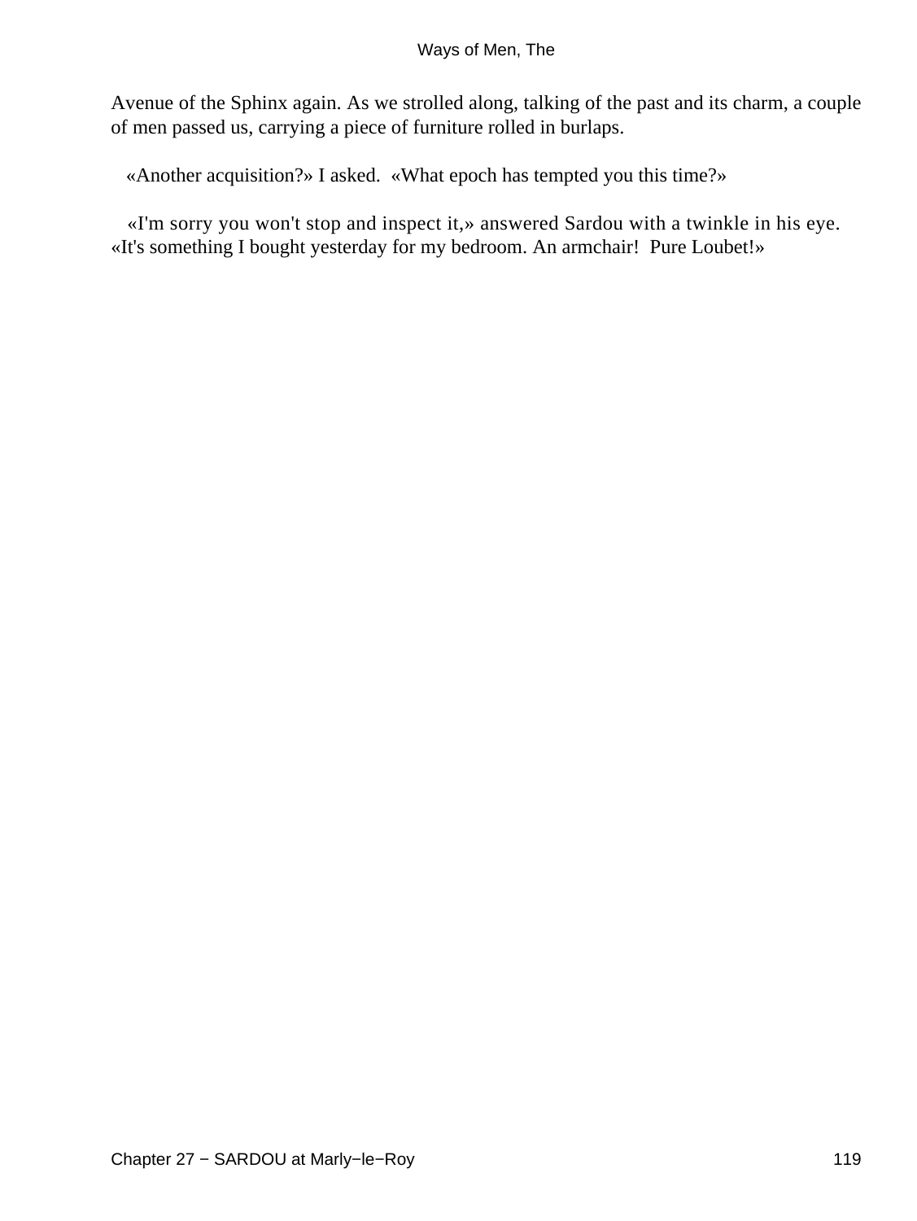Avenue of the Sphinx again. As we strolled along, talking of the past and its charm, a couple of men passed us, carrying a piece of furniture rolled in burlaps.

«Another acquisition?» I asked. «What epoch has tempted you this time?»

«I'm sorry you won't stop and inspect it,» answered Sardou with a twinkle in his eye. «It's something I bought yesterday for my bedroom. An armchair! Pure Loubet!»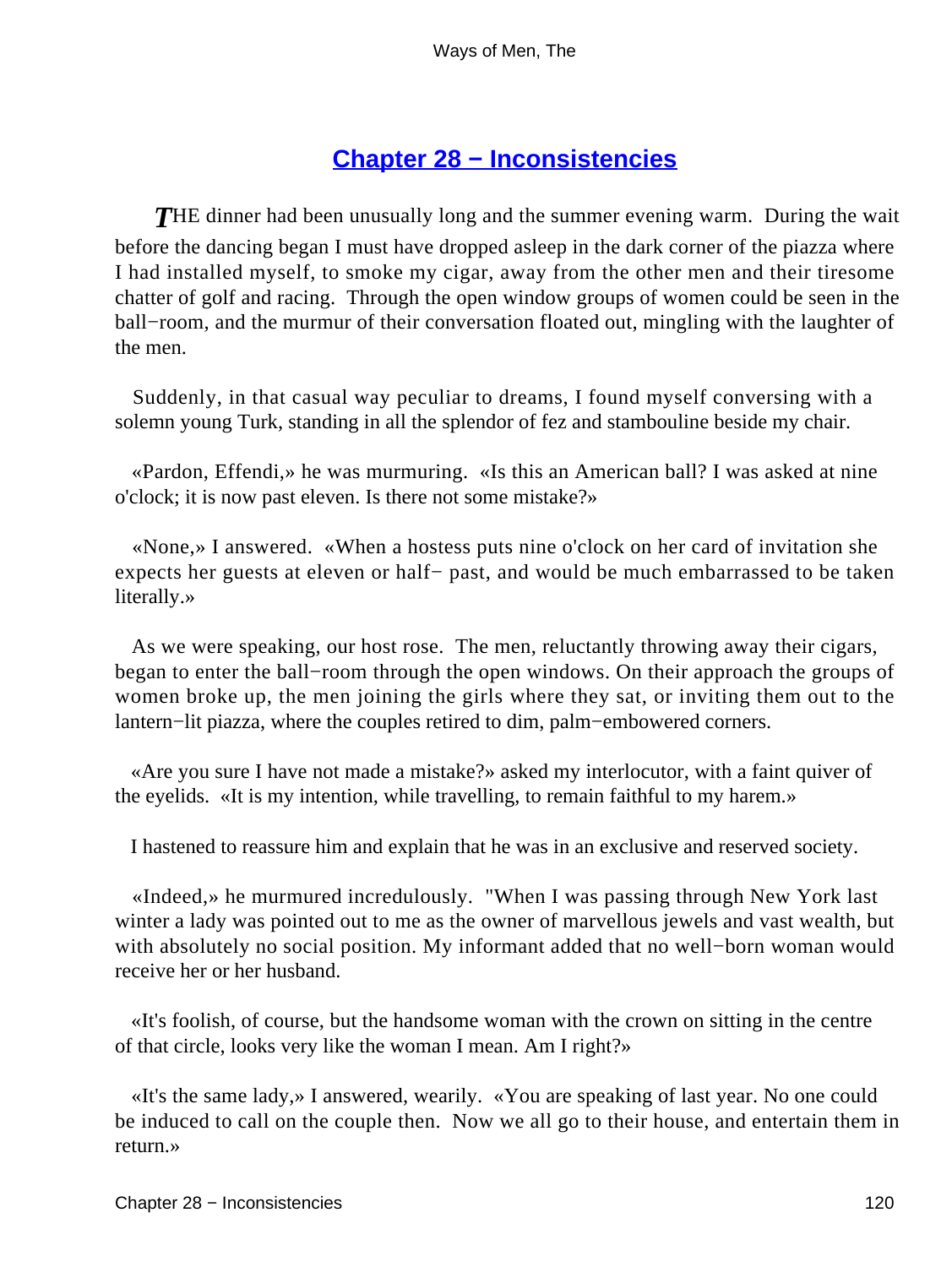## Chapter 28 − Inconsistencies

*T*HE dinner had been unusually long and the summer evening warm. During the wait before the dancing began I must have dropped asleep in the dark corner of the piazza where I had installed myself, to smoke my cigar, away from the other men and their tiresome chatter of golf and racing. Through the open window groups of women could be seen in the ball−room, and the murmur of their conversation floated out, mingling with the laughter of the men.

Suddenly, in that casual way peculiar to dreams, I found myself conversing with a solemn young Turk, standing in all the splendor of fez and stambouline beside my chair.

«Pardon, Effendi,» he was murmuring. «Is this an American ball? I was asked at nine o'clock; it is now past eleven. Is there not some mistake?»

«None,» I answered. «When a hostess puts nine o'clock on her card of invitation she expects her guests at eleven or half− past, and would be much embarrassed to be taken literally.»

As we were speaking, our host rose. The men, reluctantly throwing away their cigars, began to enter the ball−room through the open windows. On their approach the groups of women broke up, the men joining the girls where they sat, or inviting them out to the lantern−lit piazza, where the couples retired to dim, palm−embowered corners.

«Are you sure I have not made a mistake?» asked my interlocutor, with a faint quiver of the eyelids. «It is my intention, while travelling, to remain faithful to my harem.»

I hastened to reassure him and explain that he was in an exclusive and reserved society.

«Indeed,» he murmured incredulously. "When I was passing through New York last winter a lady was pointed out to me as the owner of marvellous jewels and vast wealth, but with absolutely no social position. My informant added that no well−born woman would receive her or her husband.

«It's foolish, of course, but the handsome woman with the crown on sitting in the centre of that circle, looks very like the woman I mean. Am I right?»

«It's the same lady,» I answered, wearily. «You are speaking of last year. No one could be induced to call on the couple then. Now we all go to their house, and entertain them in return.»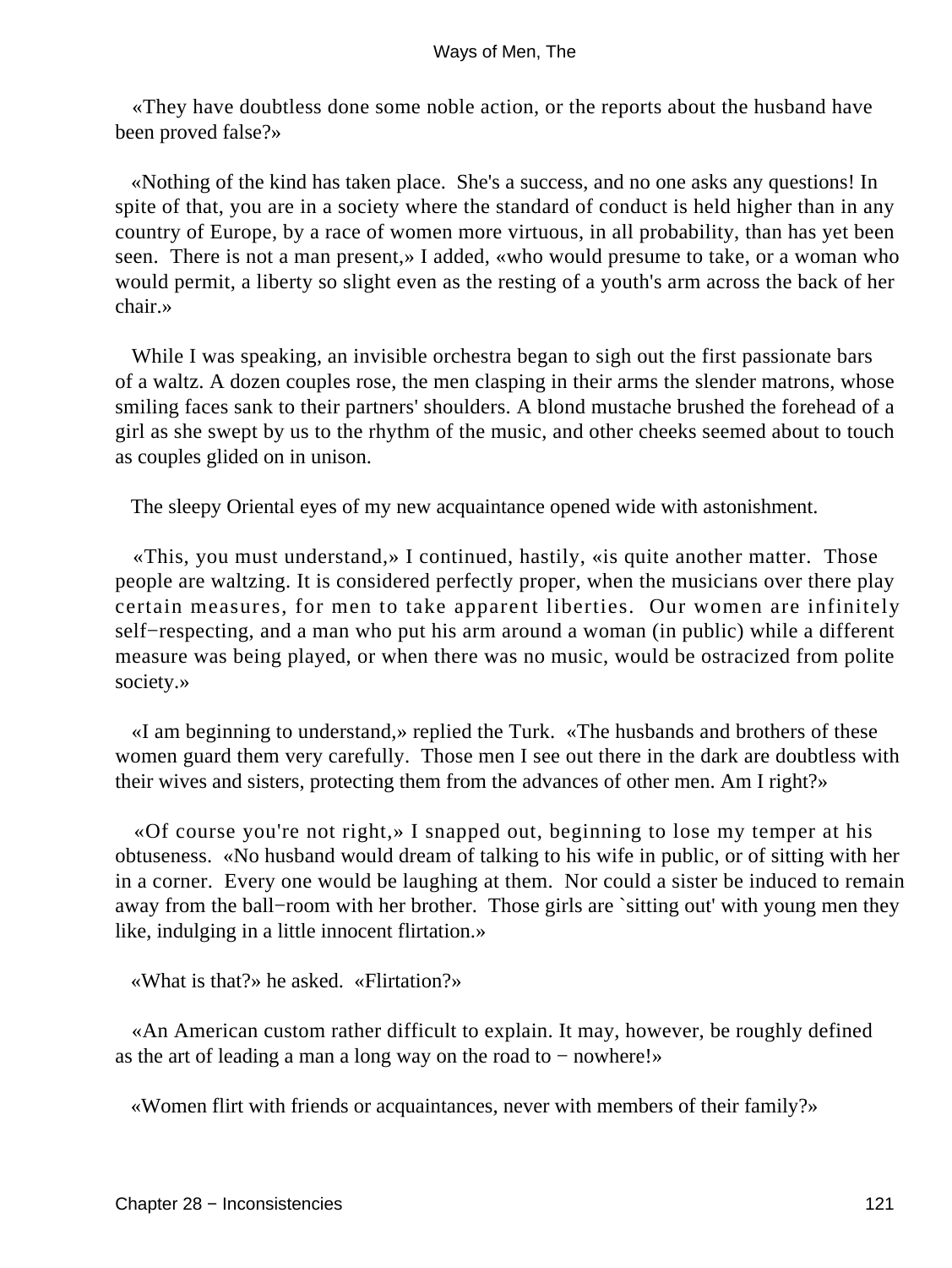«They have doubtless done some noble action, or the reports about the husband have been proved false?»

«Nothing of the kind has taken place. She's a success, and no one asks any questions! In spite of that, you are in a society where the standard of conduct is held higher than in any country of Europe, by a race of women more virtuous, in all probability, than has yet been seen. There is not a man present,» I added, «who would presume to take, or a woman who would permit, a liberty so slight even as the resting of a youth's arm across the back of her chair.»

While I was speaking, an invisible orchestra began to sigh out the first passionate bars of a waltz. A dozen couples rose, the men clasping in their arms the slender matrons, whose smiling faces sank to their partners' shoulders. A blond mustache brushed the forehead of a girl as she swept by us to the rhythm of the music, and other cheeks seemed about to touch as couples glided on in unison.

The sleepy Oriental eyes of my new acquaintance opened wide with astonishment.

«This, you must understand,» I continued, hastily, «is quite another matter. Those people are waltzing. It is considered perfectly proper, when the musicians over there play certain measures, for men to take apparent liberties. Our women are infinitely self−respecting, and a man who put his arm around a woman (in public) while a different measure was being played, or when there was no music, would be ostracized from polite society.»

«I am beginning to understand,» replied the Turk. «The husbands and brothers of these women guard them very carefully. Those men I see out there in the dark are doubtless with their wives and sisters, protecting them from the advances of other men. Am I right?»

«Of course you're not right,» I snapped out, beginning to lose my temper at his obtuseness. «No husband would dream of talking to his wife in public, or of sitting with her in a corner. Every one would be laughing at them. Nor could a sister be induced to remain away from the ball−room with her brother. Those girls are `sitting out' with young men they like, indulging in a little innocent flirtation.»

«What is that?» he asked. «Flirtation?»

«An American custom rather difficult to explain. It may, however, be roughly defined as the art of leading a man a long way on the road to − nowhere!»

«Women flirt with friends or acquaintances, never with members of their family?»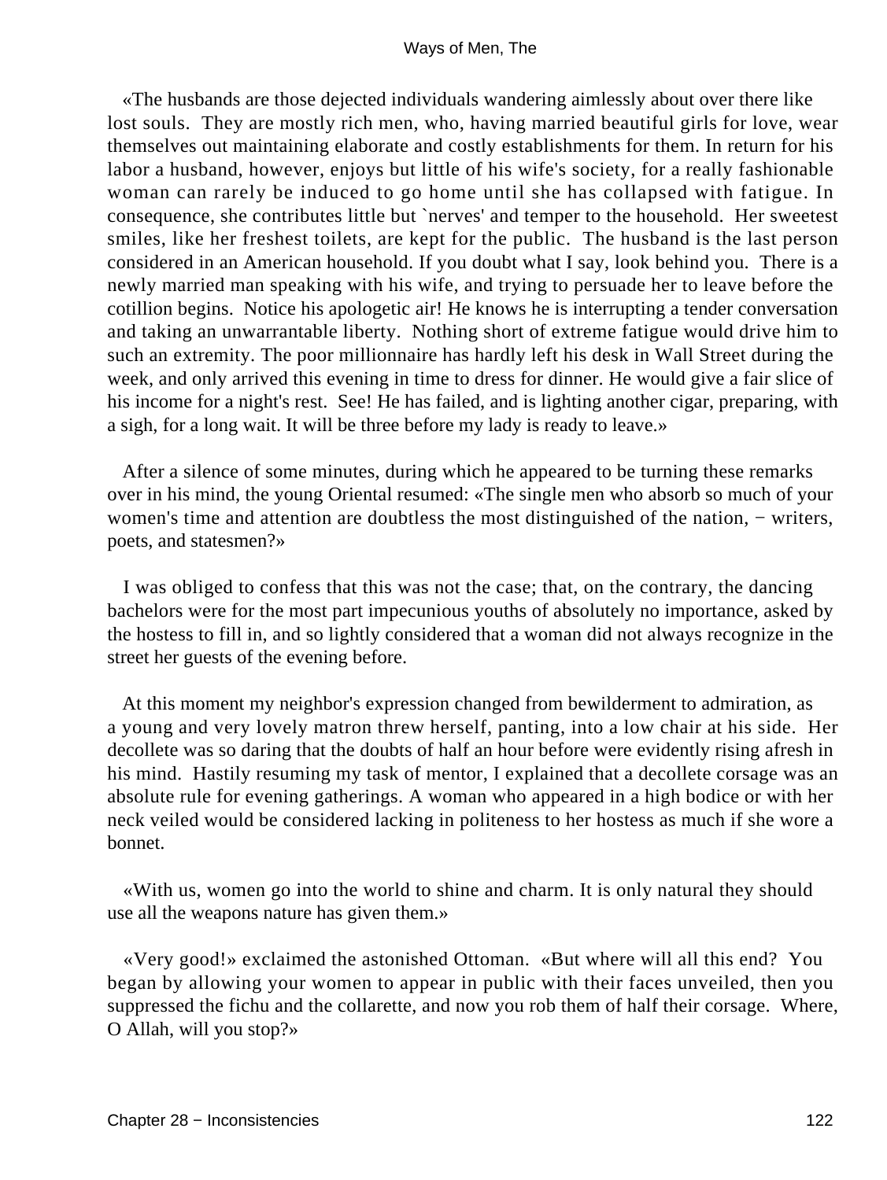«The husbands are those dejected individuals wandering aimlessly about over there like lost souls. They are mostly rich men, who, having married beautiful girls for love, wear themselves out maintaining elaborate and costly establishments for them. In return for his labor a husband, however, enjoys but little of his wife's society, for a really fashionable woman can rarely be induced to go home until she has collapsed with fatigue. In consequence, she contributes little but `nerves' and temper to the household. Her sweetest smiles, like her freshest toilets, are kept for the public. The husband is the last person considered in an American household. If you doubt what I say, look behind you. There is a newly married man speaking with his wife, and trying to persuade her to leave before the cotillion begins. Notice his apologetic air! He knows he is interrupting a tender conversation and taking an unwarrantable liberty. Nothing short of extreme fatigue would drive him to such an extremity. The poor millionnaire has hardly left his desk in Wall Street during the week, and only arrived this evening in time to dress for dinner. He would give a fair slice of his income for a night's rest. See! He has failed, and is lighting another cigar, preparing, with a sigh, for a long wait. It will be three before my lady is ready to leave.»

After a silence of some minutes, during which he appeared to be turning these remarks over in his mind, the young Oriental resumed: «The single men who absorb so much of your women's time and attention are doubtless the most distinguished of the nation, − writers, poets, and statesmen?»

I was obliged to confess that this was not the case; that, on the contrary, the dancing bachelors were for the most part impecunious youths of absolutely no importance, asked by the hostess to fill in, and so lightly considered that a woman did not always recognize in the street her guests of the evening before.

At this moment my neighbor's expression changed from bewilderment to admiration, as a young and very lovely matron threw herself, panting, into a low chair at his side. Her decollete was so daring that the doubts of half an hour before were evidently rising afresh in his mind. Hastily resuming my task of mentor, I explained that a decollete corsage was an absolute rule for evening gatherings. A woman who appeared in a high bodice or with her neck veiled would be considered lacking in politeness to her hostess as much if she wore a bonnet.

«With us, women go into the world to shine and charm. It is only natural they should use all the weapons nature has given them.»

«Very good!» exclaimed the astonished Ottoman. «But where will all this end? You began by allowing your women to appear in public with their faces unveiled, then you suppressed the fichu and the collarette, and now you rob them of half their corsage. Where, O Allah, will you stop?»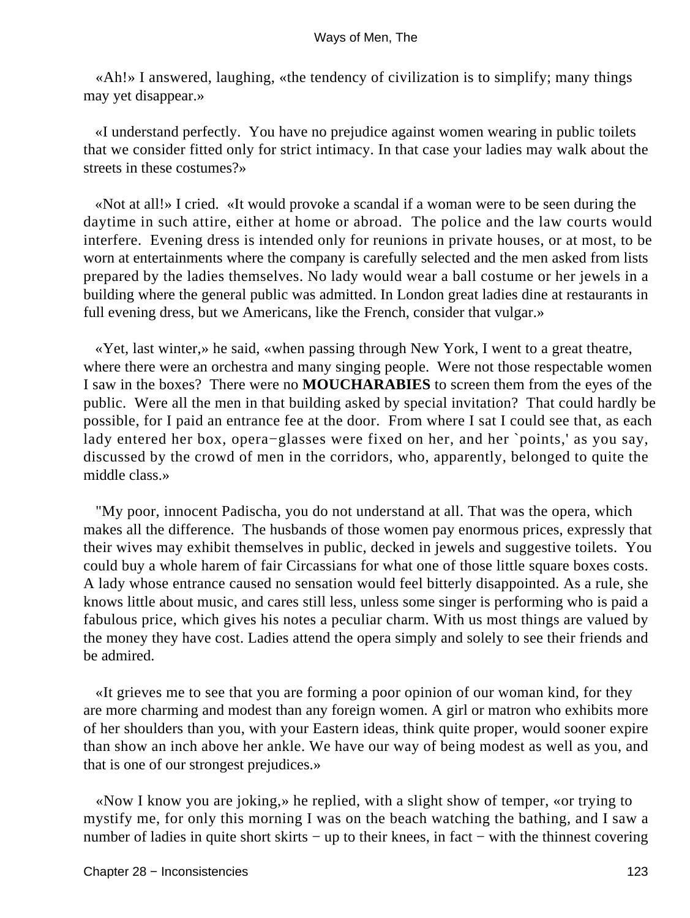«Ah!» I answered, laughing, «the tendency of civilization is to simplify; many things may yet disappear.»

«I understand perfectly. You have no prejudice against women wearing in public toilets that we consider fitted only for strict intimacy. In that case your ladies may walk about the streets in these costumes?»

«Not at all!» I cried. «It would provoke a scandal if a woman were to be seen during the daytime in such attire, either at home or abroad. The police and the law courts would interfere. Evening dress is intended only for reunions in private houses, or at most, to be worn at entertainments where the company is carefully selected and the men asked from lists prepared by the ladies themselves. No lady would wear a ball costume or her jewels in a building where the general public was admitted. In London great ladies dine at restaurants in full evening dress, but we Americans, like the French, consider that vulgar.»

«Yet, last winter,» he said, «when passing through New York, I went to a great theatre, where there were an orchestra and many singing people. Were not those respectable women I saw in the boxes? There were no **MOUCHARABIES** to screen them from the eyes of the public. Were all the men in that building asked by special invitation? That could hardly be possible, for I paid an entrance fee at the door. From where I sat I could see that, as each lady entered her box, opera−glasses were fixed on her, and her `points,' as you say, discussed by the crowd of men in the corridors, who, apparently, belonged to quite the middle class.»

"My poor, innocent Padischa, you do not understand at all. That was the opera, which makes all the difference. The husbands of those women pay enormous prices, expressly that their wives may exhibit themselves in public, decked in jewels and suggestive toilets. You could buy a whole harem of fair Circassians for what one of those little square boxes costs. A lady whose entrance caused no sensation would feel bitterly disappointed. As a rule, she knows little about music, and cares still less, unless some singer is performing who is paid a fabulous price, which gives his notes a peculiar charm. With us most things are valued by the money they have cost. Ladies attend the opera simply and solely to see their friends and be admired.

«It grieves me to see that you are forming a poor opinion of our woman kind, for they are more charming and modest than any foreign women. A girl or matron who exhibits more of her shoulders than you, with your Eastern ideas, think quite proper, would sooner expire than show an inch above her ankle. We have our way of being modest as well as you, and that is one of our strongest prejudices.»

«Now I know you are joking,» he replied, with a slight show of temper, «or trying to mystify me, for only this morning I was on the beach watching the bathing, and I saw a number of ladies in quite short skirts − up to their knees, in fact − with the thinnest covering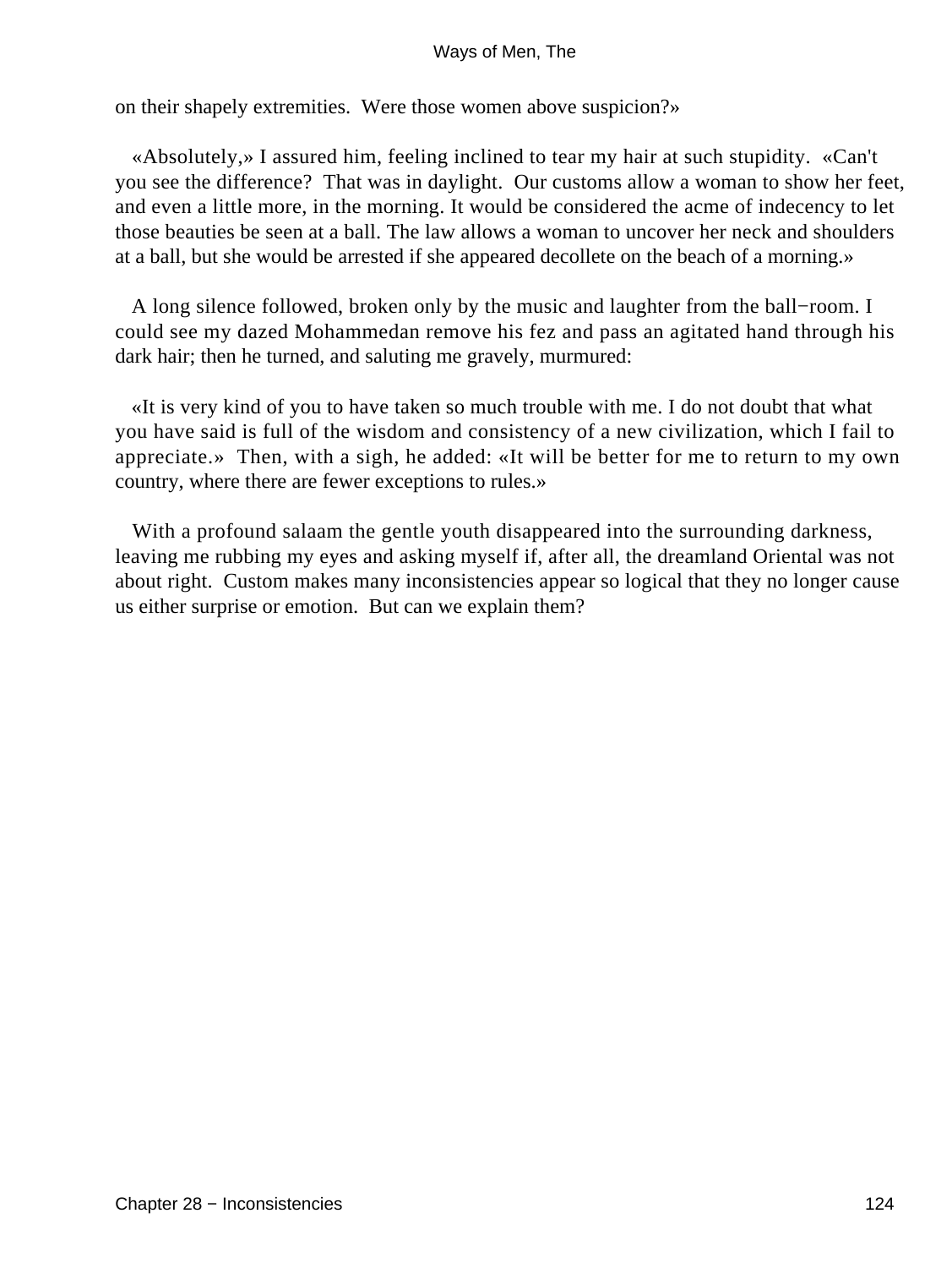on their shapely extremities.  Were those women above suspicion?»

«Absolutely,» I assured him, feeling inclined to tear my hair at such stupidity.  «Can't you see the difference?  That was in daylight.  Our customs allow a woman to show her feet, and even a little more, in the morning. It would be considered the acme of indecency to let those beauties be seen at a ball. The law allows a woman to uncover her neck and shoulders at a ball, but she would be arrested if she appeared decollete on the beach of a morning.»

A long silence followed, broken only by the music and laughter from the ball−room. I could see my dazed Mohammedan remove his fez and pass an agitated hand through his dark hair; then he turned, and saluting me gravely, murmured:

«It is very kind of you to have taken so much trouble with me. I do not doubt that what you have said is full of the wisdom and consistency of a new civilization, which I fail to appreciate.»  Then, with a sigh, he added: «It will be better for me to return to my own country, where there are fewer exceptions to rules.»

With a profound salaam the gentle youth disappeared into the surrounding darkness, leaving me rubbing my eyes and asking myself if, after all, the dreamland Oriental was not about right.  Custom makes many inconsistencies appear so logical that they no longer cause us either surprise or emotion.  But can we explain them?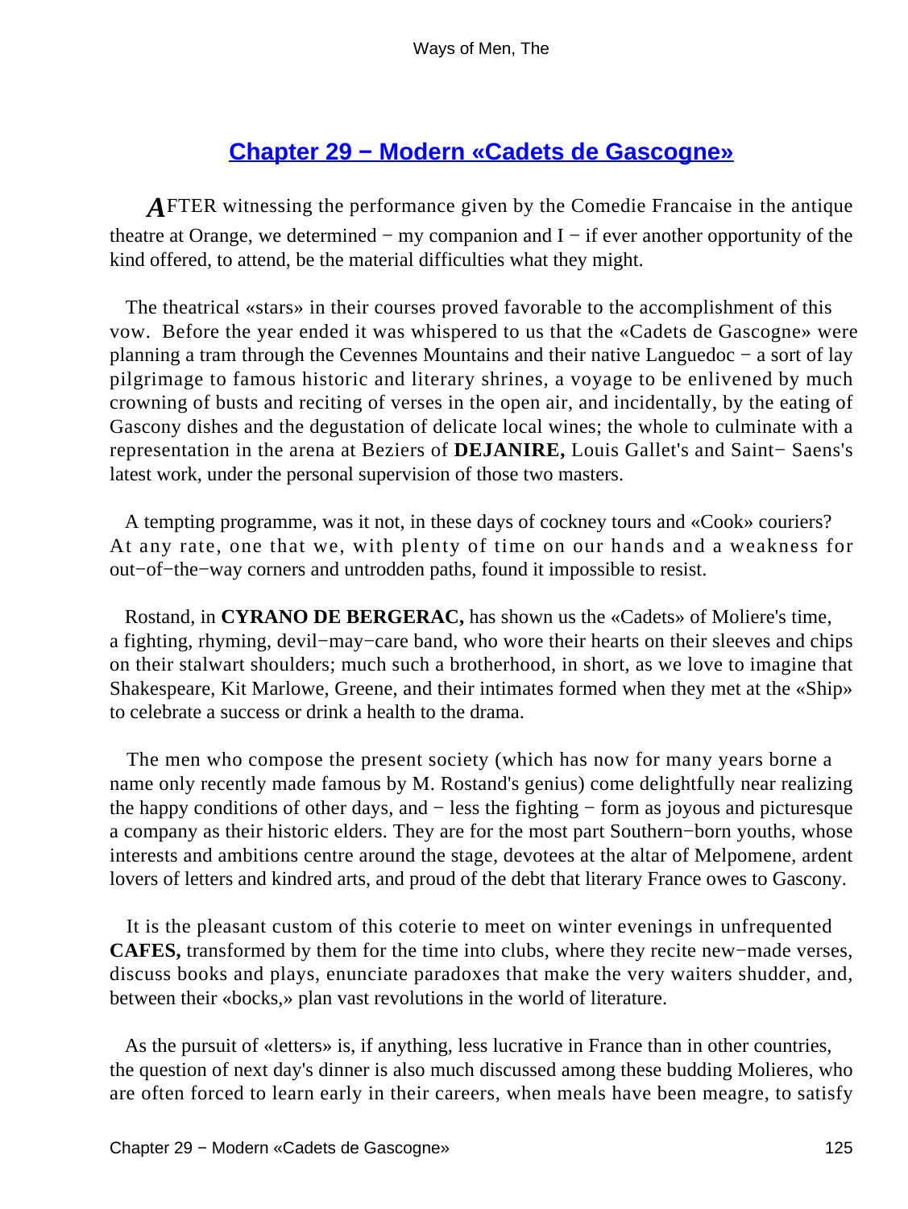## Chapter 29 − Modern «Cadets de Gascogne»

AFTER witnessing the performance given by the Comedie Francaise in the antique theatre at Orange, we determined − my companion and I − if ever another opportunity of the kind offered, to attend, be the material difficulties what they might.

The theatrical «stars» in their courses proved favorable to the accomplishment of this vow. Before the year ended it was whispered to us that the «Cadets de Gascogne» were planning a tram through the Cevennes Mountains and their native Languedoc − a sort of lay pilgrimage to famous historic and literary shrines, a voyage to be enlivened by much crowning of busts and reciting of verses in the open air, and incidentally, by the eating of Gascony dishes and the degustation of delicate local wines; the whole to culminate with a representation in the arena at Beziers of **DEJANIRE,** Louis Gallet's and Saint− Saens's latest work, under the personal supervision of those two masters.

A tempting programme, was it not, in these days of cockney tours and «Cook» couriers? At any rate, one that we, with plenty of time on our hands and a weakness for out−of−the−way corners and untrodden paths, found it impossible to resist.

Rostand, in **CYRANO DE BERGERAC,** has shown us the «Cadets» of Moliere's time, a fighting, rhyming, devil−may−care band, who wore their hearts on their sleeves and chips on their stalwart shoulders; much such a brotherhood, in short, as we love to imagine that Shakespeare, Kit Marlowe, Greene, and their intimates formed when they met at the «Ship» to celebrate a success or drink a health to the drama.

The men who compose the present society (which has now for many years borne a name only recently made famous by M. Rostand's genius) come delightfully near realizing the happy conditions of other days, and − less the fighting − form as joyous and picturesque a company as their historic elders. They are for the most part Southern−born youths, whose interests and ambitions centre around the stage, devotees at the altar of Melpomene, ardent lovers of letters and kindred arts, and proud of the debt that literary France owes to Gascony.

It is the pleasant custom of this coterie to meet on winter evenings in unfrequented **CAFES,** transformed by them for the time into clubs, where they recite new−made verses, discuss books and plays, enunciate paradoxes that make the very waiters shudder, and, between their «bocks,» plan vast revolutions in the world of literature.

As the pursuit of «letters» is, if anything, less lucrative in France than in other countries, the question of next day's dinner is also much discussed among these budding Molieres, who are often forced to learn early in their careers, when meals have been meagre, to satisfy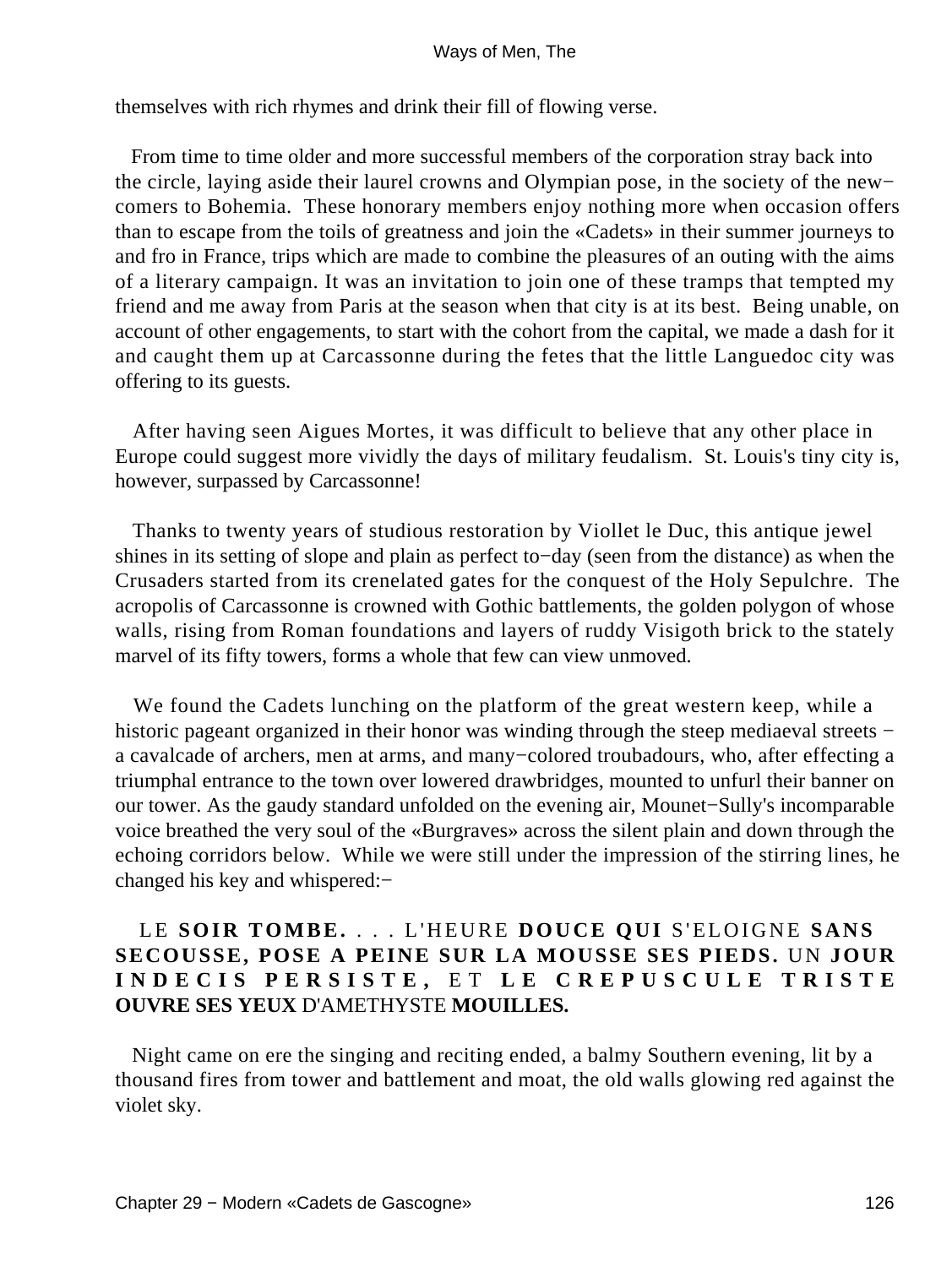themselves with rich rhymes and drink their fill of flowing verse.

From time to time older and more successful members of the corporation stray back into the circle, laying aside their laurel crowns and Olympian pose, in the society of the new−comers to Bohemia. These honorary members enjoy nothing more when occasion offers than to escape from the toils of greatness and join the «Cadets» in their summer journeys to and fro in France, trips which are made to combine the pleasures of an outing with the aims of a literary campaign. It was an invitation to join one of these tramps that tempted my friend and me away from Paris at the season when that city is at its best. Being unable, on account of other engagements, to start with the cohort from the capital, we made a dash for it and caught them up at Carcassonne during the fetes that the little Languedoc city was offering to its guests.

After having seen Aigues Mortes, it was difficult to believe that any other place in Europe could suggest more vividly the days of military feudalism. St. Louis's tiny city is, however, surpassed by Carcassonne!

Thanks to twenty years of studious restoration by Viollet le Duc, this antique jewel shines in its setting of slope and plain as perfect to−day (seen from the distance) as when the Crusaders started from its crenelated gates for the conquest of the Holy Sepulchre. The acropolis of Carcassonne is crowned with Gothic battlements, the golden polygon of whose walls, rising from Roman foundations and layers of ruddy Visigoth brick to the stately marvel of its fifty towers, forms a whole that few can view unmoved.

We found the Cadets lunching on the platform of the great western keep, while a historic pageant organized in their honor was winding through the steep mediaeval streets − a cavalcade of archers, men at arms, and many−colored troubadours, who, after effecting a triumphal entrance to the town over lowered drawbridges, mounted to unfurl their banner on our tower. As the gaudy standard unfolded on the evening air, Mounet−Sully's incomparable voice breathed the very soul of the «Burgraves» across the silent plain and down through the echoing corridors below. While we were still under the impression of the stirring lines, he changed his key and whispered:−

LE **SOIR TOMBE.** . . . L'HEURE **DOUCE QUI** S'ELOIGNE **SANS SECOUSSE, POSE A PEINE SUR LA MOUSSE SES PIEDS.** UN **JOUR INDECIS PERSISTE,** ET **LE CREPUSCULE TRISTE OUVRE SES YEUX** D'AMETHYSTE **MOUILLES.**

Night came on ere the singing and reciting ended, a balmy Southern evening, lit by a thousand fires from tower and battlement and moat, the old walls glowing red against the violet sky.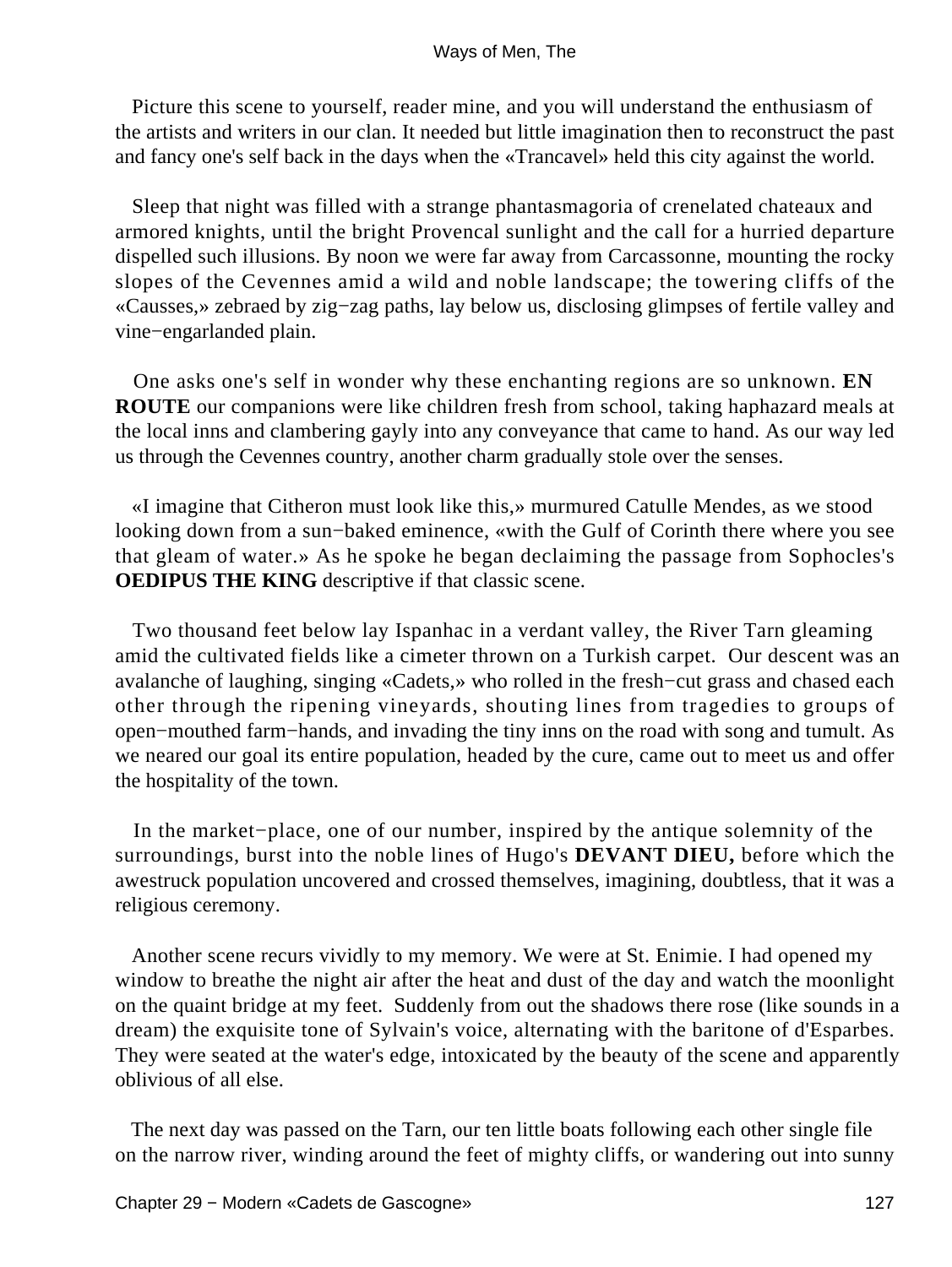Picture this scene to yourself, reader mine, and you will understand the enthusiasm of the artists and writers in our clan. It needed but little imagination then to reconstruct the past and fancy one's self back in the days when the «Trancavel» held this city against the world.

Sleep that night was filled with a strange phantasmagoria of crenelated chateaux and armored knights, until the bright Provencal sunlight and the call for a hurried departure dispelled such illusions. By noon we were far away from Carcassonne, mounting the rocky slopes of the Cevennes amid a wild and noble landscape; the towering cliffs of the «Causses,» zebraed by zig−zag paths, lay below us, disclosing glimpses of fertile valley and vine−engarlanded plain.

One asks one's self in wonder why these enchanting regions are so unknown. **EN ROUTE** our companions were like children fresh from school, taking haphazard meals at the local inns and clambering gayly into any conveyance that came to hand. As our way led us through the Cevennes country, another charm gradually stole over the senses.

«I imagine that Citheron must look like this,» murmured Catulle Mendes, as we stood looking down from a sun−baked eminence, «with the Gulf of Corinth there where you see that gleam of water.» As he spoke he began declaiming the passage from Sophocles's **OEDIPUS THE KING** descriptive if that classic scene.

Two thousand feet below lay Ispanhac in a verdant valley, the River Tarn gleaming amid the cultivated fields like a cimeter thrown on a Turkish carpet. Our descent was an avalanche of laughing, singing «Cadets,» who rolled in the fresh−cut grass and chased each other through the ripening vineyards, shouting lines from tragedies to groups of open−mouthed farm−hands, and invading the tiny inns on the road with song and tumult. As we neared our goal its entire population, headed by the cure, came out to meet us and offer the hospitality of the town.

In the market−place, one of our number, inspired by the antique solemnity of the surroundings, burst into the noble lines of Hugo's **DEVANT DIEU,** before which the awestruck population uncovered and crossed themselves, imagining, doubtless, that it was a religious ceremony.

Another scene recurs vividly to my memory. We were at St. Enimie. I had opened my window to breathe the night air after the heat and dust of the day and watch the moonlight on the quaint bridge at my feet. Suddenly from out the shadows there rose (like sounds in a dream) the exquisite tone of Sylvain's voice, alternating with the baritone of d'Esparbes. They were seated at the water's edge, intoxicated by the beauty of the scene and apparently oblivious of all else.

The next day was passed on the Tarn, our ten little boats following each other single file on the narrow river, winding around the feet of mighty cliffs, or wandering out into sunny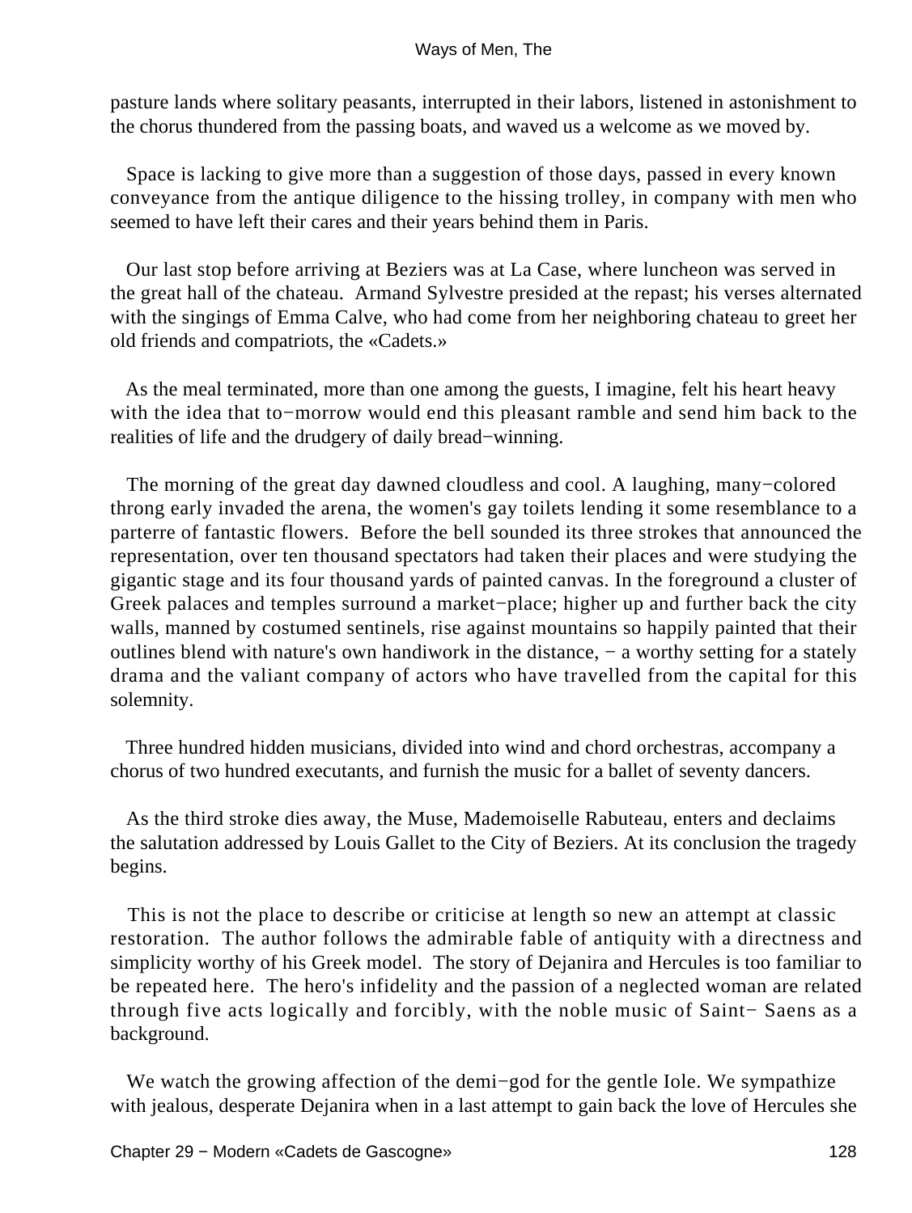pasture lands where solitary peasants, interrupted in their labors, listened in astonishment to the chorus thundered from the passing boats, and waved us a welcome as we moved by.

Space is lacking to give more than a suggestion of those days, passed in every known conveyance from the antique diligence to the hissing trolley, in company with men who seemed to have left their cares and their years behind them in Paris.

Our last stop before arriving at Beziers was at La Case, where luncheon was served in the great hall of the chateau. Armand Sylvestre presided at the repast; his verses alternated with the singings of Emma Calve, who had come from her neighboring chateau to greet her old friends and compatriots, the «Cadets.»

As the meal terminated, more than one among the guests, I imagine, felt his heart heavy with the idea that to−morrow would end this pleasant ramble and send him back to the realities of life and the drudgery of daily bread−winning.

The morning of the great day dawned cloudless and cool. A laughing, many−colored throng early invaded the arena, the women's gay toilets lending it some resemblance to a parterre of fantastic flowers. Before the bell sounded its three strokes that announced the representation, over ten thousand spectators had taken their places and were studying the gigantic stage and its four thousand yards of painted canvas. In the foreground a cluster of Greek palaces and temples surround a market−place; higher up and further back the city walls, manned by costumed sentinels, rise against mountains so happily painted that their outlines blend with nature's own handiwork in the distance, − a worthy setting for a stately drama and the valiant company of actors who have travelled from the capital for this solemnity.

Three hundred hidden musicians, divided into wind and chord orchestras, accompany a chorus of two hundred executants, and furnish the music for a ballet of seventy dancers.

As the third stroke dies away, the Muse, Mademoiselle Rabuteau, enters and declaims the salutation addressed by Louis Gallet to the City of Beziers. At its conclusion the tragedy begins.

This is not the place to describe or criticise at length so new an attempt at classic restoration. The author follows the admirable fable of antiquity with a directness and simplicity worthy of his Greek model. The story of Dejanira and Hercules is too familiar to be repeated here. The hero's infidelity and the passion of a neglected woman are related through five acts logically and forcibly, with the noble music of Saint− Saens as a background.

We watch the growing affection of the demi−god for the gentle Iole. We sympathize with jealous, desperate Dejanira when in a last attempt to gain back the love of Hercules she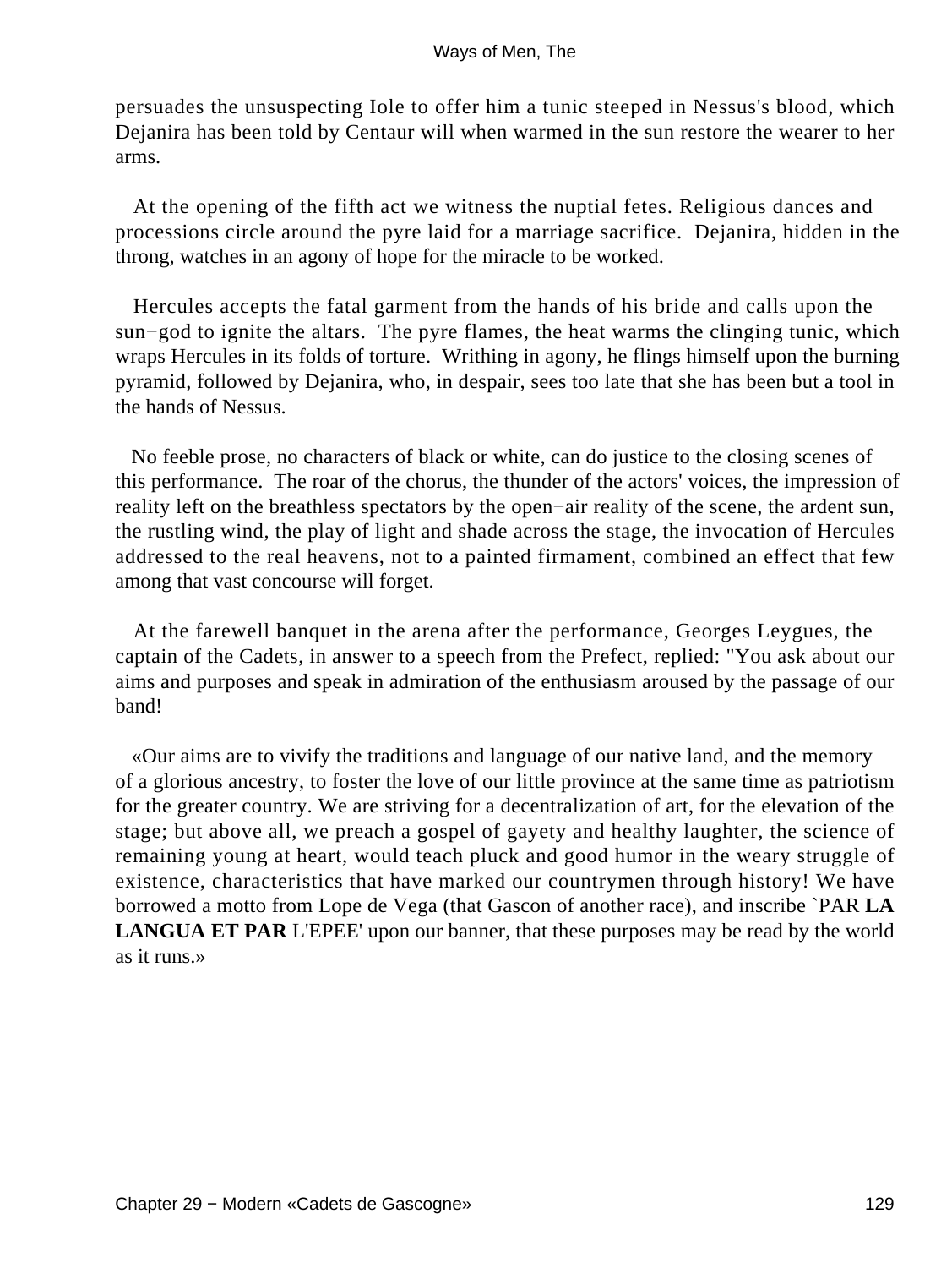persuades the unsuspecting Iole to offer him a tunic steeped in Nessus's blood, which Dejanira has been told by Centaur will when warmed in the sun restore the wearer to her arms.

At the opening of the fifth act we witness the nuptial fetes. Religious dances and processions circle around the pyre laid for a marriage sacrifice. Dejanira, hidden in the throng, watches in an agony of hope for the miracle to be worked.

Hercules accepts the fatal garment from the hands of his bride and calls upon the sun−god to ignite the altars. The pyre flames, the heat warms the clinging tunic, which wraps Hercules in its folds of torture. Writhing in agony, he flings himself upon the burning pyramid, followed by Dejanira, who, in despair, sees too late that she has been but a tool in the hands of Nessus.

No feeble prose, no characters of black or white, can do justice to the closing scenes of this performance. The roar of the chorus, the thunder of the actors' voices, the impression of reality left on the breathless spectators by the open−air reality of the scene, the ardent sun, the rustling wind, the play of light and shade across the stage, the invocation of Hercules addressed to the real heavens, not to a painted firmament, combined an effect that few among that vast concourse will forget.

At the farewell banquet in the arena after the performance, Georges Leygues, the captain of the Cadets, in answer to a speech from the Prefect, replied: "You ask about our aims and purposes and speak in admiration of the enthusiasm aroused by the passage of our band!

«Our aims are to vivify the traditions and language of our native land, and the memory of a glorious ancestry, to foster the love of our little province at the same time as patriotism for the greater country. We are striving for a decentralization of art, for the elevation of the stage; but above all, we preach a gospel of gayety and healthy laughter, the science of remaining young at heart, would teach pluck and good humor in the weary struggle of existence, characteristics that have marked our countrymen through history! We have borrowed a motto from Lope de Vega (that Gascon of another race), and inscribe `PAR **LA LANGUA ET PAR** L'EPEE' upon our banner, that these purposes may be read by the world as it runs.»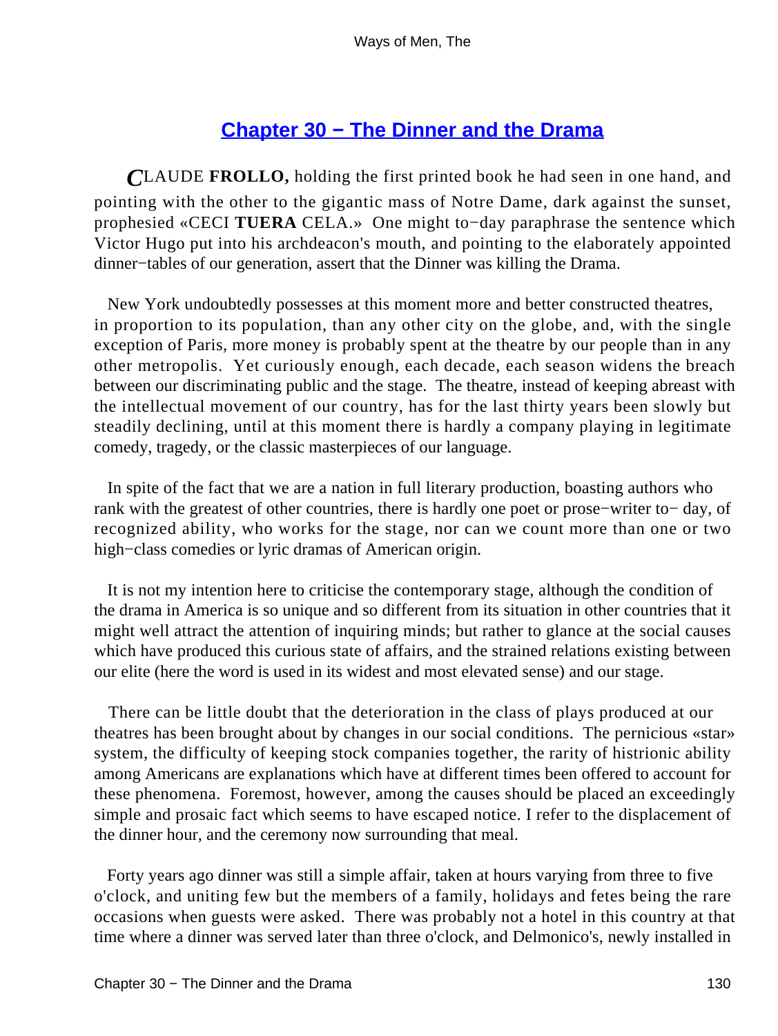## Chapter 30 − The Dinner and the Drama

*C*LAUDE **FROLLO,** holding the first printed book he had seen in one hand, and pointing with the other to the gigantic mass of Notre Dame, dark against the sunset, prophesied «CECI **TUERA** CELA.» One might to−day paraphrase the sentence which Victor Hugo put into his archdeacon's mouth, and pointing to the elaborately appointed dinner−tables of our generation, assert that the Dinner was killing the Drama.

New York undoubtedly possesses at this moment more and better constructed theatres, in proportion to its population, than any other city on the globe, and, with the single exception of Paris, more money is probably spent at the theatre by our people than in any other metropolis. Yet curiously enough, each decade, each season widens the breach between our discriminating public and the stage. The theatre, instead of keeping abreast with the intellectual movement of our country, has for the last thirty years been slowly but steadily declining, until at this moment there is hardly a company playing in legitimate comedy, tragedy, or the classic masterpieces of our language.

In spite of the fact that we are a nation in full literary production, boasting authors who rank with the greatest of other countries, there is hardly one poet or prose−writer to− day, of recognized ability, who works for the stage, nor can we count more than one or two high−class comedies or lyric dramas of American origin.

It is not my intention here to criticise the contemporary stage, although the condition of the drama in America is so unique and so different from its situation in other countries that it might well attract the attention of inquiring minds; but rather to glance at the social causes which have produced this curious state of affairs, and the strained relations existing between our elite (here the word is used in its widest and most elevated sense) and our stage.

There can be little doubt that the deterioration in the class of plays produced at our theatres has been brought about by changes in our social conditions. The pernicious «star» system, the difficulty of keeping stock companies together, the rarity of histrionic ability among Americans are explanations which have at different times been offered to account for these phenomena. Foremost, however, among the causes should be placed an exceedingly simple and prosaic fact which seems to have escaped notice. I refer to the displacement of the dinner hour, and the ceremony now surrounding that meal.

Forty years ago dinner was still a simple affair, taken at hours varying from three to five o'clock, and uniting few but the members of a family, holidays and fetes being the rare occasions when guests were asked. There was probably not a hotel in this country at that time where a dinner was served later than three o'clock, and Delmonico's, newly installed in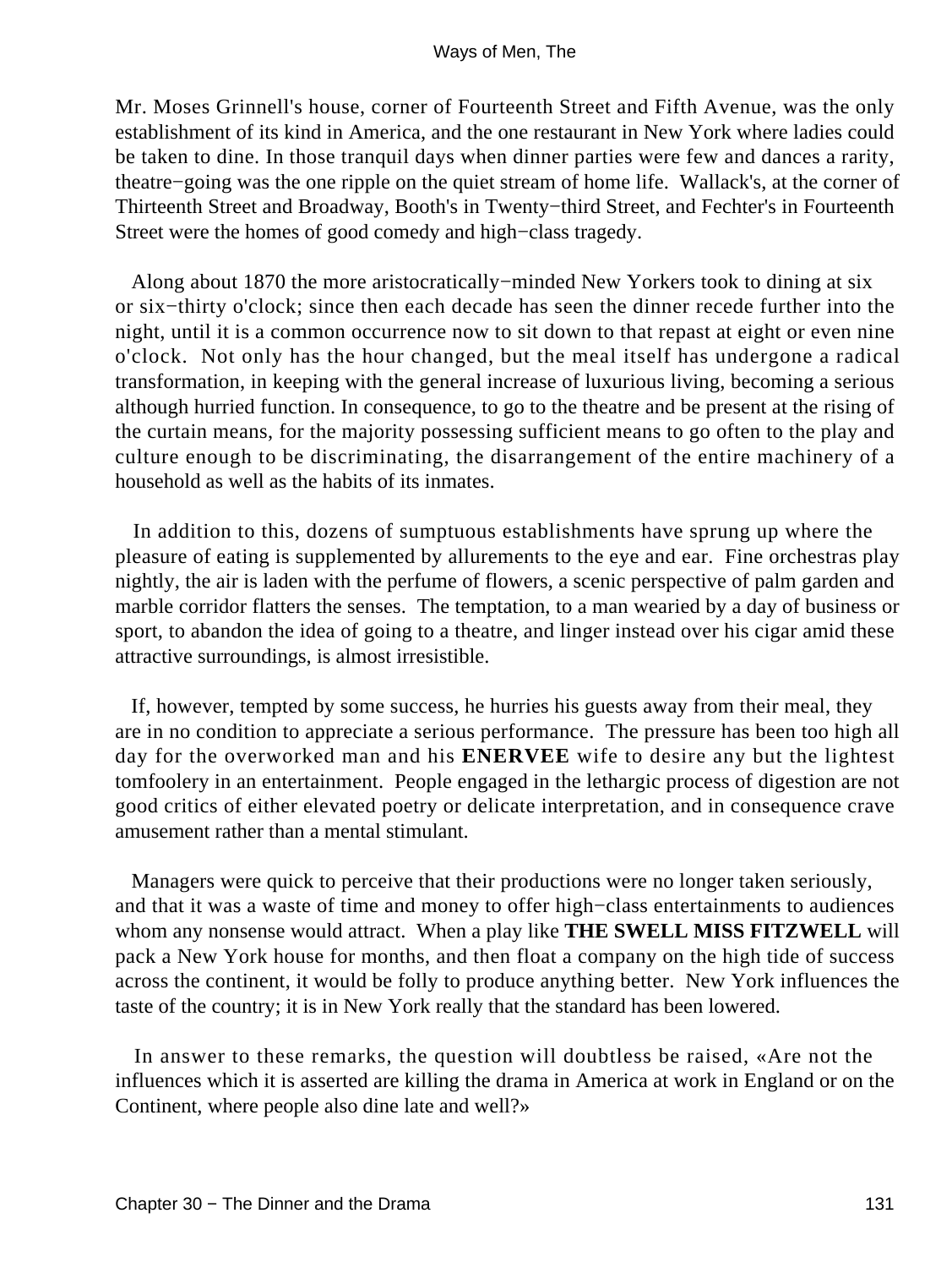Mr. Moses Grinnell's house, corner of Fourteenth Street and Fifth Avenue, was the only establishment of its kind in America, and the one restaurant in New York where ladies could be taken to dine. In those tranquil days when dinner parties were few and dances a rarity, theatre−going was the one ripple on the quiet stream of home life. Wallack's, at the corner of Thirteenth Street and Broadway, Booth's in Twenty−third Street, and Fechter's in Fourteenth Street were the homes of good comedy and high−class tragedy.

Along about 1870 the more aristocratically−minded New Yorkers took to dining at six or six−thirty o'clock; since then each decade has seen the dinner recede further into the night, until it is a common occurrence now to sit down to that repast at eight or even nine o'clock. Not only has the hour changed, but the meal itself has undergone a radical transformation, in keeping with the general increase of luxurious living, becoming a serious although hurried function. In consequence, to go to the theatre and be present at the rising of the curtain means, for the majority possessing sufficient means to go often to the play and culture enough to be discriminating, the disarrangement of the entire machinery of a household as well as the habits of its inmates.

In addition to this, dozens of sumptuous establishments have sprung up where the pleasure of eating is supplemented by allurements to the eye and ear. Fine orchestras play nightly, the air is laden with the perfume of flowers, a scenic perspective of palm garden and marble corridor flatters the senses. The temptation, to a man wearied by a day of business or sport, to abandon the idea of going to a theatre, and linger instead over his cigar amid these attractive surroundings, is almost irresistible.

If, however, tempted by some success, he hurries his guests away from their meal, they are in no condition to appreciate a serious performance. The pressure has been too high all day for the overworked man and his **ENERVEE** wife to desire any but the lightest tomfoolery in an entertainment. People engaged in the lethargic process of digestion are not good critics of either elevated poetry or delicate interpretation, and in consequence crave amusement rather than a mental stimulant.

Managers were quick to perceive that their productions were no longer taken seriously, and that it was a waste of time and money to offer high−class entertainments to audiences whom any nonsense would attract. When a play like **THE SWELL MISS FITZWELL** will pack a New York house for months, and then float a company on the high tide of success across the continent, it would be folly to produce anything better. New York influences the taste of the country; it is in New York really that the standard has been lowered.

In answer to these remarks, the question will doubtless be raised, «Are not the influences which it is asserted are killing the drama in America at work in England or on the Continent, where people also dine late and well?»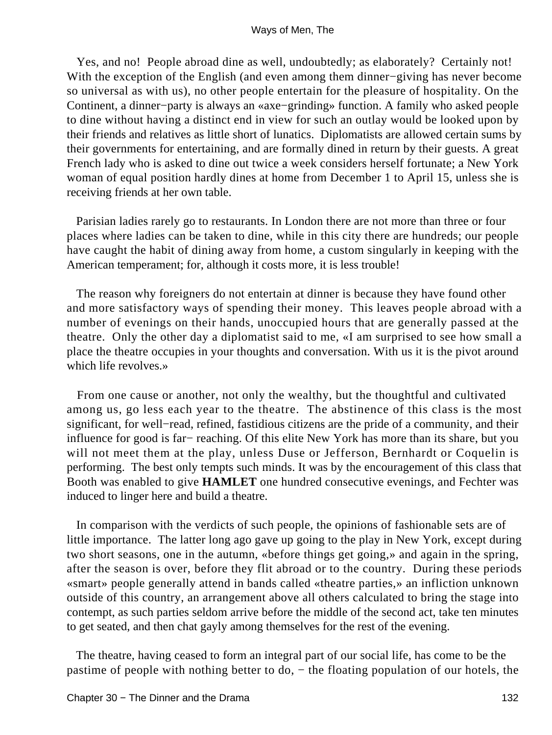Yes, and no! People abroad dine as well, undoubtedly; as elaborately? Certainly not! With the exception of the English (and even among them dinner−giving has never become so universal as with us), no other people entertain for the pleasure of hospitality. On the Continent, a dinner−party is always an «axe−grinding» function. A family who asked people to dine without having a distinct end in view for such an outlay would be looked upon by their friends and relatives as little short of lunatics. Diplomatists are allowed certain sums by their governments for entertaining, and are formally dined in return by their guests. A great French lady who is asked to dine out twice a week considers herself fortunate; a New York woman of equal position hardly dines at home from December 1 to April 15, unless she is receiving friends at her own table.

Parisian ladies rarely go to restaurants. In London there are not more than three or four places where ladies can be taken to dine, while in this city there are hundreds; our people have caught the habit of dining away from home, a custom singularly in keeping with the American temperament; for, although it costs more, it is less trouble!

The reason why foreigners do not entertain at dinner is because they have found other and more satisfactory ways of spending their money. This leaves people abroad with a number of evenings on their hands, unoccupied hours that are generally passed at the theatre. Only the other day a diplomatist said to me, «I am surprised to see how small a place the theatre occupies in your thoughts and conversation. With us it is the pivot around which life revolves.»

From one cause or another, not only the wealthy, but the thoughtful and cultivated among us, go less each year to the theatre. The abstinence of this class is the most significant, for well−read, refined, fastidious citizens are the pride of a community, and their influence for good is far− reaching. Of this elite New York has more than its share, but you will not meet them at the play, unless Duse or Jefferson, Bernhardt or Coquelin is performing. The best only tempts such minds. It was by the encouragement of this class that Booth was enabled to give **HAMLET** one hundred consecutive evenings, and Fechter was induced to linger here and build a theatre.

In comparison with the verdicts of such people, the opinions of fashionable sets are of little importance. The latter long ago gave up going to the play in New York, except during two short seasons, one in the autumn, «before things get going,» and again in the spring, after the season is over, before they flit abroad or to the country. During these periods «smart» people generally attend in bands called «theatre parties,» an infliction unknown outside of this country, an arrangement above all others calculated to bring the stage into contempt, as such parties seldom arrive before the middle of the second act, take ten minutes to get seated, and then chat gayly among themselves for the rest of the evening.

The theatre, having ceased to form an integral part of our social life, has come to be the pastime of people with nothing better to do, − the floating population of our hotels, the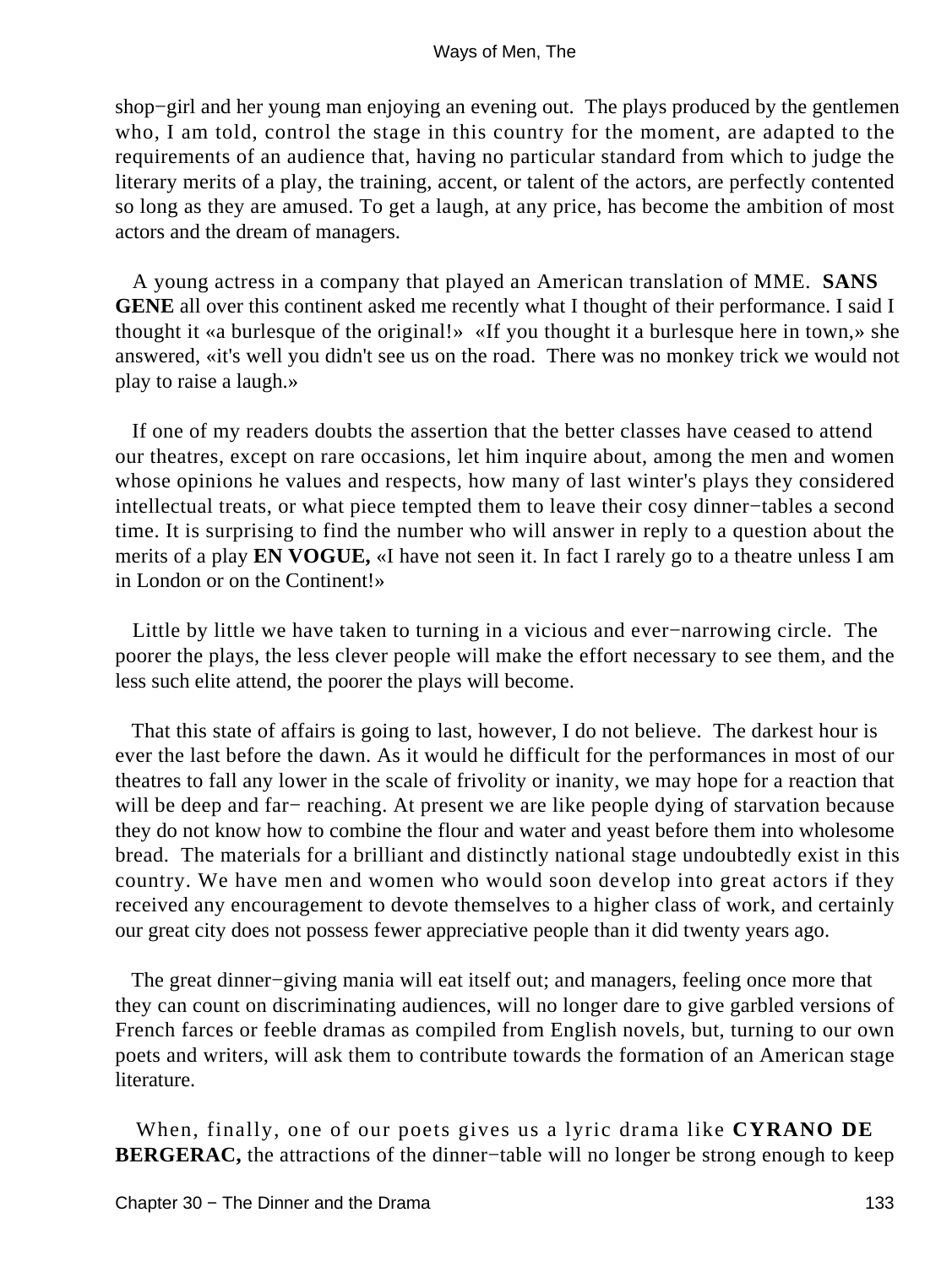shop−girl and her young man enjoying an evening out. The plays produced by the gentlemen who, I am told, control the stage in this country for the moment, are adapted to the requirements of an audience that, having no particular standard from which to judge the literary merits of a play, the training, accent, or talent of the actors, are perfectly contented so long as they are amused. To get a laugh, at any price, has become the ambition of most actors and the dream of managers.

A young actress in a company that played an American translation of MME. **SANS GENE** all over this continent asked me recently what I thought of their performance. I said I thought it «a burlesque of the original!» «If you thought it a burlesque here in town,» she answered, «it's well you didn't see us on the road. There was no monkey trick we would not play to raise a laugh.»

If one of my readers doubts the assertion that the better classes have ceased to attend our theatres, except on rare occasions, let him inquire about, among the men and women whose opinions he values and respects, how many of last winter's plays they considered intellectual treats, or what piece tempted them to leave their cosy dinner−tables a second time. It is surprising to find the number who will answer in reply to a question about the merits of a play **EN VOGUE,** «I have not seen it. In fact I rarely go to a theatre unless I am in London or on the Continent!»

Little by little we have taken to turning in a vicious and ever−narrowing circle. The poorer the plays, the less clever people will make the effort necessary to see them, and the less such elite attend, the poorer the plays will become.

That this state of affairs is going to last, however, I do not believe. The darkest hour is ever the last before the dawn. As it would he difficult for the performances in most of our theatres to fall any lower in the scale of frivolity or inanity, we may hope for a reaction that will be deep and far− reaching. At present we are like people dying of starvation because they do not know how to combine the flour and water and yeast before them into wholesome bread. The materials for a brilliant and distinctly national stage undoubtedly exist in this country. We have men and women who would soon develop into great actors if they received any encouragement to devote themselves to a higher class of work, and certainly our great city does not possess fewer appreciative people than it did twenty years ago.

The great dinner−giving mania will eat itself out; and managers, feeling once more that they can count on discriminating audiences, will no longer dare to give garbled versions of French farces or feeble dramas as compiled from English novels, but, turning to our own poets and writers, will ask them to contribute towards the formation of an American stage literature.

When, finally, one of our poets gives us a lyric drama like **CYRANO DE BERGERAC,** the attractions of the dinner−table will no longer be strong enough to keep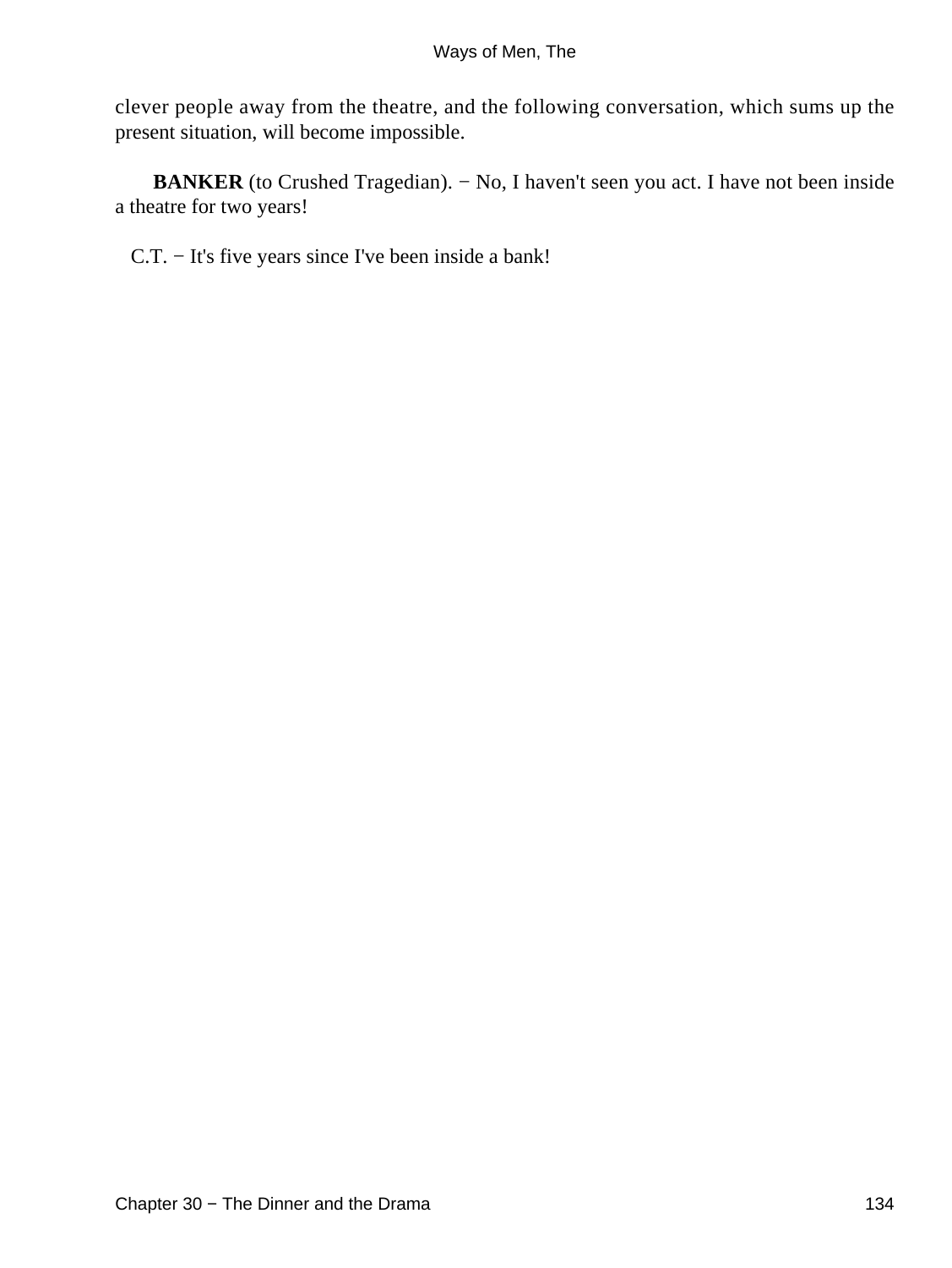clever people away from the theatre, and the following conversation, which sums up the present situation, will become impossible.

**BANKER** (to Crushed Tragedian). − No, I haven't seen you act. I have not been inside a theatre for two years!

C.T. − It's five years since I've been inside a bank!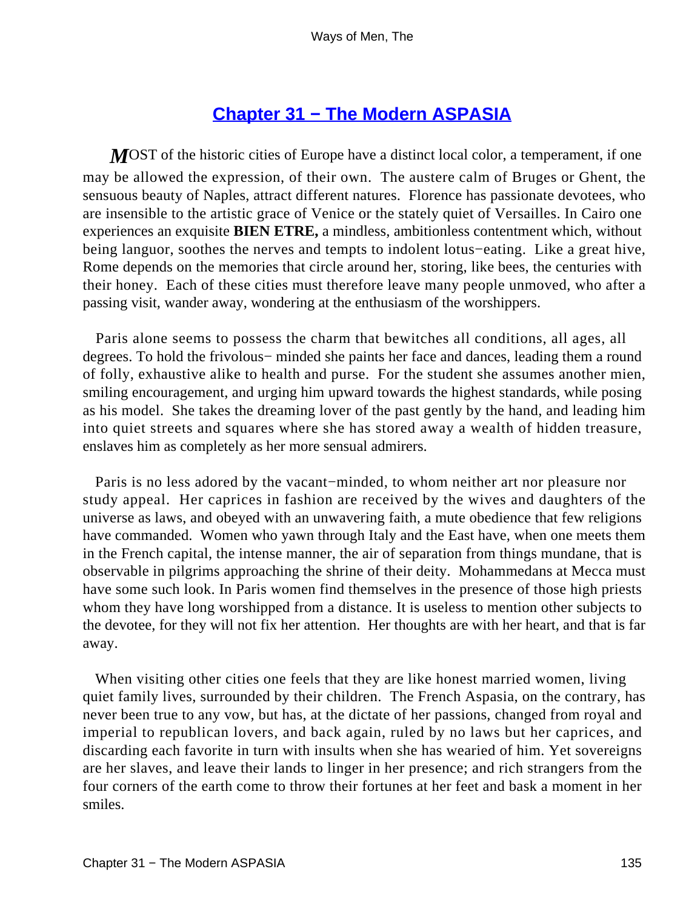## Chapter 31 − The Modern ASPASIA

**M**OST of the historic cities of Europe have a distinct local color, a temperament, if one may be allowed the expression, of their own. The austere calm of Bruges or Ghent, the sensuous beauty of Naples, attract different natures. Florence has passionate devotees, who are insensible to the artistic grace of Venice or the stately quiet of Versailles. In Cairo one experiences an exquisite **BIEN ETRE,** a mindless, ambitionless contentment which, without being languor, soothes the nerves and tempts to indolent lotus−eating. Like a great hive, Rome depends on the memories that circle around her, storing, like bees, the centuries with their honey. Each of these cities must therefore leave many people unmoved, who after a passing visit, wander away, wondering at the enthusiasm of the worshippers.

Paris alone seems to possess the charm that bewitches all conditions, all ages, all degrees. To hold the frivolous− minded she paints her face and dances, leading them a round of folly, exhaustive alike to health and purse. For the student she assumes another mien, smiling encouragement, and urging him upward towards the highest standards, while posing as his model. She takes the dreaming lover of the past gently by the hand, and leading him into quiet streets and squares where she has stored away a wealth of hidden treasure, enslaves him as completely as her more sensual admirers.

Paris is no less adored by the vacant−minded, to whom neither art nor pleasure nor study appeal. Her caprices in fashion are received by the wives and daughters of the universe as laws, and obeyed with an unwavering faith, a mute obedience that few religions have commanded. Women who yawn through Italy and the East have, when one meets them in the French capital, the intense manner, the air of separation from things mundane, that is observable in pilgrims approaching the shrine of their deity. Mohammedans at Mecca must have some such look. In Paris women find themselves in the presence of those high priests whom they have long worshipped from a distance. It is useless to mention other subjects to the devotee, for they will not fix her attention. Her thoughts are with her heart, and that is far away.

When visiting other cities one feels that they are like honest married women, living quiet family lives, surrounded by their children. The French Aspasia, on the contrary, has never been true to any vow, but has, at the dictate of her passions, changed from royal and imperial to republican lovers, and back again, ruled by no laws but her caprices, and discarding each favorite in turn with insults when she has wearied of him. Yet sovereigns are her slaves, and leave their lands to linger in her presence; and rich strangers from the four corners of the earth come to throw their fortunes at her feet and bask a moment in her smiles.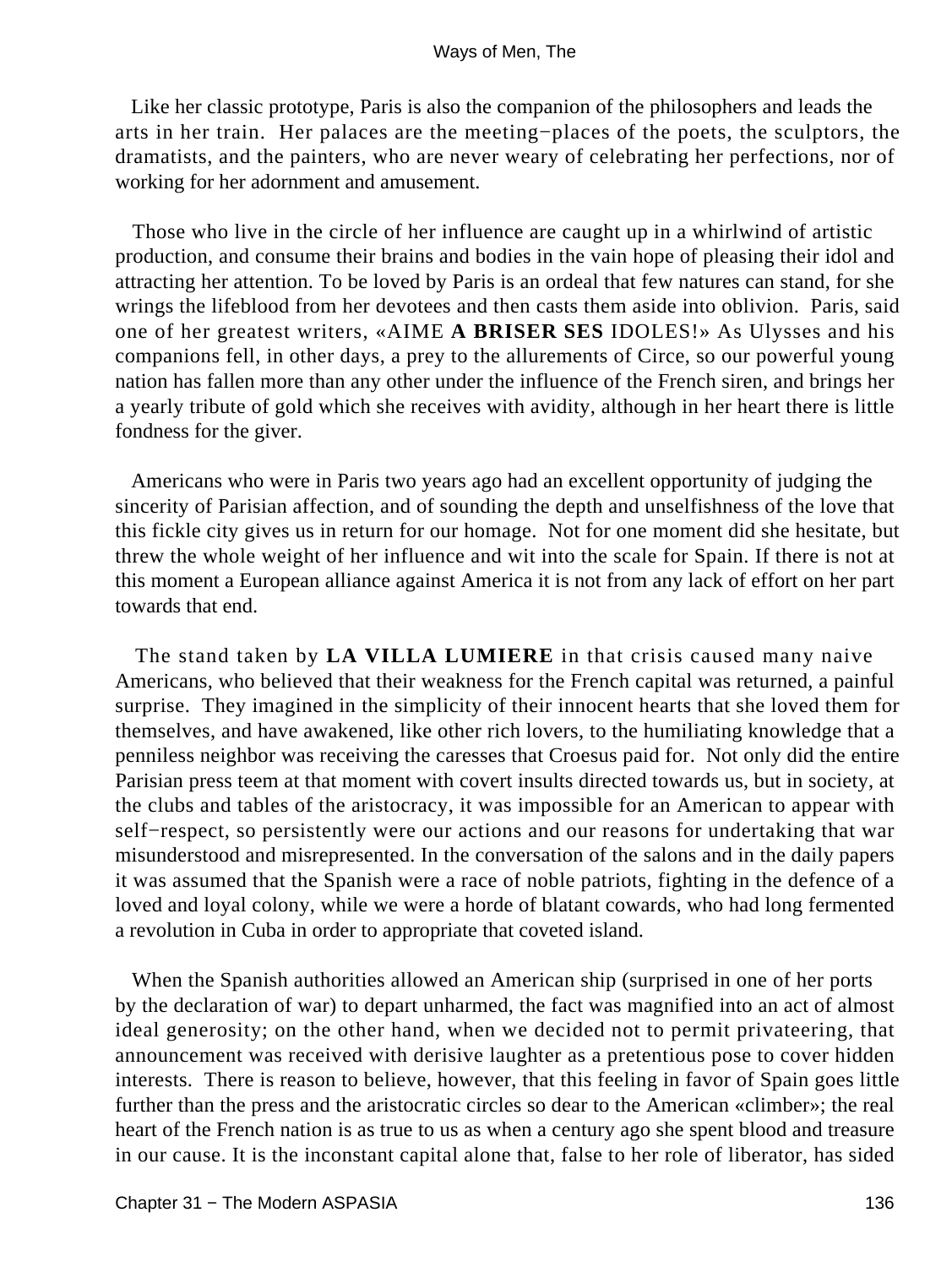Like her classic prototype, Paris is also the companion of the philosophers and leads the arts in her train. Her palaces are the meeting−places of the poets, the sculptors, the dramatists, and the painters, who are never weary of celebrating her perfections, nor of working for her adornment and amusement.

Those who live in the circle of her influence are caught up in a whirlwind of artistic production, and consume their brains and bodies in the vain hope of pleasing their idol and attracting her attention. To be loved by Paris is an ordeal that few natures can stand, for she wrings the lifeblood from her devotees and then casts them aside into oblivion. Paris, said one of her greatest writers, «AIME **A BRISER SES** IDOLES!» As Ulysses and his companions fell, in other days, a prey to the allurements of Circe, so our powerful young nation has fallen more than any other under the influence of the French siren, and brings her a yearly tribute of gold which she receives with avidity, although in her heart there is little fondness for the giver.

Americans who were in Paris two years ago had an excellent opportunity of judging the sincerity of Parisian affection, and of sounding the depth and unselfishness of the love that this fickle city gives us in return for our homage. Not for one moment did she hesitate, but threw the whole weight of her influence and wit into the scale for Spain. If there is not at this moment a European alliance against America it is not from any lack of effort on her part towards that end.

The stand taken by **LA VILLA LUMIERE** in that crisis caused many naive Americans, who believed that their weakness for the French capital was returned, a painful surprise. They imagined in the simplicity of their innocent hearts that she loved them for themselves, and have awakened, like other rich lovers, to the humiliating knowledge that a penniless neighbor was receiving the caresses that Croesus paid for. Not only did the entire Parisian press teem at that moment with covert insults directed towards us, but in society, at the clubs and tables of the aristocracy, it was impossible for an American to appear with self−respect, so persistently were our actions and our reasons for undertaking that war misunderstood and misrepresented. In the conversation of the salons and in the daily papers it was assumed that the Spanish were a race of noble patriots, fighting in the defence of a loved and loyal colony, while we were a horde of blatant cowards, who had long fermented a revolution in Cuba in order to appropriate that coveted island.

When the Spanish authorities allowed an American ship (surprised in one of her ports by the declaration of war) to depart unharmed, the fact was magnified into an act of almost ideal generosity; on the other hand, when we decided not to permit privateering, that announcement was received with derisive laughter as a pretentious pose to cover hidden interests. There is reason to believe, however, that this feeling in favor of Spain goes little further than the press and the aristocratic circles so dear to the American «climber»; the real heart of the French nation is as true to us as when a century ago she spent blood and treasure in our cause. It is the inconstant capital alone that, false to her role of liberator, has sided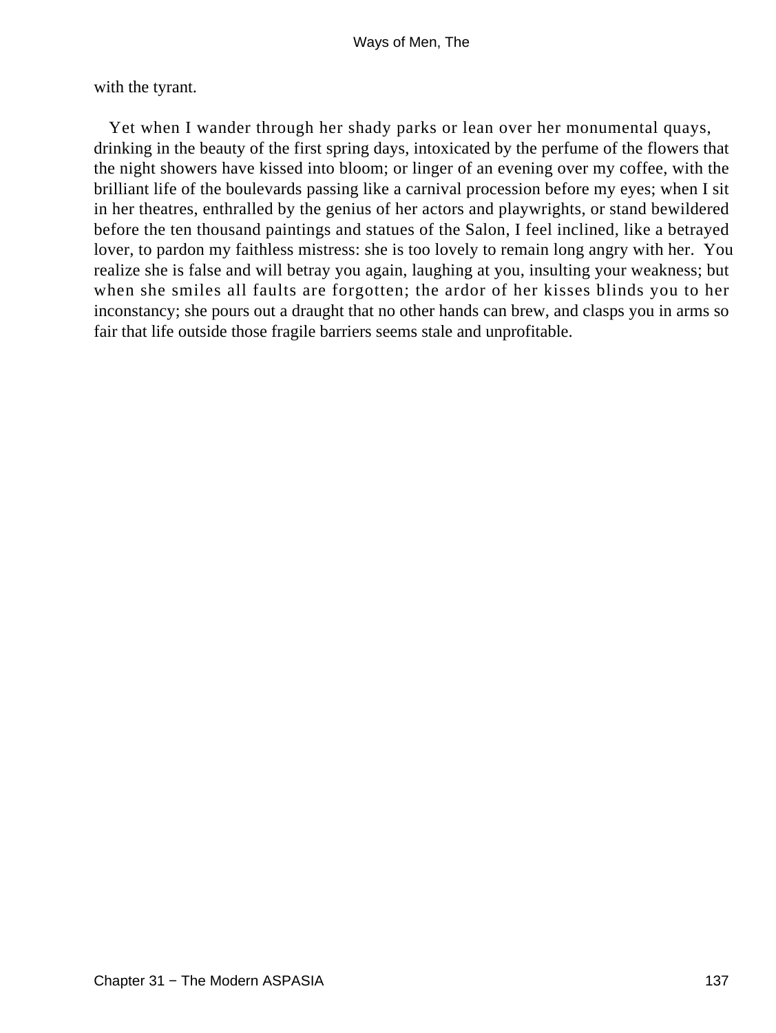with the tyrant.

Yet when I wander through her shady parks or lean over her monumental quays, drinking in the beauty of the first spring days, intoxicated by the perfume of the flowers that the night showers have kissed into bloom; or linger of an evening over my coffee, with the brilliant life of the boulevards passing like a carnival procession before my eyes; when I sit in her theatres, enthralled by the genius of her actors and playwrights, or stand bewildered before the ten thousand paintings and statues of the Salon, I feel inclined, like a betrayed lover, to pardon my faithless mistress: she is too lovely to remain long angry with her. You realize she is false and will betray you again, laughing at you, insulting your weakness; but when she smiles all faults are forgotten; the ardor of her kisses blinds you to her inconstancy; she pours out a draught that no other hands can brew, and clasps you in arms so fair that life outside those fragile barriers seems stale and unprofitable.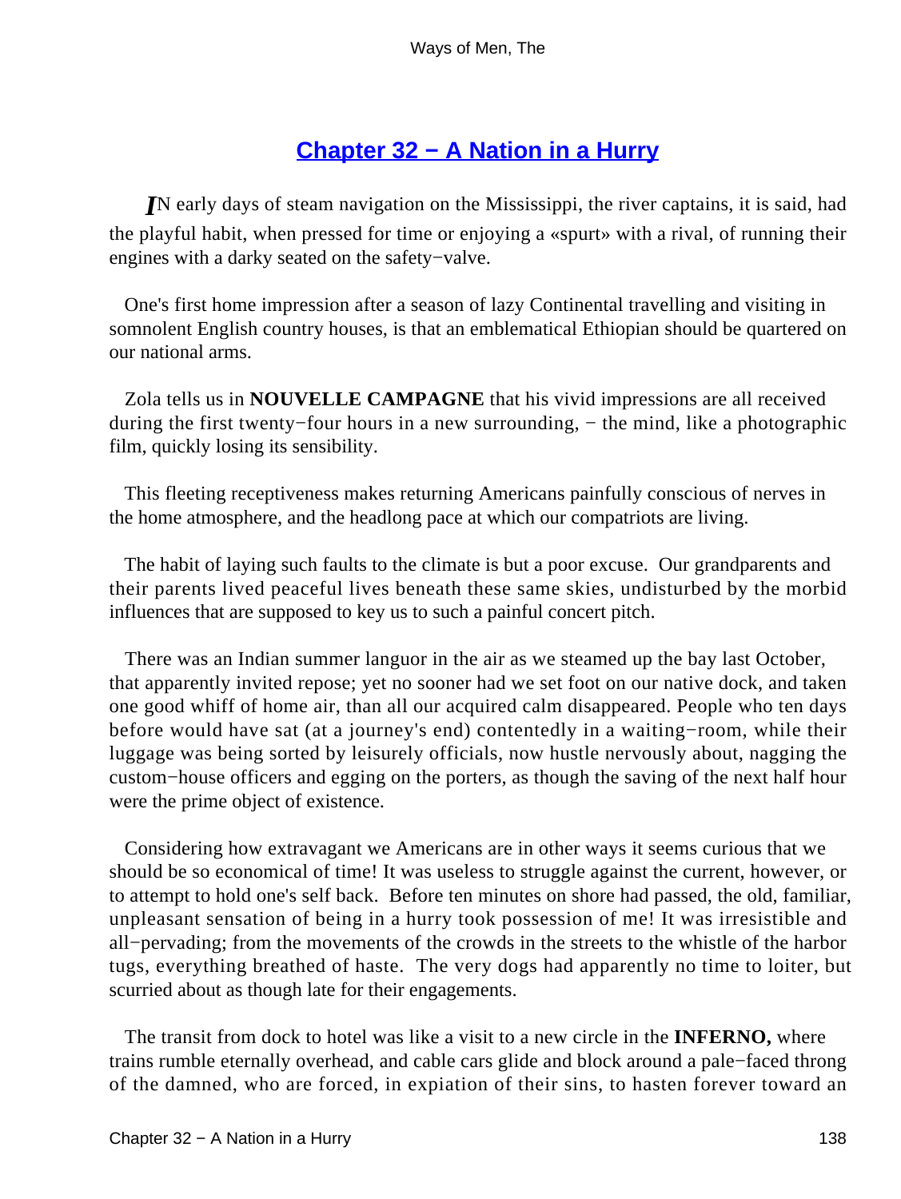## Chapter 32 − A Nation in a Hurry

*I*N early days of steam navigation on the Mississippi, the river captains, it is said, had the playful habit, when pressed for time or enjoying a «spurt» with a rival, of running their engines with a darky seated on the safety−valve.

One's first home impression after a season of lazy Continental travelling and visiting in somnolent English country houses, is that an emblematical Ethiopian should be quartered on our national arms.

Zola tells us in **NOUVELLE CAMPAGNE** that his vivid impressions are all received during the first twenty−four hours in a new surrounding, − the mind, like a photographic film, quickly losing its sensibility.

This fleeting receptiveness makes returning Americans painfully conscious of nerves in the home atmosphere, and the headlong pace at which our compatriots are living.

The habit of laying such faults to the climate is but a poor excuse. Our grandparents and their parents lived peaceful lives beneath these same skies, undisturbed by the morbid influences that are supposed to key us to such a painful concert pitch.

There was an Indian summer languor in the air as we steamed up the bay last October, that apparently invited repose; yet no sooner had we set foot on our native dock, and taken one good whiff of home air, than all our acquired calm disappeared. People who ten days before would have sat (at a journey's end) contentedly in a waiting−room, while their luggage was being sorted by leisurely officials, now hustle nervously about, nagging the custom−house officers and egging on the porters, as though the saving of the next half hour were the prime object of existence.

Considering how extravagant we Americans are in other ways it seems curious that we should be so economical of time! It was useless to struggle against the current, however, or to attempt to hold one's self back. Before ten minutes on shore had passed, the old, familiar, unpleasant sensation of being in a hurry took possession of me! It was irresistible and all−pervading; from the movements of the crowds in the streets to the whistle of the harbor tugs, everything breathed of haste. The very dogs had apparently no time to loiter, but scurried about as though late for their engagements.

The transit from dock to hotel was like a visit to a new circle in the **INFERNO,** where trains rumble eternally overhead, and cable cars glide and block around a pale−faced throng of the damned, who are forced, in expiation of their sins, to hasten forever toward an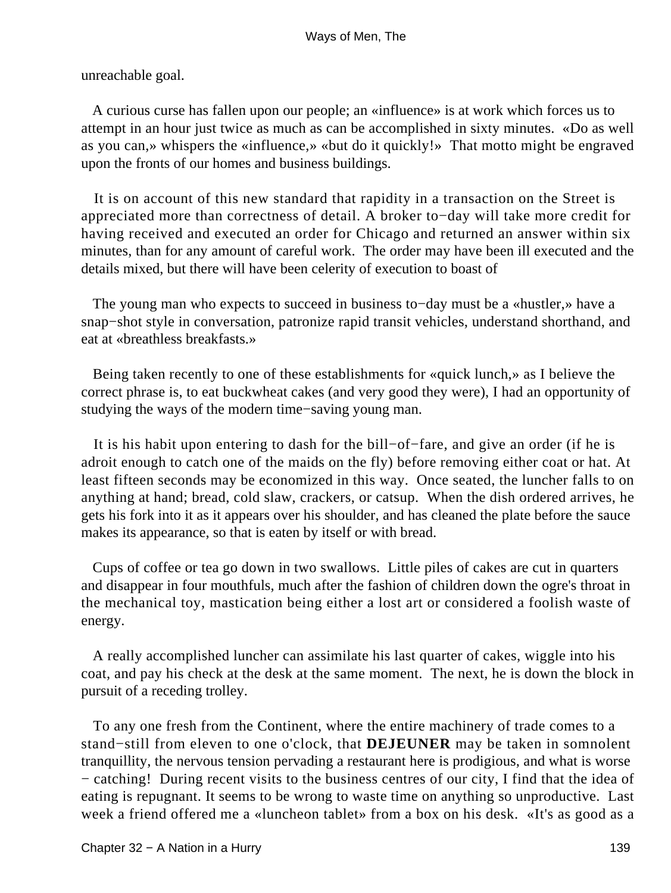unreachable goal.

A curious curse has fallen upon our people; an «influence» is at work which forces us to attempt in an hour just twice as much as can be accomplished in sixty minutes. «Do as well as you can,» whispers the «influence,» «but do it quickly!» That motto might be engraved upon the fronts of our homes and business buildings.

It is on account of this new standard that rapidity in a transaction on the Street is appreciated more than correctness of detail. A broker to−day will take more credit for having received and executed an order for Chicago and returned an answer within six minutes, than for any amount of careful work. The order may have been ill executed and the details mixed, but there will have been celerity of execution to boast of

The young man who expects to succeed in business to−day must be a «hustler,» have a snap−shot style in conversation, patronize rapid transit vehicles, understand shorthand, and eat at «breathless breakfasts.»

Being taken recently to one of these establishments for «quick lunch,» as I believe the correct phrase is, to eat buckwheat cakes (and very good they were), I had an opportunity of studying the ways of the modern time−saving young man.

It is his habit upon entering to dash for the bill−of−fare, and give an order (if he is adroit enough to catch one of the maids on the fly) before removing either coat or hat. At least fifteen seconds may be economized in this way. Once seated, the luncher falls to on anything at hand; bread, cold slaw, crackers, or catsup. When the dish ordered arrives, he gets his fork into it as it appears over his shoulder, and has cleaned the plate before the sauce makes its appearance, so that is eaten by itself or with bread.

Cups of coffee or tea go down in two swallows. Little piles of cakes are cut in quarters and disappear in four mouthfuls, much after the fashion of children down the ogre's throat in the mechanical toy, mastication being either a lost art or considered a foolish waste of energy.

A really accomplished luncher can assimilate his last quarter of cakes, wiggle into his coat, and pay his check at the desk at the same moment. The next, he is down the block in pursuit of a receding trolley.

To any one fresh from the Continent, where the entire machinery of trade comes to a stand−still from eleven to one o'clock, that **DEJEUNER** may be taken in somnolent tranquillity, the nervous tension pervading a restaurant here is prodigious, and what is worse − catching! During recent visits to the business centres of our city, I find that the idea of eating is repugnant. It seems to be wrong to waste time on anything so unproductive. Last week a friend offered me a «luncheon tablet» from a box on his desk. «It's as good as a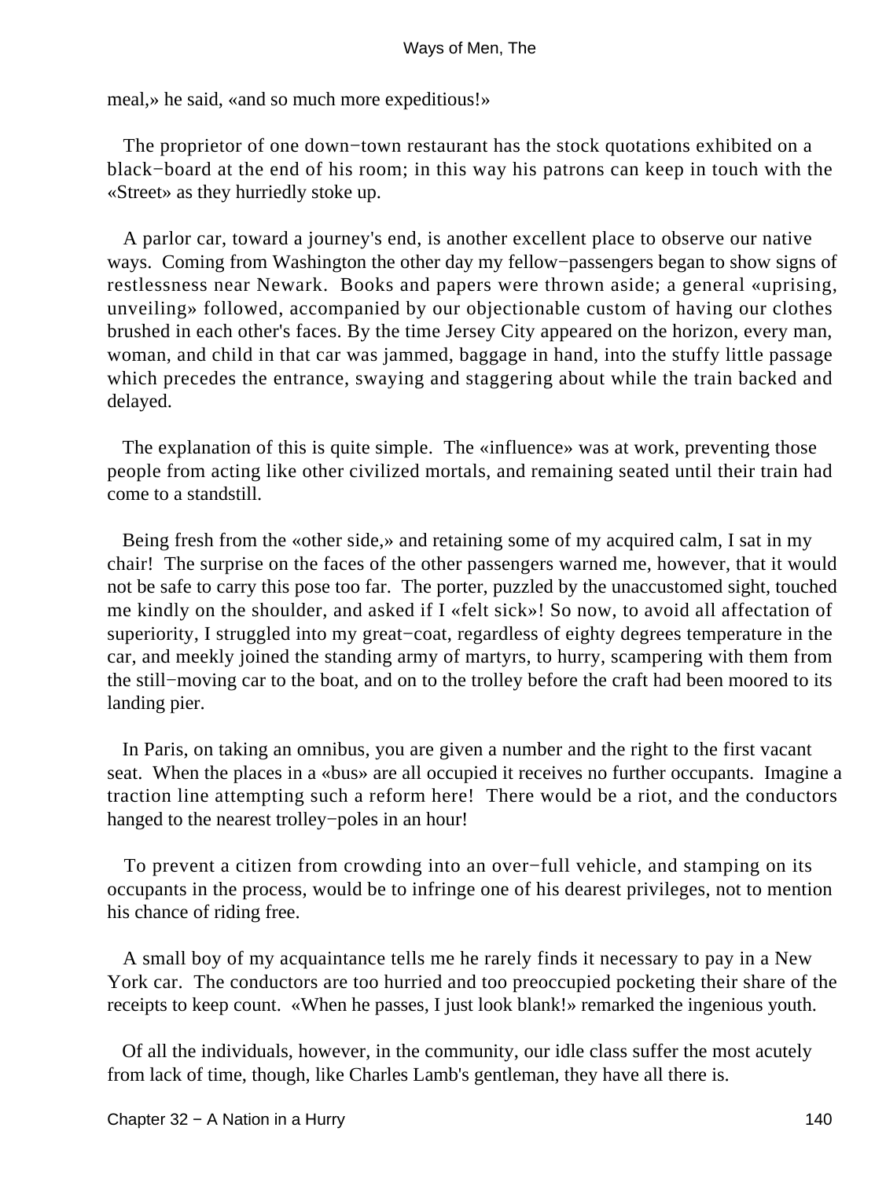meal,» he said, «and so much more expeditious!»

The proprietor of one down−town restaurant has the stock quotations exhibited on a black−board at the end of his room; in this way his patrons can keep in touch with the «Street» as they hurriedly stoke up.

A parlor car, toward a journey's end, is another excellent place to observe our native ways. Coming from Washington the other day my fellow−passengers began to show signs of restlessness near Newark. Books and papers were thrown aside; a general «uprising, unveiling» followed, accompanied by our objectionable custom of having our clothes brushed in each other's faces. By the time Jersey City appeared on the horizon, every man, woman, and child in that car was jammed, baggage in hand, into the stuffy little passage which precedes the entrance, swaying and staggering about while the train backed and delayed.

The explanation of this is quite simple. The «influence» was at work, preventing those people from acting like other civilized mortals, and remaining seated until their train had come to a standstill.

Being fresh from the «other side,» and retaining some of my acquired calm, I sat in my chair! The surprise on the faces of the other passengers warned me, however, that it would not be safe to carry this pose too far. The porter, puzzled by the unaccustomed sight, touched me kindly on the shoulder, and asked if I «felt sick»! So now, to avoid all affectation of superiority, I struggled into my great−coat, regardless of eighty degrees temperature in the car, and meekly joined the standing army of martyrs, to hurry, scampering with them from the still−moving car to the boat, and on to the trolley before the craft had been moored to its landing pier.

In Paris, on taking an omnibus, you are given a number and the right to the first vacant seat. When the places in a «bus» are all occupied it receives no further occupants. Imagine a traction line attempting such a reform here! There would be a riot, and the conductors hanged to the nearest trolley−poles in an hour!

To prevent a citizen from crowding into an over−full vehicle, and stamping on its occupants in the process, would be to infringe one of his dearest privileges, not to mention his chance of riding free.

A small boy of my acquaintance tells me he rarely finds it necessary to pay in a New York car. The conductors are too hurried and too preoccupied pocketing their share of the receipts to keep count. «When he passes, I just look blank!» remarked the ingenious youth.

Of all the individuals, however, in the community, our idle class suffer the most acutely from lack of time, though, like Charles Lamb's gentleman, they have all there is.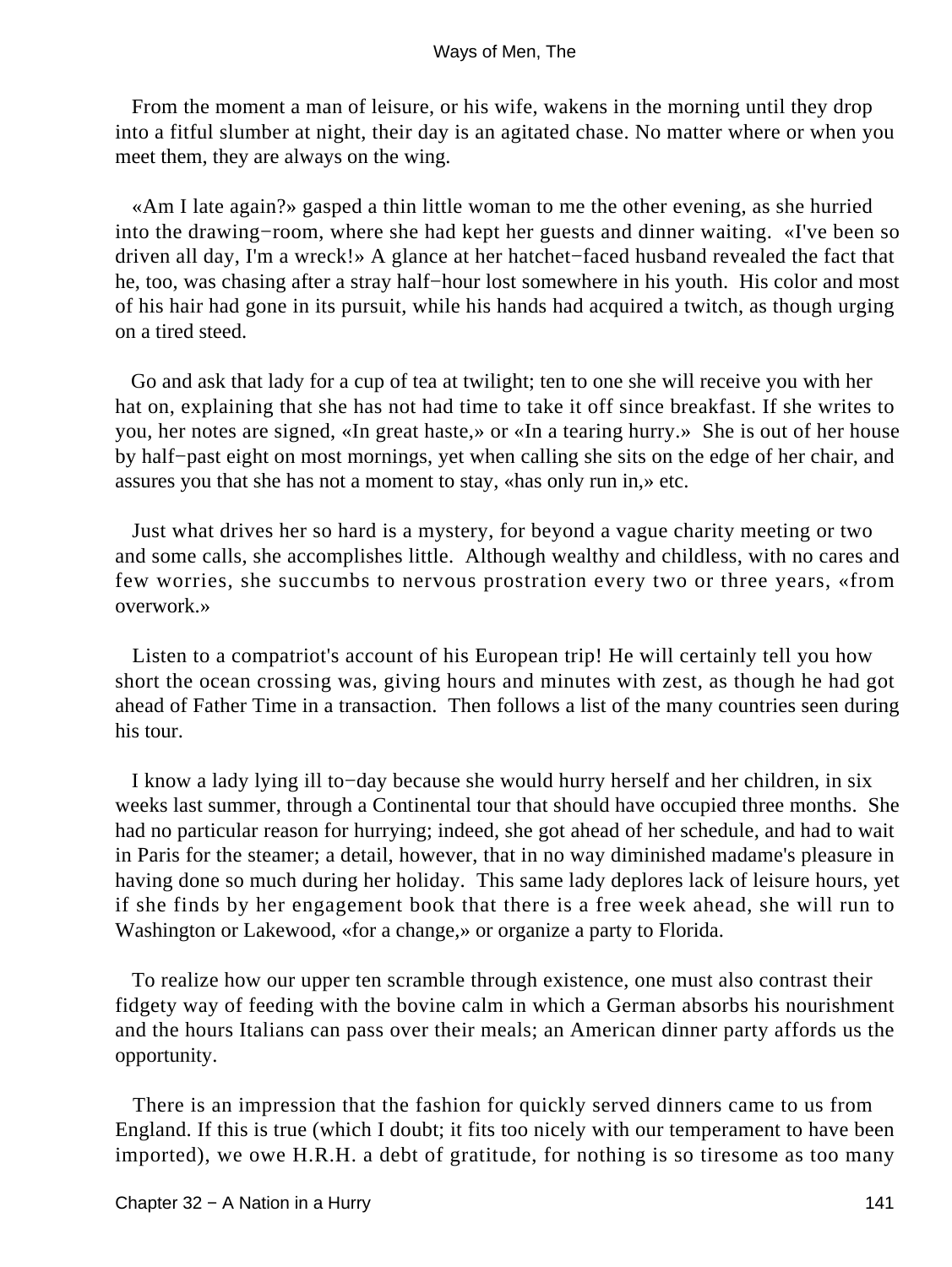From the moment a man of leisure, or his wife, wakens in the morning until they drop into a fitful slumber at night, their day is an agitated chase. No matter where or when you meet them, they are always on the wing.

«Am I late again?» gasped a thin little woman to me the other evening, as she hurried into the drawing−room, where she had kept her guests and dinner waiting. «I've been so driven all day, I'm a wreck!» A glance at her hatchet−faced husband revealed the fact that he, too, was chasing after a stray half−hour lost somewhere in his youth. His color and most of his hair had gone in its pursuit, while his hands had acquired a twitch, as though urging on a tired steed.

Go and ask that lady for a cup of tea at twilight; ten to one she will receive you with her hat on, explaining that she has not had time to take it off since breakfast. If she writes to you, her notes are signed, «In great haste,» or «In a tearing hurry.» She is out of her house by half−past eight on most mornings, yet when calling she sits on the edge of her chair, and assures you that she has not a moment to stay, «has only run in,» etc.

Just what drives her so hard is a mystery, for beyond a vague charity meeting or two and some calls, she accomplishes little. Although wealthy and childless, with no cares and few worries, she succumbs to nervous prostration every two or three years, «from overwork.»

Listen to a compatriot's account of his European trip! He will certainly tell you how short the ocean crossing was, giving hours and minutes with zest, as though he had got ahead of Father Time in a transaction. Then follows a list of the many countries seen during his tour.

I know a lady lying ill to−day because she would hurry herself and her children, in six weeks last summer, through a Continental tour that should have occupied three months. She had no particular reason for hurrying; indeed, she got ahead of her schedule, and had to wait in Paris for the steamer; a detail, however, that in no way diminished madame's pleasure in having done so much during her holiday. This same lady deplores lack of leisure hours, yet if she finds by her engagement book that there is a free week ahead, she will run to Washington or Lakewood, «for a change,» or organize a party to Florida.

To realize how our upper ten scramble through existence, one must also contrast their fidgety way of feeding with the bovine calm in which a German absorbs his nourishment and the hours Italians can pass over their meals; an American dinner party affords us the opportunity.

There is an impression that the fashion for quickly served dinners came to us from England. If this is true (which I doubt; it fits too nicely with our temperament to have been imported), we owe H.R.H. a debt of gratitude, for nothing is so tiresome as too many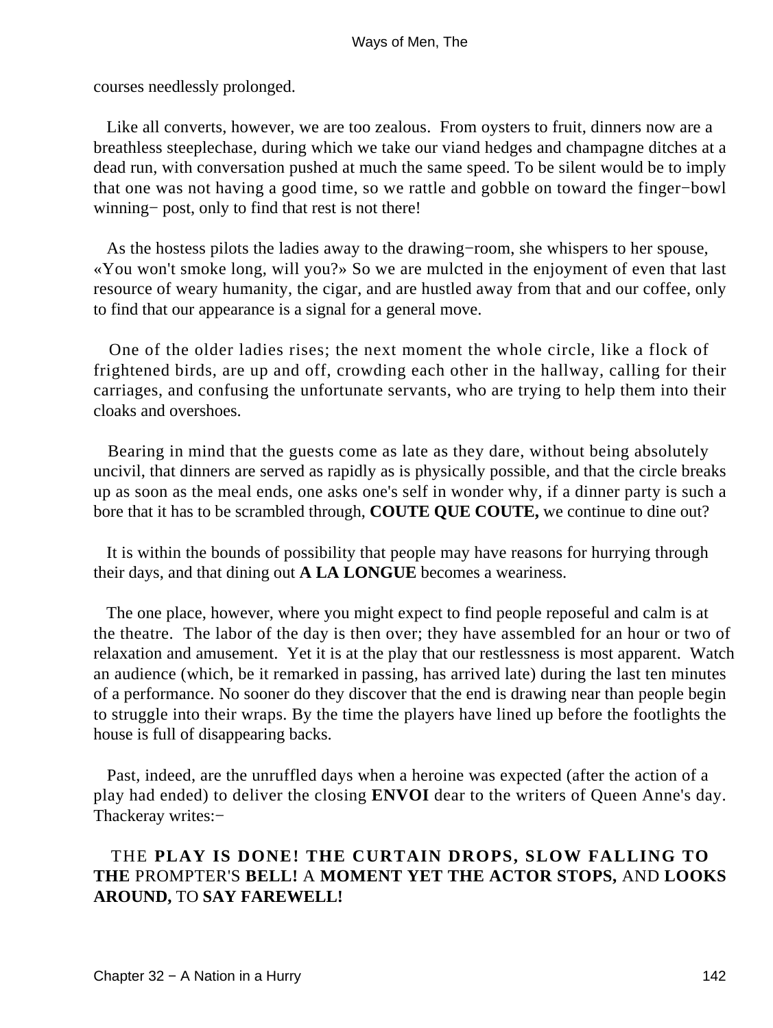courses needlessly prolonged.

Like all converts, however, we are too zealous. From oysters to fruit, dinners now are a breathless steeplechase, during which we take our viand hedges and champagne ditches at a dead run, with conversation pushed at much the same speed. To be silent would be to imply that one was not having a good time, so we rattle and gobble on toward the finger−bowl winning− post, only to find that rest is not there!

As the hostess pilots the ladies away to the drawing−room, she whispers to her spouse, «You won't smoke long, will you?» So we are mulcted in the enjoyment of even that last resource of weary humanity, the cigar, and are hustled away from that and our coffee, only to find that our appearance is a signal for a general move.

One of the older ladies rises; the next moment the whole circle, like a flock of frightened birds, are up and off, crowding each other in the hallway, calling for their carriages, and confusing the unfortunate servants, who are trying to help them into their cloaks and overshoes.

Bearing in mind that the guests come as late as they dare, without being absolutely uncivil, that dinners are served as rapidly as is physically possible, and that the circle breaks up as soon as the meal ends, one asks one's self in wonder why, if a dinner party is such a bore that it has to be scrambled through, **COUTE QUE COUTE,** we continue to dine out?

It is within the bounds of possibility that people may have reasons for hurrying through their days, and that dining out **A LA LONGUE** becomes a weariness.

The one place, however, where you might expect to find people reposeful and calm is at the theatre. The labor of the day is then over; they have assembled for an hour or two of relaxation and amusement. Yet it is at the play that our restlessness is most apparent. Watch an audience (which, be it remarked in passing, has arrived late) during the last ten minutes of a performance. No sooner do they discover that the end is drawing near than people begin to struggle into their wraps. By the time the players have lined up before the footlights the house is full of disappearing backs.

Past, indeed, are the unruffled days when a heroine was expected (after the action of a play had ended) to deliver the closing **ENVOI** dear to the writers of Queen Anne's day. Thackeray writes:−

THE **PLAY IS DONE! THE CURTAIN DROPS, SLOW FALLING TO THE** PROMPTER'S **BELL!** A **MOMENT YET THE ACTOR STOPS,** AND **LOOKS AROUND,** TO **SAY FAREWELL!**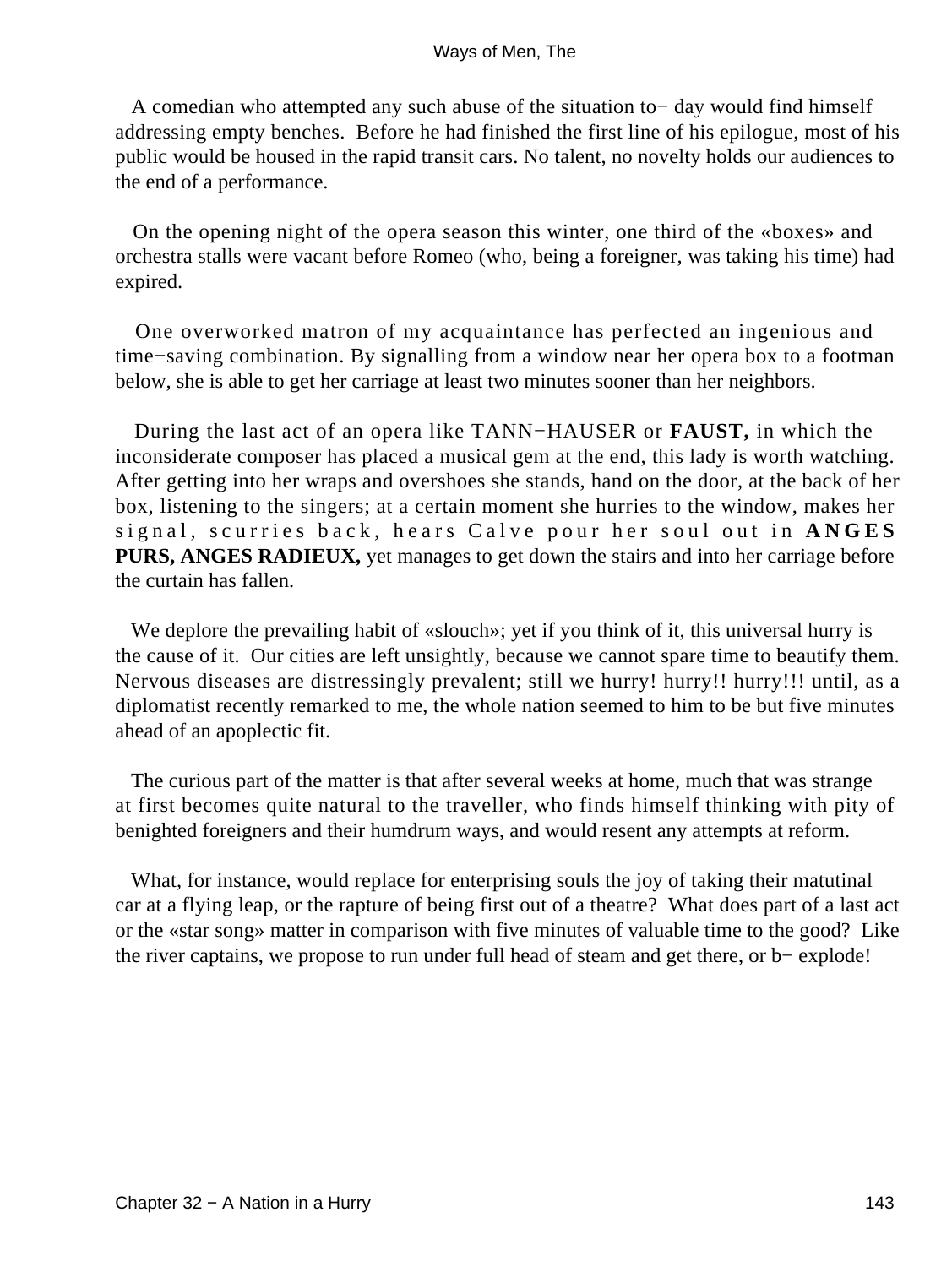A comedian who attempted any such abuse of the situation to− day would find himself addressing empty benches. Before he had finished the first line of his epilogue, most of his public would be housed in the rapid transit cars. No talent, no novelty holds our audiences to the end of a performance.

On the opening night of the opera season this winter, one third of the «boxes» and orchestra stalls were vacant before Romeo (who, being a foreigner, was taking his time) had expired.

One overworked matron of my acquaintance has perfected an ingenious and time−saving combination. By signalling from a window near her opera box to a footman below, she is able to get her carriage at least two minutes sooner than her neighbors.

During the last act of an opera like TANN−HAUSER or **FAUST,** in which the inconsiderate composer has placed a musical gem at the end, this lady is worth watching. After getting into her wraps and overshoes she stands, hand on the door, at the back of her box, listening to the singers; at a certain moment she hurries to the window, makes her signal, scurries back, hears Calve pour her soul out in **ANGES PURS, ANGES RADIEUX,** yet manages to get down the stairs and into her carriage before the curtain has fallen.

We deplore the prevailing habit of «slouch»; yet if you think of it, this universal hurry is the cause of it. Our cities are left unsightly, because we cannot spare time to beautify them. Nervous diseases are distressingly prevalent; still we hurry! hurry!! hurry!!! until, as a diplomatist recently remarked to me, the whole nation seemed to him to be but five minutes ahead of an apoplectic fit.

The curious part of the matter is that after several weeks at home, much that was strange at first becomes quite natural to the traveller, who finds himself thinking with pity of benighted foreigners and their humdrum ways, and would resent any attempts at reform.

What, for instance, would replace for enterprising souls the joy of taking their matutinal car at a flying leap, or the rapture of being first out of a theatre? What does part of a last act or the «star song» matter in comparison with five minutes of valuable time to the good? Like the river captains, we propose to run under full head of steam and get there, or b− explode!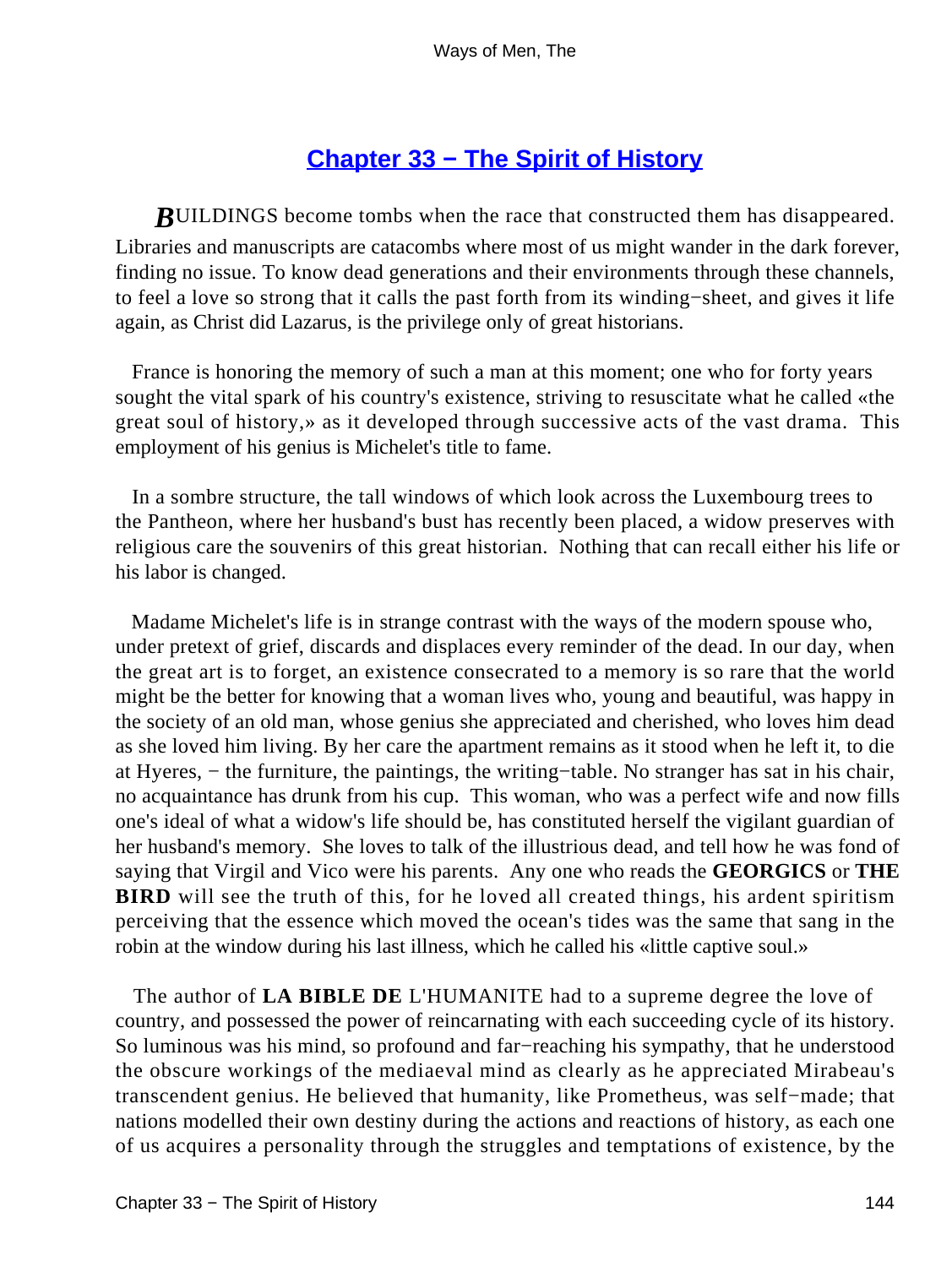## Chapter 33 − The Spirit of History

**B**UILDINGS become tombs when the race that constructed them has disappeared. Libraries and manuscripts are catacombs where most of us might wander in the dark forever, finding no issue. To know dead generations and their environments through these channels, to feel a love so strong that it calls the past forth from its winding−sheet, and gives it life again, as Christ did Lazarus, is the privilege only of great historians.

France is honoring the memory of such a man at this moment; one who for forty years sought the vital spark of his country's existence, striving to resuscitate what he called «the great soul of history,» as it developed through successive acts of the vast drama. This employment of his genius is Michelet's title to fame.

In a sombre structure, the tall windows of which look across the Luxembourg trees to the Pantheon, where her husband's bust has recently been placed, a widow preserves with religious care the souvenirs of this great historian. Nothing that can recall either his life or his labor is changed.

Madame Michelet's life is in strange contrast with the ways of the modern spouse who, under pretext of grief, discards and displaces every reminder of the dead. In our day, when the great art is to forget, an existence consecrated to a memory is so rare that the world might be the better for knowing that a woman lives who, young and beautiful, was happy in the society of an old man, whose genius she appreciated and cherished, who loves him dead as she loved him living. By her care the apartment remains as it stood when he left it, to die at Hyeres, − the furniture, the paintings, the writing−table. No stranger has sat in his chair, no acquaintance has drunk from his cup. This woman, who was a perfect wife and now fills one's ideal of what a widow's life should be, has constituted herself the vigilant guardian of her husband's memory. She loves to talk of the illustrious dead, and tell how he was fond of saying that Virgil and Vico were his parents. Any one who reads the **GEORGICS** or **THE BIRD** will see the truth of this, for he loved all created things, his ardent spiritism perceiving that the essence which moved the ocean's tides was the same that sang in the robin at the window during his last illness, which he called his «little captive soul.»

The author of **LA BIBLE DE** L'HUMANITE had to a supreme degree the love of country, and possessed the power of reincarnating with each succeeding cycle of its history. So luminous was his mind, so profound and far−reaching his sympathy, that he understood the obscure workings of the mediaeval mind as clearly as he appreciated Mirabeau's transcendent genius. He believed that humanity, like Prometheus, was self−made; that nations modelled their own destiny during the actions and reactions of history, as each one of us acquires a personality through the struggles and temptations of existence, by the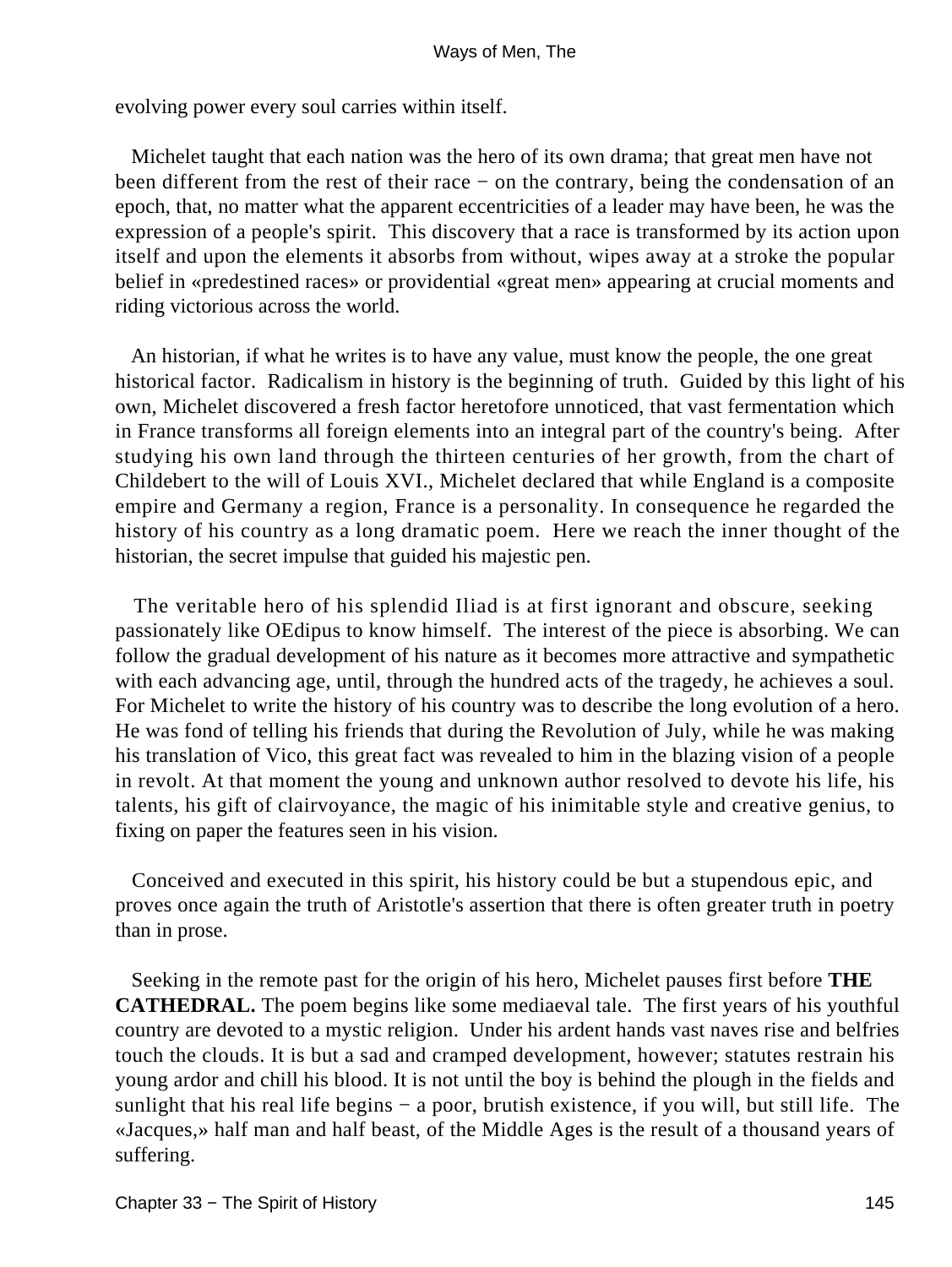evolving power every soul carries within itself.

Michelet taught that each nation was the hero of its own drama; that great men have not been different from the rest of their race − on the contrary, being the condensation of an epoch, that, no matter what the apparent eccentricities of a leader may have been, he was the expression of a people's spirit. This discovery that a race is transformed by its action upon itself and upon the elements it absorbs from without, wipes away at a stroke the popular belief in «predestined races» or providential «great men» appearing at crucial moments and riding victorious across the world.

An historian, if what he writes is to have any value, must know the people, the one great historical factor. Radicalism in history is the beginning of truth. Guided by this light of his own, Michelet discovered a fresh factor heretofore unnoticed, that vast fermentation which in France transforms all foreign elements into an integral part of the country's being. After studying his own land through the thirteen centuries of her growth, from the chart of Childebert to the will of Louis XVI., Michelet declared that while England is a composite empire and Germany a region, France is a personality. In consequence he regarded the history of his country as a long dramatic poem. Here we reach the inner thought of the historian, the secret impulse that guided his majestic pen.

The veritable hero of his splendid Iliad is at first ignorant and obscure, seeking passionately like OEdipus to know himself. The interest of the piece is absorbing. We can follow the gradual development of his nature as it becomes more attractive and sympathetic with each advancing age, until, through the hundred acts of the tragedy, he achieves a soul. For Michelet to write the history of his country was to describe the long evolution of a hero. He was fond of telling his friends that during the Revolution of July, while he was making his translation of Vico, this great fact was revealed to him in the blazing vision of a people in revolt. At that moment the young and unknown author resolved to devote his life, his talents, his gift of clairvoyance, the magic of his inimitable style and creative genius, to fixing on paper the features seen in his vision.

Conceived and executed in this spirit, his history could be but a stupendous epic, and proves once again the truth of Aristotle's assertion that there is often greater truth in poetry than in prose.

Seeking in the remote past for the origin of his hero, Michelet pauses first before **THE CATHEDRAL.** The poem begins like some mediaeval tale. The first years of his youthful country are devoted to a mystic religion. Under his ardent hands vast naves rise and belfries touch the clouds. It is but a sad and cramped development, however; statutes restrain his young ardor and chill his blood. It is not until the boy is behind the plough in the fields and sunlight that his real life begins − a poor, brutish existence, if you will, but still life. The «Jacques,» half man and half beast, of the Middle Ages is the result of a thousand years of suffering.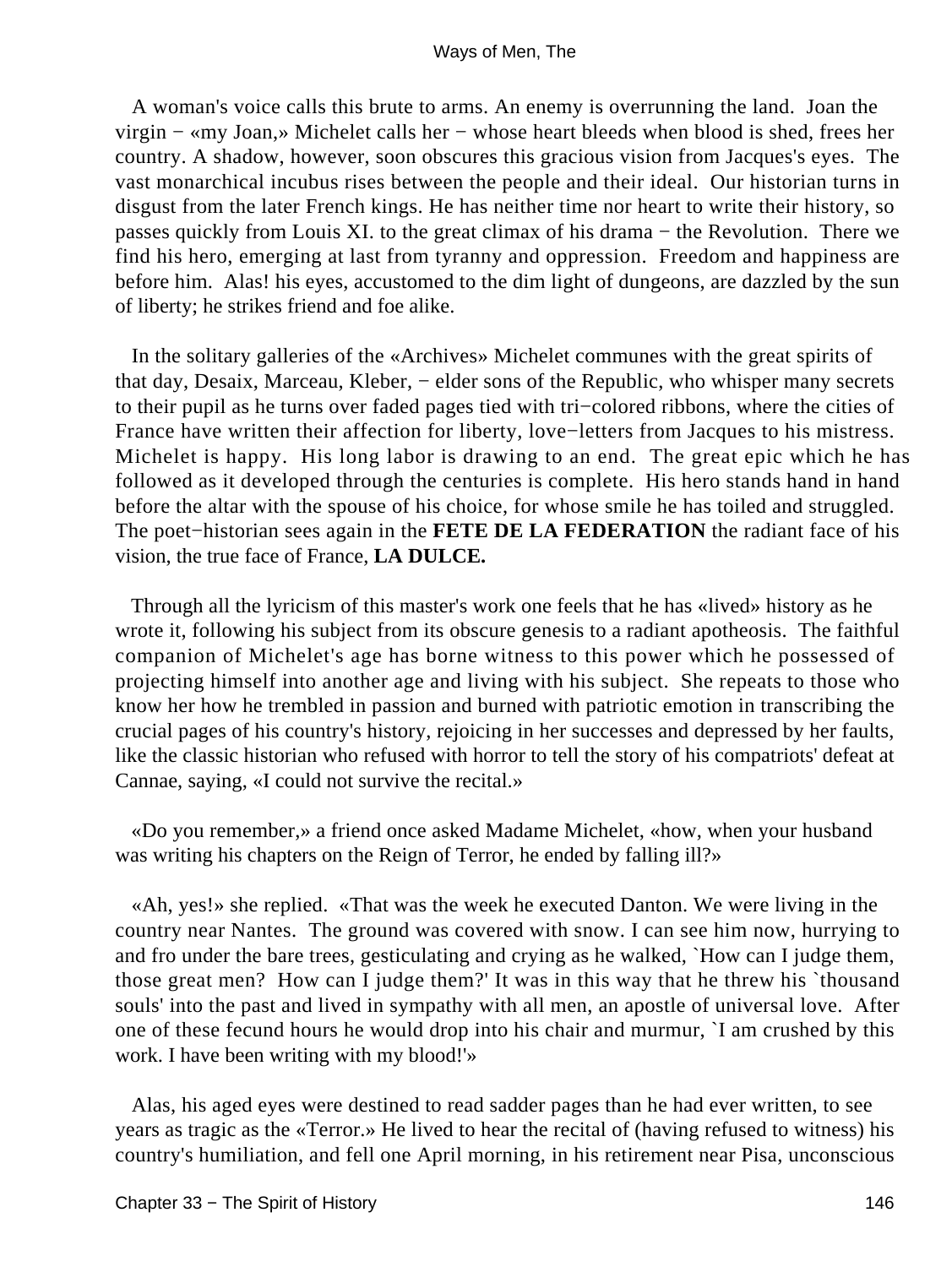A woman's voice calls this brute to arms. An enemy is overrunning the land. Joan the virgin − «my Joan,» Michelet calls her − whose heart bleeds when blood is shed, frees her country. A shadow, however, soon obscures this gracious vision from Jacques's eyes. The vast monarchical incubus rises between the people and their ideal. Our historian turns in disgust from the later French kings. He has neither time nor heart to write their history, so passes quickly from Louis XI. to the great climax of his drama − the Revolution. There we find his hero, emerging at last from tyranny and oppression. Freedom and happiness are before him. Alas! his eyes, accustomed to the dim light of dungeons, are dazzled by the sun of liberty; he strikes friend and foe alike.

In the solitary galleries of the «Archives» Michelet communes with the great spirits of that day, Desaix, Marceau, Kleber, − elder sons of the Republic, who whisper many secrets to their pupil as he turns over faded pages tied with tri−colored ribbons, where the cities of France have written their affection for liberty, love−letters from Jacques to his mistress. Michelet is happy. His long labor is drawing to an end. The great epic which he has followed as it developed through the centuries is complete. His hero stands hand in hand before the altar with the spouse of his choice, for whose smile he has toiled and struggled. The poet−historian sees again in the **FETE DE LA FEDERATION** the radiant face of his vision, the true face of France, **LA DULCE.**

Through all the lyricism of this master's work one feels that he has «lived» history as he wrote it, following his subject from its obscure genesis to a radiant apotheosis. The faithful companion of Michelet's age has borne witness to this power which he possessed of projecting himself into another age and living with his subject. She repeats to those who know her how he trembled in passion and burned with patriotic emotion in transcribing the crucial pages of his country's history, rejoicing in her successes and depressed by her faults, like the classic historian who refused with horror to tell the story of his compatriots' defeat at Cannae, saying, «I could not survive the recital.»

«Do you remember,» a friend once asked Madame Michelet, «how, when your husband was writing his chapters on the Reign of Terror, he ended by falling ill?»

«Ah, yes!» she replied. «That was the week he executed Danton. We were living in the country near Nantes. The ground was covered with snow. I can see him now, hurrying to and fro under the bare trees, gesticulating and crying as he walked, `How can I judge them, those great men? How can I judge them?' It was in this way that he threw his `thousand souls' into the past and lived in sympathy with all men, an apostle of universal love. After one of these fecund hours he would drop into his chair and murmur, `I am crushed by this work. I have been writing with my blood!'»

Alas, his aged eyes were destined to read sadder pages than he had ever written, to see years as tragic as the «Terror.» He lived to hear the recital of (having refused to witness) his country's humiliation, and fell one April morning, in his retirement near Pisa, unconscious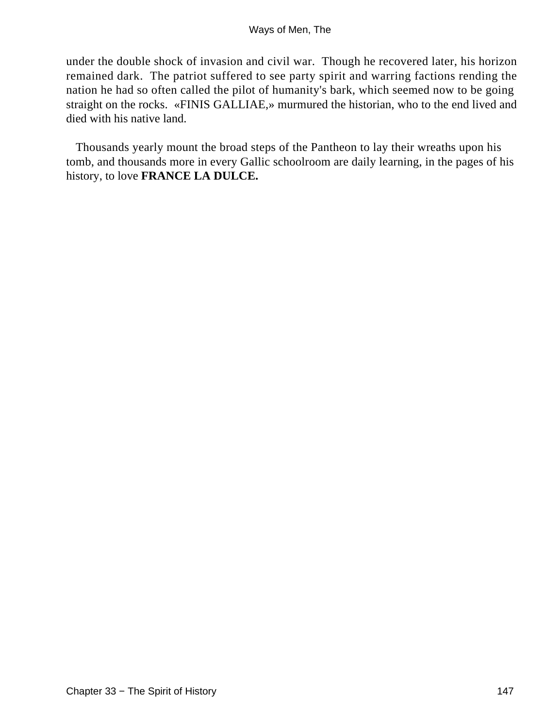under the double shock of invasion and civil war. Though he recovered later, his horizon remained dark. The patriot suffered to see party spirit and warring factions rending the nation he had so often called the pilot of humanity's bark, which seemed now to be going straight on the rocks. «FINIS GALLIAE,» murmured the historian, who to the end lived and died with his native land.

Thousands yearly mount the broad steps of the Pantheon to lay their wreaths upon his tomb, and thousands more in every Gallic schoolroom are daily learning, in the pages of his history, to love **FRANCE LA DULCE.**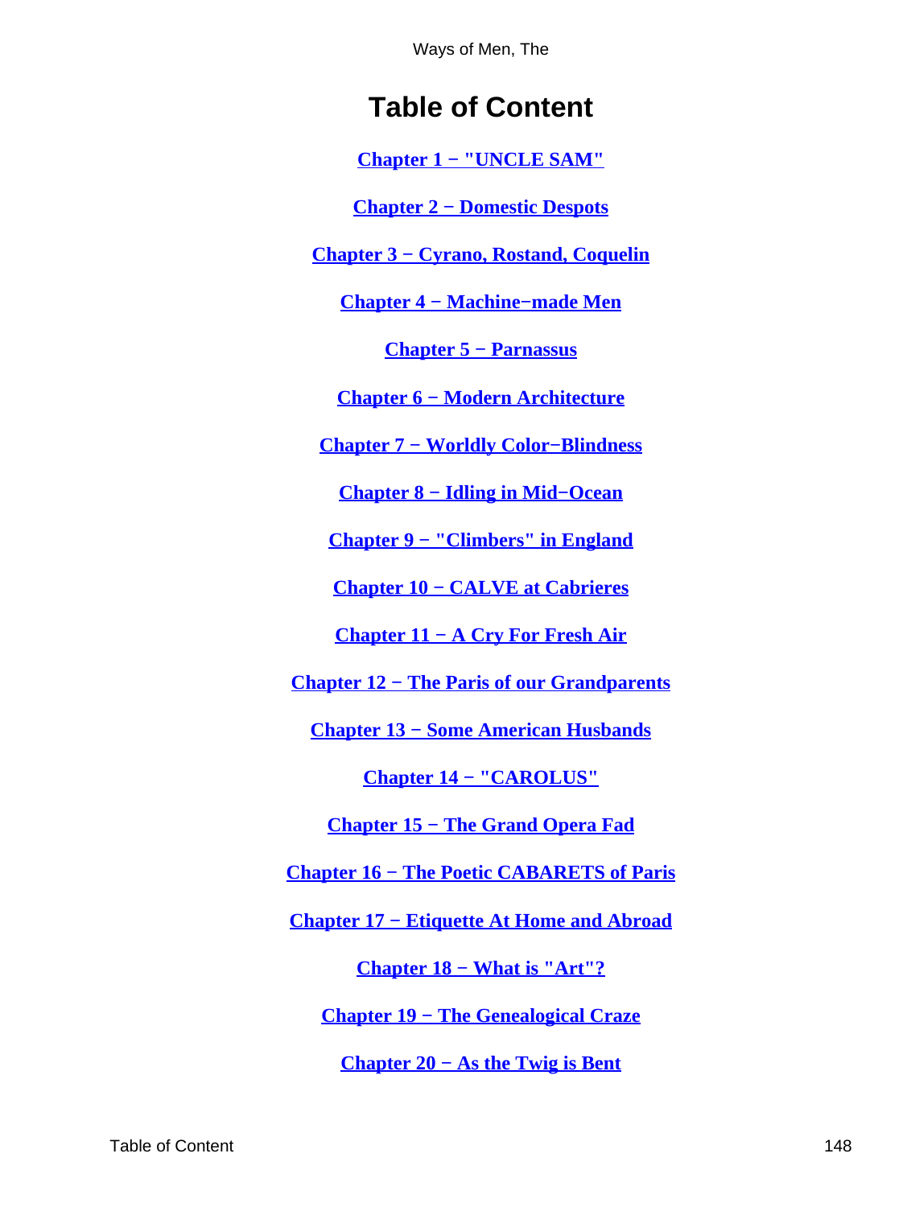# Table of Content

Chapter 1 − "UNCLE SAM"

Chapter 2 − Domestic Despots

Chapter 3 − Cyrano, Rostand, Coquelin

Chapter 4 − Machine−made Men

Chapter 5 − Parnassus

Chapter 6 − Modern Architecture

Chapter 7 − Worldly Color−Blindness

Chapter 8 − Idling in Mid−Ocean

Chapter 9 − "Climbers" in England

Chapter 10 − CALVE at Cabrieres

Chapter 11 − A Cry For Fresh Air

Chapter 12 − The Paris of our Grandparents

Chapter 13 − Some American Husbands

Chapter 14 − "CAROLUS"

Chapter 15 − The Grand Opera Fad

Chapter 16 − The Poetic CABARETS of Paris

Chapter 17 − Etiquette At Home and Abroad

Chapter 18 − What is "Art"?

Chapter 19 − The Genealogical Craze

Chapter 20 − As the Twig is Bent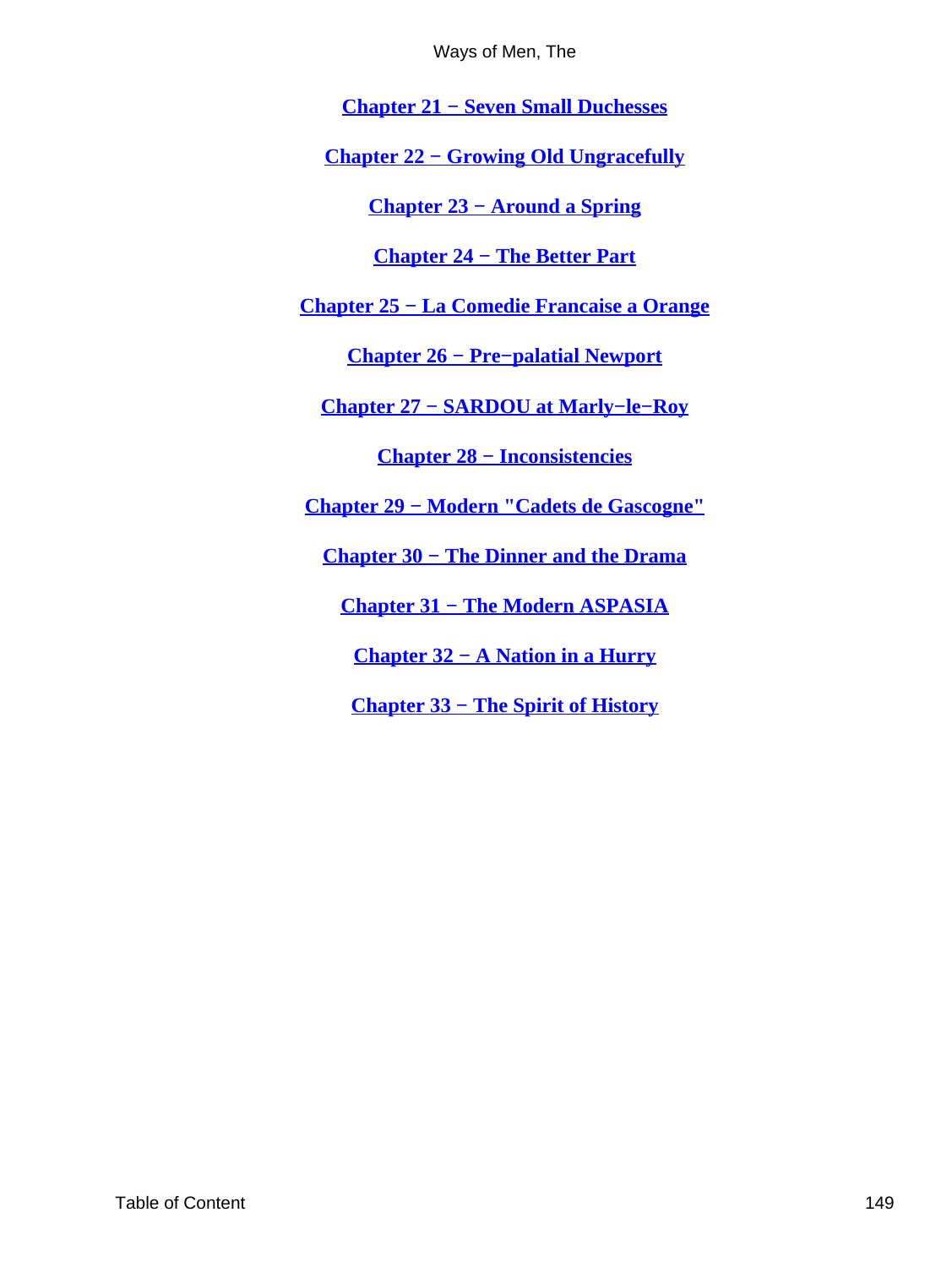Chapter 21 − Seven Small Duchesses

Chapter 22 − Growing Old Ungracefully

Chapter 23 − Around a Spring

Chapter 24 − The Better Part

Chapter 25 − La Comedie Francaise a Orange

Chapter 26 − Pre−palatial Newport

Chapter 27 − SARDOU at Marly−le−Roy

Chapter 28 − Inconsistencies

Chapter 29 − Modern "Cadets de Gascogne"

Chapter 30 − The Dinner and the Drama

Chapter 31 − The Modern ASPASIA

Chapter 32 − A Nation in a Hurry

Chapter 33 − The Spirit of History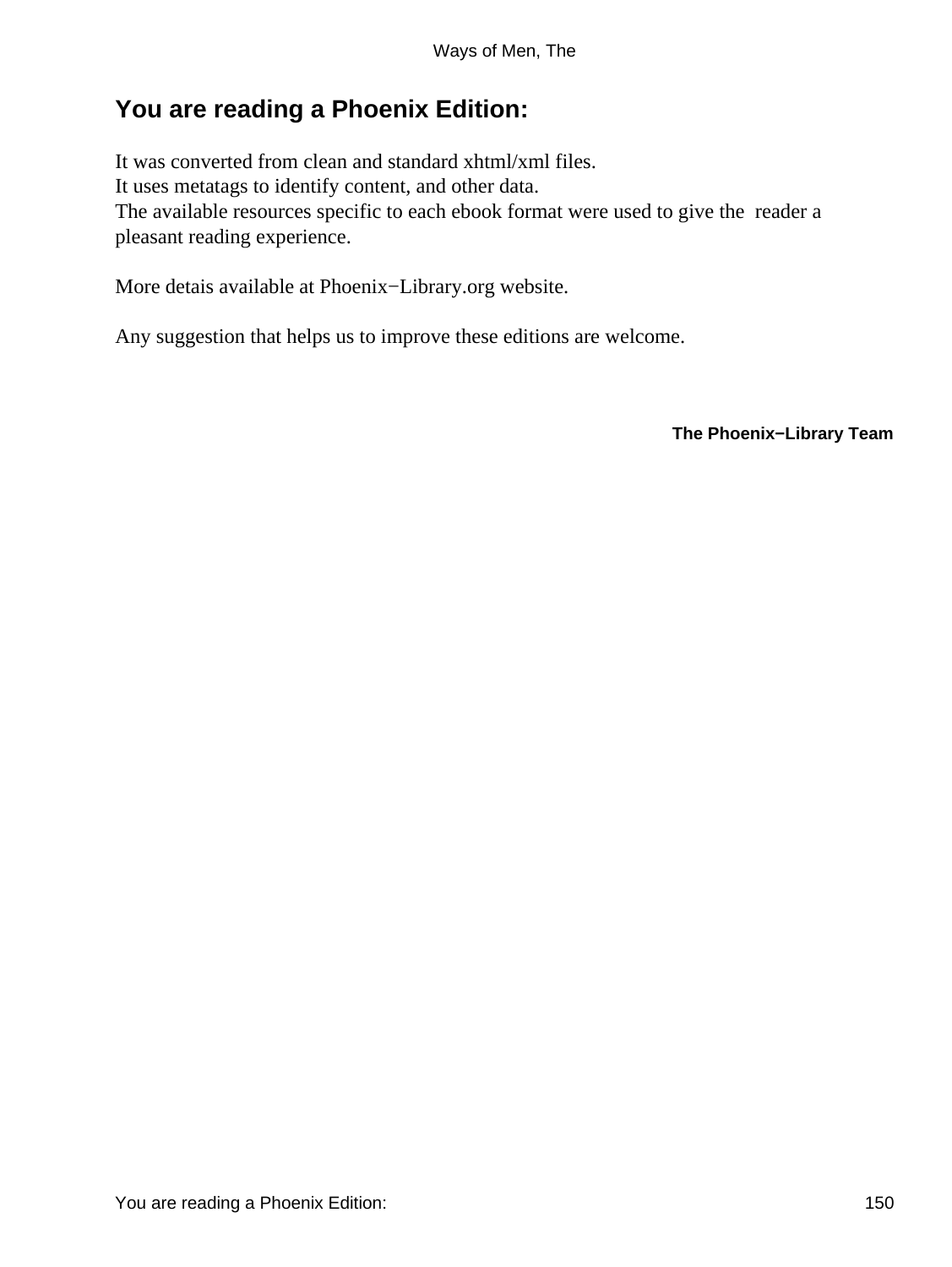# You are reading a Phoenix Edition:

It was converted from clean and standard xhtml/xml files.
It uses metatags to identify content, and other data.
The available resources specific to each ebook format were used to give the reader a pleasant reading experience.

More detais available at Phoenix−Library.org website.

Any suggestion that helps us to improve these editions are welcome.

**The Phoenix−Library Team**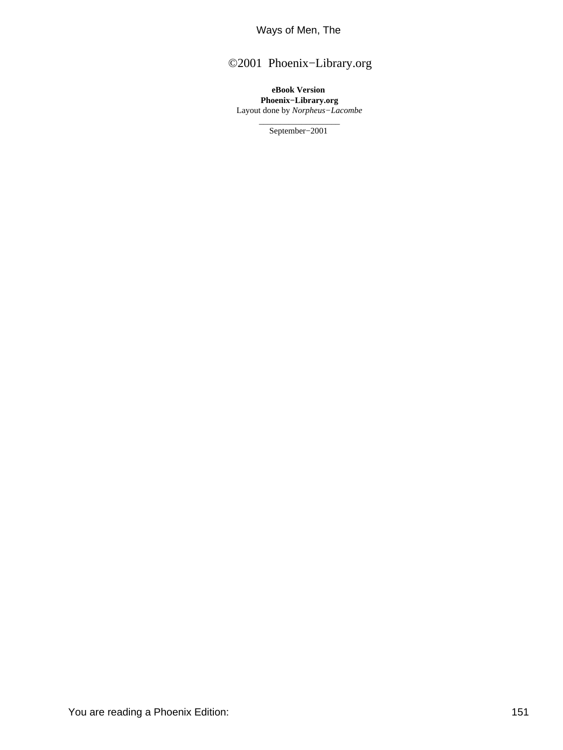©2001 Phoenix−Library.org

**eBook Version**
**Phoenix−Library.org**
Layout done by *Norpheus−Lacombe*

___________________

September−2001